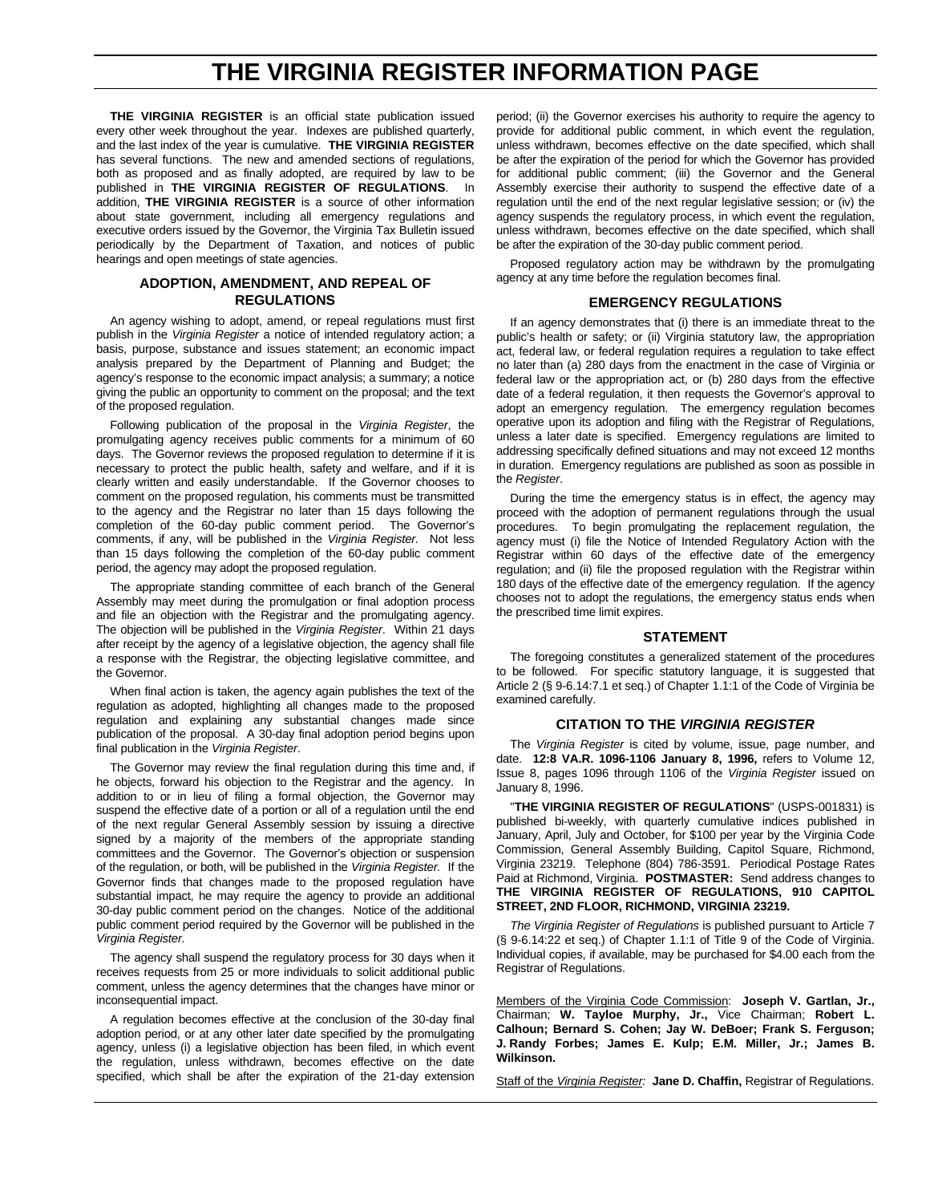# THE VIRGINIA REGISTER INFORMATION PAGE

**THE VIRGINIA REGISTER** is an official state publication issued every other week throughout the year. Indexes are published quarterly, and the last index of the year is cumulative. **THE VIRGINIA REGISTER** has several functions. The new and amended sections of regulations, both as proposed and as finally adopted, are required by law to be published in **THE VIRGINIA REGISTER OF REGULATIONS**. In addition, **THE VIRGINIA REGISTER** is a source of other information about state government, including all emergency regulations and executive orders issued by the Governor, the Virginia Tax Bulletin issued periodically by the Department of Taxation, and notices of public hearings and open meetings of state agencies.

## ADOPTION, AMENDMENT, AND REPEAL OF REGULATIONS

An agency wishing to adopt, amend, or repeal regulations must first publish in the *Virginia Register* a notice of intended regulatory action; a basis, purpose, substance and issues statement; an economic impact analysis prepared by the Department of Planning and Budget; the agency's response to the economic impact analysis; a summary; a notice giving the public an opportunity to comment on the proposal; and the text of the proposed regulation.

Following publication of the proposal in the *Virginia Register*, the promulgating agency receives public comments for a minimum of 60 days. The Governor reviews the proposed regulation to determine if it is necessary to protect the public health, safety and welfare, and if it is clearly written and easily understandable. If the Governor chooses to comment on the proposed regulation, his comments must be transmitted to the agency and the Registrar no later than 15 days following the completion of the 60-day public comment period. The Governor's comments, if any, will be published in the *Virginia Register.* Not less than 15 days following the completion of the 60-day public comment period, the agency may adopt the proposed regulation.

The appropriate standing committee of each branch of the General Assembly may meet during the promulgation or final adoption process and file an objection with the Registrar and the promulgating agency. The objection will be published in the *Virginia Register*. Within 21 days after receipt by the agency of a legislative objection, the agency shall file a response with the Registrar, the objecting legislative committee, and the Governor.

When final action is taken, the agency again publishes the text of the regulation as adopted, highlighting all changes made to the proposed regulation and explaining any substantial changes made since publication of the proposal. A 30-day final adoption period begins upon final publication in the *Virginia Register*.

The Governor may review the final regulation during this time and, if he objects, forward his objection to the Registrar and the agency. In addition to or in lieu of filing a formal objection, the Governor may suspend the effective date of a portion or all of a regulation until the end of the next regular General Assembly session by issuing a directive signed by a majority of the members of the appropriate standing committees and the Governor. The Governor's objection or suspension of the regulation, or both, will be published in the *Virginia Register.* If the Governor finds that changes made to the proposed regulation have substantial impact, he may require the agency to provide an additional 30-day public comment period on the changes. Notice of the additional public comment period required by the Governor will be published in the *Virginia Register.*

The agency shall suspend the regulatory process for 30 days when it receives requests from 25 or more individuals to solicit additional public comment, unless the agency determines that the changes have minor or inconsequential impact.

A regulation becomes effective at the conclusion of the 30-day final adoption period, or at any other later date specified by the promulgating agency, unless (i) a legislative objection has been filed, in which event the regulation, unless withdrawn, becomes effective on the date specified, which shall be after the expiration of the 21-day extension period; (ii) the Governor exercises his authority to require the agency to provide for additional public comment, in which event the regulation, unless withdrawn, becomes effective on the date specified, which shall be after the expiration of the period for which the Governor has provided for additional public comment; (iii) the Governor and the General Assembly exercise their authority to suspend the effective date of a regulation until the end of the next regular legislative session; or (iv) the agency suspends the regulatory process, in which event the regulation, unless withdrawn, becomes effective on the date specified, which shall be after the expiration of the 30-day public comment period.

Proposed regulatory action may be withdrawn by the promulgating agency at any time before the regulation becomes final.

## EMERGENCY REGULATIONS

If an agency demonstrates that (i) there is an immediate threat to the public's health or safety; or (ii) Virginia statutory law, the appropriation act, federal law, or federal regulation requires a regulation to take effect no later than (a) 280 days from the enactment in the case of Virginia or federal law or the appropriation act, or (b) 280 days from the effective date of a federal regulation, it then requests the Governor's approval to adopt an emergency regulation. The emergency regulation becomes operative upon its adoption and filing with the Registrar of Regulations, unless a later date is specified. Emergency regulations are limited to addressing specifically defined situations and may not exceed 12 months in duration. Emergency regulations are published as soon as possible in the *Register*.

During the time the emergency status is in effect, the agency may proceed with the adoption of permanent regulations through the usual procedures. To begin promulgating the replacement regulation, the agency must (i) file the Notice of Intended Regulatory Action with the Registrar within 60 days of the effective date of the emergency regulation; and (ii) file the proposed regulation with the Registrar within 180 days of the effective date of the emergency regulation. If the agency chooses not to adopt the regulations, the emergency status ends when the prescribed time limit expires.

## STATEMENT

The foregoing constitutes a generalized statement of the procedures to be followed. For specific statutory language, it is suggested that Article 2 (§ 9-6.14:7.1 et seq.) of Chapter 1.1:1 of the Code of Virginia be examined carefully.

## CITATION TO THE *VIRGINIA REGISTER*

The *Virginia Register* is cited by volume, issue, page number, and date. **12:8 VA.R. 1096-1106 January 8, 1996,** refers to Volume 12, Issue 8, pages 1096 through 1106 of the *Virginia Register* issued on January 8, 1996.

"**THE VIRGINIA REGISTER OF REGULATIONS**" (USPS-001831) is published bi-weekly, with quarterly cumulative indices published in January, April, July and October, for $100 per year by the Virginia Code Commission, General Assembly Building, Capitol Square, Richmond, Virginia 23219. Telephone (804) 786-3591. Periodical Postage Rates Paid at Richmond, Virginia. **POSTMASTER:** Send address changes to **THE VIRGINIA REGISTER OF REGULATIONS, 910 CAPITOL STREET, 2ND FLOOR, RICHMOND, VIRGINIA 23219.**

*The Virginia Register of Regulations* is published pursuant to Article 7 (§ 9-6.14:22 et seq.) of Chapter 1.1:1 of Title 9 of the Code of Virginia. Individual copies, if available, may be purchased for $4.00 each from the Registrar of Regulations.

Members of the Virginia Code Commission: **Joseph V. Gartlan, Jr.,** Chairman; **W. Tayloe Murphy, Jr.,** Vice Chairman; **Robert L. Calhoun; Bernard S. Cohen; Jay W. DeBoer; Frank S. Ferguson; J. Randy Forbes; James E. Kulp; E.M. Miller, Jr.; James B. Wilkinson.**

Staff of the *Virginia Register:* **Jane D. Chaffin,** Registrar of Regulations.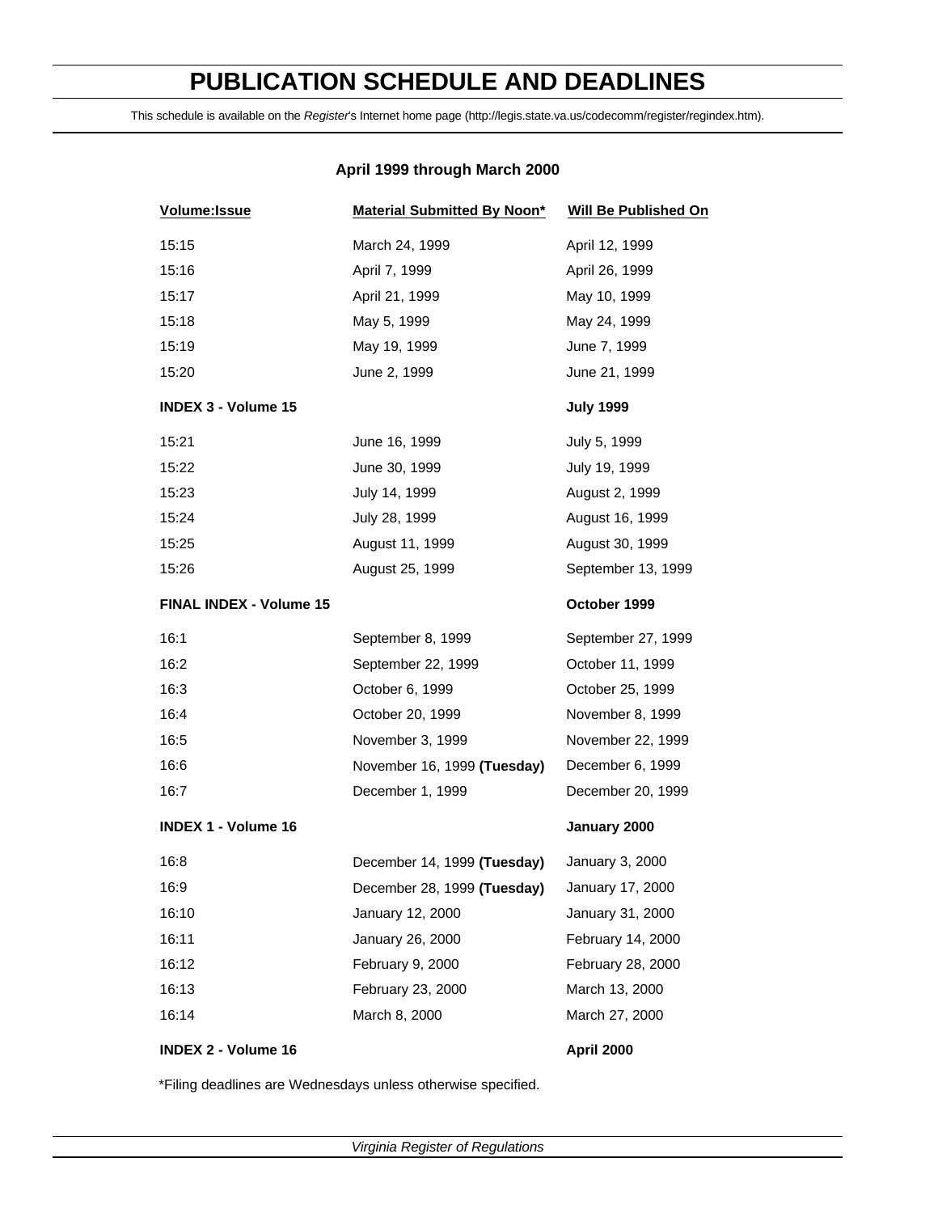# PUBLICATION SCHEDULE AND DEADLINES

This schedule is available on the *Register*'s Internet home page (http://legis.state.va.us/codecomm/register/regindex.htm).

**April 1999 through March 2000**

| Volume:Issue | Material Submitted By Noon* | Will Be Published On |
|---|---|---|
| 15:15 | March 24, 1999 | April 12, 1999 |
| 15:16 | April 7, 1999 | April 26, 1999 |
| 15:17 | April 21, 1999 | May 10, 1999 |
| 15:18 | May 5, 1999 | May 24, 1999 |
| 15:19 | May 19, 1999 | June 7, 1999 |
| 15:20 | June 2, 1999 | June 21, 1999 |
| **INDEX 3 - Volume 15** | | **July 1999** |
| 15:21 | June 16, 1999 | July 5, 1999 |
| 15:22 | June 30, 1999 | July 19, 1999 |
| 15:23 | July 14, 1999 | August 2, 1999 |
| 15:24 | July 28, 1999 | August 16, 1999 |
| 15:25 | August 11, 1999 | August 30, 1999 |
| 15:26 | August 25, 1999 | September 13, 1999 |
| **FINAL INDEX - Volume 15** | | **October 1999** |
| 16:1 | September 8, 1999 | September 27, 1999 |
| 16:2 | September 22, 1999 | October 11, 1999 |
| 16:3 | October 6, 1999 | October 25, 1999 |
| 16:4 | October 20, 1999 | November 8, 1999 |
| 16:5 | November 3, 1999 | November 22, 1999 |
| 16:6 | November 16, 1999 **(Tuesday)** | December 6, 1999 |
| 16:7 | December 1, 1999 | December 20, 1999 |
| **INDEX 1 - Volume 16** | | **January 2000** |
| 16:8 | December 14, 1999 **(Tuesday)** | January 3, 2000 |
| 16:9 | December 28, 1999 **(Tuesday)** | January 17, 2000 |
| 16:10 | January 12, 2000 | January 31, 2000 |
| 16:11 | January 26, 2000 | February 14, 2000 |
| 16:12 | February 9, 2000 | February 28, 2000 |
| 16:13 | February 23, 2000 | March 13, 2000 |
| 16:14 | March 8, 2000 | March 27, 2000 |
| **INDEX 2 - Volume 16** | | **April 2000** |

*Filing deadlines are Wednesdays unless otherwise specified.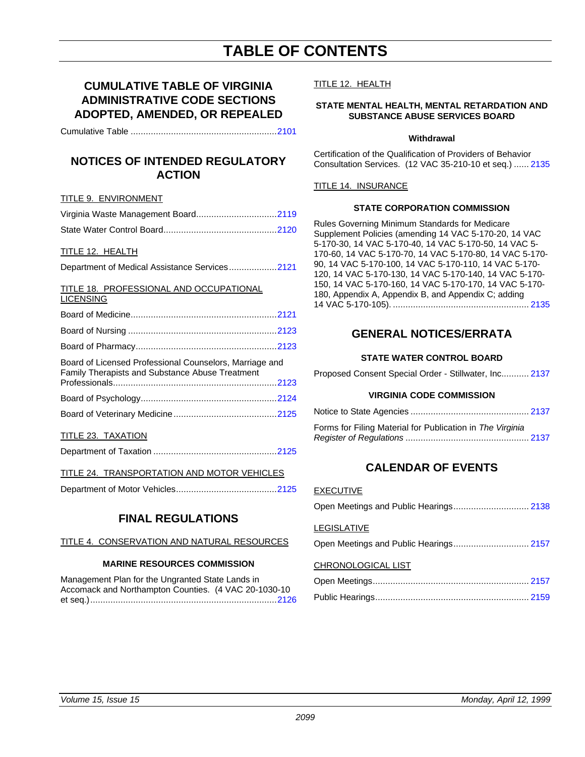# TABLE OF CONTENTS

## CUMULATIVE TABLE OF VIRGINIA ADMINISTRATIVE CODE SECTIONS ADOPTED, AMENDED, OR REPEALED

Cumulative Table .......................................................... 2101

## NOTICES OF INTENDED REGULATORY ACTION

TITLE 9. ENVIRONMENT

Virginia Waste Management Board................................ 2119

State Water Control Board............................................. 2120

TITLE 12. HEALTH

Department of Medical Assistance Services................... 2121

TITLE 18. PROFESSIONAL AND OCCUPATIONAL LICENSING

Board of Medicine.......................................................... 2121

Board of Nursing ........................................................... 2123

Board of Pharmacy........................................................ 2123

Board of Licensed Professional Counselors, Marriage and Family Therapists and Substance Abuse Treatment Professionals................................................................ 2123

Board of Psychology...................................................... 2124

Board of Veterinary Medicine ......................................... 2125

TITLE 23. TAXATION

Department of Taxation ................................................. 2125

TITLE 24. TRANSPORTATION AND MOTOR VEHICLES

Department of Motor Vehicles........................................ 2125

## FINAL REGULATIONS

TITLE 4. CONSERVATION AND NATURAL RESOURCES

### MARINE RESOURCES COMMISSION

Management Plan for the Ungranted State Lands in Accomack and Northampton Counties. (4 VAC 20-1030-10 et seq.)......................................................................... 2126

TITLE 12. HEALTH

### STATE MENTAL HEALTH, MENTAL RETARDATION AND SUBSTANCE ABUSE SERVICES BOARD

**Withdrawal**

Certification of the Qualification of Providers of Behavior Consultation Services. (12 VAC 35-210-10 et seq.) ...... 2135

TITLE 14. INSURANCE

### STATE CORPORATION COMMISSION

Rules Governing Minimum Standards for Medicare Supplement Policies (amending 14 VAC 5-170-20, 14 VAC 5-170-30, 14 VAC 5-170-40, 14 VAC 5-170-50, 14 VAC 5-170-60, 14 VAC 5-170-70, 14 VAC 5-170-80, 14 VAC 5-170-90, 14 VAC 5-170-100, 14 VAC 5-170-110, 14 VAC 5-170-120, 14 VAC 5-170-130, 14 VAC 5-170-140, 14 VAC 5-170-150, 14 VAC 5-170-160, 14 VAC 5-170-170, 14 VAC 5-170-180, Appendix A, Appendix B, and Appendix C; adding 14 VAC 5-170-105). ...................................................... 2135

## GENERAL NOTICES/ERRATA

### STATE WATER CONTROL BOARD

Proposed Consent Special Order - Stillwater, Inc........... 2137

### VIRGINIA CODE COMMISSION

Notice to State Agencies ............................................... 2137

Forms for Filing Material for Publication in *The Virginia Register of Regulations* ................................................ 2137

## CALENDAR OF EVENTS

EXECUTIVE

Open Meetings and Public Hearings.............................. 2138

LEGISLATIVE

Open Meetings and Public Hearings.............................. 2157

CHRONOLOGICAL LIST

Open Meetings.............................................................. 2157

Public Hearings............................................................. 2159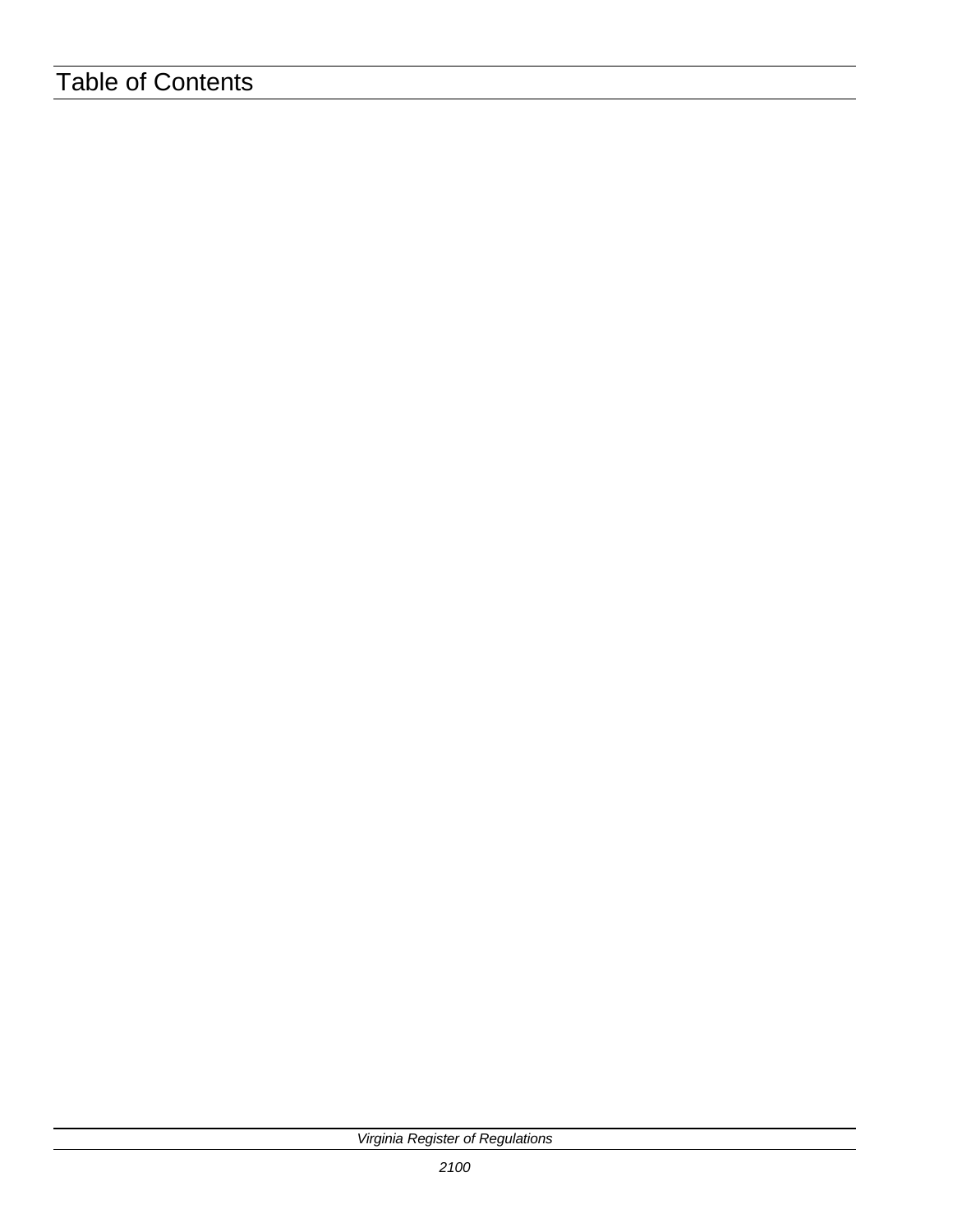# Table of Contents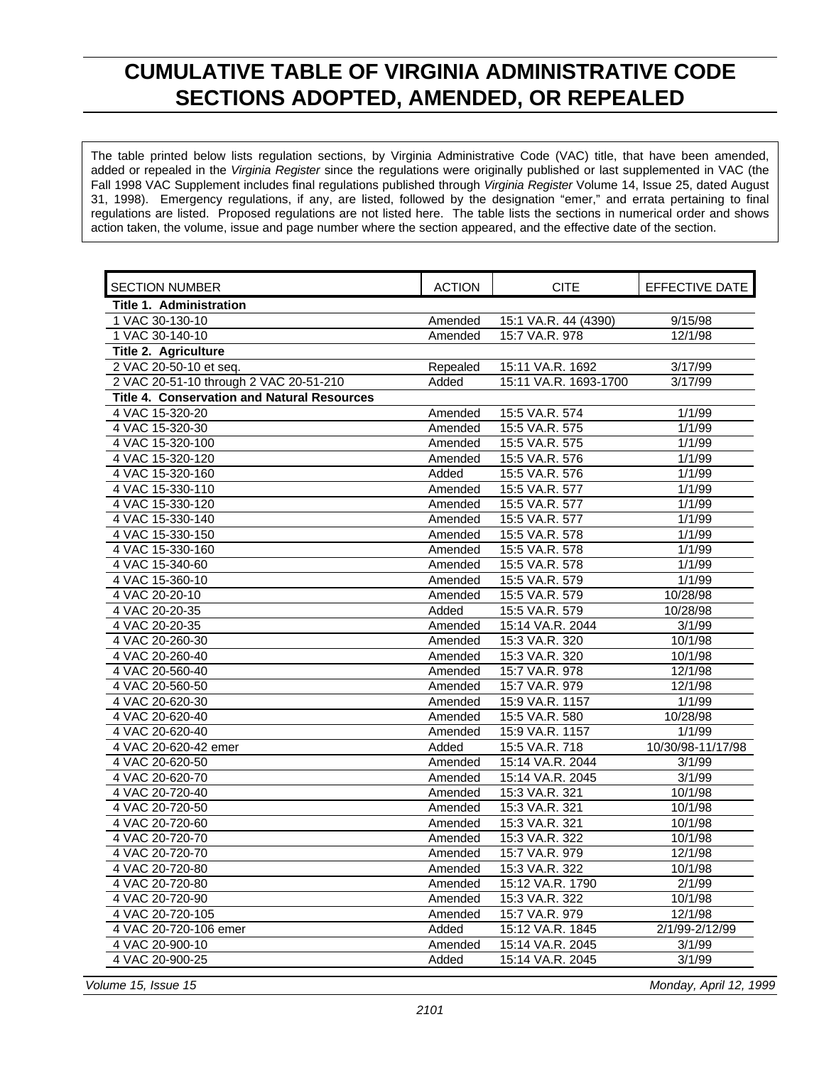# CUMULATIVE TABLE OF VIRGINIA ADMINISTRATIVE CODE SECTIONS ADOPTED, AMENDED, OR REPEALED

The table printed below lists regulation sections, by Virginia Administrative Code (VAC) title, that have been amended, added or repealed in the *Virginia Register* since the regulations were originally published or last supplemented in VAC (the Fall 1998 VAC Supplement includes final regulations published through *Virginia Register* Volume 14, Issue 25, dated August 31, 1998). Emergency regulations, if any, are listed, followed by the designation "emer," and errata pertaining to final regulations are listed. Proposed regulations are not listed here. The table lists the sections in numerical order and shows action taken, the volume, issue and page number where the section appeared, and the effective date of the section.

| SECTION NUMBER | ACTION | CITE | EFFECTIVE DATE |
|---|---|---|---|
| **Title 1. Administration** | | | |
| 1 VAC 30-130-10 | Amended | 15:1 VA.R. 44 (4390) | 9/15/98 |
| 1 VAC 30-140-10 | Amended | 15:7 VA.R. 978 | 12/1/98 |
| **Title 2. Agriculture** | | | |
| 2 VAC 20-50-10 et seq. | Repealed | 15:11 VA.R. 1692 | 3/17/99 |
| 2 VAC 20-51-10 through 2 VAC 20-51-210 | Added | 15:11 VA.R. 1693-1700 | 3/17/99 |
| **Title 4. Conservation and Natural Resources** | | | |
| 4 VAC 15-320-20 | Amended | 15:5 VA.R. 574 | 1/1/99 |
| 4 VAC 15-320-30 | Amended | 15:5 VA.R. 575 | 1/1/99 |
| 4 VAC 15-320-100 | Amended | 15:5 VA.R. 575 | 1/1/99 |
| 4 VAC 15-320-120 | Amended | 15:5 VA.R. 576 | 1/1/99 |
| 4 VAC 15-320-160 | Added | 15:5 VA.R. 576 | 1/1/99 |
| 4 VAC 15-330-110 | Amended | 15:5 VA.R. 577 | 1/1/99 |
| 4 VAC 15-330-120 | Amended | 15:5 VA.R. 577 | 1/1/99 |
| 4 VAC 15-330-140 | Amended | 15:5 VA.R. 577 | 1/1/99 |
| 4 VAC 15-330-150 | Amended | 15:5 VA.R. 578 | 1/1/99 |
| 4 VAC 15-330-160 | Amended | 15:5 VA.R. 578 | 1/1/99 |
| 4 VAC 15-340-60 | Amended | 15:5 VA.R. 578 | 1/1/99 |
| 4 VAC 15-360-10 | Amended | 15:5 VA.R. 579 | 1/1/99 |
| 4 VAC 20-20-10 | Amended | 15:5 VA.R. 579 | 10/28/98 |
| 4 VAC 20-20-35 | Added | 15:5 VA.R. 579 | 10/28/98 |
| 4 VAC 20-20-35 | Amended | 15:14 VA.R. 2044 | 3/1/99 |
| 4 VAC 20-260-30 | Amended | 15:3 VA.R. 320 | 10/1/98 |
| 4 VAC 20-260-40 | Amended | 15:3 VA.R. 320 | 10/1/98 |
| 4 VAC 20-560-40 | Amended | 15:7 VA.R. 978 | 12/1/98 |
| 4 VAC 20-560-50 | Amended | 15:7 VA.R. 979 | 12/1/98 |
| 4 VAC 20-620-30 | Amended | 15:9 VA.R. 1157 | 1/1/99 |
| 4 VAC 20-620-40 | Amended | 15:5 VA.R. 580 | 10/28/98 |
| 4 VAC 20-620-40 | Amended | 15:9 VA.R. 1157 | 1/1/99 |
| 4 VAC 20-620-42 emer | Added | 15:5 VA.R. 718 | 10/30/98-11/17/98 |
| 4 VAC 20-620-50 | Amended | 15:14 VA.R. 2044 | 3/1/99 |
| 4 VAC 20-620-70 | Amended | 15:14 VA.R. 2045 | 3/1/99 |
| 4 VAC 20-720-40 | Amended | 15:3 VA.R. 321 | 10/1/98 |
| 4 VAC 20-720-50 | Amended | 15:3 VA.R. 321 | 10/1/98 |
| 4 VAC 20-720-60 | Amended | 15:3 VA.R. 321 | 10/1/98 |
| 4 VAC 20-720-70 | Amended | 15:3 VA.R. 322 | 10/1/98 |
| 4 VAC 20-720-70 | Amended | 15:7 VA.R. 979 | 12/1/98 |
| 4 VAC 20-720-80 | Amended | 15:3 VA.R. 322 | 10/1/98 |
| 4 VAC 20-720-80 | Amended | 15:12 VA.R. 1790 | 2/1/99 |
| 4 VAC 20-720-90 | Amended | 15:3 VA.R. 322 | 10/1/98 |
| 4 VAC 20-720-105 | Amended | 15:7 VA.R. 979 | 12/1/98 |
| 4 VAC 20-720-106 emer | Added | 15:12 VA.R. 1845 | 2/1/99-2/12/99 |
| 4 VAC 20-900-10 | Amended | 15:14 VA.R. 2045 | 3/1/99 |
| 4 VAC 20-900-25 | Added | 15:14 VA.R. 2045 | 3/1/99 |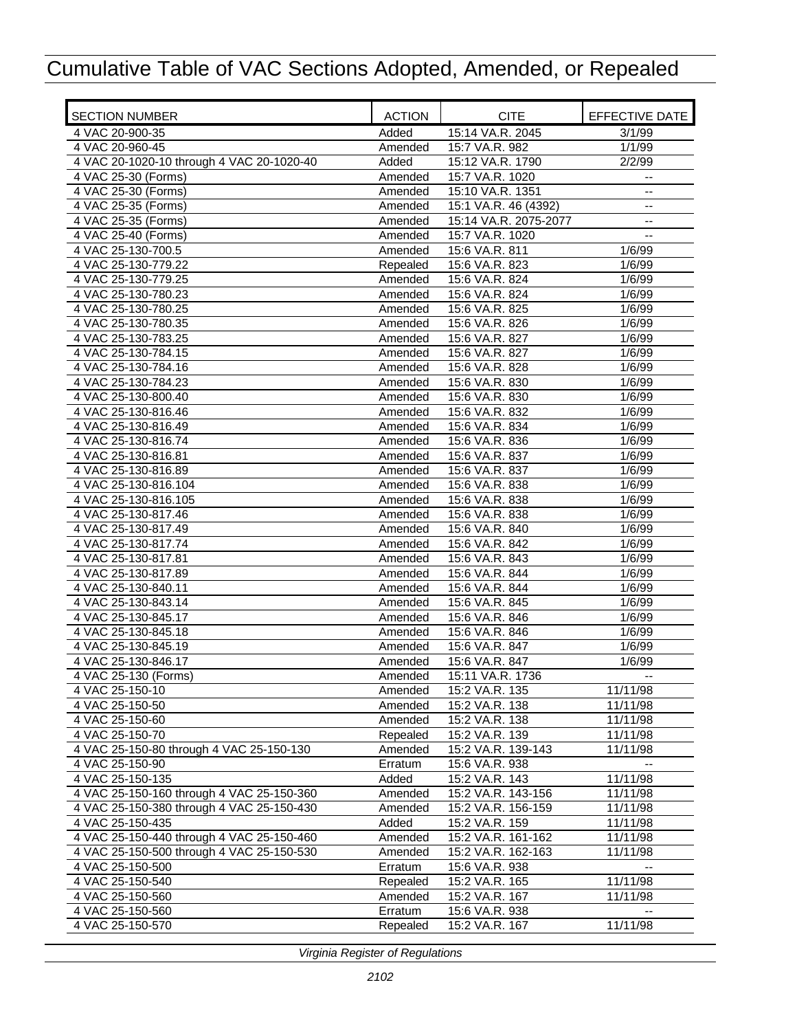# Cumulative Table of VAC Sections Adopted, Amended, or Repealed

| SECTION NUMBER | ACTION | CITE | EFFECTIVE DATE |
|---|---|---|---|
| 4 VAC 20-900-35 | Added | 15:14 VA.R. 2045 | 3/1/99 |
| 4 VAC 20-960-45 | Amended | 15:7 VA.R. 982 | 1/1/99 |
| 4 VAC 20-1020-10 through 4 VAC 20-1020-40 | Added | 15:12 VA.R. 1790 | 2/2/99 |
| 4 VAC 25-30 (Forms) | Amended | 15:7 VA.R. 1020 | -- |
| 4 VAC 25-30 (Forms) | Amended | 15:10 VA.R. 1351 | -- |
| 4 VAC 25-35 (Forms) | Amended | 15:1 VA.R. 46 (4392) | -- |
| 4 VAC 25-35 (Forms) | Amended | 15:14 VA.R. 2075-2077 | -- |
| 4 VAC 25-40 (Forms) | Amended | 15:7 VA.R. 1020 | -- |
| 4 VAC 25-130-700.5 | Amended | 15:6 VA.R. 811 | 1/6/99 |
| 4 VAC 25-130-779.22 | Repealed | 15:6 VA.R. 823 | 1/6/99 |
| 4 VAC 25-130-779.25 | Amended | 15:6 VA.R. 824 | 1/6/99 |
| 4 VAC 25-130-780.23 | Amended | 15:6 VA.R. 824 | 1/6/99 |
| 4 VAC 25-130-780.25 | Amended | 15:6 VA.R. 825 | 1/6/99 |
| 4 VAC 25-130-780.35 | Amended | 15:6 VA.R. 826 | 1/6/99 |
| 4 VAC 25-130-783.25 | Amended | 15:6 VA.R. 827 | 1/6/99 |
| 4 VAC 25-130-784.15 | Amended | 15:6 VA.R. 827 | 1/6/99 |
| 4 VAC 25-130-784.16 | Amended | 15:6 VA.R. 828 | 1/6/99 |
| 4 VAC 25-130-784.23 | Amended | 15:6 VA.R. 830 | 1/6/99 |
| 4 VAC 25-130-800.40 | Amended | 15:6 VA.R. 830 | 1/6/99 |
| 4 VAC 25-130-816.46 | Amended | 15:6 VA.R. 832 | 1/6/99 |
| 4 VAC 25-130-816.49 | Amended | 15:6 VA.R. 834 | 1/6/99 |
| 4 VAC 25-130-816.74 | Amended | 15:6 VA.R. 836 | 1/6/99 |
| 4 VAC 25-130-816.81 | Amended | 15:6 VA.R. 837 | 1/6/99 |
| 4 VAC 25-130-816.89 | Amended | 15:6 VA.R. 837 | 1/6/99 |
| 4 VAC 25-130-816.104 | Amended | 15:6 VA.R. 838 | 1/6/99 |
| 4 VAC 25-130-816.105 | Amended | 15:6 VA.R. 838 | 1/6/99 |
| 4 VAC 25-130-817.46 | Amended | 15:6 VA.R. 838 | 1/6/99 |
| 4 VAC 25-130-817.49 | Amended | 15:6 VA.R. 840 | 1/6/99 |
| 4 VAC 25-130-817.74 | Amended | 15:6 VA.R. 842 | 1/6/99 |
| 4 VAC 25-130-817.81 | Amended | 15:6 VA.R. 843 | 1/6/99 |
| 4 VAC 25-130-817.89 | Amended | 15:6 VA.R. 844 | 1/6/99 |
| 4 VAC 25-130-840.11 | Amended | 15:6 VA.R. 844 | 1/6/99 |
| 4 VAC 25-130-843.14 | Amended | 15:6 VA.R. 845 | 1/6/99 |
| 4 VAC 25-130-845.17 | Amended | 15:6 VA.R. 846 | 1/6/99 |
| 4 VAC 25-130-845.18 | Amended | 15:6 VA.R. 846 | 1/6/99 |
| 4 VAC 25-130-845.19 | Amended | 15:6 VA.R. 847 | 1/6/99 |
| 4 VAC 25-130-846.17 | Amended | 15:6 VA.R. 847 | 1/6/99 |
| 4 VAC 25-130 (Forms) | Amended | 15:11 VA.R. 1736 | -- |
| 4 VAC 25-150-10 | Amended | 15:2 VA.R. 135 | 11/11/98 |
| 4 VAC 25-150-50 | Amended | 15:2 VA.R. 138 | 11/11/98 |
| 4 VAC 25-150-60 | Amended | 15:2 VA.R. 138 | 11/11/98 |
| 4 VAC 25-150-70 | Repealed | 15:2 VA.R. 139 | 11/11/98 |
| 4 VAC 25-150-80 through 4 VAC 25-150-130 | Amended | 15:2 VA.R. 139-143 | 11/11/98 |
| 4 VAC 25-150-90 | Erratum | 15:6 VA.R. 938 | -- |
| 4 VAC 25-150-135 | Added | 15:2 VA.R. 143 | 11/11/98 |
| 4 VAC 25-150-160 through 4 VAC 25-150-360 | Amended | 15:2 VA.R. 143-156 | 11/11/98 |
| 4 VAC 25-150-380 through 4 VAC 25-150-430 | Amended | 15:2 VA.R. 156-159 | 11/11/98 |
| 4 VAC 25-150-435 | Added | 15:2 VA.R. 159 | 11/11/98 |
| 4 VAC 25-150-440 through 4 VAC 25-150-460 | Amended | 15:2 VA.R. 161-162 | 11/11/98 |
| 4 VAC 25-150-500 through 4 VAC 25-150-530 | Amended | 15:2 VA.R. 162-163 | 11/11/98 |
| 4 VAC 25-150-500 | Erratum | 15:6 VA.R. 938 | -- |
| 4 VAC 25-150-540 | Repealed | 15:2 VA.R. 165 | 11/11/98 |
| 4 VAC 25-150-560 | Amended | 15:2 VA.R. 167 | 11/11/98 |
| 4 VAC 25-150-560 | Erratum | 15:6 VA.R. 938 | -- |
| 4 VAC 25-150-570 | Repealed | 15:2 VA.R. 167 | 11/11/98 |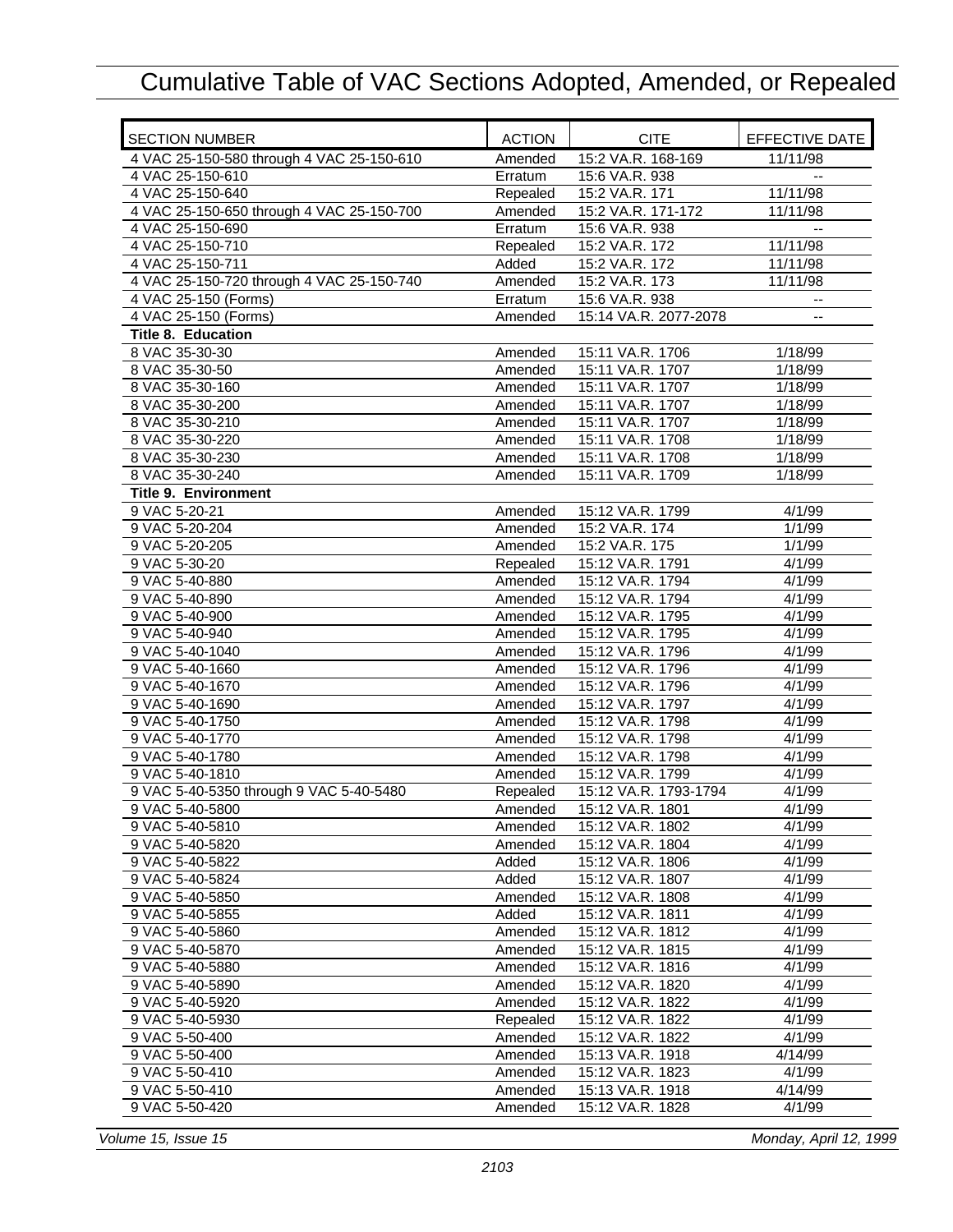# Cumulative Table of VAC Sections Adopted, Amended, or Repealed

| SECTION NUMBER | ACTION | CITE | EFFECTIVE DATE |
|---|---|---|---|
| 4 VAC 25-150-580 through 4 VAC 25-150-610 | Amended | 15:2 VA.R. 168-169 | 11/11/98 |
| 4 VAC 25-150-610 | Erratum | 15:6 VA.R. 938 | -- |
| 4 VAC 25-150-640 | Repealed | 15:2 VA.R. 171 | 11/11/98 |
| 4 VAC 25-150-650 through 4 VAC 25-150-700 | Amended | 15:2 VA.R. 171-172 | 11/11/98 |
| 4 VAC 25-150-690 | Erratum | 15:6 VA.R. 938 | -- |
| 4 VAC 25-150-710 | Repealed | 15:2 VA.R. 172 | 11/11/98 |
| 4 VAC 25-150-711 | Added | 15:2 VA.R. 172 | 11/11/98 |
| 4 VAC 25-150-720 through 4 VAC 25-150-740 | Amended | 15:2 VA.R. 173 | 11/11/98 |
| 4 VAC 25-150 (Forms) | Erratum | 15:6 VA.R. 938 | -- |
| 4 VAC 25-150 (Forms) | Amended | 15:14 VA.R. 2077-2078 | -- |
| **Title 8. Education** | | | |
| 8 VAC 35-30-30 | Amended | 15:11 VA.R. 1706 | 1/18/99 |
| 8 VAC 35-30-50 | Amended | 15:11 VA.R. 1707 | 1/18/99 |
| 8 VAC 35-30-160 | Amended | 15:11 VA.R. 1707 | 1/18/99 |
| 8 VAC 35-30-200 | Amended | 15:11 VA.R. 1707 | 1/18/99 |
| 8 VAC 35-30-210 | Amended | 15:11 VA.R. 1707 | 1/18/99 |
| 8 VAC 35-30-220 | Amended | 15:11 VA.R. 1708 | 1/18/99 |
| 8 VAC 35-30-230 | Amended | 15:11 VA.R. 1708 | 1/18/99 |
| 8 VAC 35-30-240 | Amended | 15:11 VA.R. 1709 | 1/18/99 |
| **Title 9. Environment** | | | |
| 9 VAC 5-20-21 | Amended | 15:12 VA.R. 1799 | 4/1/99 |
| 9 VAC 5-20-204 | Amended | 15:2 VA.R. 174 | 1/1/99 |
| 9 VAC 5-20-205 | Amended | 15:2 VA.R. 175 | 1/1/99 |
| 9 VAC 5-30-20 | Repealed | 15:12 VA.R. 1791 | 4/1/99 |
| 9 VAC 5-40-880 | Amended | 15:12 VA.R. 1794 | 4/1/99 |
| 9 VAC 5-40-890 | Amended | 15:12 VA.R. 1794 | 4/1/99 |
| 9 VAC 5-40-900 | Amended | 15:12 VA.R. 1795 | 4/1/99 |
| 9 VAC 5-40-940 | Amended | 15:12 VA.R. 1795 | 4/1/99 |
| 9 VAC 5-40-1040 | Amended | 15:12 VA.R. 1796 | 4/1/99 |
| 9 VAC 5-40-1660 | Amended | 15:12 VA.R. 1796 | 4/1/99 |
| 9 VAC 5-40-1670 | Amended | 15:12 VA.R. 1796 | 4/1/99 |
| 9 VAC 5-40-1690 | Amended | 15:12 VA.R. 1797 | 4/1/99 |
| 9 VAC 5-40-1750 | Amended | 15:12 VA.R. 1798 | 4/1/99 |
| 9 VAC 5-40-1770 | Amended | 15:12 VA.R. 1798 | 4/1/99 |
| 9 VAC 5-40-1780 | Amended | 15:12 VA.R. 1798 | 4/1/99 |
| 9 VAC 5-40-1810 | Amended | 15:12 VA.R. 1799 | 4/1/99 |
| 9 VAC 5-40-5350 through 9 VAC 5-40-5480 | Repealed | 15:12 VA.R. 1793-1794 | 4/1/99 |
| 9 VAC 5-40-5800 | Amended | 15:12 VA.R. 1801 | 4/1/99 |
| 9 VAC 5-40-5810 | Amended | 15:12 VA.R. 1802 | 4/1/99 |
| 9 VAC 5-40-5820 | Amended | 15:12 VA.R. 1804 | 4/1/99 |
| 9 VAC 5-40-5822 | Added | 15:12 VA.R. 1806 | 4/1/99 |
| 9 VAC 5-40-5824 | Added | 15:12 VA.R. 1807 | 4/1/99 |
| 9 VAC 5-40-5850 | Amended | 15:12 VA.R. 1808 | 4/1/99 |
| 9 VAC 5-40-5855 | Added | 15:12 VA.R. 1811 | 4/1/99 |
| 9 VAC 5-40-5860 | Amended | 15:12 VA.R. 1812 | 4/1/99 |
| 9 VAC 5-40-5870 | Amended | 15:12 VA.R. 1815 | 4/1/99 |
| 9 VAC 5-40-5880 | Amended | 15:12 VA.R. 1816 | 4/1/99 |
| 9 VAC 5-40-5890 | Amended | 15:12 VA.R. 1820 | 4/1/99 |
| 9 VAC 5-40-5920 | Amended | 15:12 VA.R. 1822 | 4/1/99 |
| 9 VAC 5-40-5930 | Repealed | 15:12 VA.R. 1822 | 4/1/99 |
| 9 VAC 5-50-400 | Amended | 15:12 VA.R. 1822 | 4/1/99 |
| 9 VAC 5-50-400 | Amended | 15:13 VA.R. 1918 | 4/14/99 |
| 9 VAC 5-50-410 | Amended | 15:12 VA.R. 1823 | 4/1/99 |
| 9 VAC 5-50-410 | Amended | 15:13 VA.R. 1918 | 4/14/99 |
| 9 VAC 5-50-420 | Amended | 15:12 VA.R. 1828 | 4/1/99 |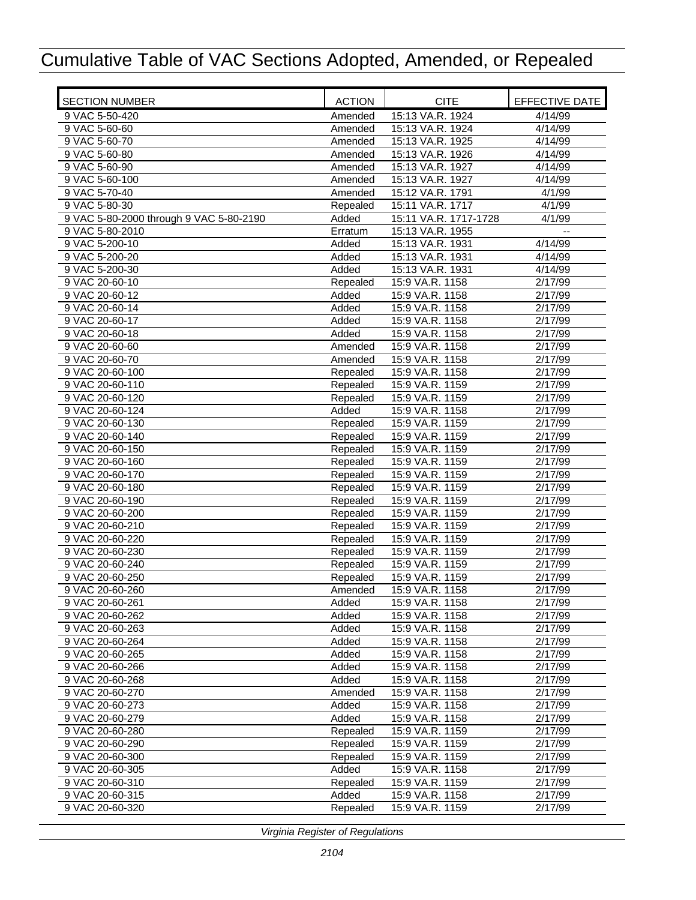# Cumulative Table of VAC Sections Adopted, Amended, or Repealed

| SECTION NUMBER | ACTION | CITE | EFFECTIVE DATE |
|---|---|---|---|
| 9 VAC 5-50-420 | Amended | 15:13 VA.R. 1924 | 4/14/99 |
| 9 VAC 5-60-60 | Amended | 15:13 VA.R. 1924 | 4/14/99 |
| 9 VAC 5-60-70 | Amended | 15:13 VA.R. 1925 | 4/14/99 |
| 9 VAC 5-60-80 | Amended | 15:13 VA.R. 1926 | 4/14/99 |
| 9 VAC 5-60-90 | Amended | 15:13 VA.R. 1927 | 4/14/99 |
| 9 VAC 5-60-100 | Amended | 15:13 VA.R. 1927 | 4/14/99 |
| 9 VAC 5-70-40 | Amended | 15:12 VA.R. 1791 | 4/1/99 |
| 9 VAC 5-80-30 | Repealed | 15:11 VA.R. 1717 | 4/1/99 |
| 9 VAC 5-80-2000 through 9 VAC 5-80-2190 | Added | 15:11 VA.R. 1717-1728 | 4/1/99 |
| 9 VAC 5-80-2010 | Erratum | 15:13 VA.R. 1955 | -- |
| 9 VAC 5-200-10 | Added | 15:13 VA.R. 1931 | 4/14/99 |
| 9 VAC 5-200-20 | Added | 15:13 VA.R. 1931 | 4/14/99 |
| 9 VAC 5-200-30 | Added | 15:13 VA.R. 1931 | 4/14/99 |
| 9 VAC 20-60-10 | Repealed | 15:9 VA.R. 1158 | 2/17/99 |
| 9 VAC 20-60-12 | Added | 15:9 VA.R. 1158 | 2/17/99 |
| 9 VAC 20-60-14 | Added | 15:9 VA.R. 1158 | 2/17/99 |
| 9 VAC 20-60-17 | Added | 15:9 VA.R. 1158 | 2/17/99 |
| 9 VAC 20-60-18 | Added | 15:9 VA.R. 1158 | 2/17/99 |
| 9 VAC 20-60-60 | Amended | 15:9 VA.R. 1158 | 2/17/99 |
| 9 VAC 20-60-70 | Amended | 15:9 VA.R. 1158 | 2/17/99 |
| 9 VAC 20-60-100 | Repealed | 15:9 VA.R. 1158 | 2/17/99 |
| 9 VAC 20-60-110 | Repealed | 15:9 VA.R. 1159 | 2/17/99 |
| 9 VAC 20-60-120 | Repealed | 15:9 VA.R. 1159 | 2/17/99 |
| 9 VAC 20-60-124 | Added | 15:9 VA.R. 1158 | 2/17/99 |
| 9 VAC 20-60-130 | Repealed | 15:9 VA.R. 1159 | 2/17/99 |
| 9 VAC 20-60-140 | Repealed | 15:9 VA.R. 1159 | 2/17/99 |
| 9 VAC 20-60-150 | Repealed | 15:9 VA.R. 1159 | 2/17/99 |
| 9 VAC 20-60-160 | Repealed | 15:9 VA.R. 1159 | 2/17/99 |
| 9 VAC 20-60-170 | Repealed | 15:9 VA.R. 1159 | 2/17/99 |
| 9 VAC 20-60-180 | Repealed | 15:9 VA.R. 1159 | 2/17/99 |
| 9 VAC 20-60-190 | Repealed | 15:9 VA.R. 1159 | 2/17/99 |
| 9 VAC 20-60-200 | Repealed | 15:9 VA.R. 1159 | 2/17/99 |
| 9 VAC 20-60-210 | Repealed | 15:9 VA.R. 1159 | 2/17/99 |
| 9 VAC 20-60-220 | Repealed | 15:9 VA.R. 1159 | 2/17/99 |
| 9 VAC 20-60-230 | Repealed | 15:9 VA.R. 1159 | 2/17/99 |
| 9 VAC 20-60-240 | Repealed | 15:9 VA.R. 1159 | 2/17/99 |
| 9 VAC 20-60-250 | Repealed | 15:9 VA.R. 1159 | 2/17/99 |
| 9 VAC 20-60-260 | Amended | 15:9 VA.R. 1158 | 2/17/99 |
| 9 VAC 20-60-261 | Added | 15:9 VA.R. 1158 | 2/17/99 |
| 9 VAC 20-60-262 | Added | 15:9 VA.R. 1158 | 2/17/99 |
| 9 VAC 20-60-263 | Added | 15:9 VA.R. 1158 | 2/17/99 |
| 9 VAC 20-60-264 | Added | 15:9 VA.R. 1158 | 2/17/99 |
| 9 VAC 20-60-265 | Added | 15:9 VA.R. 1158 | 2/17/99 |
| 9 VAC 20-60-266 | Added | 15:9 VA.R. 1158 | 2/17/99 |
| 9 VAC 20-60-268 | Added | 15:9 VA.R. 1158 | 2/17/99 |
| 9 VAC 20-60-270 | Amended | 15:9 VA.R. 1158 | 2/17/99 |
| 9 VAC 20-60-273 | Added | 15:9 VA.R. 1158 | 2/17/99 |
| 9 VAC 20-60-279 | Added | 15:9 VA.R. 1158 | 2/17/99 |
| 9 VAC 20-60-280 | Repealed | 15:9 VA.R. 1159 | 2/17/99 |
| 9 VAC 20-60-290 | Repealed | 15:9 VA.R. 1159 | 2/17/99 |
| 9 VAC 20-60-300 | Repealed | 15:9 VA.R. 1159 | 2/17/99 |
| 9 VAC 20-60-305 | Added | 15:9 VA.R. 1158 | 2/17/99 |
| 9 VAC 20-60-310 | Repealed | 15:9 VA.R. 1159 | 2/17/99 |
| 9 VAC 20-60-315 | Added | 15:9 VA.R. 1158 | 2/17/99 |
| 9 VAC 20-60-320 | Repealed | 15:9 VA.R. 1159 | 2/17/99 |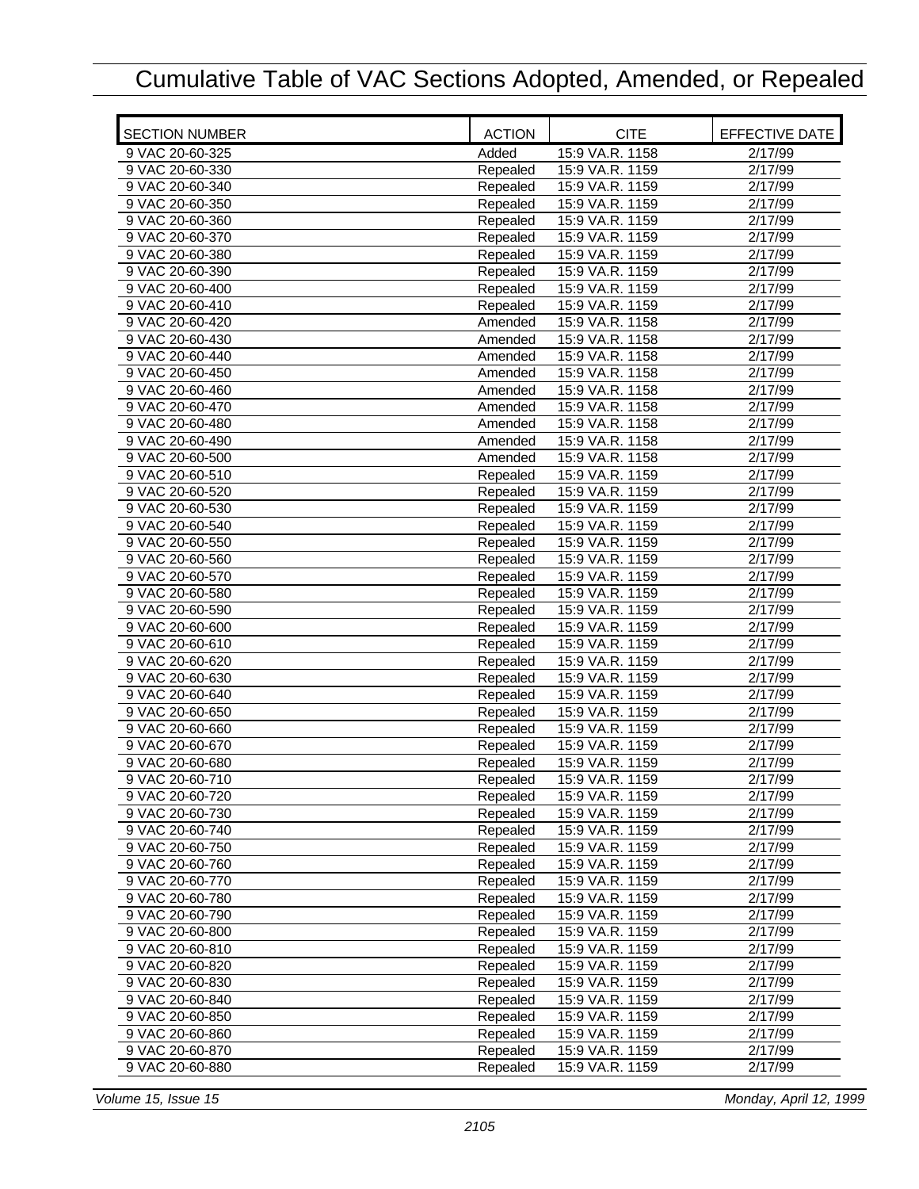# Cumulative Table of VAC Sections Adopted, Amended, or Repealed

| SECTION NUMBER | ACTION | CITE | EFFECTIVE DATE |
|---|---|---|---|
| 9 VAC 20-60-325 | Added | 15:9 VA.R. 1158 | 2/17/99 |
| 9 VAC 20-60-330 | Repealed | 15:9 VA.R. 1159 | 2/17/99 |
| 9 VAC 20-60-340 | Repealed | 15:9 VA.R. 1159 | 2/17/99 |
| 9 VAC 20-60-350 | Repealed | 15:9 VA.R. 1159 | 2/17/99 |
| 9 VAC 20-60-360 | Repealed | 15:9 VA.R. 1159 | 2/17/99 |
| 9 VAC 20-60-370 | Repealed | 15:9 VA.R. 1159 | 2/17/99 |
| 9 VAC 20-60-380 | Repealed | 15:9 VA.R. 1159 | 2/17/99 |
| 9 VAC 20-60-390 | Repealed | 15:9 VA.R. 1159 | 2/17/99 |
| 9 VAC 20-60-400 | Repealed | 15:9 VA.R. 1159 | 2/17/99 |
| 9 VAC 20-60-410 | Repealed | 15:9 VA.R. 1159 | 2/17/99 |
| 9 VAC 20-60-420 | Amended | 15:9 VA.R. 1158 | 2/17/99 |
| 9 VAC 20-60-430 | Amended | 15:9 VA.R. 1158 | 2/17/99 |
| 9 VAC 20-60-440 | Amended | 15:9 VA.R. 1158 | 2/17/99 |
| 9 VAC 20-60-450 | Amended | 15:9 VA.R. 1158 | 2/17/99 |
| 9 VAC 20-60-460 | Amended | 15:9 VA.R. 1158 | 2/17/99 |
| 9 VAC 20-60-470 | Amended | 15:9 VA.R. 1158 | 2/17/99 |
| 9 VAC 20-60-480 | Amended | 15:9 VA.R. 1158 | 2/17/99 |
| 9 VAC 20-60-490 | Amended | 15:9 VA.R. 1158 | 2/17/99 |
| 9 VAC 20-60-500 | Amended | 15:9 VA.R. 1158 | 2/17/99 |
| 9 VAC 20-60-510 | Repealed | 15:9 VA.R. 1159 | 2/17/99 |
| 9 VAC 20-60-520 | Repealed | 15:9 VA.R. 1159 | 2/17/99 |
| 9 VAC 20-60-530 | Repealed | 15:9 VA.R. 1159 | 2/17/99 |
| 9 VAC 20-60-540 | Repealed | 15:9 VA.R. 1159 | 2/17/99 |
| 9 VAC 20-60-550 | Repealed | 15:9 VA.R. 1159 | 2/17/99 |
| 9 VAC 20-60-560 | Repealed | 15:9 VA.R. 1159 | 2/17/99 |
| 9 VAC 20-60-570 | Repealed | 15:9 VA.R. 1159 | 2/17/99 |
| 9 VAC 20-60-580 | Repealed | 15:9 VA.R. 1159 | 2/17/99 |
| 9 VAC 20-60-590 | Repealed | 15:9 VA.R. 1159 | 2/17/99 |
| 9 VAC 20-60-600 | Repealed | 15:9 VA.R. 1159 | 2/17/99 |
| 9 VAC 20-60-610 | Repealed | 15:9 VA.R. 1159 | 2/17/99 |
| 9 VAC 20-60-620 | Repealed | 15:9 VA.R. 1159 | 2/17/99 |
| 9 VAC 20-60-630 | Repealed | 15:9 VA.R. 1159 | 2/17/99 |
| 9 VAC 20-60-640 | Repealed | 15:9 VA.R. 1159 | 2/17/99 |
| 9 VAC 20-60-650 | Repealed | 15:9 VA.R. 1159 | 2/17/99 |
| 9 VAC 20-60-660 | Repealed | 15:9 VA.R. 1159 | 2/17/99 |
| 9 VAC 20-60-670 | Repealed | 15:9 VA.R. 1159 | 2/17/99 |
| 9 VAC 20-60-680 | Repealed | 15:9 VA.R. 1159 | 2/17/99 |
| 9 VAC 20-60-710 | Repealed | 15:9 VA.R. 1159 | 2/17/99 |
| 9 VAC 20-60-720 | Repealed | 15:9 VA.R. 1159 | 2/17/99 |
| 9 VAC 20-60-730 | Repealed | 15:9 VA.R. 1159 | 2/17/99 |
| 9 VAC 20-60-740 | Repealed | 15:9 VA.R. 1159 | 2/17/99 |
| 9 VAC 20-60-750 | Repealed | 15:9 VA.R. 1159 | 2/17/99 |
| 9 VAC 20-60-760 | Repealed | 15:9 VA.R. 1159 | 2/17/99 |
| 9 VAC 20-60-770 | Repealed | 15:9 VA.R. 1159 | 2/17/99 |
| 9 VAC 20-60-780 | Repealed | 15:9 VA.R. 1159 | 2/17/99 |
| 9 VAC 20-60-790 | Repealed | 15:9 VA.R. 1159 | 2/17/99 |
| 9 VAC 20-60-800 | Repealed | 15:9 VA.R. 1159 | 2/17/99 |
| 9 VAC 20-60-810 | Repealed | 15:9 VA.R. 1159 | 2/17/99 |
| 9 VAC 20-60-820 | Repealed | 15:9 VA.R. 1159 | 2/17/99 |
| 9 VAC 20-60-830 | Repealed | 15:9 VA.R. 1159 | 2/17/99 |
| 9 VAC 20-60-840 | Repealed | 15:9 VA.R. 1159 | 2/17/99 |
| 9 VAC 20-60-850 | Repealed | 15:9 VA.R. 1159 | 2/17/99 |
| 9 VAC 20-60-860 | Repealed | 15:9 VA.R. 1159 | 2/17/99 |
| 9 VAC 20-60-870 | Repealed | 15:9 VA.R. 1159 | 2/17/99 |
| 9 VAC 20-60-880 | Repealed | 15:9 VA.R. 1159 | 2/17/99 |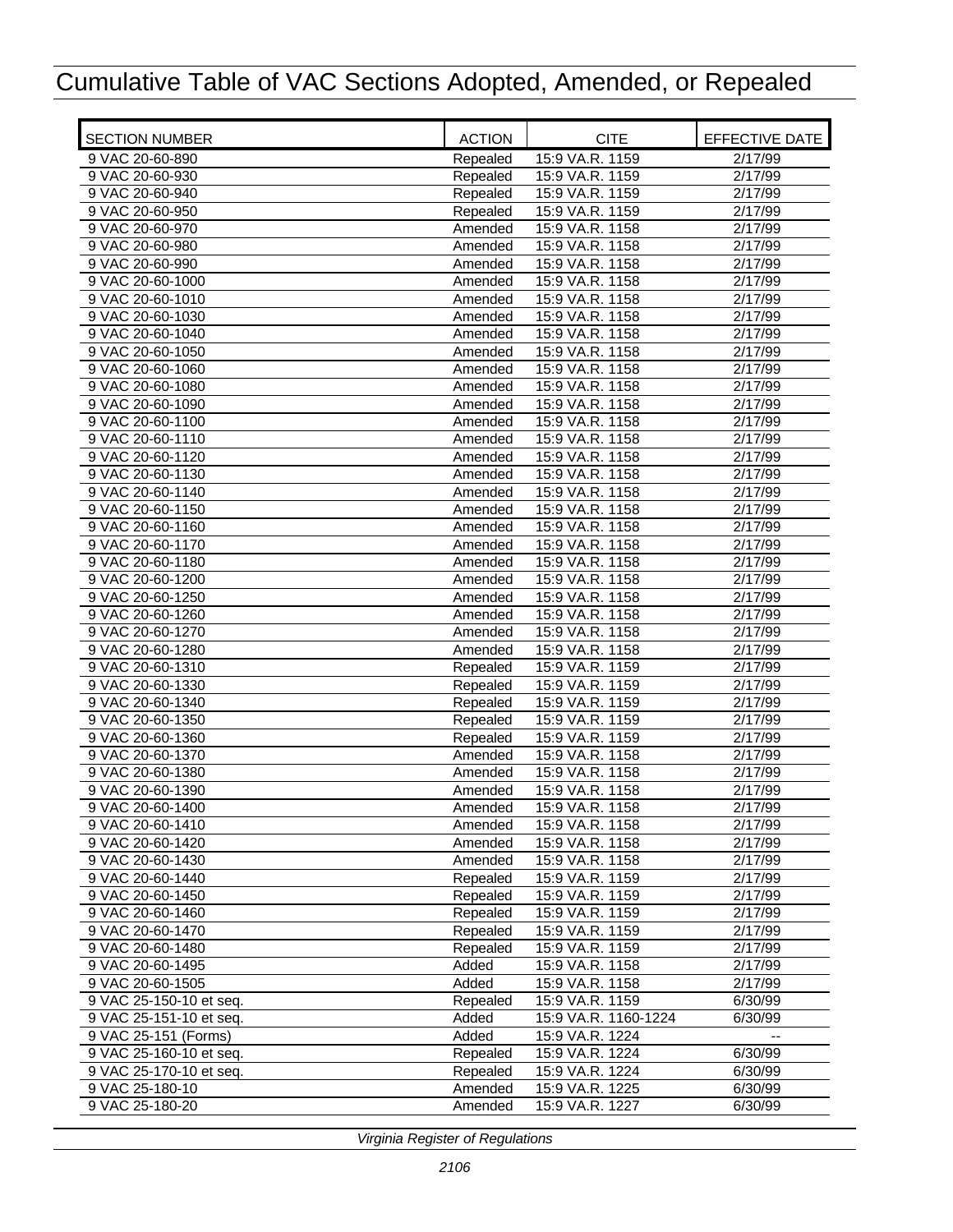# Cumulative Table of VAC Sections Adopted, Amended, or Repealed

| SECTION NUMBER | ACTION | CITE | EFFECTIVE DATE |
|---|---|---|---|
| 9 VAC 20-60-890 | Repealed | 15:9 VA.R. 1159 | 2/17/99 |
| 9 VAC 20-60-930 | Repealed | 15:9 VA.R. 1159 | 2/17/99 |
| 9 VAC 20-60-940 | Repealed | 15:9 VA.R. 1159 | 2/17/99 |
| 9 VAC 20-60-950 | Repealed | 15:9 VA.R. 1159 | 2/17/99 |
| 9 VAC 20-60-970 | Amended | 15:9 VA.R. 1158 | 2/17/99 |
| 9 VAC 20-60-980 | Amended | 15:9 VA.R. 1158 | 2/17/99 |
| 9 VAC 20-60-990 | Amended | 15:9 VA.R. 1158 | 2/17/99 |
| 9 VAC 20-60-1000 | Amended | 15:9 VA.R. 1158 | 2/17/99 |
| 9 VAC 20-60-1010 | Amended | 15:9 VA.R. 1158 | 2/17/99 |
| 9 VAC 20-60-1030 | Amended | 15:9 VA.R. 1158 | 2/17/99 |
| 9 VAC 20-60-1040 | Amended | 15:9 VA.R. 1158 | 2/17/99 |
| 9 VAC 20-60-1050 | Amended | 15:9 VA.R. 1158 | 2/17/99 |
| 9 VAC 20-60-1060 | Amended | 15:9 VA.R. 1158 | 2/17/99 |
| 9 VAC 20-60-1080 | Amended | 15:9 VA.R. 1158 | 2/17/99 |
| 9 VAC 20-60-1090 | Amended | 15:9 VA.R. 1158 | 2/17/99 |
| 9 VAC 20-60-1100 | Amended | 15:9 VA.R. 1158 | 2/17/99 |
| 9 VAC 20-60-1110 | Amended | 15:9 VA.R. 1158 | 2/17/99 |
| 9 VAC 20-60-1120 | Amended | 15:9 VA.R. 1158 | 2/17/99 |
| 9 VAC 20-60-1130 | Amended | 15:9 VA.R. 1158 | 2/17/99 |
| 9 VAC 20-60-1140 | Amended | 15:9 VA.R. 1158 | 2/17/99 |
| 9 VAC 20-60-1150 | Amended | 15:9 VA.R. 1158 | 2/17/99 |
| 9 VAC 20-60-1160 | Amended | 15:9 VA.R. 1158 | 2/17/99 |
| 9 VAC 20-60-1170 | Amended | 15:9 VA.R. 1158 | 2/17/99 |
| 9 VAC 20-60-1180 | Amended | 15:9 VA.R. 1158 | 2/17/99 |
| 9 VAC 20-60-1200 | Amended | 15:9 VA.R. 1158 | 2/17/99 |
| 9 VAC 20-60-1250 | Amended | 15:9 VA.R. 1158 | 2/17/99 |
| 9 VAC 20-60-1260 | Amended | 15:9 VA.R. 1158 | 2/17/99 |
| 9 VAC 20-60-1270 | Amended | 15:9 VA.R. 1158 | 2/17/99 |
| 9 VAC 20-60-1280 | Amended | 15:9 VA.R. 1158 | 2/17/99 |
| 9 VAC 20-60-1310 | Repealed | 15:9 VA.R. 1159 | 2/17/99 |
| 9 VAC 20-60-1330 | Repealed | 15:9 VA.R. 1159 | 2/17/99 |
| 9 VAC 20-60-1340 | Repealed | 15:9 VA.R. 1159 | 2/17/99 |
| 9 VAC 20-60-1350 | Repealed | 15:9 VA.R. 1159 | 2/17/99 |
| 9 VAC 20-60-1360 | Repealed | 15:9 VA.R. 1159 | 2/17/99 |
| 9 VAC 20-60-1370 | Amended | 15:9 VA.R. 1158 | 2/17/99 |
| 9 VAC 20-60-1380 | Amended | 15:9 VA.R. 1158 | 2/17/99 |
| 9 VAC 20-60-1390 | Amended | 15:9 VA.R. 1158 | 2/17/99 |
| 9 VAC 20-60-1400 | Amended | 15:9 VA.R. 1158 | 2/17/99 |
| 9 VAC 20-60-1410 | Amended | 15:9 VA.R. 1158 | 2/17/99 |
| 9 VAC 20-60-1420 | Amended | 15:9 VA.R. 1158 | 2/17/99 |
| 9 VAC 20-60-1430 | Amended | 15:9 VA.R. 1158 | 2/17/99 |
| 9 VAC 20-60-1440 | Repealed | 15:9 VA.R. 1159 | 2/17/99 |
| 9 VAC 20-60-1450 | Repealed | 15:9 VA.R. 1159 | 2/17/99 |
| 9 VAC 20-60-1460 | Repealed | 15:9 VA.R. 1159 | 2/17/99 |
| 9 VAC 20-60-1470 | Repealed | 15:9 VA.R. 1159 | 2/17/99 |
| 9 VAC 20-60-1480 | Repealed | 15:9 VA.R. 1159 | 2/17/99 |
| 9 VAC 20-60-1495 | Added | 15:9 VA.R. 1158 | 2/17/99 |
| 9 VAC 20-60-1505 | Added | 15:9 VA.R. 1158 | 2/17/99 |
| 9 VAC 25-150-10 et seq. | Repealed | 15:9 VA.R. 1159 | 6/30/99 |
| 9 VAC 25-151-10 et seq. | Added | 15:9 VA.R. 1160-1224 | 6/30/99 |
| 9 VAC 25-151 (Forms) | Added | 15:9 VA.R. 1224 | -- |
| 9 VAC 25-160-10 et seq. | Repealed | 15:9 VA.R. 1224 | 6/30/99 |
| 9 VAC 25-170-10 et seq. | Repealed | 15:9 VA.R. 1224 | 6/30/99 |
| 9 VAC 25-180-10 | Amended | 15:9 VA.R. 1225 | 6/30/99 |
| 9 VAC 25-180-20 | Amended | 15:9 VA.R. 1227 | 6/30/99 |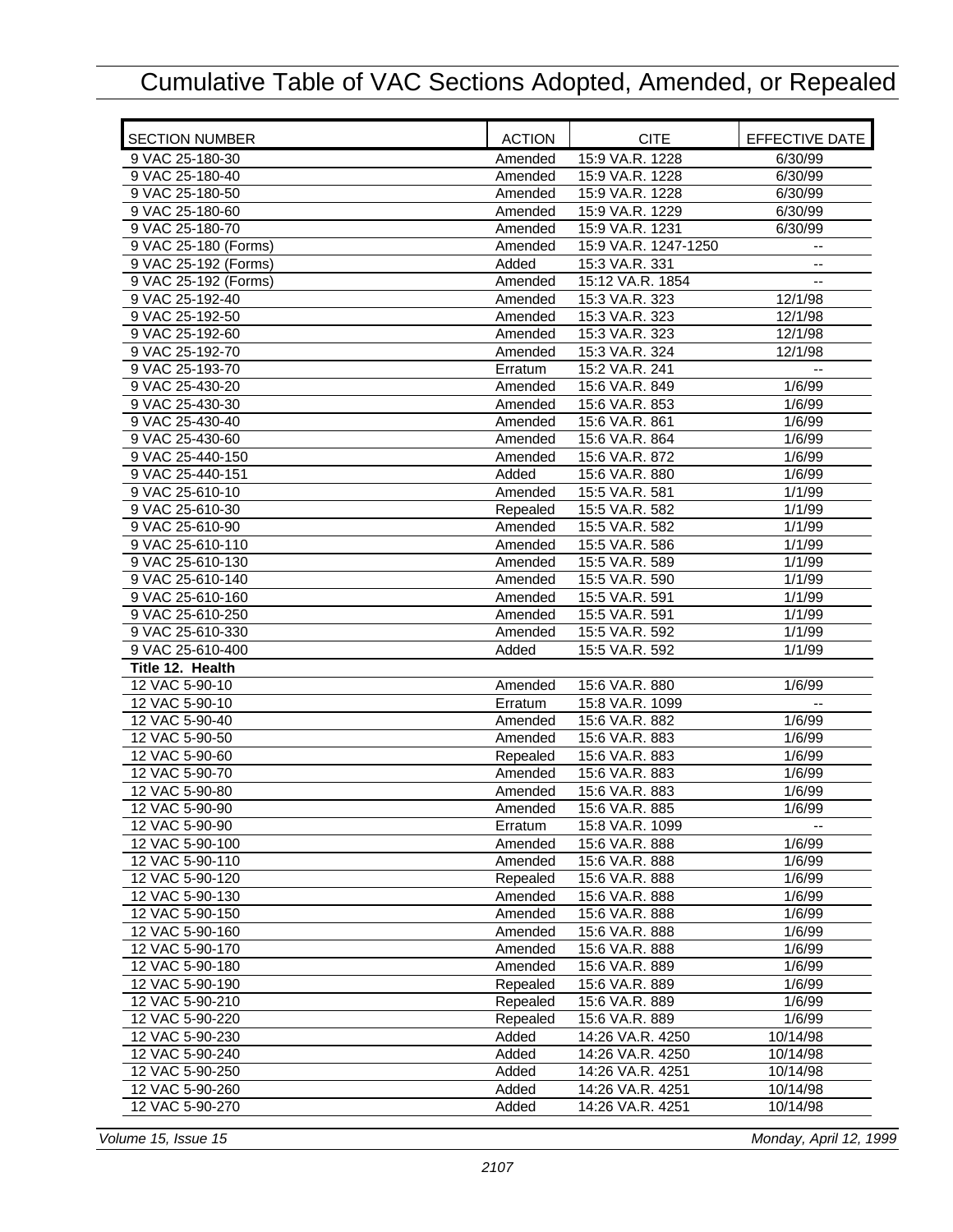# Cumulative Table of VAC Sections Adopted, Amended, or Repealed

| SECTION NUMBER | ACTION | CITE | EFFECTIVE DATE |
|---|---|---|---|
| 9 VAC 25-180-30 | Amended | 15:9 VA.R. 1228 | 6/30/99 |
| 9 VAC 25-180-40 | Amended | 15:9 VA.R. 1228 | 6/30/99 |
| 9 VAC 25-180-50 | Amended | 15:9 VA.R. 1228 | 6/30/99 |
| 9 VAC 25-180-60 | Amended | 15:9 VA.R. 1229 | 6/30/99 |
| 9 VAC 25-180-70 | Amended | 15:9 VA.R. 1231 | 6/30/99 |
| 9 VAC 25-180 (Forms) | Amended | 15:9 VA.R. 1247-1250 | -- |
| 9 VAC 25-192 (Forms) | Added | 15:3 VA.R. 331 | -- |
| 9 VAC 25-192 (Forms) | Amended | 15:12 VA.R. 1854 | -- |
| 9 VAC 25-192-40 | Amended | 15:3 VA.R. 323 | 12/1/98 |
| 9 VAC 25-192-50 | Amended | 15:3 VA.R. 323 | 12/1/98 |
| 9 VAC 25-192-60 | Amended | 15:3 VA.R. 323 | 12/1/98 |
| 9 VAC 25-192-70 | Amended | 15:3 VA.R. 324 | 12/1/98 |
| 9 VAC 25-193-70 | Erratum | 15:2 VA.R. 241 | -- |
| 9 VAC 25-430-20 | Amended | 15:6 VA.R. 849 | 1/6/99 |
| 9 VAC 25-430-30 | Amended | 15:6 VA.R. 853 | 1/6/99 |
| 9 VAC 25-430-40 | Amended | 15:6 VA.R. 861 | 1/6/99 |
| 9 VAC 25-430-60 | Amended | 15:6 VA.R. 864 | 1/6/99 |
| 9 VAC 25-440-150 | Amended | 15:6 VA.R. 872 | 1/6/99 |
| 9 VAC 25-440-151 | Added | 15:6 VA.R. 880 | 1/6/99 |
| 9 VAC 25-610-10 | Amended | 15:5 VA.R. 581 | 1/1/99 |
| 9 VAC 25-610-30 | Repealed | 15:5 VA.R. 582 | 1/1/99 |
| 9 VAC 25-610-90 | Amended | 15:5 VA.R. 582 | 1/1/99 |
| 9 VAC 25-610-110 | Amended | 15:5 VA.R. 586 | 1/1/99 |
| 9 VAC 25-610-130 | Amended | 15:5 VA.R. 589 | 1/1/99 |
| 9 VAC 25-610-140 | Amended | 15:5 VA.R. 590 | 1/1/99 |
| 9 VAC 25-610-160 | Amended | 15:5 VA.R. 591 | 1/1/99 |
| 9 VAC 25-610-250 | Amended | 15:5 VA.R. 591 | 1/1/99 |
| 9 VAC 25-610-330 | Amended | 15:5 VA.R. 592 | 1/1/99 |
| 9 VAC 25-610-400 | Added | 15:5 VA.R. 592 | 1/1/99 |
| **Title 12. Health** | | | |
| 12 VAC 5-90-10 | Amended | 15:6 VA.R. 880 | 1/6/99 |
| 12 VAC 5-90-10 | Erratum | 15:8 VA.R. 1099 | -- |
| 12 VAC 5-90-40 | Amended | 15:6 VA.R. 882 | 1/6/99 |
| 12 VAC 5-90-50 | Amended | 15:6 VA.R. 883 | 1/6/99 |
| 12 VAC 5-90-60 | Repealed | 15:6 VA.R. 883 | 1/6/99 |
| 12 VAC 5-90-70 | Amended | 15:6 VA.R. 883 | 1/6/99 |
| 12 VAC 5-90-80 | Amended | 15:6 VA.R. 883 | 1/6/99 |
| 12 VAC 5-90-90 | Amended | 15:6 VA.R. 885 | 1/6/99 |
| 12 VAC 5-90-90 | Erratum | 15:8 VA.R. 1099 | -- |
| 12 VAC 5-90-100 | Amended | 15:6 VA.R. 888 | 1/6/99 |
| 12 VAC 5-90-110 | Amended | 15:6 VA.R. 888 | 1/6/99 |
| 12 VAC 5-90-120 | Repealed | 15:6 VA.R. 888 | 1/6/99 |
| 12 VAC 5-90-130 | Amended | 15:6 VA.R. 888 | 1/6/99 |
| 12 VAC 5-90-150 | Amended | 15:6 VA.R. 888 | 1/6/99 |
| 12 VAC 5-90-160 | Amended | 15:6 VA.R. 888 | 1/6/99 |
| 12 VAC 5-90-170 | Amended | 15:6 VA.R. 888 | 1/6/99 |
| 12 VAC 5-90-180 | Amended | 15:6 VA.R. 889 | 1/6/99 |
| 12 VAC 5-90-190 | Repealed | 15:6 VA.R. 889 | 1/6/99 |
| 12 VAC 5-90-210 | Repealed | 15:6 VA.R. 889 | 1/6/99 |
| 12 VAC 5-90-220 | Repealed | 15:6 VA.R. 889 | 1/6/99 |
| 12 VAC 5-90-230 | Added | 14:26 VA.R. 4250 | 10/14/98 |
| 12 VAC 5-90-240 | Added | 14:26 VA.R. 4250 | 10/14/98 |
| 12 VAC 5-90-250 | Added | 14:26 VA.R. 4251 | 10/14/98 |
| 12 VAC 5-90-260 | Added | 14:26 VA.R. 4251 | 10/14/98 |
| 12 VAC 5-90-270 | Added | 14:26 VA.R. 4251 | 10/14/98 |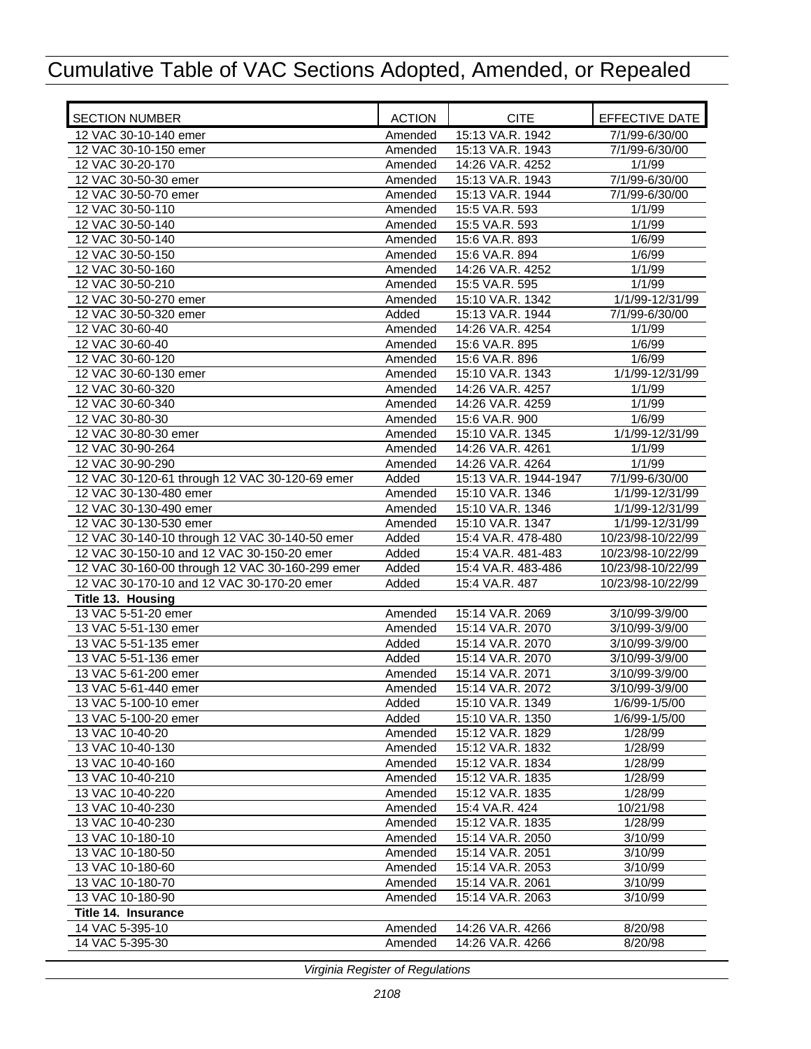# Cumulative Table of VAC Sections Adopted, Amended, or Repealed

| SECTION NUMBER | ACTION | CITE | EFFECTIVE DATE |
|---|---|---|---|
| 12 VAC 30-10-140 emer | Amended | 15:13 VA.R. 1942 | 7/1/99-6/30/00 |
| 12 VAC 30-10-150 emer | Amended | 15:13 VA.R. 1943 | 7/1/99-6/30/00 |
| 12 VAC 30-20-170 | Amended | 14:26 VA.R. 4252 | 1/1/99 |
| 12 VAC 30-50-30 emer | Amended | 15:13 VA.R. 1943 | 7/1/99-6/30/00 |
| 12 VAC 30-50-70 emer | Amended | 15:13 VA.R. 1944 | 7/1/99-6/30/00 |
| 12 VAC 30-50-110 | Amended | 15:5 VA.R. 593 | 1/1/99 |
| 12 VAC 30-50-140 | Amended | 15:5 VA.R. 593 | 1/1/99 |
| 12 VAC 30-50-140 | Amended | 15:6 VA.R. 893 | 1/6/99 |
| 12 VAC 30-50-150 | Amended | 15:6 VA.R. 894 | 1/6/99 |
| 12 VAC 30-50-160 | Amended | 14:26 VA.R. 4252 | 1/1/99 |
| 12 VAC 30-50-210 | Amended | 15:5 VA.R. 595 | 1/1/99 |
| 12 VAC 30-50-270 emer | Amended | 15:10 VA.R. 1342 | 1/1/99-12/31/99 |
| 12 VAC 30-50-320 emer | Added | 15:13 VA.R. 1944 | 7/1/99-6/30/00 |
| 12 VAC 30-60-40 | Amended | 14:26 VA.R. 4254 | 1/1/99 |
| 12 VAC 30-60-40 | Amended | 15:6 VA.R. 895 | 1/6/99 |
| 12 VAC 30-60-120 | Amended | 15:6 VA.R. 896 | 1/6/99 |
| 12 VAC 30-60-130 emer | Amended | 15:10 VA.R. 1343 | 1/1/99-12/31/99 |
| 12 VAC 30-60-320 | Amended | 14:26 VA.R. 4257 | 1/1/99 |
| 12 VAC 30-60-340 | Amended | 14:26 VA.R. 4259 | 1/1/99 |
| 12 VAC 30-80-30 | Amended | 15:6 VA.R. 900 | 1/6/99 |
| 12 VAC 30-80-30 emer | Amended | 15:10 VA.R. 1345 | 1/1/99-12/31/99 |
| 12 VAC 30-90-264 | Amended | 14:26 VA.R. 4261 | 1/1/99 |
| 12 VAC 30-90-290 | Amended | 14:26 VA.R. 4264 | 1/1/99 |
| 12 VAC 30-120-61 through 12 VAC 30-120-69 emer | Added | 15:13 VA.R. 1944-1947 | 7/1/99-6/30/00 |
| 12 VAC 30-130-480 emer | Amended | 15:10 VA.R. 1346 | 1/1/99-12/31/99 |
| 12 VAC 30-130-490 emer | Amended | 15:10 VA.R. 1346 | 1/1/99-12/31/99 |
| 12 VAC 30-130-530 emer | Amended | 15:10 VA.R. 1347 | 1/1/99-12/31/99 |
| 12 VAC 30-140-10 through 12 VAC 30-140-50 emer | Added | 15:4 VA.R. 478-480 | 10/23/98-10/22/99 |
| 12 VAC 30-150-10 and 12 VAC 30-150-20 emer | Added | 15:4 VA.R. 481-483 | 10/23/98-10/22/99 |
| 12 VAC 30-160-00 through 12 VAC 30-160-299 emer | Added | 15:4 VA.R. 483-486 | 10/23/98-10/22/99 |
| 12 VAC 30-170-10 and 12 VAC 30-170-20 emer | Added | 15:4 VA.R. 487 | 10/23/98-10/22/99 |
| **Title 13. Housing** | | | |
| 13 VAC 5-51-20 emer | Amended | 15:14 VA.R. 2069 | 3/10/99-3/9/00 |
| 13 VAC 5-51-130 emer | Amended | 15:14 VA.R. 2070 | 3/10/99-3/9/00 |
| 13 VAC 5-51-135 emer | Added | 15:14 VA.R. 2070 | 3/10/99-3/9/00 |
| 13 VAC 5-51-136 emer | Added | 15:14 VA.R. 2070 | 3/10/99-3/9/00 |
| 13 VAC 5-61-200 emer | Amended | 15:14 VA.R. 2071 | 3/10/99-3/9/00 |
| 13 VAC 5-61-440 emer | Amended | 15:14 VA.R. 2072 | 3/10/99-3/9/00 |
| 13 VAC 5-100-10 emer | Added | 15:10 VA.R. 1349 | 1/6/99-1/5/00 |
| 13 VAC 5-100-20 emer | Added | 15:10 VA.R. 1350 | 1/6/99-1/5/00 |
| 13 VAC 10-40-20 | Amended | 15:12 VA.R. 1829 | 1/28/99 |
| 13 VAC 10-40-130 | Amended | 15:12 VA.R. 1832 | 1/28/99 |
| 13 VAC 10-40-160 | Amended | 15:12 VA.R. 1834 | 1/28/99 |
| 13 VAC 10-40-210 | Amended | 15:12 VA.R. 1835 | 1/28/99 |
| 13 VAC 10-40-220 | Amended | 15:12 VA.R. 1835 | 1/28/99 |
| 13 VAC 10-40-230 | Amended | 15:4 VA.R. 424 | 10/21/98 |
| 13 VAC 10-40-230 | Amended | 15:12 VA.R. 1835 | 1/28/99 |
| 13 VAC 10-180-10 | Amended | 15:14 VA.R. 2050 | 3/10/99 |
| 13 VAC 10-180-50 | Amended | 15:14 VA.R. 2051 | 3/10/99 |
| 13 VAC 10-180-60 | Amended | 15:14 VA.R. 2053 | 3/10/99 |
| 13 VAC 10-180-70 | Amended | 15:14 VA.R. 2061 | 3/10/99 |
| 13 VAC 10-180-90 | Amended | 15:14 VA.R. 2063 | 3/10/99 |
| **Title 14. Insurance** | | | |
| 14 VAC 5-395-10 | Amended | 14:26 VA.R. 4266 | 8/20/98 |
| 14 VAC 5-395-30 | Amended | 14:26 VA.R. 4266 | 8/20/98 |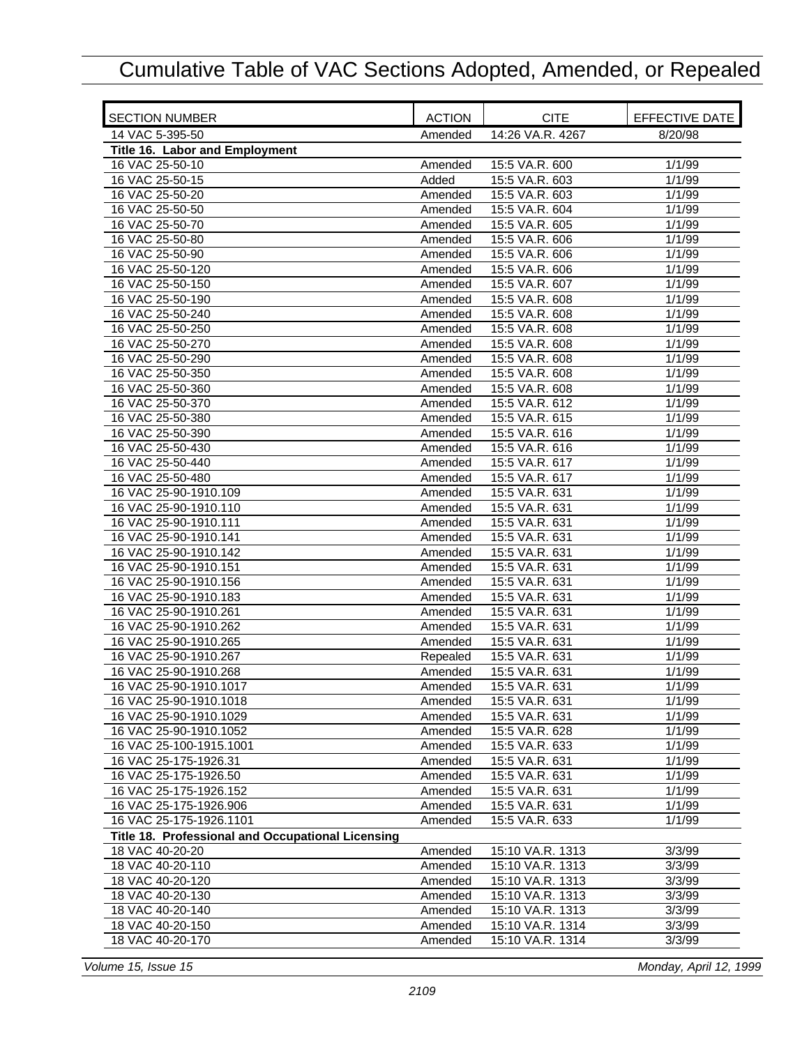# Cumulative Table of VAC Sections Adopted, Amended, or Repealed

| SECTION NUMBER | ACTION | CITE | EFFECTIVE DATE |
|---|---|---|---|
| 14 VAC 5-395-50 | Amended | 14:26 VA.R. 4267 | 8/20/98 |
| **Title 16. Labor and Employment** | | | |
| 16 VAC 25-50-10 | Amended | 15:5 VA.R. 600 | 1/1/99 |
| 16 VAC 25-50-15 | Added | 15:5 VA.R. 603 | 1/1/99 |
| 16 VAC 25-50-20 | Amended | 15:5 VA.R. 603 | 1/1/99 |
| 16 VAC 25-50-50 | Amended | 15:5 VA.R. 604 | 1/1/99 |
| 16 VAC 25-50-70 | Amended | 15:5 VA.R. 605 | 1/1/99 |
| 16 VAC 25-50-80 | Amended | 15:5 VA.R. 606 | 1/1/99 |
| 16 VAC 25-50-90 | Amended | 15:5 VA.R. 606 | 1/1/99 |
| 16 VAC 25-50-120 | Amended | 15:5 VA.R. 606 | 1/1/99 |
| 16 VAC 25-50-150 | Amended | 15:5 VA.R. 607 | 1/1/99 |
| 16 VAC 25-50-190 | Amended | 15:5 VA.R. 608 | 1/1/99 |
| 16 VAC 25-50-240 | Amended | 15:5 VA.R. 608 | 1/1/99 |
| 16 VAC 25-50-250 | Amended | 15:5 VA.R. 608 | 1/1/99 |
| 16 VAC 25-50-270 | Amended | 15:5 VA.R. 608 | 1/1/99 |
| 16 VAC 25-50-290 | Amended | 15:5 VA.R. 608 | 1/1/99 |
| 16 VAC 25-50-350 | Amended | 15:5 VA.R. 608 | 1/1/99 |
| 16 VAC 25-50-360 | Amended | 15:5 VA.R. 608 | 1/1/99 |
| 16 VAC 25-50-370 | Amended | 15:5 VA.R. 612 | 1/1/99 |
| 16 VAC 25-50-380 | Amended | 15:5 VA.R. 615 | 1/1/99 |
| 16 VAC 25-50-390 | Amended | 15:5 VA.R. 616 | 1/1/99 |
| 16 VAC 25-50-430 | Amended | 15:5 VA.R. 616 | 1/1/99 |
| 16 VAC 25-50-440 | Amended | 15:5 VA.R. 617 | 1/1/99 |
| 16 VAC 25-50-480 | Amended | 15:5 VA.R. 617 | 1/1/99 |
| 16 VAC 25-90-1910.109 | Amended | 15:5 VA.R. 631 | 1/1/99 |
| 16 VAC 25-90-1910.110 | Amended | 15:5 VA.R. 631 | 1/1/99 |
| 16 VAC 25-90-1910.111 | Amended | 15:5 VA.R. 631 | 1/1/99 |
| 16 VAC 25-90-1910.141 | Amended | 15:5 VA.R. 631 | 1/1/99 |
| 16 VAC 25-90-1910.142 | Amended | 15:5 VA.R. 631 | 1/1/99 |
| 16 VAC 25-90-1910.151 | Amended | 15:5 VA.R. 631 | 1/1/99 |
| 16 VAC 25-90-1910.156 | Amended | 15:5 VA.R. 631 | 1/1/99 |
| 16 VAC 25-90-1910.183 | Amended | 15:5 VA.R. 631 | 1/1/99 |
| 16 VAC 25-90-1910.261 | Amended | 15:5 VA.R. 631 | 1/1/99 |
| 16 VAC 25-90-1910.262 | Amended | 15:5 VA.R. 631 | 1/1/99 |
| 16 VAC 25-90-1910.265 | Amended | 15:5 VA.R. 631 | 1/1/99 |
| 16 VAC 25-90-1910.267 | Repealed | 15:5 VA.R. 631 | 1/1/99 |
| 16 VAC 25-90-1910.268 | Amended | 15:5 VA.R. 631 | 1/1/99 |
| 16 VAC 25-90-1910.1017 | Amended | 15:5 VA.R. 631 | 1/1/99 |
| 16 VAC 25-90-1910.1018 | Amended | 15:5 VA.R. 631 | 1/1/99 |
| 16 VAC 25-90-1910.1029 | Amended | 15:5 VA.R. 631 | 1/1/99 |
| 16 VAC 25-90-1910.1052 | Amended | 15:5 VA.R. 628 | 1/1/99 |
| 16 VAC 25-100-1915.1001 | Amended | 15:5 VA.R. 633 | 1/1/99 |
| 16 VAC 25-175-1926.31 | Amended | 15:5 VA.R. 631 | 1/1/99 |
| 16 VAC 25-175-1926.50 | Amended | 15:5 VA.R. 631 | 1/1/99 |
| 16 VAC 25-175-1926.152 | Amended | 15:5 VA.R. 631 | 1/1/99 |
| 16 VAC 25-175-1926.906 | Amended | 15:5 VA.R. 631 | 1/1/99 |
| 16 VAC 25-175-1926.1101 | Amended | 15:5 VA.R. 633 | 1/1/99 |
| **Title 18. Professional and Occupational Licensing** | | | |
| 18 VAC 40-20-20 | Amended | 15:10 VA.R. 1313 | 3/3/99 |
| 18 VAC 40-20-110 | Amended | 15:10 VA.R. 1313 | 3/3/99 |
| 18 VAC 40-20-120 | Amended | 15:10 VA.R. 1313 | 3/3/99 |
| 18 VAC 40-20-130 | Amended | 15:10 VA.R. 1313 | 3/3/99 |
| 18 VAC 40-20-140 | Amended | 15:10 VA.R. 1313 | 3/3/99 |
| 18 VAC 40-20-150 | Amended | 15:10 VA.R. 1314 | 3/3/99 |
| 18 VAC 40-20-170 | Amended | 15:10 VA.R. 1314 | 3/3/99 |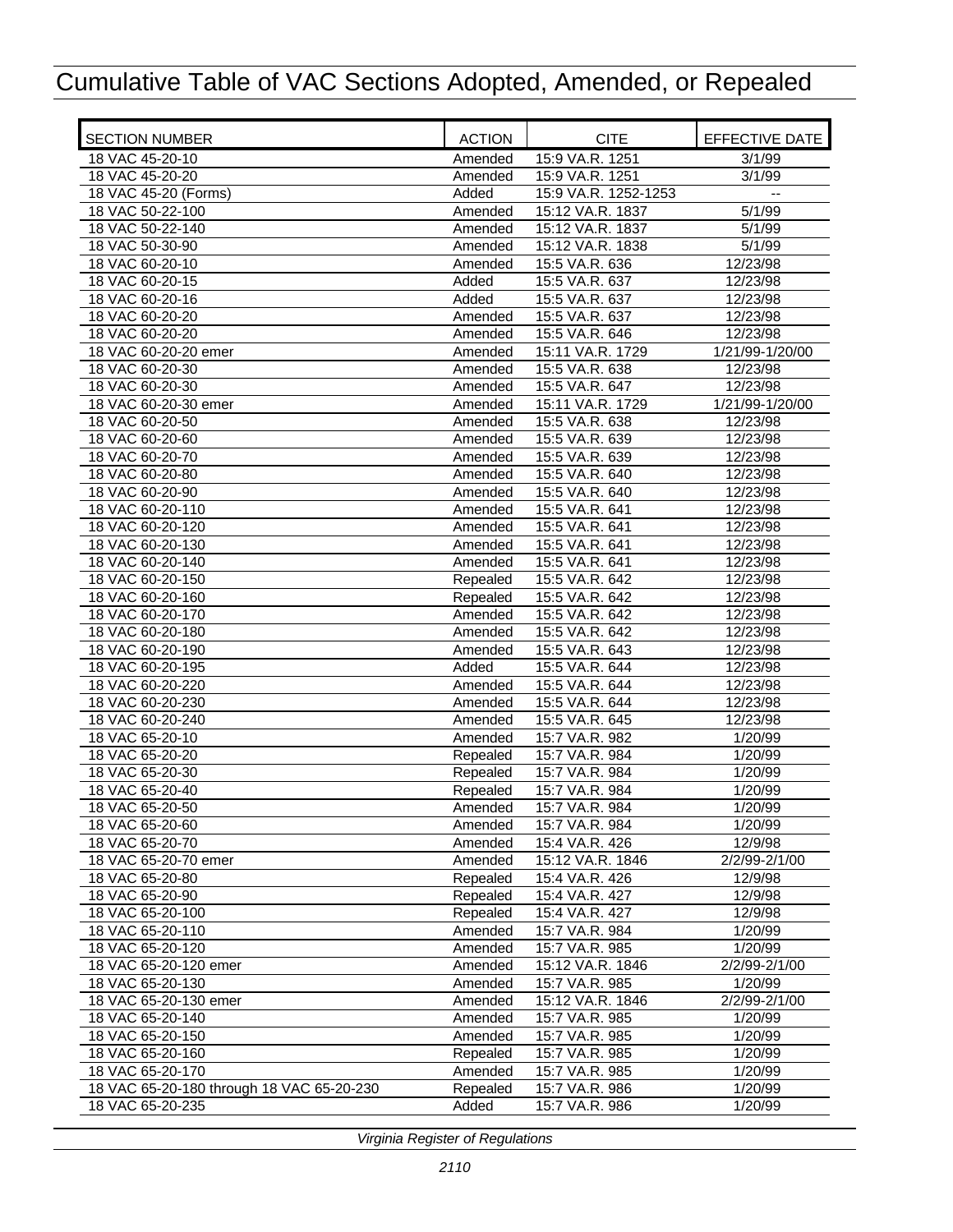# Cumulative Table of VAC Sections Adopted, Amended, or Repealed

| SECTION NUMBER | ACTION | CITE | EFFECTIVE DATE |
|---|---|---|---|
| 18 VAC 45-20-10 | Amended | 15:9 VA.R. 1251 | 3/1/99 |
| 18 VAC 45-20-20 | Amended | 15:9 VA.R. 1251 | 3/1/99 |
| 18 VAC 45-20 (Forms) | Added | 15:9 VA.R. 1252-1253 | -- |
| 18 VAC 50-22-100 | Amended | 15:12 VA.R. 1837 | 5/1/99 |
| 18 VAC 50-22-140 | Amended | 15:12 VA.R. 1837 | 5/1/99 |
| 18 VAC 50-30-90 | Amended | 15:12 VA.R. 1838 | 5/1/99 |
| 18 VAC 60-20-10 | Amended | 15:5 VA.R. 636 | 12/23/98 |
| 18 VAC 60-20-15 | Added | 15:5 VA.R. 637 | 12/23/98 |
| 18 VAC 60-20-16 | Added | 15:5 VA.R. 637 | 12/23/98 |
| 18 VAC 60-20-20 | Amended | 15:5 VA.R. 637 | 12/23/98 |
| 18 VAC 60-20-20 | Amended | 15:5 VA.R. 646 | 12/23/98 |
| 18 VAC 60-20-20 emer | Amended | 15:11 VA.R. 1729 | 1/21/99-1/20/00 |
| 18 VAC 60-20-30 | Amended | 15:5 VA.R. 638 | 12/23/98 |
| 18 VAC 60-20-30 | Amended | 15:5 VA.R. 647 | 12/23/98 |
| 18 VAC 60-20-30 emer | Amended | 15:11 VA.R. 1729 | 1/21/99-1/20/00 |
| 18 VAC 60-20-50 | Amended | 15:5 VA.R. 638 | 12/23/98 |
| 18 VAC 60-20-60 | Amended | 15:5 VA.R. 639 | 12/23/98 |
| 18 VAC 60-20-70 | Amended | 15:5 VA.R. 639 | 12/23/98 |
| 18 VAC 60-20-80 | Amended | 15:5 VA.R. 640 | 12/23/98 |
| 18 VAC 60-20-90 | Amended | 15:5 VA.R. 640 | 12/23/98 |
| 18 VAC 60-20-110 | Amended | 15:5 VA.R. 641 | 12/23/98 |
| 18 VAC 60-20-120 | Amended | 15:5 VA.R. 641 | 12/23/98 |
| 18 VAC 60-20-130 | Amended | 15:5 VA.R. 641 | 12/23/98 |
| 18 VAC 60-20-140 | Amended | 15:5 VA.R. 641 | 12/23/98 |
| 18 VAC 60-20-150 | Repealed | 15:5 VA.R. 642 | 12/23/98 |
| 18 VAC 60-20-160 | Repealed | 15:5 VA.R. 642 | 12/23/98 |
| 18 VAC 60-20-170 | Amended | 15:5 VA.R. 642 | 12/23/98 |
| 18 VAC 60-20-180 | Amended | 15:5 VA.R. 642 | 12/23/98 |
| 18 VAC 60-20-190 | Amended | 15:5 VA.R. 643 | 12/23/98 |
| 18 VAC 60-20-195 | Added | 15:5 VA.R. 644 | 12/23/98 |
| 18 VAC 60-20-220 | Amended | 15:5 VA.R. 644 | 12/23/98 |
| 18 VAC 60-20-230 | Amended | 15:5 VA.R. 644 | 12/23/98 |
| 18 VAC 60-20-240 | Amended | 15:5 VA.R. 645 | 12/23/98 |
| 18 VAC 65-20-10 | Amended | 15:7 VA.R. 982 | 1/20/99 |
| 18 VAC 65-20-20 | Repealed | 15:7 VA.R. 984 | 1/20/99 |
| 18 VAC 65-20-30 | Repealed | 15:7 VA.R. 984 | 1/20/99 |
| 18 VAC 65-20-40 | Repealed | 15:7 VA.R. 984 | 1/20/99 |
| 18 VAC 65-20-50 | Amended | 15:7 VA.R. 984 | 1/20/99 |
| 18 VAC 65-20-60 | Amended | 15:7 VA.R. 984 | 1/20/99 |
| 18 VAC 65-20-70 | Amended | 15:4 VA.R. 426 | 12/9/98 |
| 18 VAC 65-20-70 emer | Amended | 15:12 VA.R. 1846 | 2/2/99-2/1/00 |
| 18 VAC 65-20-80 | Repealed | 15:4 VA.R. 426 | 12/9/98 |
| 18 VAC 65-20-90 | Repealed | 15:4 VA.R. 427 | 12/9/98 |
| 18 VAC 65-20-100 | Repealed | 15:4 VA.R. 427 | 12/9/98 |
| 18 VAC 65-20-110 | Amended | 15:7 VA.R. 984 | 1/20/99 |
| 18 VAC 65-20-120 | Amended | 15:7 VA.R. 985 | 1/20/99 |
| 18 VAC 65-20-120 emer | Amended | 15:12 VA.R. 1846 | 2/2/99-2/1/00 |
| 18 VAC 65-20-130 | Amended | 15:7 VA.R. 985 | 1/20/99 |
| 18 VAC 65-20-130 emer | Amended | 15:12 VA.R. 1846 | 2/2/99-2/1/00 |
| 18 VAC 65-20-140 | Amended | 15:7 VA.R. 985 | 1/20/99 |
| 18 VAC 65-20-150 | Amended | 15:7 VA.R. 985 | 1/20/99 |
| 18 VAC 65-20-160 | Repealed | 15:7 VA.R. 985 | 1/20/99 |
| 18 VAC 65-20-170 | Amended | 15:7 VA.R. 985 | 1/20/99 |
| 18 VAC 65-20-180 through 18 VAC 65-20-230 | Repealed | 15:7 VA.R. 986 | 1/20/99 |
| 18 VAC 65-20-235 | Added | 15:7 VA.R. 986 | 1/20/99 |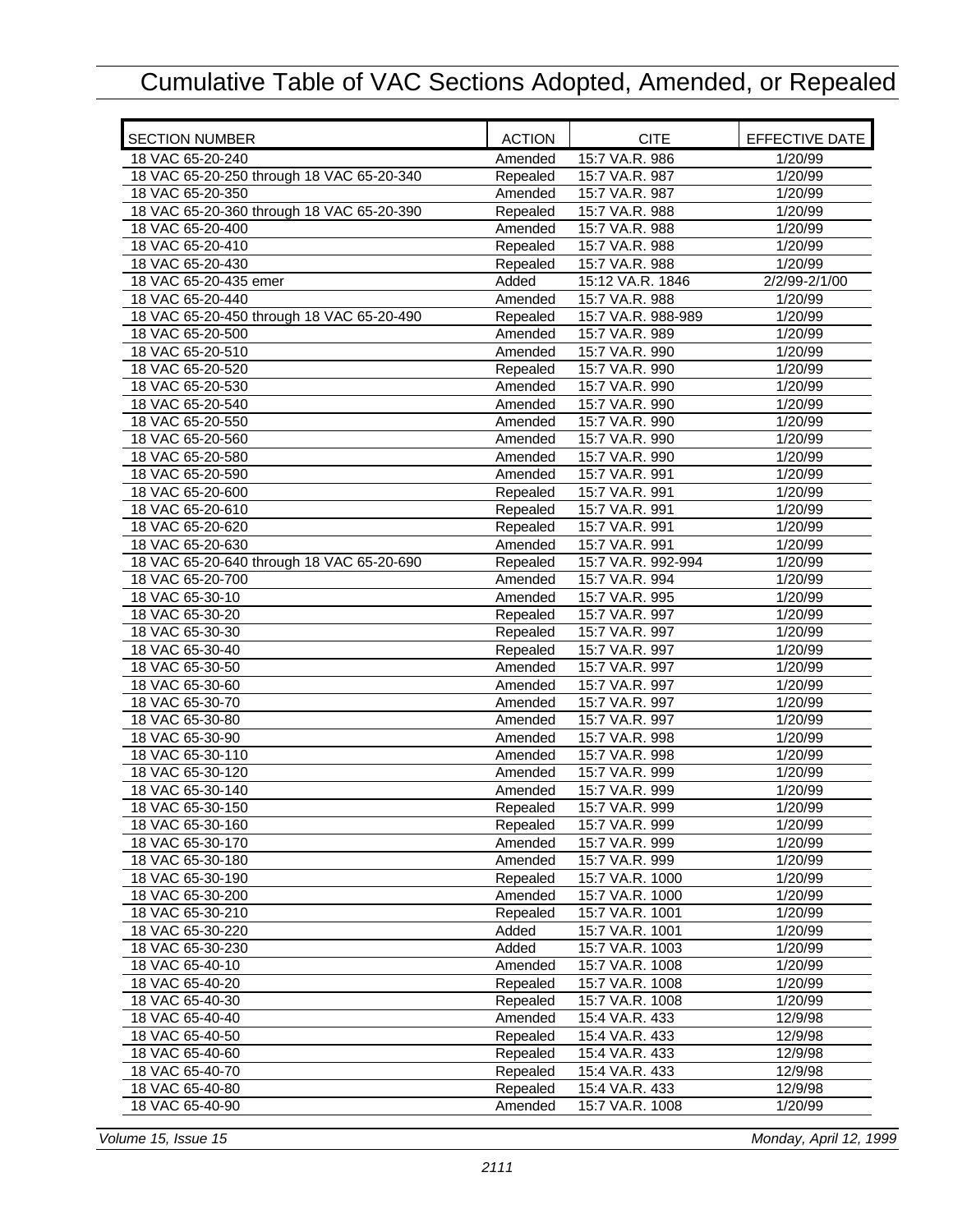# Cumulative Table of VAC Sections Adopted, Amended, or Repealed

| SECTION NUMBER | ACTION | CITE | EFFECTIVE DATE |
|---|---|---|---|
| 18 VAC 65-20-240 | Amended | 15:7 VA.R. 986 | 1/20/99 |
| 18 VAC 65-20-250 through 18 VAC 65-20-340 | Repealed | 15:7 VA.R. 987 | 1/20/99 |
| 18 VAC 65-20-350 | Amended | 15:7 VA.R. 987 | 1/20/99 |
| 18 VAC 65-20-360 through 18 VAC 65-20-390 | Repealed | 15:7 VA.R. 988 | 1/20/99 |
| 18 VAC 65-20-400 | Amended | 15:7 VA.R. 988 | 1/20/99 |
| 18 VAC 65-20-410 | Repealed | 15:7 VA.R. 988 | 1/20/99 |
| 18 VAC 65-20-430 | Repealed | 15:7 VA.R. 988 | 1/20/99 |
| 18 VAC 65-20-435 emer | Added | 15:12 VA.R. 1846 | 2/2/99-2/1/00 |
| 18 VAC 65-20-440 | Amended | 15:7 VA.R. 988 | 1/20/99 |
| 18 VAC 65-20-450 through 18 VAC 65-20-490 | Repealed | 15:7 VA.R. 988-989 | 1/20/99 |
| 18 VAC 65-20-500 | Amended | 15:7 VA.R. 989 | 1/20/99 |
| 18 VAC 65-20-510 | Amended | 15:7 VA.R. 990 | 1/20/99 |
| 18 VAC 65-20-520 | Repealed | 15:7 VA.R. 990 | 1/20/99 |
| 18 VAC 65-20-530 | Amended | 15:7 VA.R. 990 | 1/20/99 |
| 18 VAC 65-20-540 | Amended | 15:7 VA.R. 990 | 1/20/99 |
| 18 VAC 65-20-550 | Amended | 15:7 VA.R. 990 | 1/20/99 |
| 18 VAC 65-20-560 | Amended | 15:7 VA.R. 990 | 1/20/99 |
| 18 VAC 65-20-580 | Amended | 15:7 VA.R. 990 | 1/20/99 |
| 18 VAC 65-20-590 | Amended | 15:7 VA.R. 991 | 1/20/99 |
| 18 VAC 65-20-600 | Repealed | 15:7 VA.R. 991 | 1/20/99 |
| 18 VAC 65-20-610 | Repealed | 15:7 VA.R. 991 | 1/20/99 |
| 18 VAC 65-20-620 | Repealed | 15:7 VA.R. 991 | 1/20/99 |
| 18 VAC 65-20-630 | Amended | 15:7 VA.R. 991 | 1/20/99 |
| 18 VAC 65-20-640 through 18 VAC 65-20-690 | Repealed | 15:7 VA.R. 992-994 | 1/20/99 |
| 18 VAC 65-20-700 | Amended | 15:7 VA.R. 994 | 1/20/99 |
| 18 VAC 65-30-10 | Amended | 15:7 VA.R. 995 | 1/20/99 |
| 18 VAC 65-30-20 | Repealed | 15:7 VA.R. 997 | 1/20/99 |
| 18 VAC 65-30-30 | Repealed | 15:7 VA.R. 997 | 1/20/99 |
| 18 VAC 65-30-40 | Repealed | 15:7 VA.R. 997 | 1/20/99 |
| 18 VAC 65-30-50 | Amended | 15:7 VA.R. 997 | 1/20/99 |
| 18 VAC 65-30-60 | Amended | 15:7 VA.R. 997 | 1/20/99 |
| 18 VAC 65-30-70 | Amended | 15:7 VA.R. 997 | 1/20/99 |
| 18 VAC 65-30-80 | Amended | 15:7 VA.R. 997 | 1/20/99 |
| 18 VAC 65-30-90 | Amended | 15:7 VA.R. 998 | 1/20/99 |
| 18 VAC 65-30-110 | Amended | 15:7 VA.R. 998 | 1/20/99 |
| 18 VAC 65-30-120 | Amended | 15:7 VA.R. 999 | 1/20/99 |
| 18 VAC 65-30-140 | Amended | 15:7 VA.R. 999 | 1/20/99 |
| 18 VAC 65-30-150 | Repealed | 15:7 VA.R. 999 | 1/20/99 |
| 18 VAC 65-30-160 | Repealed | 15:7 VA.R. 999 | 1/20/99 |
| 18 VAC 65-30-170 | Amended | 15:7 VA.R. 999 | 1/20/99 |
| 18 VAC 65-30-180 | Amended | 15:7 VA.R. 999 | 1/20/99 |
| 18 VAC 65-30-190 | Repealed | 15:7 VA.R. 1000 | 1/20/99 |
| 18 VAC 65-30-200 | Amended | 15:7 VA.R. 1000 | 1/20/99 |
| 18 VAC 65-30-210 | Repealed | 15:7 VA.R. 1001 | 1/20/99 |
| 18 VAC 65-30-220 | Added | 15:7 VA.R. 1001 | 1/20/99 |
| 18 VAC 65-30-230 | Added | 15:7 VA.R. 1003 | 1/20/99 |
| 18 VAC 65-40-10 | Amended | 15:7 VA.R. 1008 | 1/20/99 |
| 18 VAC 65-40-20 | Repealed | 15:7 VA.R. 1008 | 1/20/99 |
| 18 VAC 65-40-30 | Repealed | 15:7 VA.R. 1008 | 1/20/99 |
| 18 VAC 65-40-40 | Amended | 15:4 VA.R. 433 | 12/9/98 |
| 18 VAC 65-40-50 | Repealed | 15:4 VA.R. 433 | 12/9/98 |
| 18 VAC 65-40-60 | Repealed | 15:4 VA.R. 433 | 12/9/98 |
| 18 VAC 65-40-70 | Repealed | 15:4 VA.R. 433 | 12/9/98 |
| 18 VAC 65-40-80 | Repealed | 15:4 VA.R. 433 | 12/9/98 |
| 18 VAC 65-40-90 | Amended | 15:7 VA.R. 1008 | 1/20/99 |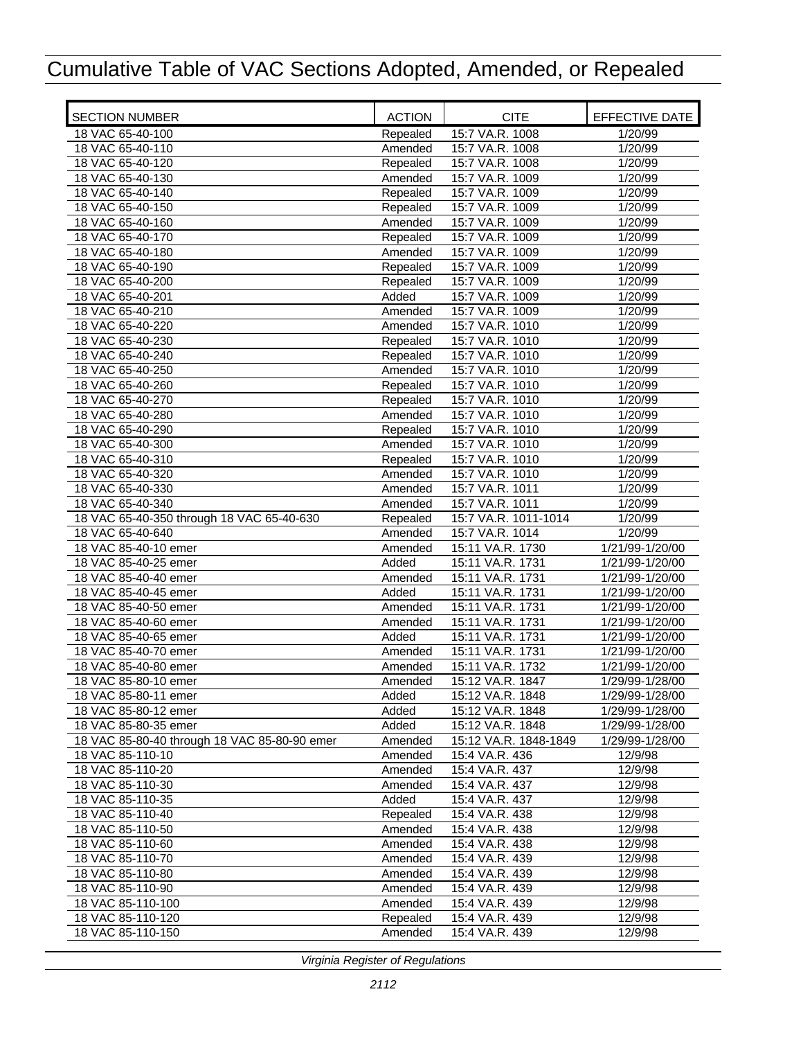# Cumulative Table of VAC Sections Adopted, Amended, or Repealed

| SECTION NUMBER | ACTION | CITE | EFFECTIVE DATE |
|---|---|---|---|
| 18 VAC 65-40-100 | Repealed | 15:7 VA.R. 1008 | 1/20/99 |
| 18 VAC 65-40-110 | Amended | 15:7 VA.R. 1008 | 1/20/99 |
| 18 VAC 65-40-120 | Repealed | 15:7 VA.R. 1008 | 1/20/99 |
| 18 VAC 65-40-130 | Amended | 15:7 VA.R. 1009 | 1/20/99 |
| 18 VAC 65-40-140 | Repealed | 15:7 VA.R. 1009 | 1/20/99 |
| 18 VAC 65-40-150 | Repealed | 15:7 VA.R. 1009 | 1/20/99 |
| 18 VAC 65-40-160 | Amended | 15:7 VA.R. 1009 | 1/20/99 |
| 18 VAC 65-40-170 | Repealed | 15:7 VA.R. 1009 | 1/20/99 |
| 18 VAC 65-40-180 | Amended | 15:7 VA.R. 1009 | 1/20/99 |
| 18 VAC 65-40-190 | Repealed | 15:7 VA.R. 1009 | 1/20/99 |
| 18 VAC 65-40-200 | Repealed | 15:7 VA.R. 1009 | 1/20/99 |
| 18 VAC 65-40-201 | Added | 15:7 VA.R. 1009 | 1/20/99 |
| 18 VAC 65-40-210 | Amended | 15:7 VA.R. 1009 | 1/20/99 |
| 18 VAC 65-40-220 | Amended | 15:7 VA.R. 1010 | 1/20/99 |
| 18 VAC 65-40-230 | Repealed | 15:7 VA.R. 1010 | 1/20/99 |
| 18 VAC 65-40-240 | Repealed | 15:7 VA.R. 1010 | 1/20/99 |
| 18 VAC 65-40-250 | Amended | 15:7 VA.R. 1010 | 1/20/99 |
| 18 VAC 65-40-260 | Repealed | 15:7 VA.R. 1010 | 1/20/99 |
| 18 VAC 65-40-270 | Repealed | 15:7 VA.R. 1010 | 1/20/99 |
| 18 VAC 65-40-280 | Amended | 15:7 VA.R. 1010 | 1/20/99 |
| 18 VAC 65-40-290 | Repealed | 15:7 VA.R. 1010 | 1/20/99 |
| 18 VAC 65-40-300 | Amended | 15:7 VA.R. 1010 | 1/20/99 |
| 18 VAC 65-40-310 | Repealed | 15:7 VA.R. 1010 | 1/20/99 |
| 18 VAC 65-40-320 | Amended | 15:7 VA.R. 1010 | 1/20/99 |
| 18 VAC 65-40-330 | Amended | 15:7 VA.R. 1011 | 1/20/99 |
| 18 VAC 65-40-340 | Amended | 15:7 VA.R. 1011 | 1/20/99 |
| 18 VAC 65-40-350 through 18 VAC 65-40-630 | Repealed | 15:7 VA.R. 1011-1014 | 1/20/99 |
| 18 VAC 65-40-640 | Amended | 15:7 VA.R. 1014 | 1/20/99 |
| 18 VAC 85-40-10 emer | Amended | 15:11 VA.R. 1730 | 1/21/99-1/20/00 |
| 18 VAC 85-40-25 emer | Added | 15:11 VA.R. 1731 | 1/21/99-1/20/00 |
| 18 VAC 85-40-40 emer | Amended | 15:11 VA.R. 1731 | 1/21/99-1/20/00 |
| 18 VAC 85-40-45 emer | Added | 15:11 VA.R. 1731 | 1/21/99-1/20/00 |
| 18 VAC 85-40-50 emer | Amended | 15:11 VA.R. 1731 | 1/21/99-1/20/00 |
| 18 VAC 85-40-60 emer | Amended | 15:11 VA.R. 1731 | 1/21/99-1/20/00 |
| 18 VAC 85-40-65 emer | Added | 15:11 VA.R. 1731 | 1/21/99-1/20/00 |
| 18 VAC 85-40-70 emer | Amended | 15:11 VA.R. 1731 | 1/21/99-1/20/00 |
| 18 VAC 85-40-80 emer | Amended | 15:11 VA.R. 1732 | 1/21/99-1/20/00 |
| 18 VAC 85-80-10 emer | Amended | 15:12 VA.R. 1847 | 1/29/99-1/28/00 |
| 18 VAC 85-80-11 emer | Added | 15:12 VA.R. 1848 | 1/29/99-1/28/00 |
| 18 VAC 85-80-12 emer | Added | 15:12 VA.R. 1848 | 1/29/99-1/28/00 |
| 18 VAC 85-80-35 emer | Added | 15:12 VA.R. 1848 | 1/29/99-1/28/00 |
| 18 VAC 85-80-40 through 18 VAC 85-80-90 emer | Amended | 15:12 VA.R. 1848-1849 | 1/29/99-1/28/00 |
| 18 VAC 85-110-10 | Amended | 15:4 VA.R. 436 | 12/9/98 |
| 18 VAC 85-110-20 | Amended | 15:4 VA.R. 437 | 12/9/98 |
| 18 VAC 85-110-30 | Amended | 15:4 VA.R. 437 | 12/9/98 |
| 18 VAC 85-110-35 | Added | 15:4 VA.R. 437 | 12/9/98 |
| 18 VAC 85-110-40 | Repealed | 15:4 VA.R. 438 | 12/9/98 |
| 18 VAC 85-110-50 | Amended | 15:4 VA.R. 438 | 12/9/98 |
| 18 VAC 85-110-60 | Amended | 15:4 VA.R. 438 | 12/9/98 |
| 18 VAC 85-110-70 | Amended | 15:4 VA.R. 439 | 12/9/98 |
| 18 VAC 85-110-80 | Amended | 15:4 VA.R. 439 | 12/9/98 |
| 18 VAC 85-110-90 | Amended | 15:4 VA.R. 439 | 12/9/98 |
| 18 VAC 85-110-100 | Amended | 15:4 VA.R. 439 | 12/9/98 |
| 18 VAC 85-110-120 | Repealed | 15:4 VA.R. 439 | 12/9/98 |
| 18 VAC 85-110-150 | Amended | 15:4 VA.R. 439 | 12/9/98 |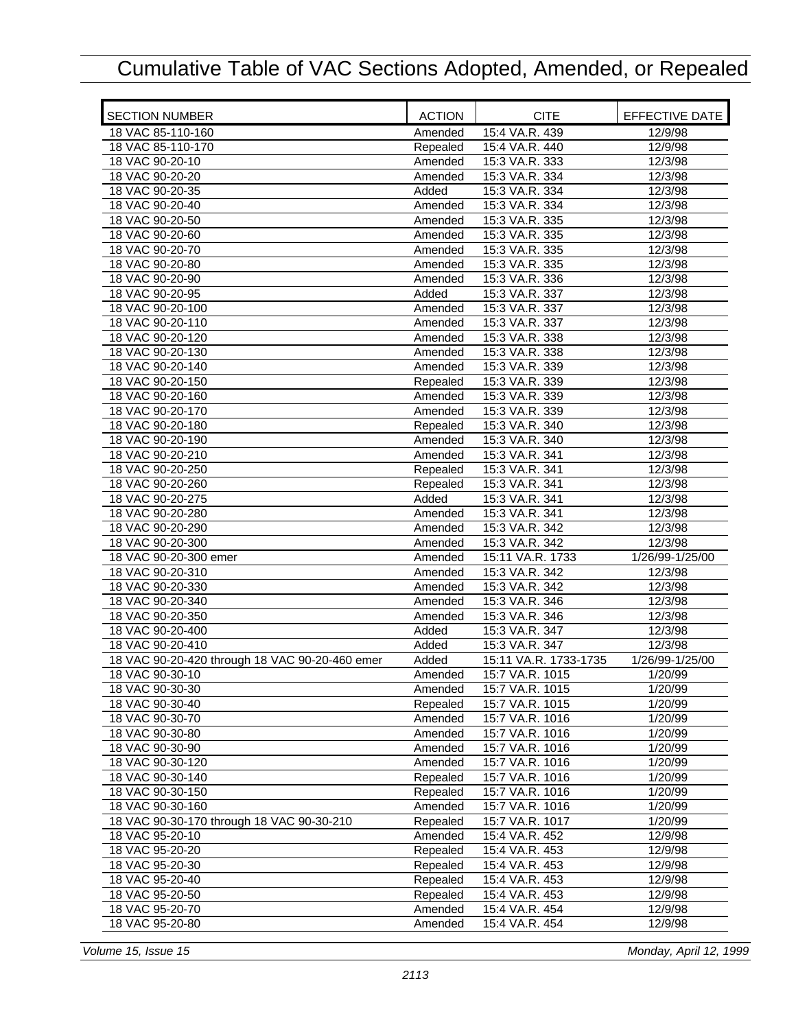# Cumulative Table of VAC Sections Adopted, Amended, or Repealed

| SECTION NUMBER | ACTION | CITE | EFFECTIVE DATE |
|---|---|---|---|
| 18 VAC 85-110-160 | Amended | 15:4 VA.R. 439 | 12/9/98 |
| 18 VAC 85-110-170 | Repealed | 15:4 VA.R. 440 | 12/9/98 |
| 18 VAC 90-20-10 | Amended | 15:3 VA.R. 333 | 12/3/98 |
| 18 VAC 90-20-20 | Amended | 15:3 VA.R. 334 | 12/3/98 |
| 18 VAC 90-20-35 | Added | 15:3 VA.R. 334 | 12/3/98 |
| 18 VAC 90-20-40 | Amended | 15:3 VA.R. 334 | 12/3/98 |
| 18 VAC 90-20-50 | Amended | 15:3 VA.R. 335 | 12/3/98 |
| 18 VAC 90-20-60 | Amended | 15:3 VA.R. 335 | 12/3/98 |
| 18 VAC 90-20-70 | Amended | 15:3 VA.R. 335 | 12/3/98 |
| 18 VAC 90-20-80 | Amended | 15:3 VA.R. 335 | 12/3/98 |
| 18 VAC 90-20-90 | Amended | 15:3 VA.R. 336 | 12/3/98 |
| 18 VAC 90-20-95 | Added | 15:3 VA.R. 337 | 12/3/98 |
| 18 VAC 90-20-100 | Amended | 15:3 VA.R. 337 | 12/3/98 |
| 18 VAC 90-20-110 | Amended | 15:3 VA.R. 337 | 12/3/98 |
| 18 VAC 90-20-120 | Amended | 15:3 VA.R. 338 | 12/3/98 |
| 18 VAC 90-20-130 | Amended | 15:3 VA.R. 338 | 12/3/98 |
| 18 VAC 90-20-140 | Amended | 15:3 VA.R. 339 | 12/3/98 |
| 18 VAC 90-20-150 | Repealed | 15:3 VA.R. 339 | 12/3/98 |
| 18 VAC 90-20-160 | Amended | 15:3 VA.R. 339 | 12/3/98 |
| 18 VAC 90-20-170 | Amended | 15:3 VA.R. 339 | 12/3/98 |
| 18 VAC 90-20-180 | Repealed | 15:3 VA.R. 340 | 12/3/98 |
| 18 VAC 90-20-190 | Amended | 15:3 VA.R. 340 | 12/3/98 |
| 18 VAC 90-20-210 | Amended | 15:3 VA.R. 341 | 12/3/98 |
| 18 VAC 90-20-250 | Repealed | 15:3 VA.R. 341 | 12/3/98 |
| 18 VAC 90-20-260 | Repealed | 15:3 VA.R. 341 | 12/3/98 |
| 18 VAC 90-20-275 | Added | 15:3 VA.R. 341 | 12/3/98 |
| 18 VAC 90-20-280 | Amended | 15:3 VA.R. 341 | 12/3/98 |
| 18 VAC 90-20-290 | Amended | 15:3 VA.R. 342 | 12/3/98 |
| 18 VAC 90-20-300 | Amended | 15:3 VA.R. 342 | 12/3/98 |
| 18 VAC 90-20-300 emer | Amended | 15:11 VA.R. 1733 | 1/26/99-1/25/00 |
| 18 VAC 90-20-310 | Amended | 15:3 VA.R. 342 | 12/3/98 |
| 18 VAC 90-20-330 | Amended | 15:3 VA.R. 342 | 12/3/98 |
| 18 VAC 90-20-340 | Amended | 15:3 VA.R. 346 | 12/3/98 |
| 18 VAC 90-20-350 | Amended | 15:3 VA.R. 346 | 12/3/98 |
| 18 VAC 90-20-400 | Added | 15:3 VA.R. 347 | 12/3/98 |
| 18 VAC 90-20-410 | Added | 15:3 VA.R. 347 | 12/3/98 |
| 18 VAC 90-20-420 through 18 VAC 90-20-460 emer | Added | 15:11 VA.R. 1733-1735 | 1/26/99-1/25/00 |
| 18 VAC 90-30-10 | Amended | 15:7 VA.R. 1015 | 1/20/99 |
| 18 VAC 90-30-30 | Amended | 15:7 VA.R. 1015 | 1/20/99 |
| 18 VAC 90-30-40 | Repealed | 15:7 VA.R. 1015 | 1/20/99 |
| 18 VAC 90-30-70 | Amended | 15:7 VA.R. 1016 | 1/20/99 |
| 18 VAC 90-30-80 | Amended | 15:7 VA.R. 1016 | 1/20/99 |
| 18 VAC 90-30-90 | Amended | 15:7 VA.R. 1016 | 1/20/99 |
| 18 VAC 90-30-120 | Amended | 15:7 VA.R. 1016 | 1/20/99 |
| 18 VAC 90-30-140 | Repealed | 15:7 VA.R. 1016 | 1/20/99 |
| 18 VAC 90-30-150 | Repealed | 15:7 VA.R. 1016 | 1/20/99 |
| 18 VAC 90-30-160 | Amended | 15:7 VA.R. 1016 | 1/20/99 |
| 18 VAC 90-30-170 through 18 VAC 90-30-210 | Repealed | 15:7 VA.R. 1017 | 1/20/99 |
| 18 VAC 95-20-10 | Amended | 15:4 VA.R. 452 | 12/9/98 |
| 18 VAC 95-20-20 | Repealed | 15:4 VA.R. 453 | 12/9/98 |
| 18 VAC 95-20-30 | Repealed | 15:4 VA.R. 453 | 12/9/98 |
| 18 VAC 95-20-40 | Repealed | 15:4 VA.R. 453 | 12/9/98 |
| 18 VAC 95-20-50 | Repealed | 15:4 VA.R. 453 | 12/9/98 |
| 18 VAC 95-20-70 | Amended | 15:4 VA.R. 454 | 12/9/98 |
| 18 VAC 95-20-80 | Amended | 15:4 VA.R. 454 | 12/9/98 |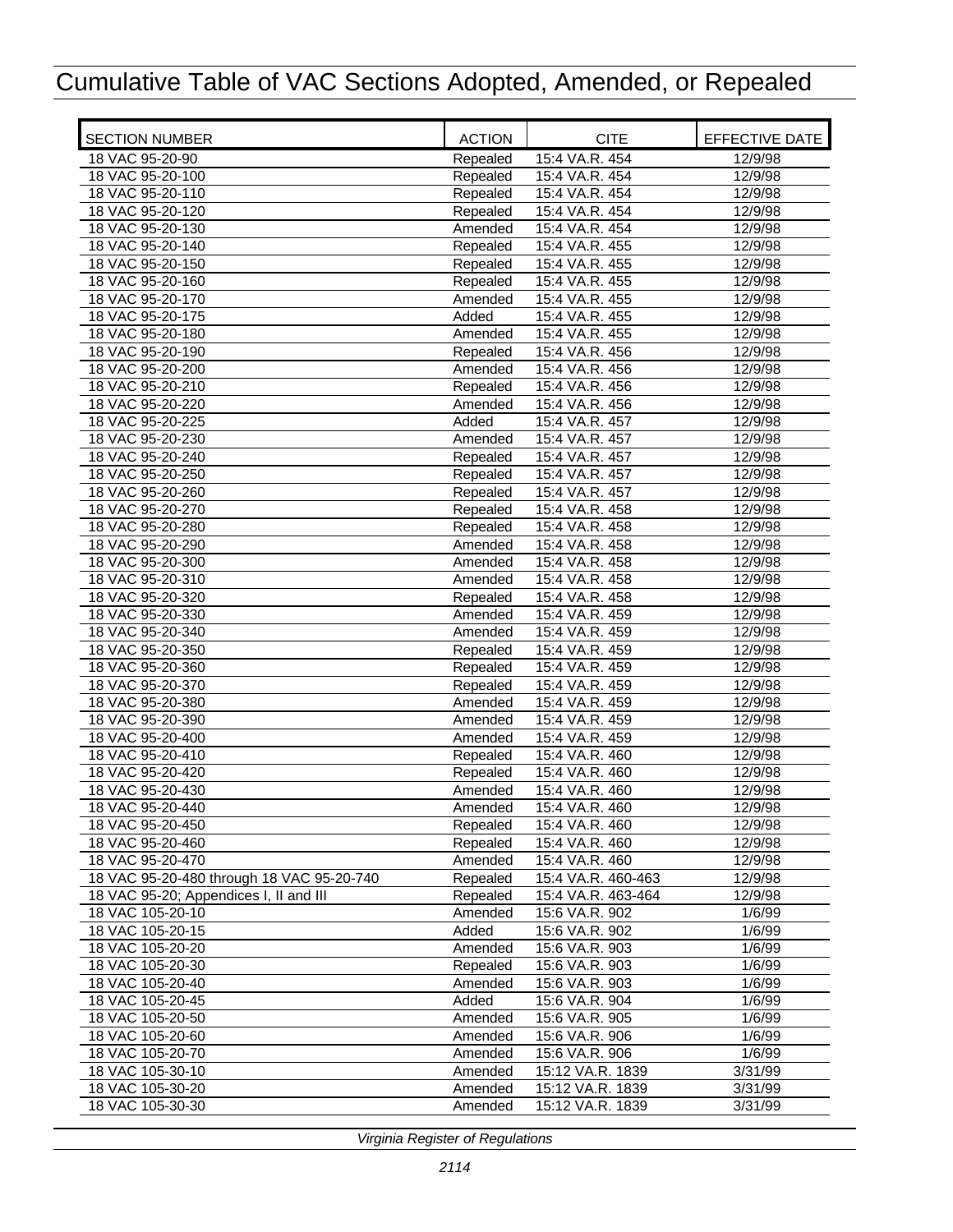# Cumulative Table of VAC Sections Adopted, Amended, or Repealed

| SECTION NUMBER | ACTION | CITE | EFFECTIVE DATE |
|---|---|---|---|
| 18 VAC 95-20-90 | Repealed | 15:4 VA.R. 454 | 12/9/98 |
| 18 VAC 95-20-100 | Repealed | 15:4 VA.R. 454 | 12/9/98 |
| 18 VAC 95-20-110 | Repealed | 15:4 VA.R. 454 | 12/9/98 |
| 18 VAC 95-20-120 | Repealed | 15:4 VA.R. 454 | 12/9/98 |
| 18 VAC 95-20-130 | Amended | 15:4 VA.R. 454 | 12/9/98 |
| 18 VAC 95-20-140 | Repealed | 15:4 VA.R. 455 | 12/9/98 |
| 18 VAC 95-20-150 | Repealed | 15:4 VA.R. 455 | 12/9/98 |
| 18 VAC 95-20-160 | Repealed | 15:4 VA.R. 455 | 12/9/98 |
| 18 VAC 95-20-170 | Amended | 15:4 VA.R. 455 | 12/9/98 |
| 18 VAC 95-20-175 | Added | 15:4 VA.R. 455 | 12/9/98 |
| 18 VAC 95-20-180 | Amended | 15:4 VA.R. 455 | 12/9/98 |
| 18 VAC 95-20-190 | Repealed | 15:4 VA.R. 456 | 12/9/98 |
| 18 VAC 95-20-200 | Amended | 15:4 VA.R. 456 | 12/9/98 |
| 18 VAC 95-20-210 | Repealed | 15:4 VA.R. 456 | 12/9/98 |
| 18 VAC 95-20-220 | Amended | 15:4 VA.R. 456 | 12/9/98 |
| 18 VAC 95-20-225 | Added | 15:4 VA.R. 457 | 12/9/98 |
| 18 VAC 95-20-230 | Amended | 15:4 VA.R. 457 | 12/9/98 |
| 18 VAC 95-20-240 | Repealed | 15:4 VA.R. 457 | 12/9/98 |
| 18 VAC 95-20-250 | Repealed | 15:4 VA.R. 457 | 12/9/98 |
| 18 VAC 95-20-260 | Repealed | 15:4 VA.R. 457 | 12/9/98 |
| 18 VAC 95-20-270 | Repealed | 15:4 VA.R. 458 | 12/9/98 |
| 18 VAC 95-20-280 | Repealed | 15:4 VA.R. 458 | 12/9/98 |
| 18 VAC 95-20-290 | Amended | 15:4 VA.R. 458 | 12/9/98 |
| 18 VAC 95-20-300 | Amended | 15:4 VA.R. 458 | 12/9/98 |
| 18 VAC 95-20-310 | Amended | 15:4 VA.R. 458 | 12/9/98 |
| 18 VAC 95-20-320 | Repealed | 15:4 VA.R. 458 | 12/9/98 |
| 18 VAC 95-20-330 | Amended | 15:4 VA.R. 459 | 12/9/98 |
| 18 VAC 95-20-340 | Amended | 15:4 VA.R. 459 | 12/9/98 |
| 18 VAC 95-20-350 | Repealed | 15:4 VA.R. 459 | 12/9/98 |
| 18 VAC 95-20-360 | Repealed | 15:4 VA.R. 459 | 12/9/98 |
| 18 VAC 95-20-370 | Repealed | 15:4 VA.R. 459 | 12/9/98 |
| 18 VAC 95-20-380 | Amended | 15:4 VA.R. 459 | 12/9/98 |
| 18 VAC 95-20-390 | Amended | 15:4 VA.R. 459 | 12/9/98 |
| 18 VAC 95-20-400 | Amended | 15:4 VA.R. 459 | 12/9/98 |
| 18 VAC 95-20-410 | Repealed | 15:4 VA.R. 460 | 12/9/98 |
| 18 VAC 95-20-420 | Repealed | 15:4 VA.R. 460 | 12/9/98 |
| 18 VAC 95-20-430 | Amended | 15:4 VA.R. 460 | 12/9/98 |
| 18 VAC 95-20-440 | Amended | 15:4 VA.R. 460 | 12/9/98 |
| 18 VAC 95-20-450 | Repealed | 15:4 VA.R. 460 | 12/9/98 |
| 18 VAC 95-20-460 | Repealed | 15:4 VA.R. 460 | 12/9/98 |
| 18 VAC 95-20-470 | Amended | 15:4 VA.R. 460 | 12/9/98 |
| 18 VAC 95-20-480 through 18 VAC 95-20-740 | Repealed | 15:4 VA.R. 460-463 | 12/9/98 |
| 18 VAC 95-20; Appendices I, II and III | Repealed | 15:4 VA.R. 463-464 | 12/9/98 |
| 18 VAC 105-20-10 | Amended | 15:6 VA.R. 902 | 1/6/99 |
| 18 VAC 105-20-15 | Added | 15:6 VA.R. 902 | 1/6/99 |
| 18 VAC 105-20-20 | Amended | 15:6 VA.R. 903 | 1/6/99 |
| 18 VAC 105-20-30 | Repealed | 15:6 VA.R. 903 | 1/6/99 |
| 18 VAC 105-20-40 | Amended | 15:6 VA.R. 903 | 1/6/99 |
| 18 VAC 105-20-45 | Added | 15:6 VA.R. 904 | 1/6/99 |
| 18 VAC 105-20-50 | Amended | 15:6 VA.R. 905 | 1/6/99 |
| 18 VAC 105-20-60 | Amended | 15:6 VA.R. 906 | 1/6/99 |
| 18 VAC 105-20-70 | Amended | 15:6 VA.R. 906 | 1/6/99 |
| 18 VAC 105-30-10 | Amended | 15:12 VA.R. 1839 | 3/31/99 |
| 18 VAC 105-30-20 | Amended | 15:12 VA.R. 1839 | 3/31/99 |
| 18 VAC 105-30-30 | Amended | 15:12 VA.R. 1839 | 3/31/99 |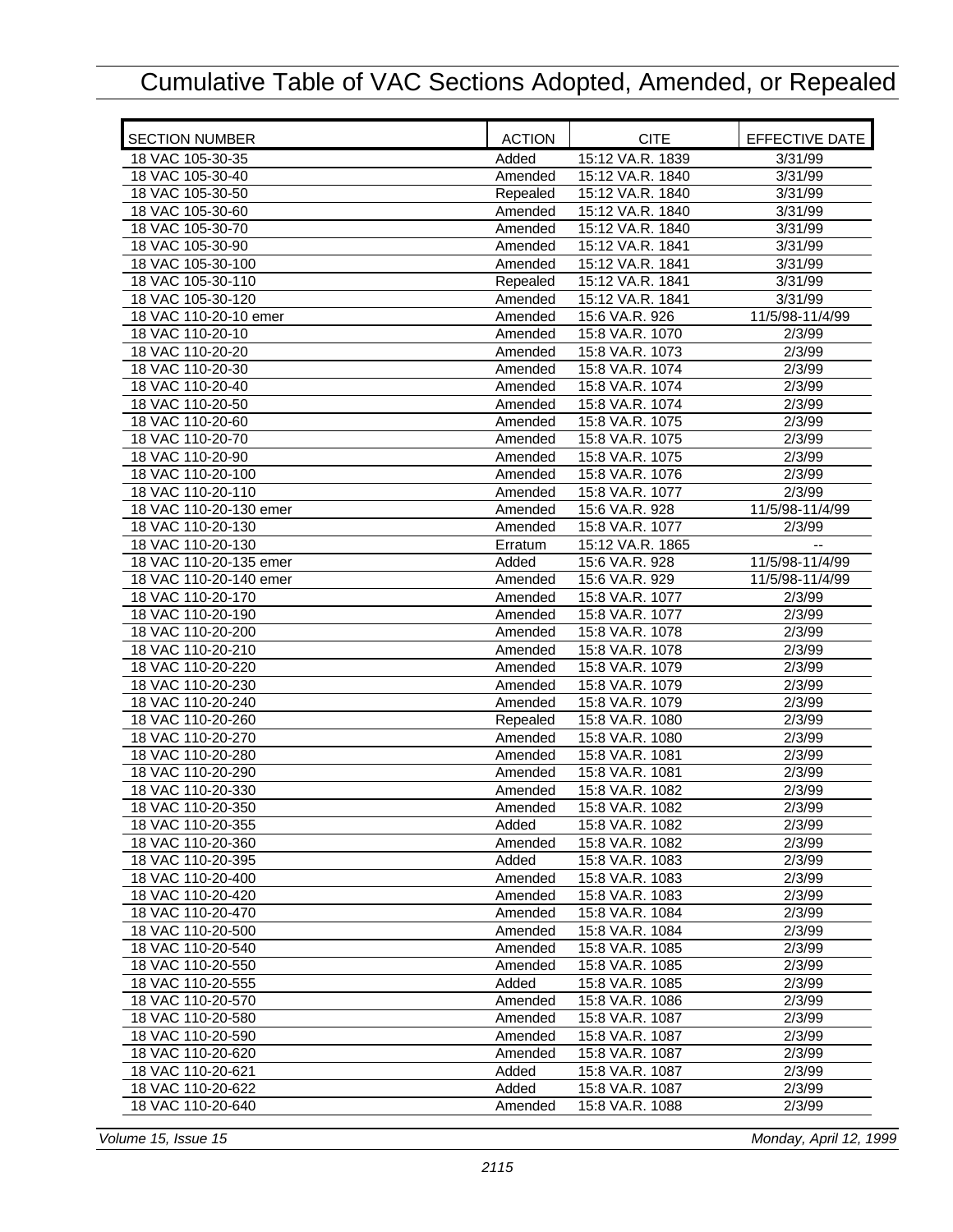# Cumulative Table of VAC Sections Adopted, Amended, or Repealed

| SECTION NUMBER | ACTION | CITE | EFFECTIVE DATE |
|---|---|---|---|
| 18 VAC 105-30-35 | Added | 15:12 VA.R. 1839 | 3/31/99 |
| 18 VAC 105-30-40 | Amended | 15:12 VA.R. 1840 | 3/31/99 |
| 18 VAC 105-30-50 | Repealed | 15:12 VA.R. 1840 | 3/31/99 |
| 18 VAC 105-30-60 | Amended | 15:12 VA.R. 1840 | 3/31/99 |
| 18 VAC 105-30-70 | Amended | 15:12 VA.R. 1840 | 3/31/99 |
| 18 VAC 105-30-90 | Amended | 15:12 VA.R. 1841 | 3/31/99 |
| 18 VAC 105-30-100 | Amended | 15:12 VA.R. 1841 | 3/31/99 |
| 18 VAC 105-30-110 | Repealed | 15:12 VA.R. 1841 | 3/31/99 |
| 18 VAC 105-30-120 | Amended | 15:12 VA.R. 1841 | 3/31/99 |
| 18 VAC 110-20-10 emer | Amended | 15:6 VA.R. 926 | 11/5/98-11/4/99 |
| 18 VAC 110-20-10 | Amended | 15:8 VA.R. 1070 | 2/3/99 |
| 18 VAC 110-20-20 | Amended | 15:8 VA.R. 1073 | 2/3/99 |
| 18 VAC 110-20-30 | Amended | 15:8 VA.R. 1074 | 2/3/99 |
| 18 VAC 110-20-40 | Amended | 15:8 VA.R. 1074 | 2/3/99 |
| 18 VAC 110-20-50 | Amended | 15:8 VA.R. 1074 | 2/3/99 |
| 18 VAC 110-20-60 | Amended | 15:8 VA.R. 1075 | 2/3/99 |
| 18 VAC 110-20-70 | Amended | 15:8 VA.R. 1075 | 2/3/99 |
| 18 VAC 110-20-90 | Amended | 15:8 VA.R. 1075 | 2/3/99 |
| 18 VAC 110-20-100 | Amended | 15:8 VA.R. 1076 | 2/3/99 |
| 18 VAC 110-20-110 | Amended | 15:8 VA.R. 1077 | 2/3/99 |
| 18 VAC 110-20-130 emer | Amended | 15:6 VA.R. 928 | 11/5/98-11/4/99 |
| 18 VAC 110-20-130 | Amended | 15:8 VA.R. 1077 | 2/3/99 |
| 18 VAC 110-20-130 | Erratum | 15:12 VA.R. 1865 | -- |
| 18 VAC 110-20-135 emer | Added | 15:6 VA.R. 928 | 11/5/98-11/4/99 |
| 18 VAC 110-20-140 emer | Amended | 15:6 VA.R. 929 | 11/5/98-11/4/99 |
| 18 VAC 110-20-170 | Amended | 15:8 VA.R. 1077 | 2/3/99 |
| 18 VAC 110-20-190 | Amended | 15:8 VA.R. 1077 | 2/3/99 |
| 18 VAC 110-20-200 | Amended | 15:8 VA.R. 1078 | 2/3/99 |
| 18 VAC 110-20-210 | Amended | 15:8 VA.R. 1078 | 2/3/99 |
| 18 VAC 110-20-220 | Amended | 15:8 VA.R. 1079 | 2/3/99 |
| 18 VAC 110-20-230 | Amended | 15:8 VA.R. 1079 | 2/3/99 |
| 18 VAC 110-20-240 | Amended | 15:8 VA.R. 1079 | 2/3/99 |
| 18 VAC 110-20-260 | Repealed | 15:8 VA.R. 1080 | 2/3/99 |
| 18 VAC 110-20-270 | Amended | 15:8 VA.R. 1080 | 2/3/99 |
| 18 VAC 110-20-280 | Amended | 15:8 VA.R. 1081 | 2/3/99 |
| 18 VAC 110-20-290 | Amended | 15:8 VA.R. 1081 | 2/3/99 |
| 18 VAC 110-20-330 | Amended | 15:8 VA.R. 1082 | 2/3/99 |
| 18 VAC 110-20-350 | Amended | 15:8 VA.R. 1082 | 2/3/99 |
| 18 VAC 110-20-355 | Added | 15:8 VA.R. 1082 | 2/3/99 |
| 18 VAC 110-20-360 | Amended | 15:8 VA.R. 1082 | 2/3/99 |
| 18 VAC 110-20-395 | Added | 15:8 VA.R. 1083 | 2/3/99 |
| 18 VAC 110-20-400 | Amended | 15:8 VA.R. 1083 | 2/3/99 |
| 18 VAC 110-20-420 | Amended | 15:8 VA.R. 1083 | 2/3/99 |
| 18 VAC 110-20-470 | Amended | 15:8 VA.R. 1084 | 2/3/99 |
| 18 VAC 110-20-500 | Amended | 15:8 VA.R. 1084 | 2/3/99 |
| 18 VAC 110-20-540 | Amended | 15:8 VA.R. 1085 | 2/3/99 |
| 18 VAC 110-20-550 | Amended | 15:8 VA.R. 1085 | 2/3/99 |
| 18 VAC 110-20-555 | Added | 15:8 VA.R. 1085 | 2/3/99 |
| 18 VAC 110-20-570 | Amended | 15:8 VA.R. 1086 | 2/3/99 |
| 18 VAC 110-20-580 | Amended | 15:8 VA.R. 1087 | 2/3/99 |
| 18 VAC 110-20-590 | Amended | 15:8 VA.R. 1087 | 2/3/99 |
| 18 VAC 110-20-620 | Amended | 15:8 VA.R. 1087 | 2/3/99 |
| 18 VAC 110-20-621 | Added | 15:8 VA.R. 1087 | 2/3/99 |
| 18 VAC 110-20-622 | Added | 15:8 VA.R. 1087 | 2/3/99 |
| 18 VAC 110-20-640 | Amended | 15:8 VA.R. 1088 | 2/3/99 |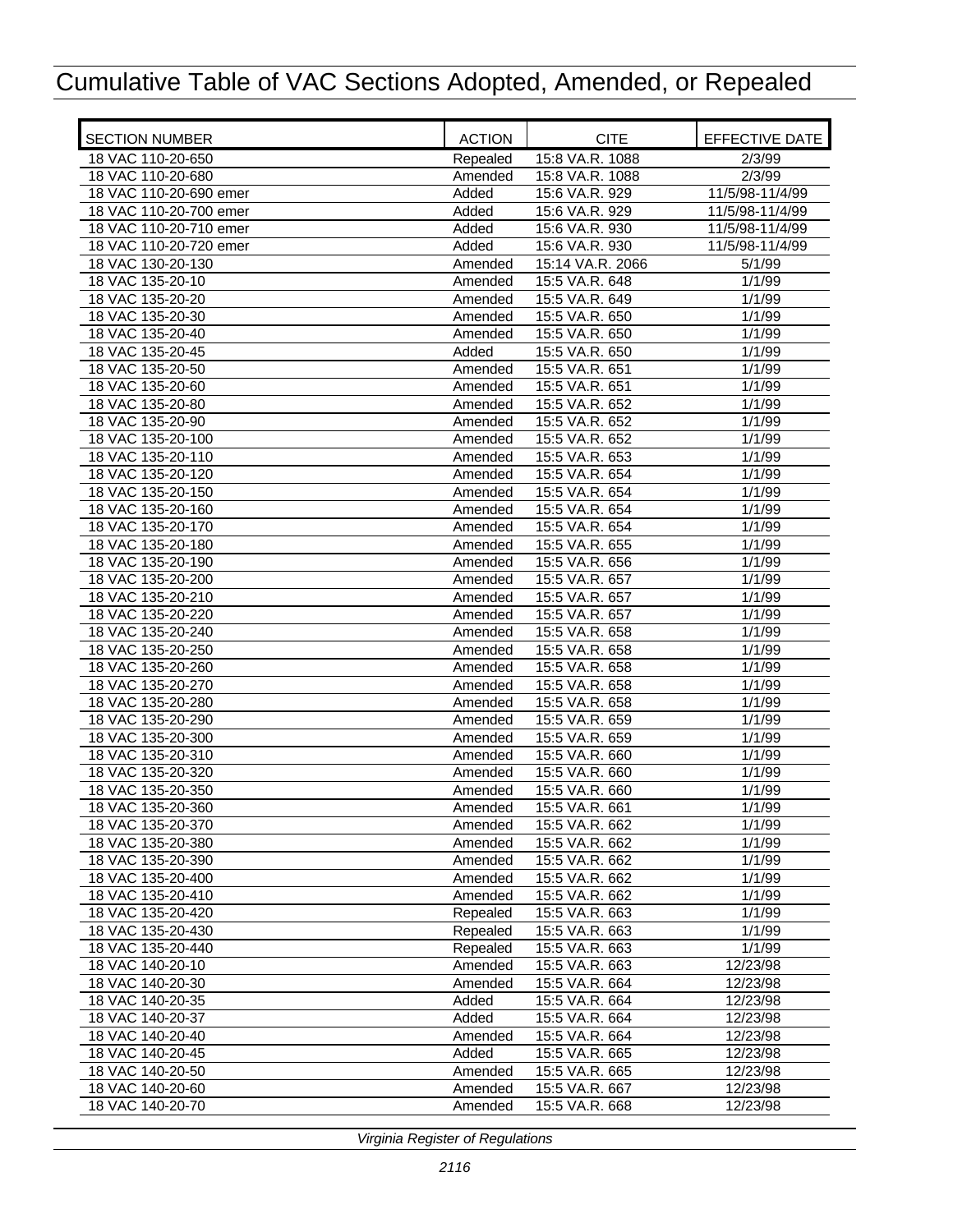# Cumulative Table of VAC Sections Adopted, Amended, or Repealed

| SECTION NUMBER | ACTION | CITE | EFFECTIVE DATE |
|---|---|---|---|
| 18 VAC 110-20-650 | Repealed | 15:8 VA.R. 1088 | 2/3/99 |
| 18 VAC 110-20-680 | Amended | 15:8 VA.R. 1088 | 2/3/99 |
| 18 VAC 110-20-690 emer | Added | 15:6 VA.R. 929 | 11/5/98-11/4/99 |
| 18 VAC 110-20-700 emer | Added | 15:6 VA.R. 929 | 11/5/98-11/4/99 |
| 18 VAC 110-20-710 emer | Added | 15:6 VA.R. 930 | 11/5/98-11/4/99 |
| 18 VAC 110-20-720 emer | Added | 15:6 VA.R. 930 | 11/5/98-11/4/99 |
| 18 VAC 130-20-130 | Amended | 15:14 VA.R. 2066 | 5/1/99 |
| 18 VAC 135-20-10 | Amended | 15:5 VA.R. 648 | 1/1/99 |
| 18 VAC 135-20-20 | Amended | 15:5 VA.R. 649 | 1/1/99 |
| 18 VAC 135-20-30 | Amended | 15:5 VA.R. 650 | 1/1/99 |
| 18 VAC 135-20-40 | Amended | 15:5 VA.R. 650 | 1/1/99 |
| 18 VAC 135-20-45 | Added | 15:5 VA.R. 650 | 1/1/99 |
| 18 VAC 135-20-50 | Amended | 15:5 VA.R. 651 | 1/1/99 |
| 18 VAC 135-20-60 | Amended | 15:5 VA.R. 651 | 1/1/99 |
| 18 VAC 135-20-80 | Amended | 15:5 VA.R. 652 | 1/1/99 |
| 18 VAC 135-20-90 | Amended | 15:5 VA.R. 652 | 1/1/99 |
| 18 VAC 135-20-100 | Amended | 15:5 VA.R. 652 | 1/1/99 |
| 18 VAC 135-20-110 | Amended | 15:5 VA.R. 653 | 1/1/99 |
| 18 VAC 135-20-120 | Amended | 15:5 VA.R. 654 | 1/1/99 |
| 18 VAC 135-20-150 | Amended | 15:5 VA.R. 654 | 1/1/99 |
| 18 VAC 135-20-160 | Amended | 15:5 VA.R. 654 | 1/1/99 |
| 18 VAC 135-20-170 | Amended | 15:5 VA.R. 654 | 1/1/99 |
| 18 VAC 135-20-180 | Amended | 15:5 VA.R. 655 | 1/1/99 |
| 18 VAC 135-20-190 | Amended | 15:5 VA.R. 656 | 1/1/99 |
| 18 VAC 135-20-200 | Amended | 15:5 VA.R. 657 | 1/1/99 |
| 18 VAC 135-20-210 | Amended | 15:5 VA.R. 657 | 1/1/99 |
| 18 VAC 135-20-220 | Amended | 15:5 VA.R. 657 | 1/1/99 |
| 18 VAC 135-20-240 | Amended | 15:5 VA.R. 658 | 1/1/99 |
| 18 VAC 135-20-250 | Amended | 15:5 VA.R. 658 | 1/1/99 |
| 18 VAC 135-20-260 | Amended | 15:5 VA.R. 658 | 1/1/99 |
| 18 VAC 135-20-270 | Amended | 15:5 VA.R. 658 | 1/1/99 |
| 18 VAC 135-20-280 | Amended | 15:5 VA.R. 658 | 1/1/99 |
| 18 VAC 135-20-290 | Amended | 15:5 VA.R. 659 | 1/1/99 |
| 18 VAC 135-20-300 | Amended | 15:5 VA.R. 659 | 1/1/99 |
| 18 VAC 135-20-310 | Amended | 15:5 VA.R. 660 | 1/1/99 |
| 18 VAC 135-20-320 | Amended | 15:5 VA.R. 660 | 1/1/99 |
| 18 VAC 135-20-350 | Amended | 15:5 VA.R. 660 | 1/1/99 |
| 18 VAC 135-20-360 | Amended | 15:5 VA.R. 661 | 1/1/99 |
| 18 VAC 135-20-370 | Amended | 15:5 VA.R. 662 | 1/1/99 |
| 18 VAC 135-20-380 | Amended | 15:5 VA.R. 662 | 1/1/99 |
| 18 VAC 135-20-390 | Amended | 15:5 VA.R. 662 | 1/1/99 |
| 18 VAC 135-20-400 | Amended | 15:5 VA.R. 662 | 1/1/99 |
| 18 VAC 135-20-410 | Amended | 15:5 VA.R. 662 | 1/1/99 |
| 18 VAC 135-20-420 | Repealed | 15:5 VA.R. 663 | 1/1/99 |
| 18 VAC 135-20-430 | Repealed | 15:5 VA.R. 663 | 1/1/99 |
| 18 VAC 135-20-440 | Repealed | 15:5 VA.R. 663 | 1/1/99 |
| 18 VAC 140-20-10 | Amended | 15:5 VA.R. 663 | 12/23/98 |
| 18 VAC 140-20-30 | Amended | 15:5 VA.R. 664 | 12/23/98 |
| 18 VAC 140-20-35 | Added | 15:5 VA.R. 664 | 12/23/98 |
| 18 VAC 140-20-37 | Added | 15:5 VA.R. 664 | 12/23/98 |
| 18 VAC 140-20-40 | Amended | 15:5 VA.R. 664 | 12/23/98 |
| 18 VAC 140-20-45 | Added | 15:5 VA.R. 665 | 12/23/98 |
| 18 VAC 140-20-50 | Amended | 15:5 VA.R. 665 | 12/23/98 |
| 18 VAC 140-20-60 | Amended | 15:5 VA.R. 667 | 12/23/98 |
| 18 VAC 140-20-70 | Amended | 15:5 VA.R. 668 | 12/23/98 |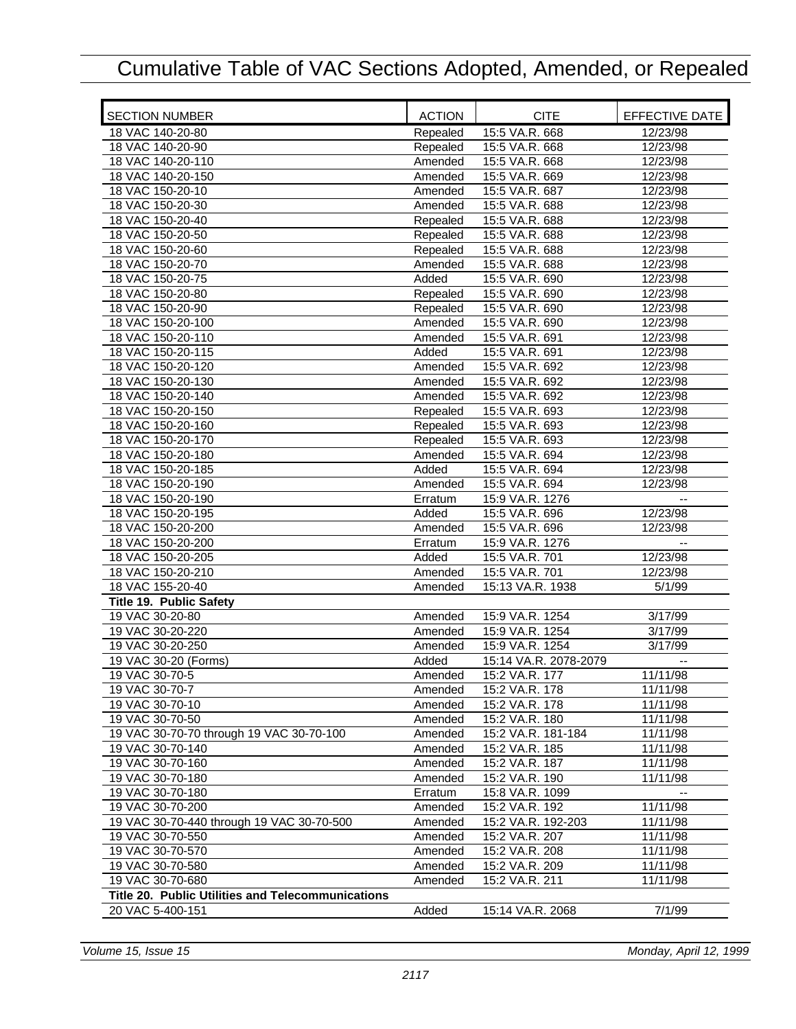# Cumulative Table of VAC Sections Adopted, Amended, or Repealed

| SECTION NUMBER | ACTION | CITE | EFFECTIVE DATE |
|---|---|---|---|
| 18 VAC 140-20-80 | Repealed | 15:5 VA.R. 668 | 12/23/98 |
| 18 VAC 140-20-90 | Repealed | 15:5 VA.R. 668 | 12/23/98 |
| 18 VAC 140-20-110 | Amended | 15:5 VA.R. 668 | 12/23/98 |
| 18 VAC 140-20-150 | Amended | 15:5 VA.R. 669 | 12/23/98 |
| 18 VAC 150-20-10 | Amended | 15:5 VA.R. 687 | 12/23/98 |
| 18 VAC 150-20-30 | Amended | 15:5 VA.R. 688 | 12/23/98 |
| 18 VAC 150-20-40 | Repealed | 15:5 VA.R. 688 | 12/23/98 |
| 18 VAC 150-20-50 | Repealed | 15:5 VA.R. 688 | 12/23/98 |
| 18 VAC 150-20-60 | Repealed | 15:5 VA.R. 688 | 12/23/98 |
| 18 VAC 150-20-70 | Amended | 15:5 VA.R. 688 | 12/23/98 |
| 18 VAC 150-20-75 | Added | 15:5 VA.R. 690 | 12/23/98 |
| 18 VAC 150-20-80 | Repealed | 15:5 VA.R. 690 | 12/23/98 |
| 18 VAC 150-20-90 | Repealed | 15:5 VA.R. 690 | 12/23/98 |
| 18 VAC 150-20-100 | Amended | 15:5 VA.R. 690 | 12/23/98 |
| 18 VAC 150-20-110 | Amended | 15:5 VA.R. 691 | 12/23/98 |
| 18 VAC 150-20-115 | Added | 15:5 VA.R. 691 | 12/23/98 |
| 18 VAC 150-20-120 | Amended | 15:5 VA.R. 692 | 12/23/98 |
| 18 VAC 150-20-130 | Amended | 15:5 VA.R. 692 | 12/23/98 |
| 18 VAC 150-20-140 | Amended | 15:5 VA.R. 692 | 12/23/98 |
| 18 VAC 150-20-150 | Repealed | 15:5 VA.R. 693 | 12/23/98 |
| 18 VAC 150-20-160 | Repealed | 15:5 VA.R. 693 | 12/23/98 |
| 18 VAC 150-20-170 | Repealed | 15:5 VA.R. 693 | 12/23/98 |
| 18 VAC 150-20-180 | Amended | 15:5 VA.R. 694 | 12/23/98 |
| 18 VAC 150-20-185 | Added | 15:5 VA.R. 694 | 12/23/98 |
| 18 VAC 150-20-190 | Amended | 15:5 VA.R. 694 | 12/23/98 |
| 18 VAC 150-20-190 | Erratum | 15:9 VA.R. 1276 | -- |
| 18 VAC 150-20-195 | Added | 15:5 VA.R. 696 | 12/23/98 |
| 18 VAC 150-20-200 | Amended | 15:5 VA.R. 696 | 12/23/98 |
| 18 VAC 150-20-200 | Erratum | 15:9 VA.R. 1276 | -- |
| 18 VAC 150-20-205 | Added | 15:5 VA.R. 701 | 12/23/98 |
| 18 VAC 150-20-210 | Amended | 15:5 VA.R. 701 | 12/23/98 |
| 18 VAC 155-20-40 | Amended | 15:13 VA.R. 1938 | 5/1/99 |
| **Title 19. Public Safety** | | | |
| 19 VAC 30-20-80 | Amended | 15:9 VA.R. 1254 | 3/17/99 |
| 19 VAC 30-20-220 | Amended | 15:9 VA.R. 1254 | 3/17/99 |
| 19 VAC 30-20-250 | Amended | 15:9 VA.R. 1254 | 3/17/99 |
| 19 VAC 30-20 (Forms) | Added | 15:14 VA.R. 2078-2079 | -- |
| 19 VAC 30-70-5 | Amended | 15:2 VA.R. 177 | 11/11/98 |
| 19 VAC 30-70-7 | Amended | 15:2 VA.R. 178 | 11/11/98 |
| 19 VAC 30-70-10 | Amended | 15:2 VA.R. 178 | 11/11/98 |
| 19 VAC 30-70-50 | Amended | 15:2 VA.R. 180 | 11/11/98 |
| 19 VAC 30-70-70 through 19 VAC 30-70-100 | Amended | 15:2 VA.R. 181-184 | 11/11/98 |
| 19 VAC 30-70-140 | Amended | 15:2 VA.R. 185 | 11/11/98 |
| 19 VAC 30-70-160 | Amended | 15:2 VA.R. 187 | 11/11/98 |
| 19 VAC 30-70-180 | Amended | 15:2 VA.R. 190 | 11/11/98 |
| 19 VAC 30-70-180 | Erratum | 15:8 VA.R. 1099 | -- |
| 19 VAC 30-70-200 | Amended | 15:2 VA.R. 192 | 11/11/98 |
| 19 VAC 30-70-440 through 19 VAC 30-70-500 | Amended | 15:2 VA.R. 192-203 | 11/11/98 |
| 19 VAC 30-70-550 | Amended | 15:2 VA.R. 207 | 11/11/98 |
| 19 VAC 30-70-570 | Amended | 15:2 VA.R. 208 | 11/11/98 |
| 19 VAC 30-70-580 | Amended | 15:2 VA.R. 209 | 11/11/98 |
| 19 VAC 30-70-680 | Amended | 15:2 VA.R. 211 | 11/11/98 |
| **Title 20. Public Utilities and Telecommunications** | | | |
| 20 VAC 5-400-151 | Added | 15:14 VA.R. 2068 | 7/1/99 |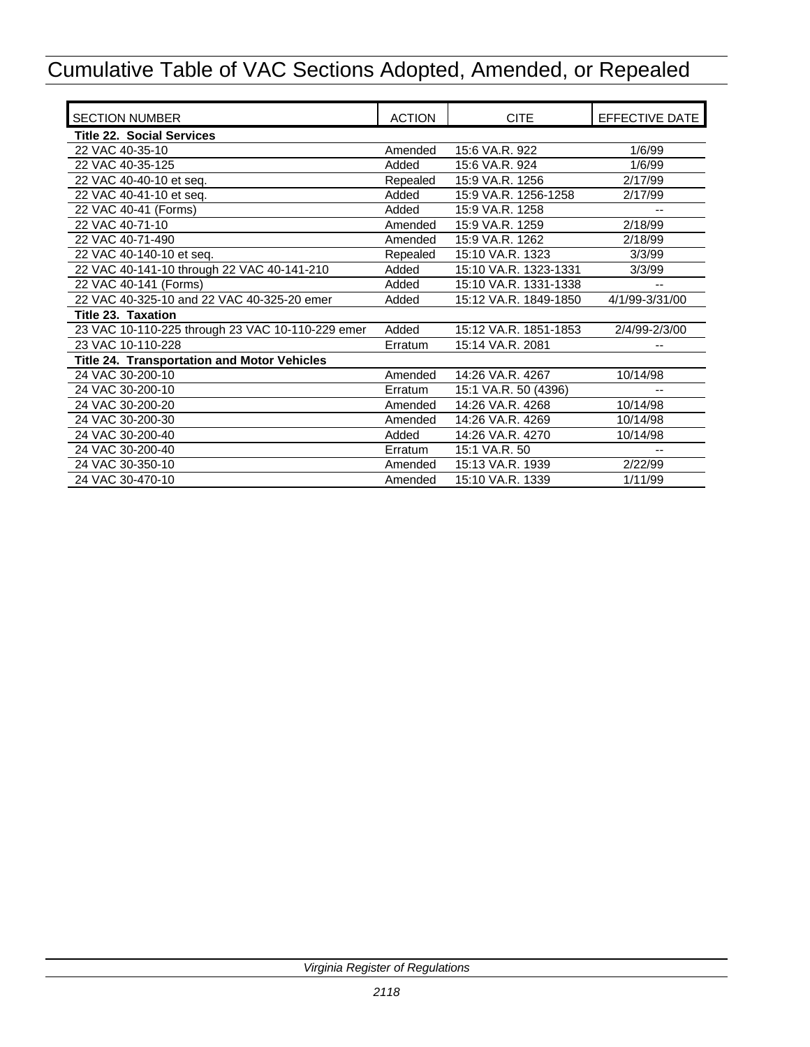# Cumulative Table of VAC Sections Adopted, Amended, or Repealed

| SECTION NUMBER | ACTION | CITE | EFFECTIVE DATE |
|---|---|---|---|
| **Title 22. Social Services** | | | |
| 22 VAC 40-35-10 | Amended | 15:6 VA.R. 922 | 1/6/99 |
| 22 VAC 40-35-125 | Added | 15:6 VA.R. 924 | 1/6/99 |
| 22 VAC 40-40-10 et seq. | Repealed | 15:9 VA.R. 1256 | 2/17/99 |
| 22 VAC 40-41-10 et seq. | Added | 15:9 VA.R. 1256-1258 | 2/17/99 |
| 22 VAC 40-41 (Forms) | Added | 15:9 VA.R. 1258 | -- |
| 22 VAC 40-71-10 | Amended | 15:9 VA.R. 1259 | 2/18/99 |
| 22 VAC 40-71-490 | Amended | 15:9 VA.R. 1262 | 2/18/99 |
| 22 VAC 40-140-10 et seq. | Repealed | 15:10 VA.R. 1323 | 3/3/99 |
| 22 VAC 40-141-10 through 22 VAC 40-141-210 | Added | 15:10 VA.R. 1323-1331 | 3/3/99 |
| 22 VAC 40-141 (Forms) | Added | 15:10 VA.R. 1331-1338 | -- |
| 22 VAC 40-325-10 and 22 VAC 40-325-20 emer | Added | 15:12 VA.R. 1849-1850 | 4/1/99-3/31/00 |
| **Title 23. Taxation** | | | |
| 23 VAC 10-110-225 through 23 VAC 10-110-229 emer | Added | 15:12 VA.R. 1851-1853 | 2/4/99-2/3/00 |
| 23 VAC 10-110-228 | Erratum | 15:14 VA.R. 2081 | -- |
| **Title 24. Transportation and Motor Vehicles** | | | |
| 24 VAC 30-200-10 | Amended | 14:26 VA.R. 4267 | 10/14/98 |
| 24 VAC 30-200-10 | Erratum | 15:1 VA.R. 50 (4396) | -- |
| 24 VAC 30-200-20 | Amended | 14:26 VA.R. 4268 | 10/14/98 |
| 24 VAC 30-200-30 | Amended | 14:26 VA.R. 4269 | 10/14/98 |
| 24 VAC 30-200-40 | Added | 14:26 VA.R. 4270 | 10/14/98 |
| 24 VAC 30-200-40 | Erratum | 15:1 VA.R. 50 | -- |
| 24 VAC 30-350-10 | Amended | 15:13 VA.R. 1939 | 2/22/99 |
| 24 VAC 30-470-10 | Amended | 15:10 VA.R. 1339 | 1/11/99 |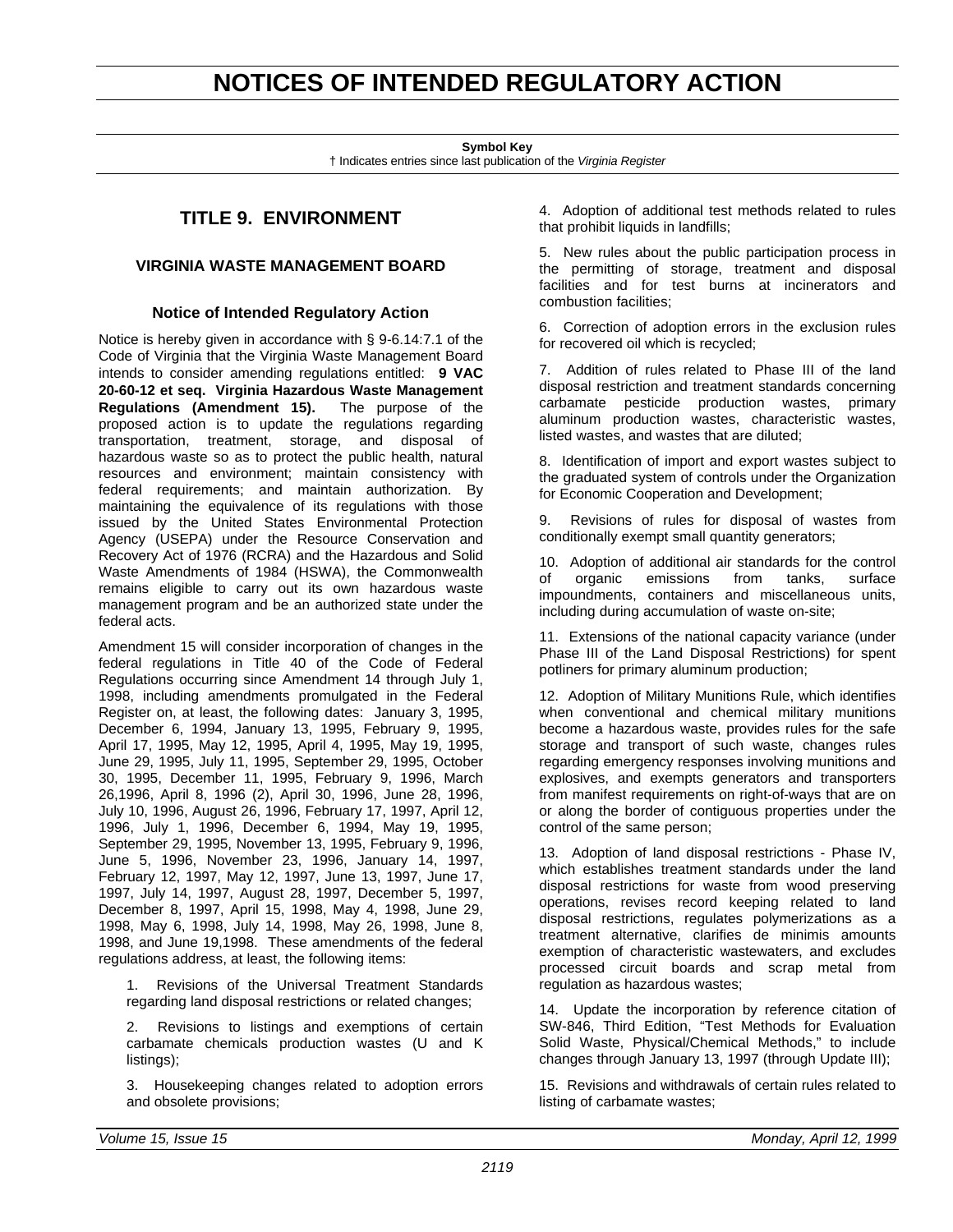# NOTICES OF INTENDED REGULATORY ACTION

**Symbol Key**
† Indicates entries since last publication of the *Virginia Register*

## TITLE 9. ENVIRONMENT

### VIRGINIA WASTE MANAGEMENT BOARD

#### Notice of Intended Regulatory Action

Notice is hereby given in accordance with § 9-6.14:7.1 of the Code of Virginia that the Virginia Waste Management Board intends to consider amending regulations entitled: **9 VAC 20-60-12 et seq. Virginia Hazardous Waste Management Regulations (Amendment 15).** The purpose of the proposed action is to update the regulations regarding transportation, treatment, storage, and disposal of hazardous waste so as to protect the public health, natural resources and environment; maintain consistency with federal requirements; and maintain authorization. By maintaining the equivalence of its regulations with those issued by the United States Environmental Protection Agency (USEPA) under the Resource Conservation and Recovery Act of 1976 (RCRA) and the Hazardous and Solid Waste Amendments of 1984 (HSWA), the Commonwealth remains eligible to carry out its own hazardous waste management program and be an authorized state under the federal acts.

Amendment 15 will consider incorporation of changes in the federal regulations in Title 40 of the Code of Federal Regulations occurring since Amendment 14 through July 1, 1998, including amendments promulgated in the Federal Register on, at least, the following dates: January 3, 1995, December 6, 1994, January 13, 1995, February 9, 1995, April 17, 1995, May 12, 1995, April 4, 1995, May 19, 1995, June 29, 1995, July 11, 1995, September 29, 1995, October 30, 1995, December 11, 1995, February 9, 1996, March 26,1996, April 8, 1996 (2), April 30, 1996, June 28, 1996, July 10, 1996, August 26, 1996, February 17, 1997, April 12, 1996, July 1, 1996, December 6, 1994, May 19, 1995, September 29, 1995, November 13, 1995, February 9, 1996, June 5, 1996, November 23, 1996, January 14, 1997, February 12, 1997, May 12, 1997, June 13, 1997, June 17, 1997, July 14, 1997, August 28, 1997, December 5, 1997, December 8, 1997, April 15, 1998, May 4, 1998, June 29, 1998, May 6, 1998, July 14, 1998, May 26, 1998, June 8, 1998, and June 19,1998. These amendments of the federal regulations address, at least, the following items:

1. Revisions of the Universal Treatment Standards regarding land disposal restrictions or related changes;

2. Revisions to listings and exemptions of certain carbamate chemicals production wastes (U and K listings);

3. Housekeeping changes related to adoption errors and obsolete provisions;

4. Adoption of additional test methods related to rules that prohibit liquids in landfills;

5. New rules about the public participation process in the permitting of storage, treatment and disposal facilities and for test burns at incinerators and combustion facilities;

6. Correction of adoption errors in the exclusion rules for recovered oil which is recycled;

7. Addition of rules related to Phase III of the land disposal restriction and treatment standards concerning carbamate pesticide production wastes, primary aluminum production wastes, characteristic wastes, listed wastes, and wastes that are diluted;

8. Identification of import and export wastes subject to the graduated system of controls under the Organization for Economic Cooperation and Development;

9. Revisions of rules for disposal of wastes from conditionally exempt small quantity generators;

10. Adoption of additional air standards for the control of organic emissions from tanks, surface impoundments, containers and miscellaneous units, including during accumulation of waste on-site;

11. Extensions of the national capacity variance (under Phase III of the Land Disposal Restrictions) for spent potliners for primary aluminum production;

12. Adoption of Military Munitions Rule, which identifies when conventional and chemical military munitions become a hazardous waste, provides rules for the safe storage and transport of such waste, changes rules regarding emergency responses involving munitions and explosives, and exempts generators and transporters from manifest requirements on right-of-ways that are on or along the border of contiguous properties under the control of the same person;

13. Adoption of land disposal restrictions - Phase IV, which establishes treatment standards under the land disposal restrictions for waste from wood preserving operations, revises record keeping related to land disposal restrictions, regulates polymerizations as a treatment alternative, clarifies de minimis amounts exemption of characteristic wastewaters, and excludes processed circuit boards and scrap metal from regulation as hazardous wastes;

14. Update the incorporation by reference citation of SW-846, Third Edition, "Test Methods for Evaluation Solid Waste, Physical/Chemical Methods," to include changes through January 13, 1997 (through Update III);

15. Revisions and withdrawals of certain rules related to listing of carbamate wastes;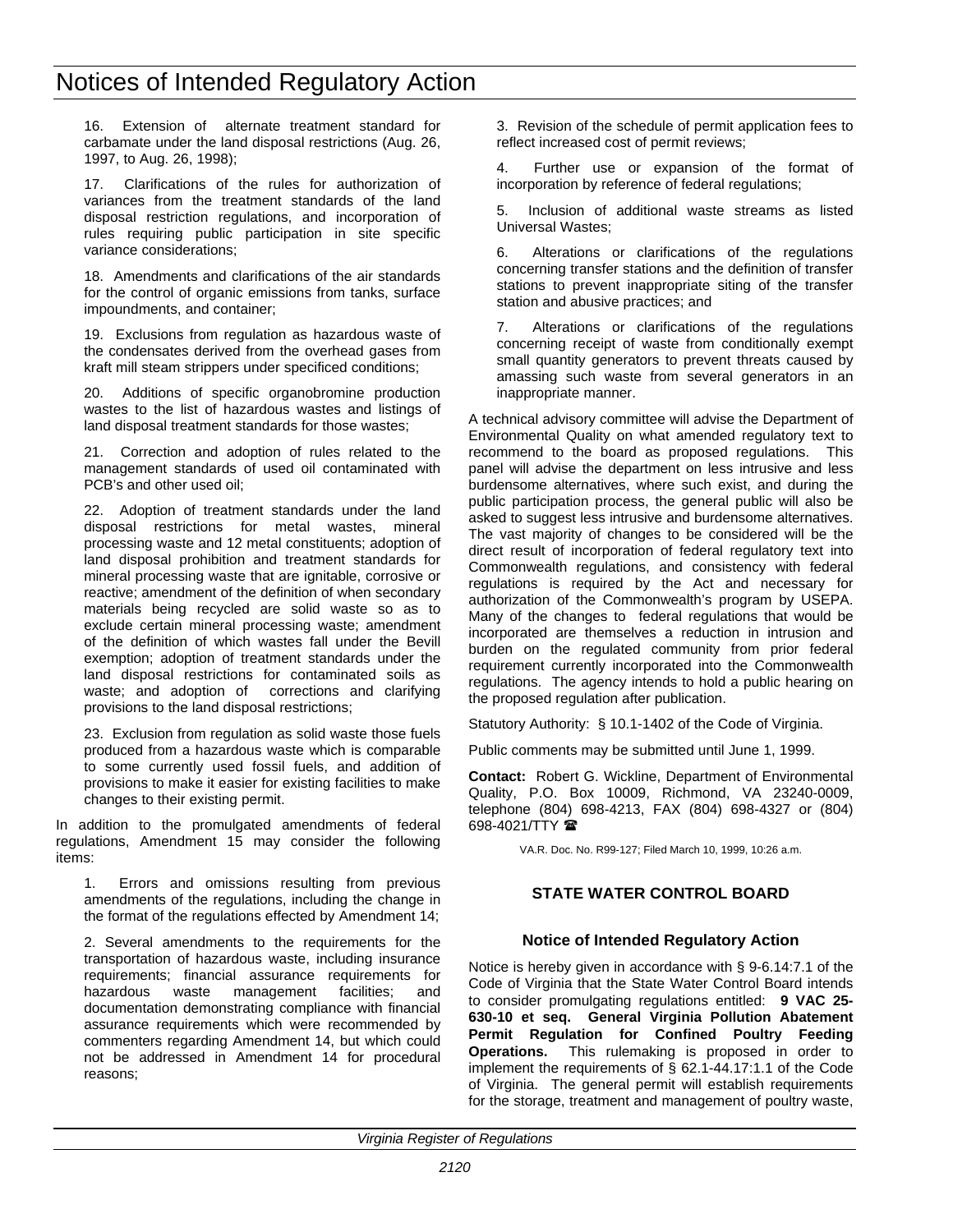16. Extension of alternate treatment standard for carbamate under the land disposal restrictions (Aug. 26, 1997, to Aug. 26, 1998);

17. Clarifications of the rules for authorization of variances from the treatment standards of the land disposal restriction regulations, and incorporation of rules requiring public participation in site specific variance considerations;

18. Amendments and clarifications of the air standards for the control of organic emissions from tanks, surface impoundments, and container;

19. Exclusions from regulation as hazardous waste of the condensates derived from the overhead gases from kraft mill steam strippers under specificed conditions;

20. Additions of specific organobromine production wastes to the list of hazardous wastes and listings of land disposal treatment standards for those wastes;

21. Correction and adoption of rules related to the management standards of used oil contaminated with PCB's and other used oil;

22. Adoption of treatment standards under the land disposal restrictions for metal wastes, mineral processing waste and 12 metal constituents; adoption of land disposal prohibition and treatment standards for mineral processing waste that are ignitable, corrosive or reactive; amendment of the definition of when secondary materials being recycled are solid waste so as to exclude certain mineral processing waste; amendment of the definition of which wastes fall under the Bevill exemption; adoption of treatment standards under the land disposal restrictions for contaminated soils as waste; and adoption of corrections and clarifying provisions to the land disposal restrictions;

23. Exclusion from regulation as solid waste those fuels produced from a hazardous waste which is comparable to some currently used fossil fuels, and addition of provisions to make it easier for existing facilities to make changes to their existing permit.

In addition to the promulgated amendments of federal regulations, Amendment 15 may consider the following items:

1. Errors and omissions resulting from previous amendments of the regulations, including the change in the format of the regulations effected by Amendment 14;

2. Several amendments to the requirements for the transportation of hazardous waste, including insurance requirements; financial assurance requirements for hazardous waste management facilities; and documentation demonstrating compliance with financial assurance requirements which were recommended by commenters regarding Amendment 14, but which could not be addressed in Amendment 14 for procedural reasons;

3. Revision of the schedule of permit application fees to reflect increased cost of permit reviews;

4. Further use or expansion of the format of incorporation by reference of federal regulations;

5. Inclusion of additional waste streams as listed Universal Wastes;

6. Alterations or clarifications of the regulations concerning transfer stations and the definition of transfer stations to prevent inappropriate siting of the transfer station and abusive practices; and

7. Alterations or clarifications of the regulations concerning receipt of waste from conditionally exempt small quantity generators to prevent threats caused by amassing such waste from several generators in an inappropriate manner.

A technical advisory committee will advise the Department of Environmental Quality on what amended regulatory text to recommend to the board as proposed regulations. This panel will advise the department on less intrusive and less burdensome alternatives, where such exist, and during the public participation process, the general public will also be asked to suggest less intrusive and burdensome alternatives. The vast majority of changes to be considered will be the direct result of incorporation of federal regulatory text into Commonwealth regulations, and consistency with federal regulations is required by the Act and necessary for authorization of the Commonwealth's program by USEPA. Many of the changes to federal regulations that would be incorporated are themselves a reduction in intrusion and burden on the regulated community from prior federal requirement currently incorporated into the Commonwealth regulations. The agency intends to hold a public hearing on the proposed regulation after publication.

Statutory Authority: § 10.1-1402 of the Code of Virginia.

Public comments may be submitted until June 1, 1999.

**Contact:** Robert G. Wickline, Department of Environmental Quality, P.O. Box 10009, Richmond, VA 23240-0009, telephone (804) 698-4213, FAX (804) 698-4327 or (804) 698-4021/TTY ☎

VA.R. Doc. No. R99-127; Filed March 10, 1999, 10:26 a.m.

## STATE WATER CONTROL BOARD

### Notice of Intended Regulatory Action

Notice is hereby given in accordance with § 9-6.14:7.1 of the Code of Virginia that the State Water Control Board intends to consider promulgating regulations entitled: **9 VAC 25-630-10 et seq. General Virginia Pollution Abatement Permit Regulation for Confined Poultry Feeding Operations.** This rulemaking is proposed in order to implement the requirements of § 62.1-44.17:1.1 of the Code of Virginia. The general permit will establish requirements for the storage, treatment and management of poultry waste,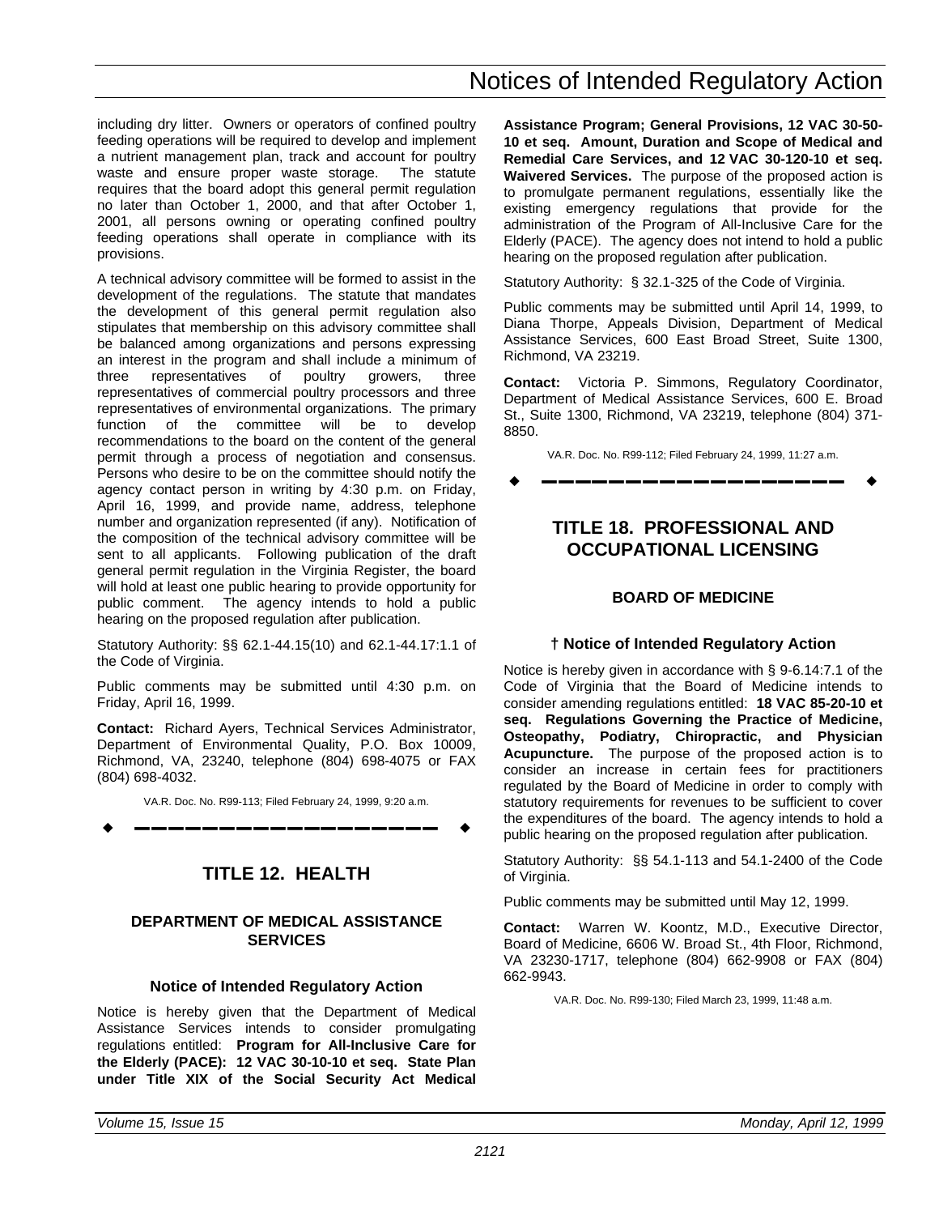including dry litter. Owners or operators of confined poultry feeding operations will be required to develop and implement a nutrient management plan, track and account for poultry waste and ensure proper waste storage. The statute requires that the board adopt this general permit regulation no later than October 1, 2000, and that after October 1, 2001, all persons owning or operating confined poultry feeding operations shall operate in compliance with its provisions.

A technical advisory committee will be formed to assist in the development of the regulations. The statute that mandates the development of this general permit regulation also stipulates that membership on this advisory committee shall be balanced among organizations and persons expressing an interest in the program and shall include a minimum of three representatives of poultry growers, three representatives of commercial poultry processors and three representatives of environmental organizations. The primary function of the committee will be to develop recommendations to the board on the content of the general permit through a process of negotiation and consensus. Persons who desire to be on the committee should notify the agency contact person in writing by 4:30 p.m. on Friday, April 16, 1999, and provide name, address, telephone number and organization represented (if any). Notification of the composition of the technical advisory committee will be sent to all applicants. Following publication of the draft general permit regulation in the Virginia Register, the board will hold at least one public hearing to provide opportunity for public comment. The agency intends to hold a public hearing on the proposed regulation after publication.

Statutory Authority: §§ 62.1-44.15(10) and 62.1-44.17:1.1 of the Code of Virginia.

Public comments may be submitted until 4:30 p.m. on Friday, April 16, 1999.

**Contact:** Richard Ayers, Technical Services Administrator, Department of Environmental Quality, P.O. Box 10009, Richmond, VA, 23240, telephone (804) 698-4075 or FAX (804) 698-4032.

VA.R. Doc. No. R99-113; Filed February 24, 1999, 9:20 a.m.

---

# TITLE 12. HEALTH

## DEPARTMENT OF MEDICAL ASSISTANCE SERVICES

### Notice of Intended Regulatory Action

Notice is hereby given that the Department of Medical Assistance Services intends to consider promulgating regulations entitled: **Program for All-Inclusive Care for the Elderly (PACE): 12 VAC 30-10-10 et seq. State Plan under Title XIX of the Social Security Act Medical Assistance Program; General Provisions, 12 VAC 30-50-10 et seq. Amount, Duration and Scope of Medical and Remedial Care Services, and 12 VAC 30-120-10 et seq. Waivered Services.** The purpose of the proposed action is to promulgate permanent regulations, essentially like the existing emergency regulations that provide for the administration of the Program of All-Inclusive Care for the Elderly (PACE). The agency does not intend to hold a public hearing on the proposed regulation after publication.

Statutory Authority: § 32.1-325 of the Code of Virginia.

Public comments may be submitted until April 14, 1999, to Diana Thorpe, Appeals Division, Department of Medical Assistance Services, 600 East Broad Street, Suite 1300, Richmond, VA 23219.

**Contact:** Victoria P. Simmons, Regulatory Coordinator, Department of Medical Assistance Services, 600 E. Broad St., Suite 1300, Richmond, VA 23219, telephone (804) 371-8850.

VA.R. Doc. No. R99-112; Filed February 24, 1999, 11:27 a.m.

---

# TITLE 18. PROFESSIONAL AND OCCUPATIONAL LICENSING

## BOARD OF MEDICINE

### † Notice of Intended Regulatory Action

Notice is hereby given in accordance with § 9-6.14:7.1 of the Code of Virginia that the Board of Medicine intends to consider amending regulations entitled: **18 VAC 85-20-10 et seq. Regulations Governing the Practice of Medicine, Osteopathy, Podiatry, Chiropractic, and Physician Acupuncture.** The purpose of the proposed action is to consider an increase in certain fees for practitioners regulated by the Board of Medicine in order to comply with statutory requirements for revenues to be sufficient to cover the expenditures of the board. The agency intends to hold a public hearing on the proposed regulation after publication.

Statutory Authority: §§ 54.1-113 and 54.1-2400 of the Code of Virginia.

Public comments may be submitted until May 12, 1999.

**Contact:** Warren W. Koontz, M.D., Executive Director, Board of Medicine, 6606 W. Broad St., 4th Floor, Richmond, VA 23230-1717, telephone (804) 662-9908 or FAX (804) 662-9943.

VA.R. Doc. No. R99-130; Filed March 23, 1999, 11:48 a.m.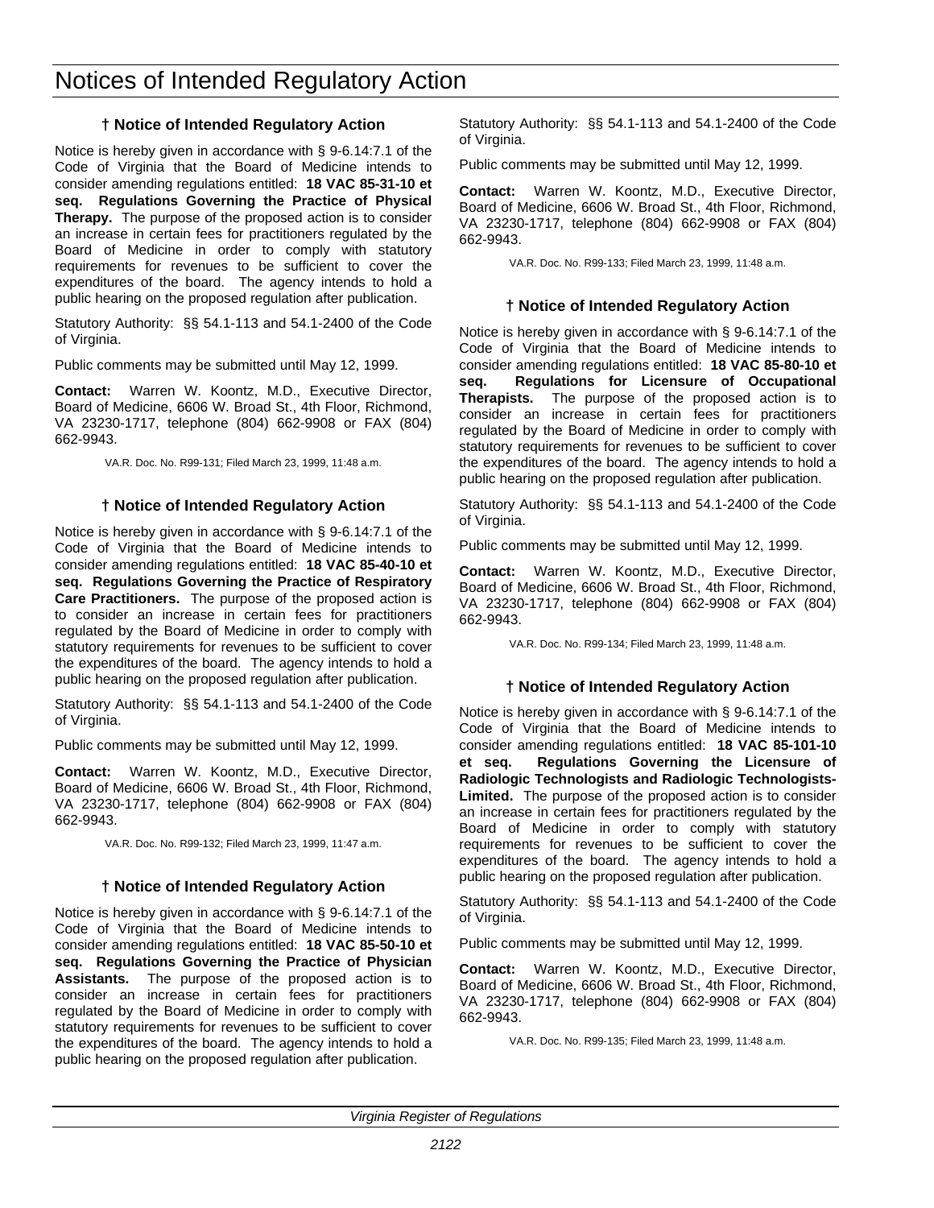# Notices of Intended Regulatory Action

### † Notice of Intended Regulatory Action

Notice is hereby given in accordance with § 9-6.14:7.1 of the Code of Virginia that the Board of Medicine intends to consider amending regulations entitled: **18 VAC 85-31-10 et seq. Regulations Governing the Practice of Physical Therapy.** The purpose of the proposed action is to consider an increase in certain fees for practitioners regulated by the Board of Medicine in order to comply with statutory requirements for revenues to be sufficient to cover the expenditures of the board. The agency intends to hold a public hearing on the proposed regulation after publication.

Statutory Authority: §§ 54.1-113 and 54.1-2400 of the Code of Virginia.

Public comments may be submitted until May 12, 1999.

**Contact:** Warren W. Koontz, M.D., Executive Director, Board of Medicine, 6606 W. Broad St., 4th Floor, Richmond, VA 23230-1717, telephone (804) 662-9908 or FAX (804) 662-9943.

VA.R. Doc. No. R99-131; Filed March 23, 1999, 11:48 a.m.

### † Notice of Intended Regulatory Action

Notice is hereby given in accordance with § 9-6.14:7.1 of the Code of Virginia that the Board of Medicine intends to consider amending regulations entitled: **18 VAC 85-40-10 et seq. Regulations Governing the Practice of Respiratory Care Practitioners.** The purpose of the proposed action is to consider an increase in certain fees for practitioners regulated by the Board of Medicine in order to comply with statutory requirements for revenues to be sufficient to cover the expenditures of the board. The agency intends to hold a public hearing on the proposed regulation after publication.

Statutory Authority: §§ 54.1-113 and 54.1-2400 of the Code of Virginia.

Public comments may be submitted until May 12, 1999.

**Contact:** Warren W. Koontz, M.D., Executive Director, Board of Medicine, 6606 W. Broad St., 4th Floor, Richmond, VA 23230-1717, telephone (804) 662-9908 or FAX (804) 662-9943.

VA.R. Doc. No. R99-132; Filed March 23, 1999, 11:47 a.m.

### † Notice of Intended Regulatory Action

Notice is hereby given in accordance with § 9-6.14:7.1 of the Code of Virginia that the Board of Medicine intends to consider amending regulations entitled: **18 VAC 85-50-10 et seq. Regulations Governing the Practice of Physician Assistants.** The purpose of the proposed action is to consider an increase in certain fees for practitioners regulated by the Board of Medicine in order to comply with statutory requirements for revenues to be sufficient to cover the expenditures of the board. The agency intends to hold a public hearing on the proposed regulation after publication.

Statutory Authority: §§ 54.1-113 and 54.1-2400 of the Code of Virginia.

Public comments may be submitted until May 12, 1999.

**Contact:** Warren W. Koontz, M.D., Executive Director, Board of Medicine, 6606 W. Broad St., 4th Floor, Richmond, VA 23230-1717, telephone (804) 662-9908 or FAX (804) 662-9943.

VA.R. Doc. No. R99-133; Filed March 23, 1999, 11:48 a.m.

### † Notice of Intended Regulatory Action

Notice is hereby given in accordance with § 9-6.14:7.1 of the Code of Virginia that the Board of Medicine intends to consider amending regulations entitled: **18 VAC 85-80-10 et seq. Regulations for Licensure of Occupational Therapists.** The purpose of the proposed action is to consider an increase in certain fees for practitioners regulated by the Board of Medicine in order to comply with statutory requirements for revenues to be sufficient to cover the expenditures of the board. The agency intends to hold a public hearing on the proposed regulation after publication.

Statutory Authority: §§ 54.1-113 and 54.1-2400 of the Code of Virginia.

Public comments may be submitted until May 12, 1999.

**Contact:** Warren W. Koontz, M.D., Executive Director, Board of Medicine, 6606 W. Broad St., 4th Floor, Richmond, VA 23230-1717, telephone (804) 662-9908 or FAX (804) 662-9943.

VA.R. Doc. No. R99-134; Filed March 23, 1999, 11:48 a.m.

### † Notice of Intended Regulatory Action

Notice is hereby given in accordance with § 9-6.14:7.1 of the Code of Virginia that the Board of Medicine intends to consider amending regulations entitled: **18 VAC 85-101-10 et seq. Regulations Governing the Licensure of Radiologic Technologists and Radiologic Technologists-Limited.** The purpose of the proposed action is to consider an increase in certain fees for practitioners regulated by the Board of Medicine in order to comply with statutory requirements for revenues to be sufficient to cover the expenditures of the board. The agency intends to hold a public hearing on the proposed regulation after publication.

Statutory Authority: §§ 54.1-113 and 54.1-2400 of the Code of Virginia.

Public comments may be submitted until May 12, 1999.

**Contact:** Warren W. Koontz, M.D., Executive Director, Board of Medicine, 6606 W. Broad St., 4th Floor, Richmond, VA 23230-1717, telephone (804) 662-9908 or FAX (804) 662-9943.

VA.R. Doc. No. R99-135; Filed March 23, 1999, 11:48 a.m.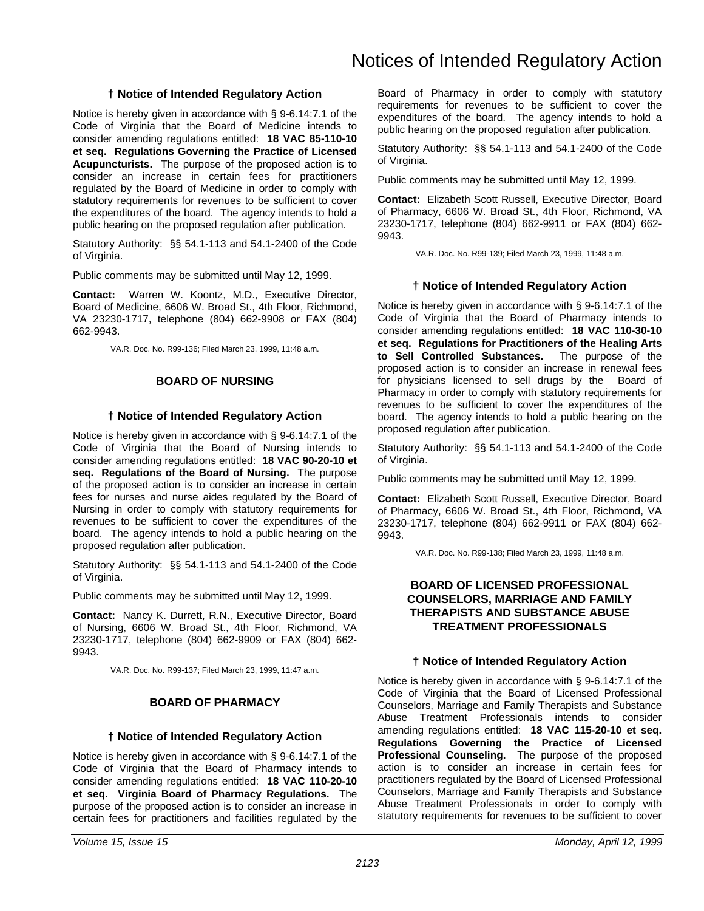### † Notice of Intended Regulatory Action

Notice is hereby given in accordance with § 9-6.14:7.1 of the Code of Virginia that the Board of Medicine intends to consider amending regulations entitled: **18 VAC 85-110-10 et seq. Regulations Governing the Practice of Licensed Acupuncturists.** The purpose of the proposed action is to consider an increase in certain fees for practitioners regulated by the Board of Medicine in order to comply with statutory requirements for revenues to be sufficient to cover the expenditures of the board. The agency intends to hold a public hearing on the proposed regulation after publication.

Statutory Authority: §§ 54.1-113 and 54.1-2400 of the Code of Virginia.

Public comments may be submitted until May 12, 1999.

**Contact:** Warren W. Koontz, M.D., Executive Director, Board of Medicine, 6606 W. Broad St., 4th Floor, Richmond, VA 23230-1717, telephone (804) 662-9908 or FAX (804) 662-9943.

VA.R. Doc. No. R99-136; Filed March 23, 1999, 11:48 a.m.

## BOARD OF NURSING

### † Notice of Intended Regulatory Action

Notice is hereby given in accordance with § 9-6.14:7.1 of the Code of Virginia that the Board of Nursing intends to consider amending regulations entitled: **18 VAC 90-20-10 et seq. Regulations of the Board of Nursing.** The purpose of the proposed action is to consider an increase in certain fees for nurses and nurse aides regulated by the Board of Nursing in order to comply with statutory requirements for revenues to be sufficient to cover the expenditures of the board. The agency intends to hold a public hearing on the proposed regulation after publication.

Statutory Authority: §§ 54.1-113 and 54.1-2400 of the Code of Virginia.

Public comments may be submitted until May 12, 1999.

**Contact:** Nancy K. Durrett, R.N., Executive Director, Board of Nursing, 6606 W. Broad St., 4th Floor, Richmond, VA 23230-1717, telephone (804) 662-9909 or FAX (804) 662-9943.

VA.R. Doc. No. R99-137; Filed March 23, 1999, 11:47 a.m.

## BOARD OF PHARMACY

### † Notice of Intended Regulatory Action

Notice is hereby given in accordance with § 9-6.14:7.1 of the Code of Virginia that the Board of Pharmacy intends to consider amending regulations entitled: **18 VAC 110-20-10 et seq. Virginia Board of Pharmacy Regulations.** The purpose of the proposed action is to consider an increase in certain fees for practitioners and facilities regulated by the Board of Pharmacy in order to comply with statutory requirements for revenues to be sufficient to cover the expenditures of the board. The agency intends to hold a public hearing on the proposed regulation after publication.

Statutory Authority: §§ 54.1-113 and 54.1-2400 of the Code of Virginia.

Public comments may be submitted until May 12, 1999.

**Contact:** Elizabeth Scott Russell, Executive Director, Board of Pharmacy, 6606 W. Broad St., 4th Floor, Richmond, VA 23230-1717, telephone (804) 662-9911 or FAX (804) 662-9943.

VA.R. Doc. No. R99-139; Filed March 23, 1999, 11:48 a.m.

### † Notice of Intended Regulatory Action

Notice is hereby given in accordance with § 9-6.14:7.1 of the Code of Virginia that the Board of Pharmacy intends to consider amending regulations entitled: **18 VAC 110-30-10 et seq. Regulations for Practitioners of the Healing Arts to Sell Controlled Substances.** The purpose of the proposed action is to consider an increase in renewal fees for physicians licensed to sell drugs by the Board of Pharmacy in order to comply with statutory requirements for revenues to be sufficient to cover the expenditures of the board. The agency intends to hold a public hearing on the proposed regulation after publication.

Statutory Authority: §§ 54.1-113 and 54.1-2400 of the Code of Virginia.

Public comments may be submitted until May 12, 1999.

**Contact:** Elizabeth Scott Russell, Executive Director, Board of Pharmacy, 6606 W. Broad St., 4th Floor, Richmond, VA 23230-1717, telephone (804) 662-9911 or FAX (804) 662-9943.

VA.R. Doc. No. R99-138; Filed March 23, 1999, 11:48 a.m.

## BOARD OF LICENSED PROFESSIONAL COUNSELORS, MARRIAGE AND FAMILY THERAPISTS AND SUBSTANCE ABUSE TREATMENT PROFESSIONALS

### † Notice of Intended Regulatory Action

Notice is hereby given in accordance with § 9-6.14:7.1 of the Code of Virginia that the Board of Licensed Professional Counselors, Marriage and Family Therapists and Substance Abuse Treatment Professionals intends to consider amending regulations entitled: **18 VAC 115-20-10 et seq. Regulations Governing the Practice of Licensed Professional Counseling.** The purpose of the proposed action is to consider an increase in certain fees for practitioners regulated by the Board of Licensed Professional Counselors, Marriage and Family Therapists and Substance Abuse Treatment Professionals in order to comply with statutory requirements for revenues to be sufficient to cover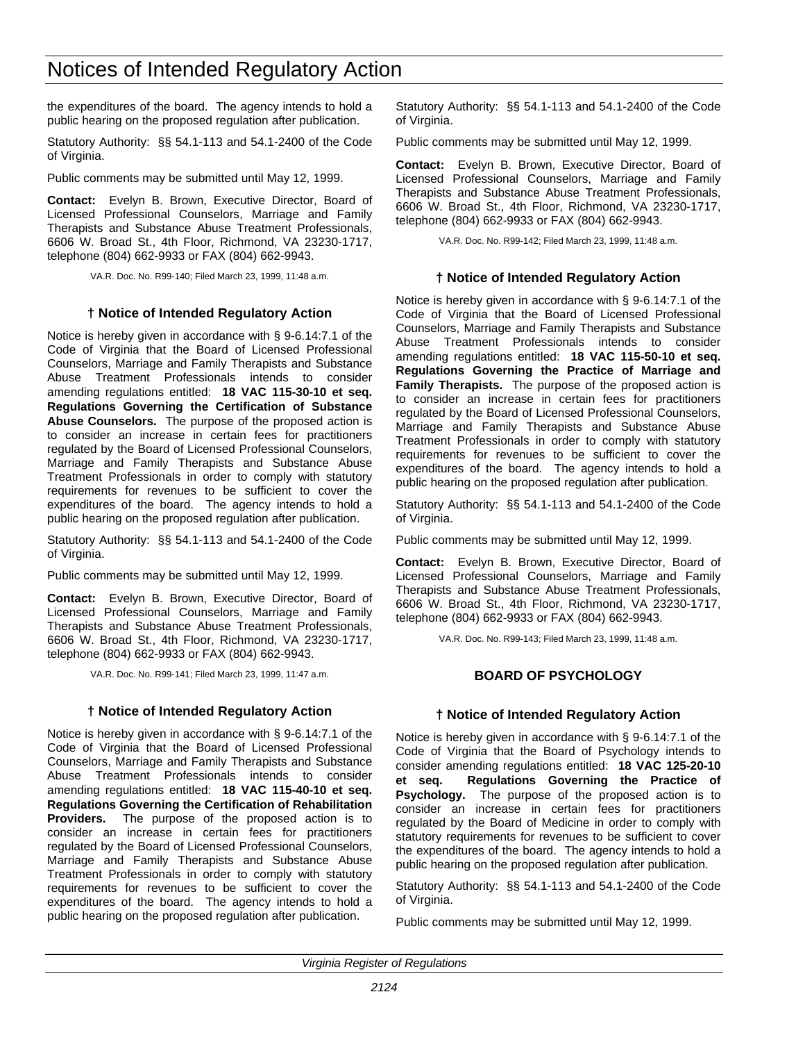the expenditures of the board. The agency intends to hold a public hearing on the proposed regulation after publication.

Statutory Authority: §§ 54.1-113 and 54.1-2400 of the Code of Virginia.

Public comments may be submitted until May 12, 1999.

**Contact:** Evelyn B. Brown, Executive Director, Board of Licensed Professional Counselors, Marriage and Family Therapists and Substance Abuse Treatment Professionals, 6606 W. Broad St., 4th Floor, Richmond, VA 23230-1717, telephone (804) 662-9933 or FAX (804) 662-9943.

VA.R. Doc. No. R99-140; Filed March 23, 1999, 11:48 a.m.

### † Notice of Intended Regulatory Action

Notice is hereby given in accordance with § 9-6.14:7.1 of the Code of Virginia that the Board of Licensed Professional Counselors, Marriage and Family Therapists and Substance Abuse Treatment Professionals intends to consider amending regulations entitled: **18 VAC 115-30-10 et seq. Regulations Governing the Certification of Substance Abuse Counselors.** The purpose of the proposed action is to consider an increase in certain fees for practitioners regulated by the Board of Licensed Professional Counselors, Marriage and Family Therapists and Substance Abuse Treatment Professionals in order to comply with statutory requirements for revenues to be sufficient to cover the expenditures of the board. The agency intends to hold a public hearing on the proposed regulation after publication.

Statutory Authority: §§ 54.1-113 and 54.1-2400 of the Code of Virginia.

Public comments may be submitted until May 12, 1999.

**Contact:** Evelyn B. Brown, Executive Director, Board of Licensed Professional Counselors, Marriage and Family Therapists and Substance Abuse Treatment Professionals, 6606 W. Broad St., 4th Floor, Richmond, VA 23230-1717, telephone (804) 662-9933 or FAX (804) 662-9943.

VA.R. Doc. No. R99-141; Filed March 23, 1999, 11:47 a.m.

### † Notice of Intended Regulatory Action

Notice is hereby given in accordance with § 9-6.14:7.1 of the Code of Virginia that the Board of Licensed Professional Counselors, Marriage and Family Therapists and Substance Abuse Treatment Professionals intends to consider amending regulations entitled: **18 VAC 115-40-10 et seq. Regulations Governing the Certification of Rehabilitation Providers.** The purpose of the proposed action is to consider an increase in certain fees for practitioners regulated by the Board of Licensed Professional Counselors, Marriage and Family Therapists and Substance Abuse Treatment Professionals in order to comply with statutory requirements for revenues to be sufficient to cover the expenditures of the board. The agency intends to hold a public hearing on the proposed regulation after publication.

Statutory Authority: §§ 54.1-113 and 54.1-2400 of the Code of Virginia.

Public comments may be submitted until May 12, 1999.

**Contact:** Evelyn B. Brown, Executive Director, Board of Licensed Professional Counselors, Marriage and Family Therapists and Substance Abuse Treatment Professionals, 6606 W. Broad St., 4th Floor, Richmond, VA 23230-1717, telephone (804) 662-9933 or FAX (804) 662-9943.

VA.R. Doc. No. R99-142; Filed March 23, 1999, 11:48 a.m.

### † Notice of Intended Regulatory Action

Notice is hereby given in accordance with § 9-6.14:7.1 of the Code of Virginia that the Board of Licensed Professional Counselors, Marriage and Family Therapists and Substance Abuse Treatment Professionals intends to consider amending regulations entitled: **18 VAC 115-50-10 et seq. Regulations Governing the Practice of Marriage and Family Therapists.** The purpose of the proposed action is to consider an increase in certain fees for practitioners regulated by the Board of Licensed Professional Counselors, Marriage and Family Therapists and Substance Abuse Treatment Professionals in order to comply with statutory requirements for revenues to be sufficient to cover the expenditures of the board. The agency intends to hold a public hearing on the proposed regulation after publication.

Statutory Authority: §§ 54.1-113 and 54.1-2400 of the Code of Virginia.

Public comments may be submitted until May 12, 1999.

**Contact:** Evelyn B. Brown, Executive Director, Board of Licensed Professional Counselors, Marriage and Family Therapists and Substance Abuse Treatment Professionals, 6606 W. Broad St., 4th Floor, Richmond, VA 23230-1717, telephone (804) 662-9933 or FAX (804) 662-9943.

VA.R. Doc. No. R99-143; Filed March 23, 1999, 11:48 a.m.

## BOARD OF PSYCHOLOGY

### † Notice of Intended Regulatory Action

Notice is hereby given in accordance with § 9-6.14:7.1 of the Code of Virginia that the Board of Psychology intends to consider amending regulations entitled: **18 VAC 125-20-10 et seq. Regulations Governing the Practice of Psychology.** The purpose of the proposed action is to consider an increase in certain fees for practitioners regulated by the Board of Medicine in order to comply with statutory requirements for revenues to be sufficient to cover the expenditures of the board. The agency intends to hold a public hearing on the proposed regulation after publication.

Statutory Authority: §§ 54.1-113 and 54.1-2400 of the Code of Virginia.

Public comments may be submitted until May 12, 1999.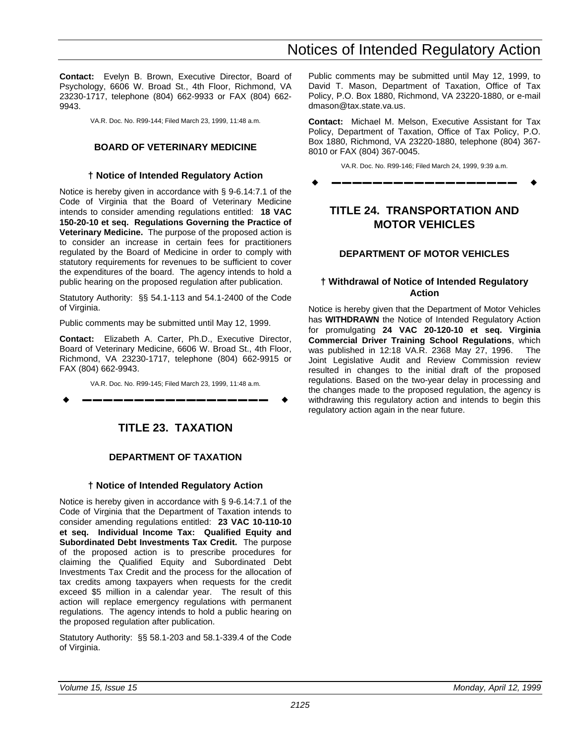**Contact:** Evelyn B. Brown, Executive Director, Board of Psychology, 6606 W. Broad St., 4th Floor, Richmond, VA 23230-1717, telephone (804) 662-9933 or FAX (804) 662-9943.

VA.R. Doc. No. R99-144; Filed March 23, 1999, 11:48 a.m.

### BOARD OF VETERINARY MEDICINE

#### † Notice of Intended Regulatory Action

Notice is hereby given in accordance with § 9-6.14:7.1 of the Code of Virginia that the Board of Veterinary Medicine intends to consider amending regulations entitled: **18 VAC 150-20-10 et seq. Regulations Governing the Practice of Veterinary Medicine.** The purpose of the proposed action is to consider an increase in certain fees for practitioners regulated by the Board of Medicine in order to comply with statutory requirements for revenues to be sufficient to cover the expenditures of the board. The agency intends to hold a public hearing on the proposed regulation after publication.

Statutory Authority: §§ 54.1-113 and 54.1-2400 of the Code of Virginia.

Public comments may be submitted until May 12, 1999.

**Contact:** Elizabeth A. Carter, Ph.D., Executive Director, Board of Veterinary Medicine, 6606 W. Broad St., 4th Floor, Richmond, VA 23230-1717, telephone (804) 662-9915 or FAX (804) 662-9943.

VA.R. Doc. No. R99-145; Filed March 23, 1999, 11:48 a.m.

---

## TITLE 23. TAXATION

### DEPARTMENT OF TAXATION

#### † Notice of Intended Regulatory Action

Notice is hereby given in accordance with § 9-6.14:7.1 of the Code of Virginia that the Department of Taxation intends to consider amending regulations entitled: **23 VAC 10-110-10 et seq. Individual Income Tax: Qualified Equity and Subordinated Debt Investments Tax Credit.** The purpose of the proposed action is to prescribe procedures for claiming the Qualified Equity and Subordinated Debt Investments Tax Credit and the process for the allocation of tax credits among taxpayers when requests for the credit exceed $5 million in a calendar year. The result of this action will replace emergency regulations with permanent regulations. The agency intends to hold a public hearing on the proposed regulation after publication.

Statutory Authority: §§ 58.1-203 and 58.1-339.4 of the Code of Virginia.

Public comments may be submitted until May 12, 1999, to David T. Mason, Department of Taxation, Office of Tax Policy, P.O. Box 1880, Richmond, VA 23220-1880, or e-mail dmason@tax.state.va.us.

**Contact:** Michael M. Melson, Executive Assistant for Tax Policy, Department of Taxation, Office of Tax Policy, P.O. Box 1880, Richmond, VA 23220-1880, telephone (804) 367-8010 or FAX (804) 367-0045.

VA.R. Doc. No. R99-146; Filed March 24, 1999, 9:39 a.m.

---

## TITLE 24. TRANSPORTATION AND MOTOR VEHICLES

### DEPARTMENT OF MOTOR VEHICLES

#### † Withdrawal of Notice of Intended Regulatory Action

Notice is hereby given that the Department of Motor Vehicles has **WITHDRAWN** the Notice of Intended Regulatory Action for promulgating **24 VAC 20-120-10 et seq. Virginia Commercial Driver Training School Regulations**, which was published in 12:18 VA.R. 2368 May 27, 1996. The Joint Legislative Audit and Review Commission review resulted in changes to the initial draft of the proposed regulations. Based on the two-year delay in processing and the changes made to the proposed regulation, the agency is withdrawing this regulatory action and intends to begin this regulatory action again in the near future.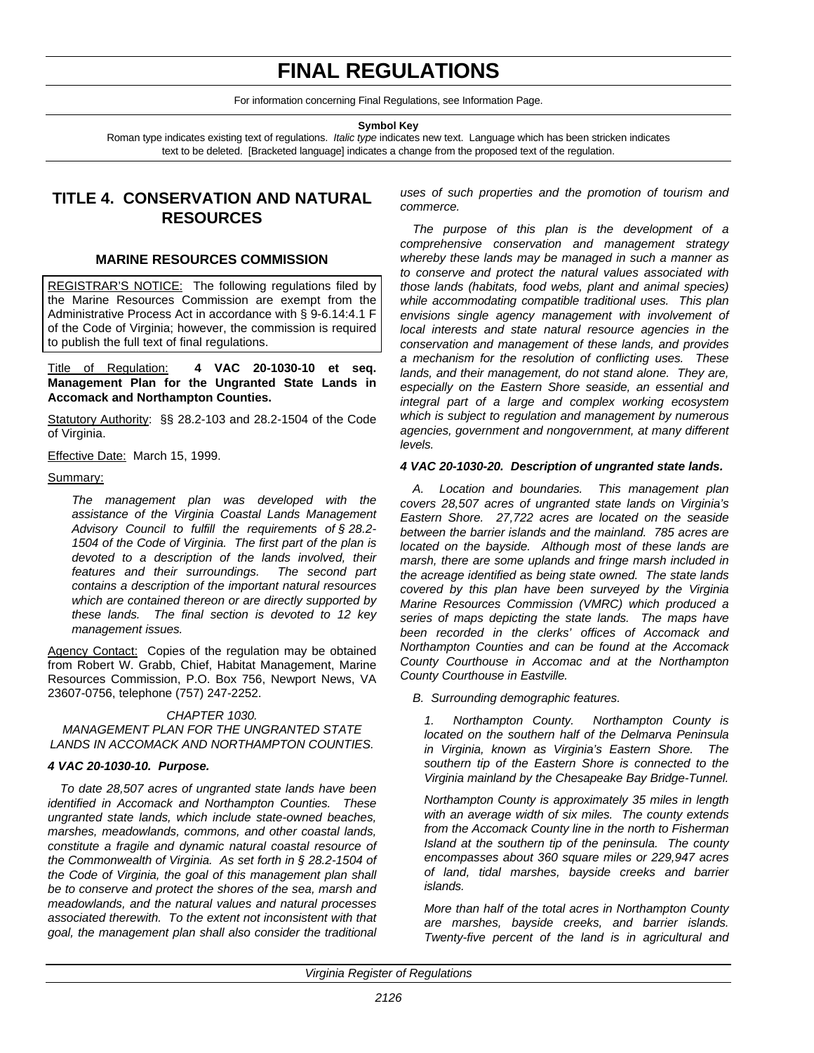# FINAL REGULATIONS

For information concerning Final Regulations, see Information Page.

**Symbol Key**

Roman type indicates existing text of regulations. *Italic type* indicates new text. Language which has been stricken indicates text to be deleted. [Bracketed language] indicates a change from the proposed text of the regulation.

## TITLE 4. CONSERVATION AND NATURAL RESOURCES

### MARINE RESOURCES COMMISSION

REGISTRAR'S NOTICE: The following regulations filed by the Marine Resources Commission are exempt from the Administrative Process Act in accordance with § 9-6.14:4.1 F of the Code of Virginia; however, the commission is required to publish the full text of final regulations.

Title of Regulation: **4 VAC 20-1030-10 et seq. Management Plan for the Ungranted State Lands in Accomack and Northampton Counties.**

Statutory Authority: §§ 28.2-103 and 28.2-1504 of the Code of Virginia.

Effective Date: March 15, 1999.

Summary:

*The management plan was developed with the assistance of the Virginia Coastal Lands Management Advisory Council to fulfill the requirements of § 28.2-1504 of the Code of Virginia. The first part of the plan is devoted to a description of the lands involved, their features and their surroundings. The second part contains a description of the important natural resources which are contained thereon or are directly supported by these lands. The final section is devoted to 12 key management issues.*

Agency Contact: Copies of the regulation may be obtained from Robert W. Grabb, Chief, Habitat Management, Marine Resources Commission, P.O. Box 756, Newport News, VA 23607-0756, telephone (757) 247-2252.

*CHAPTER 1030.*
*MANAGEMENT PLAN FOR THE UNGRANTED STATE LANDS IN ACCOMACK AND NORTHAMPTON COUNTIES.*

***4 VAC 20-1030-10. Purpose.***

*To date 28,507 acres of ungranted state lands have been identified in Accomack and Northampton Counties. These ungranted state lands, which include state-owned beaches, marshes, meadowlands, commons, and other coastal lands, constitute a fragile and dynamic natural coastal resource of the Commonwealth of Virginia. As set forth in § 28.2-1504 of the Code of Virginia, the goal of this management plan shall be to conserve and protect the shores of the sea, marsh and meadowlands, and the natural values and natural processes associated therewith. To the extent not inconsistent with that goal, the management plan shall also consider the traditional uses of such properties and the promotion of tourism and commerce.*

*The purpose of this plan is the development of a comprehensive conservation and management strategy whereby these lands may be managed in such a manner as to conserve and protect the natural values associated with those lands (habitats, food webs, plant and animal species) while accommodating compatible traditional uses. This plan envisions single agency management with involvement of local interests and state natural resource agencies in the conservation and management of these lands, and provides a mechanism for the resolution of conflicting uses. These lands, and their management, do not stand alone. They are, especially on the Eastern Shore seaside, an essential and integral part of a large and complex working ecosystem which is subject to regulation and management by numerous agencies, government and nongovernment, at many different levels.*

***4 VAC 20-1030-20. Description of ungranted state lands.***

*A. Location and boundaries. This management plan covers 28,507 acres of ungranted state lands on Virginia's Eastern Shore. 27,722 acres are located on the seaside between the barrier islands and the mainland. 785 acres are located on the bayside. Although most of these lands are marsh, there are some uplands and fringe marsh included in the acreage identified as being state owned. The state lands covered by this plan have been surveyed by the Virginia Marine Resources Commission (VMRC) which produced a series of maps depicting the state lands. The maps have been recorded in the clerks' offices of Accomack and Northampton Counties and can be found at the Accomack County Courthouse in Accomac and at the Northampton County Courthouse in Eastville.*

*B. Surrounding demographic features.*

*1. Northampton County. Northampton County is located on the southern half of the Delmarva Peninsula in Virginia, known as Virginia's Eastern Shore. The southern tip of the Eastern Shore is connected to the Virginia mainland by the Chesapeake Bay Bridge-Tunnel.*

*Northampton County is approximately 35 miles in length with an average width of six miles. The county extends from the Accomack County line in the north to Fisherman Island at the southern tip of the peninsula. The county encompasses about 360 square miles or 229,947 acres of land, tidal marshes, bayside creeks and barrier islands.*

*More than half of the total acres in Northampton County are marshes, bayside creeks, and barrier islands. Twenty-five percent of the land is in agricultural and*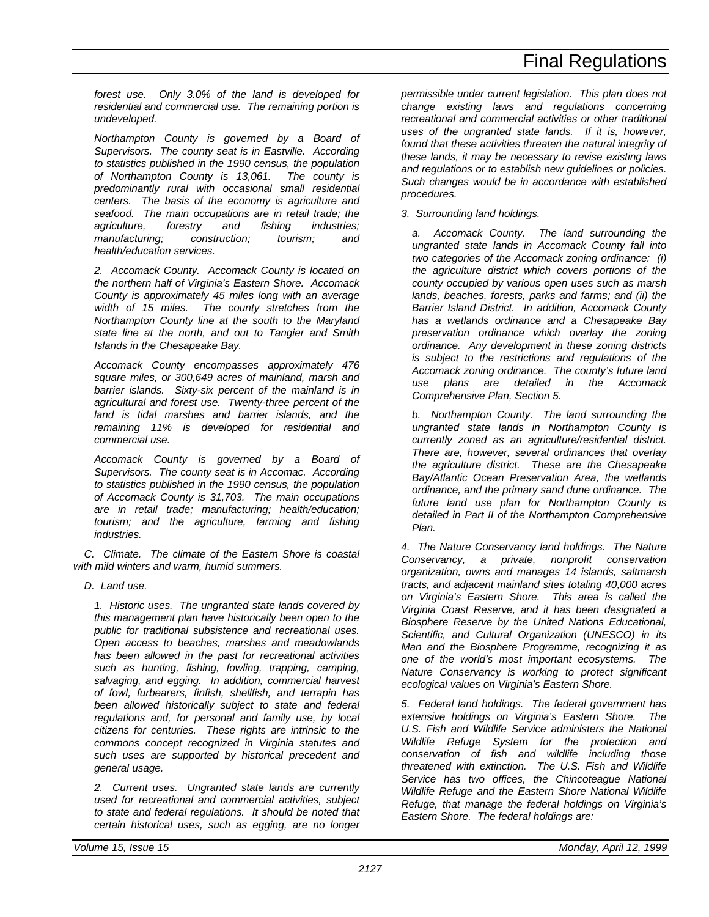*forest use. Only 3.0% of the land is developed for residential and commercial use. The remaining portion is undeveloped.*

*Northampton County is governed by a Board of Supervisors. The county seat is in Eastville. According to statistics published in the 1990 census, the population of Northampton County is 13,061. The county is predominantly rural with occasional small residential centers. The basis of the economy is agriculture and seafood. The main occupations are in retail trade; the agriculture, forestry and fishing industries; manufacturing; construction; tourism; and health/education services.*

*2. Accomack County. Accomack County is located on the northern half of Virginia's Eastern Shore. Accomack County is approximately 45 miles long with an average width of 15 miles. The county stretches from the Northampton County line at the south to the Maryland state line at the north, and out to Tangier and Smith Islands in the Chesapeake Bay.*

*Accomack County encompasses approximately 476 square miles, or 300,649 acres of mainland, marsh and barrier islands. Sixty-six percent of the mainland is in agricultural and forest use. Twenty-three percent of the land is tidal marshes and barrier islands, and the remaining 11% is developed for residential and commercial use.*

*Accomack County is governed by a Board of Supervisors. The county seat is in Accomac. According to statistics published in the 1990 census, the population of Accomack County is 31,703. The main occupations are in retail trade; manufacturing; health/education; tourism; and the agriculture, farming and fishing industries.*

*C. Climate. The climate of the Eastern Shore is coastal with mild winters and warm, humid summers.*

*D. Land use.*

*1. Historic uses. The ungranted state lands covered by this management plan have historically been open to the public for traditional subsistence and recreational uses. Open access to beaches, marshes and meadowlands has been allowed in the past for recreational activities such as hunting, fishing, fowling, trapping, camping, salvaging, and egging. In addition, commercial harvest of fowl, furbearers, finfish, shellfish, and terrapin has been allowed historically subject to state and federal regulations and, for personal and family use, by local citizens for centuries. These rights are intrinsic to the commons concept recognized in Virginia statutes and such uses are supported by historical precedent and general usage.*

*2. Current uses. Ungranted state lands are currently used for recreational and commercial activities, subject to state and federal regulations. It should be noted that certain historical uses, such as egging, are no longer permissible under current legislation. This plan does not change existing laws and regulations concerning recreational and commercial activities or other traditional uses of the ungranted state lands. If it is, however, found that these activities threaten the natural integrity of these lands, it may be necessary to revise existing laws and regulations or to establish new guidelines or policies. Such changes would be in accordance with established procedures.*

*3. Surrounding land holdings.*

*a. Accomack County. The land surrounding the ungranted state lands in Accomack County fall into two categories of the Accomack zoning ordinance: (i) the agriculture district which covers portions of the county occupied by various open uses such as marsh lands, beaches, forests, parks and farms; and (ii) the Barrier Island District. In addition, Accomack County has a wetlands ordinance and a Chesapeake Bay preservation ordinance which overlay the zoning ordinance. Any development in these zoning districts is subject to the restrictions and regulations of the Accomack zoning ordinance. The county's future land use plans are detailed in the Accomack Comprehensive Plan, Section 5.*

*b. Northampton County. The land surrounding the ungranted state lands in Northampton County is currently zoned as an agriculture/residential district. There are, however, several ordinances that overlay the agriculture district. These are the Chesapeake Bay/Atlantic Ocean Preservation Area, the wetlands ordinance, and the primary sand dune ordinance. The future land use plan for Northampton County is detailed in Part II of the Northampton Comprehensive Plan.*

*4. The Nature Conservancy land holdings. The Nature Conservancy, a private, nonprofit conservation organization, owns and manages 14 islands, saltmarsh tracts, and adjacent mainland sites totaling 40,000 acres on Virginia's Eastern Shore. This area is called the Virginia Coast Reserve, and it has been designated a Biosphere Reserve by the United Nations Educational, Scientific, and Cultural Organization (UNESCO) in its Man and the Biosphere Programme, recognizing it as one of the world's most important ecosystems. The Nature Conservancy is working to protect significant ecological values on Virginia's Eastern Shore.*

*5. Federal land holdings. The federal government has extensive holdings on Virginia's Eastern Shore. The U.S. Fish and Wildlife Service administers the National Wildlife Refuge System for the protection and conservation of fish and wildlife including those threatened with extinction. The U.S. Fish and Wildlife Service has two offices, the Chincoteague National Wildlife Refuge and the Eastern Shore National Wildlife Refuge, that manage the federal holdings on Virginia's Eastern Shore. The federal holdings are:*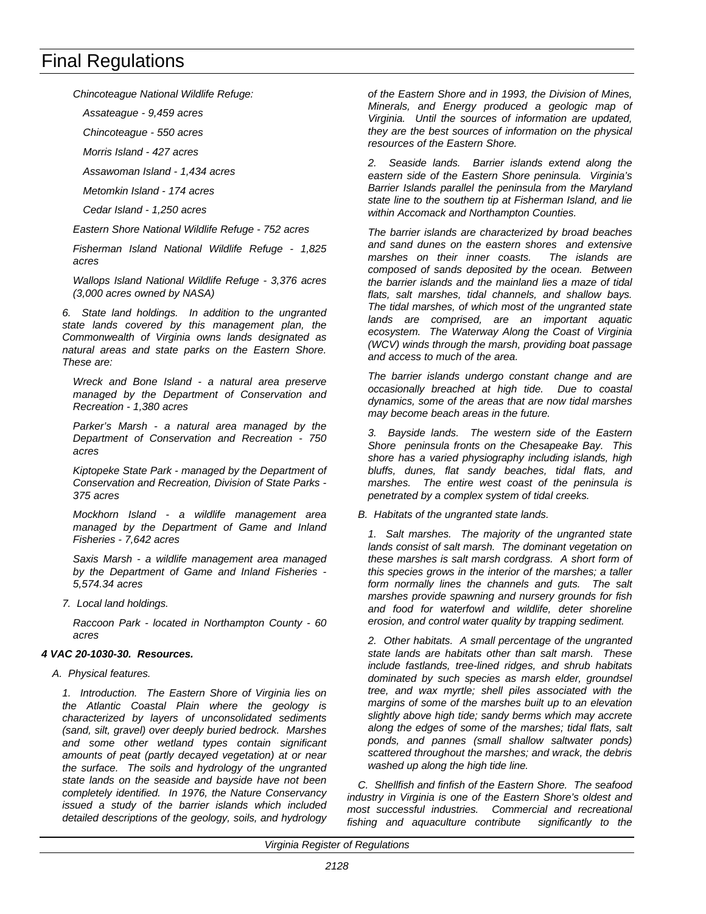*Chincoteague National Wildlife Refuge:*

*Assateague - 9,459 acres*

*Chincoteague - 550 acres*

*Morris Island - 427 acres*

*Assawoman Island - 1,434 acres*

*Metomkin Island - 174 acres*

*Cedar Island - 1,250 acres*

*Eastern Shore National Wildlife Refuge - 752 acres*

*Fisherman Island National Wildlife Refuge - 1,825 acres*

*Wallops Island National Wildlife Refuge - 3,376 acres (3,000 acres owned by NASA)*

*6. State land holdings. In addition to the ungranted state lands covered by this management plan, the Commonwealth of Virginia owns lands designated as natural areas and state parks on the Eastern Shore. These are:*

*Wreck and Bone Island - a natural area preserve managed by the Department of Conservation and Recreation - 1,380 acres*

*Parker's Marsh - a natural area managed by the Department of Conservation and Recreation - 750 acres*

*Kiptopeke State Park - managed by the Department of Conservation and Recreation, Division of State Parks - 375 acres*

*Mockhorn Island - a wildlife management area managed by the Department of Game and Inland Fisheries - 7,642 acres*

*Saxis Marsh - a wildlife management area managed by the Department of Game and Inland Fisheries - 5,574.34 acres*

*7. Local land holdings.*

*Raccoon Park - located in Northampton County - 60 acres*

***4 VAC 20-1030-30. Resources.***

*A. Physical features.*

*1. Introduction. The Eastern Shore of Virginia lies on the Atlantic Coastal Plain where the geology is characterized by layers of unconsolidated sediments (sand, silt, gravel) over deeply buried bedrock. Marshes and some other wetland types contain significant amounts of peat (partly decayed vegetation) at or near the surface. The soils and hydrology of the ungranted state lands on the seaside and bayside have not been completely identified. In 1976, the Nature Conservancy issued a study of the barrier islands which included detailed descriptions of the geology, soils, and hydrology of the Eastern Shore and in 1993, the Division of Mines, Minerals, and Energy produced a geologic map of Virginia. Until the sources of information are updated, they are the best sources of information on the physical resources of the Eastern Shore.*

*2. Seaside lands. Barrier islands extend along the eastern side of the Eastern Shore peninsula. Virginia's Barrier Islands parallel the peninsula from the Maryland state line to the southern tip at Fisherman Island, and lie within Accomack and Northampton Counties.*

*The barrier islands are characterized by broad beaches and sand dunes on the eastern shores and extensive marshes on their inner coasts. The islands are composed of sands deposited by the ocean. Between the barrier islands and the mainland lies a maze of tidal flats, salt marshes, tidal channels, and shallow bays. The tidal marshes, of which most of the ungranted state lands are comprised, are an important aquatic ecosystem. The Waterway Along the Coast of Virginia (WCV) winds through the marsh, providing boat passage and access to much of the area.*

*The barrier islands undergo constant change and are occasionally breached at high tide. Due to coastal dynamics, some of the areas that are now tidal marshes may become beach areas in the future.*

*3. Bayside lands. The western side of the Eastern Shore peninsula fronts on the Chesapeake Bay. This shore has a varied physiography including islands, high bluffs, dunes, flat sandy beaches, tidal flats, and marshes. The entire west coast of the peninsula is penetrated by a complex system of tidal creeks.*

*B. Habitats of the ungranted state lands.*

*1. Salt marshes. The majority of the ungranted state lands consist of salt marsh. The dominant vegetation on these marshes is salt marsh cordgrass. A short form of this species grows in the interior of the marshes; a taller form normally lines the channels and guts. The salt marshes provide spawning and nursery grounds for fish and food for waterfowl and wildlife, deter shoreline erosion, and control water quality by trapping sediment.*

*2. Other habitats. A small percentage of the ungranted state lands are habitats other than salt marsh. These include fastlands, tree-lined ridges, and shrub habitats dominated by such species as marsh elder, groundsel tree, and wax myrtle; shell piles associated with the margins of some of the marshes built up to an elevation slightly above high tide; sandy berms which may accrete along the edges of some of the marshes; tidal flats, salt ponds, and pannes (small shallow saltwater ponds) scattered throughout the marshes; and wrack, the debris washed up along the high tide line.*

*C. Shellfish and finfish of the Eastern Shore. The seafood industry in Virginia is one of the Eastern Shore's oldest and most successful industries. Commercial and recreational fishing and aquaculture contribute significantly to the*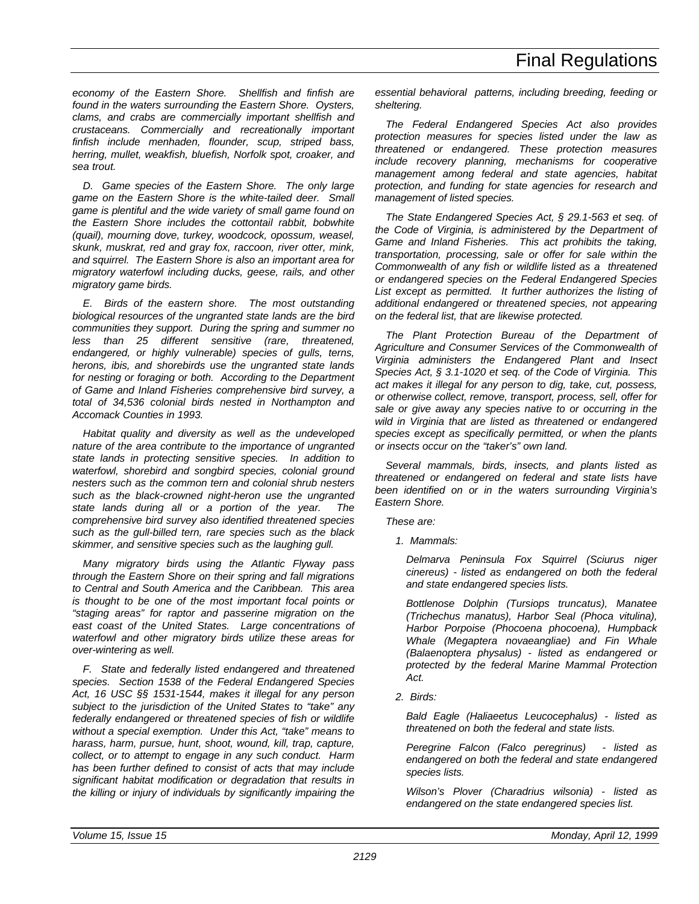*economy of the Eastern Shore. Shellfish and finfish are found in the waters surrounding the Eastern Shore. Oysters, clams, and crabs are commercially important shellfish and crustaceans. Commercially and recreationally important finfish include menhaden, flounder, scup, striped bass, herring, mullet, weakfish, bluefish, Norfolk spot, croaker, and sea trout.*

*D. Game species of the Eastern Shore. The only large game on the Eastern Shore is the white-tailed deer. Small game is plentiful and the wide variety of small game found on the Eastern Shore includes the cottontail rabbit, bobwhite (quail), mourning dove, turkey, woodcock, opossum, weasel, skunk, muskrat, red and gray fox, raccoon, river otter, mink, and squirrel. The Eastern Shore is also an important area for migratory waterfowl including ducks, geese, rails, and other migratory game birds.*

*E. Birds of the eastern shore. The most outstanding biological resources of the ungranted state lands are the bird communities they support. During the spring and summer no less than 25 different sensitive (rare, threatened, endangered, or highly vulnerable) species of gulls, terns, herons, ibis, and shorebirds use the ungranted state lands for nesting or foraging or both. According to the Department of Game and Inland Fisheries comprehensive bird survey, a total of 34,536 colonial birds nested in Northampton and Accomack Counties in 1993.*

*Habitat quality and diversity as well as the undeveloped nature of the area contribute to the importance of ungranted state lands in protecting sensitive species. In addition to waterfowl, shorebird and songbird species, colonial ground nesters such as the common tern and colonial shrub nesters such as the black-crowned night-heron use the ungranted state lands during all or a portion of the year. The comprehensive bird survey also identified threatened species such as the gull-billed tern, rare species such as the black skimmer, and sensitive species such as the laughing gull.*

*Many migratory birds using the Atlantic Flyway pass through the Eastern Shore on their spring and fall migrations to Central and South America and the Caribbean. This area is thought to be one of the most important focal points or "staging areas" for raptor and passerine migration on the east coast of the United States. Large concentrations of waterfowl and other migratory birds utilize these areas for over-wintering as well.*

*F. State and federally listed endangered and threatened species. Section 1538 of the Federal Endangered Species Act, 16 USC §§ 1531-1544, makes it illegal for any person subject to the jurisdiction of the United States to "take" any federally endangered or threatened species of fish or wildlife without a special exemption. Under this Act, "take" means to harass, harm, pursue, hunt, shoot, wound, kill, trap, capture, collect, or to attempt to engage in any such conduct. Harm has been further defined to consist of acts that may include significant habitat modification or degradation that results in the killing or injury of individuals by significantly impairing the essential behavioral patterns, including breeding, feeding or sheltering.*

*The Federal Endangered Species Act also provides protection measures for species listed under the law as threatened or endangered. These protection measures include recovery planning, mechanisms for cooperative management among federal and state agencies, habitat protection, and funding for state agencies for research and management of listed species.*

*The State Endangered Species Act, § 29.1-563 et seq. of the Code of Virginia, is administered by the Department of Game and Inland Fisheries. This act prohibits the taking, transportation, processing, sale or offer for sale within the Commonwealth of any fish or wildlife listed as a threatened or endangered species on the Federal Endangered Species List except as permitted. It further authorizes the listing of additional endangered or threatened species, not appearing on the federal list, that are likewise protected.*

*The Plant Protection Bureau of the Department of Agriculture and Consumer Services of the Commonwealth of Virginia administers the Endangered Plant and Insect Species Act, § 3.1-1020 et seq. of the Code of Virginia. This act makes it illegal for any person to dig, take, cut, possess, or otherwise collect, remove, transport, process, sell, offer for sale or give away any species native to or occurring in the wild in Virginia that are listed as threatened or endangered species except as specifically permitted, or when the plants or insects occur on the "taker's" own land.*

*Several mammals, birds, insects, and plants listed as threatened or endangered on federal and state lists have been identified on or in the waters surrounding Virginia's Eastern Shore.*

*These are:*

*1. Mammals:*

*Delmarva Peninsula Fox Squirrel (Sciurus niger cinereus) - listed as endangered on both the federal and state endangered species lists.*

*Bottlenose Dolphin (Tursiops truncatus), Manatee (Trichechus manatus), Harbor Seal (Phoca vitulina), Harbor Porpoise (Phocoena phocoena), Humpback Whale (Megaptera novaeangliae) and Fin Whale (Balaenoptera physalus) - listed as endangered or protected by the federal Marine Mammal Protection Act.*

*2. Birds:*

*Bald Eagle (Haliaeetus Leucocephalus) - listed as threatened on both the federal and state lists.*

*Peregrine Falcon (Falco peregrinus) - listed as endangered on both the federal and state endangered species lists.*

*Wilson's Plover (Charadrius wilsonia) - listed as endangered on the state endangered species list.*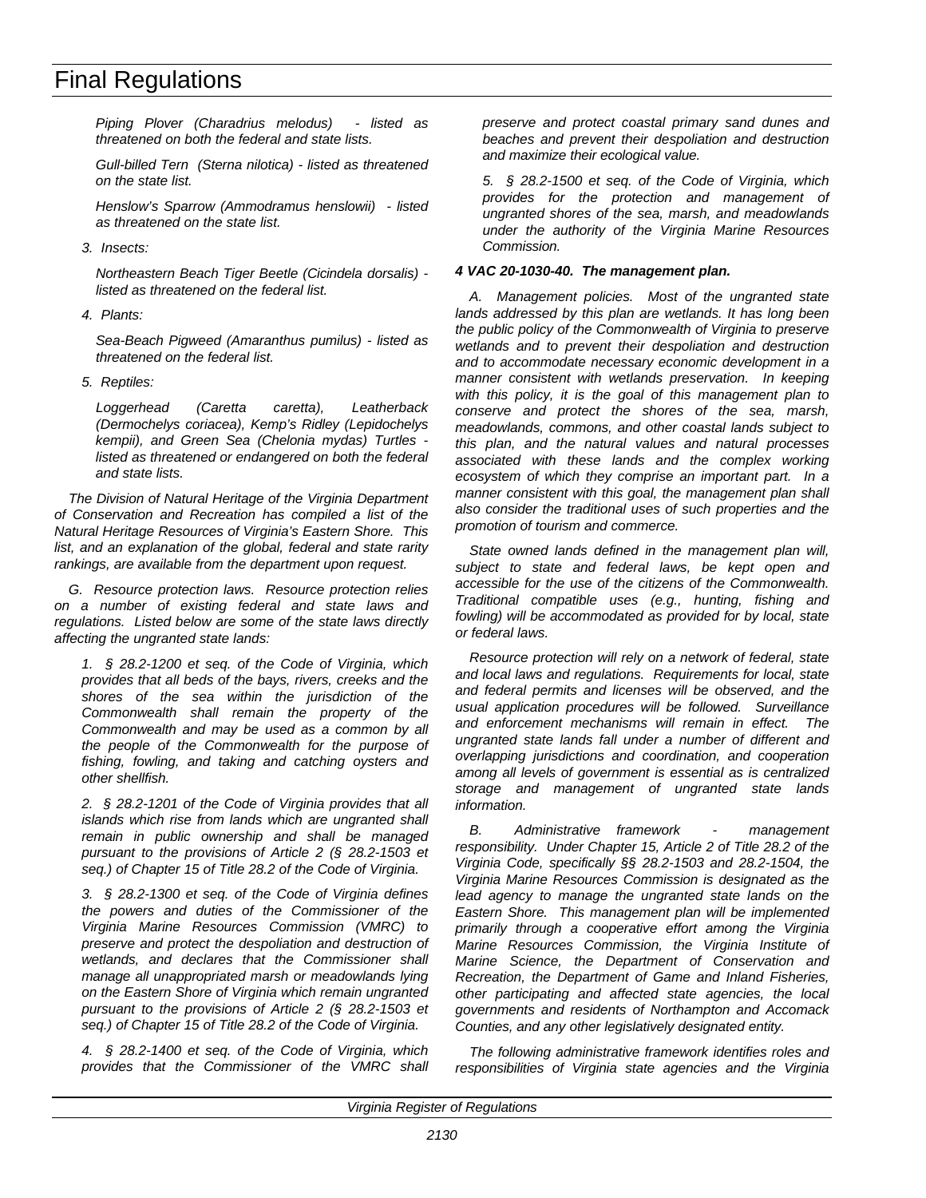*Piping Plover (Charadrius melodus) - listed as threatened on both the federal and state lists.*

*Gull-billed Tern (Sterna nilotica) - listed as threatened on the state list.*

*Henslow's Sparrow (Ammodramus henslowii) - listed as threatened on the state list.*

*3. Insects:*

*Northeastern Beach Tiger Beetle (Cicindela dorsalis) - listed as threatened on the federal list.*

*4. Plants:*

*Sea-Beach Pigweed (Amaranthus pumilus) - listed as threatened on the federal list.*

*5. Reptiles:*

*Loggerhead (Caretta caretta), Leatherback (Dermochelys coriacea), Kemp's Ridley (Lepidochelys kempii), and Green Sea (Chelonia mydas) Turtles - listed as threatened or endangered on both the federal and state lists.*

*The Division of Natural Heritage of the Virginia Department of Conservation and Recreation has compiled a list of the Natural Heritage Resources of Virginia's Eastern Shore. This list, and an explanation of the global, federal and state rarity rankings, are available from the department upon request.*

*G. Resource protection laws. Resource protection relies on a number of existing federal and state laws and regulations. Listed below are some of the state laws directly affecting the ungranted state lands:*

*1. § 28.2-1200 et seq. of the Code of Virginia, which provides that all beds of the bays, rivers, creeks and the shores of the sea within the jurisdiction of the Commonwealth shall remain the property of the Commonwealth and may be used as a common by all the people of the Commonwealth for the purpose of fishing, fowling, and taking and catching oysters and other shellfish.*

*2. § 28.2-1201 of the Code of Virginia provides that all islands which rise from lands which are ungranted shall remain in public ownership and shall be managed pursuant to the provisions of Article 2 (§ 28.2-1503 et seq.) of Chapter 15 of Title 28.2 of the Code of Virginia.*

*3. § 28.2-1300 et seq. of the Code of Virginia defines the powers and duties of the Commissioner of the Virginia Marine Resources Commission (VMRC) to preserve and protect the despoliation and destruction of wetlands, and declares that the Commissioner shall manage all unappropriated marsh or meadowlands lying on the Eastern Shore of Virginia which remain ungranted pursuant to the provisions of Article 2 (§ 28.2-1503 et seq.) of Chapter 15 of Title 28.2 of the Code of Virginia.*

*4. § 28.2-1400 et seq. of the Code of Virginia, which provides that the Commissioner of the VMRC shall preserve and protect coastal primary sand dunes and beaches and prevent their despoliation and destruction and maximize their ecological value.*

*5. § 28.2-1500 et seq. of the Code of Virginia, which provides for the protection and management of ungranted shores of the sea, marsh, and meadowlands under the authority of the Virginia Marine Resources Commission.*

***4 VAC 20-1030-40. The management plan.***

*A. Management policies. Most of the ungranted state lands addressed by this plan are wetlands. It has long been the public policy of the Commonwealth of Virginia to preserve wetlands and to prevent their despoliation and destruction and to accommodate necessary economic development in a manner consistent with wetlands preservation. In keeping with this policy, it is the goal of this management plan to conserve and protect the shores of the sea, marsh, meadowlands, commons, and other coastal lands subject to this plan, and the natural values and natural processes associated with these lands and the complex working ecosystem of which they comprise an important part. In a manner consistent with this goal, the management plan shall also consider the traditional uses of such properties and the promotion of tourism and commerce.*

*State owned lands defined in the management plan will, subject to state and federal laws, be kept open and accessible for the use of the citizens of the Commonwealth. Traditional compatible uses (e.g., hunting, fishing and fowling) will be accommodated as provided for by local, state or federal laws.*

*Resource protection will rely on a network of federal, state and local laws and regulations. Requirements for local, state and federal permits and licenses will be observed, and the usual application procedures will be followed. Surveillance and enforcement mechanisms will remain in effect. The ungranted state lands fall under a number of different and overlapping jurisdictions and coordination, and cooperation among all levels of government is essential as is centralized storage and management of ungranted state lands information.*

*B. Administrative framework - management responsibility. Under Chapter 15, Article 2 of Title 28.2 of the Virginia Code, specifically §§ 28.2-1503 and 28.2-1504, the Virginia Marine Resources Commission is designated as the lead agency to manage the ungranted state lands on the Eastern Shore. This management plan will be implemented primarily through a cooperative effort among the Virginia Marine Resources Commission, the Virginia Institute of Marine Science, the Department of Conservation and Recreation, the Department of Game and Inland Fisheries, other participating and affected state agencies, the local governments and residents of Northampton and Accomack Counties, and any other legislatively designated entity.*

*The following administrative framework identifies roles and responsibilities of Virginia state agencies and the Virginia*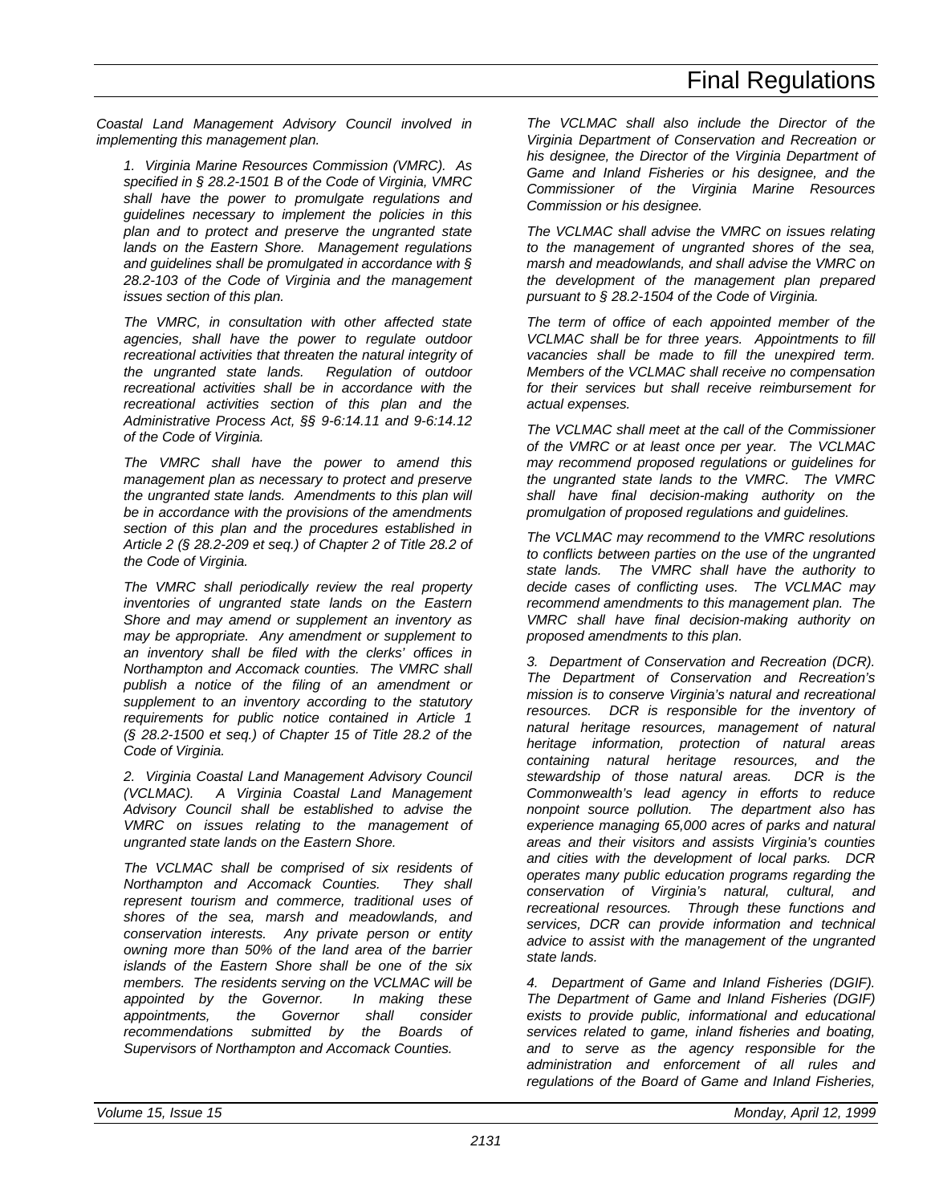*Coastal Land Management Advisory Council involved in implementing this management plan.*

*1. Virginia Marine Resources Commission (VMRC). As specified in § 28.2-1501 B of the Code of Virginia, VMRC shall have the power to promulgate regulations and guidelines necessary to implement the policies in this plan and to protect and preserve the ungranted state lands on the Eastern Shore. Management regulations and guidelines shall be promulgated in accordance with § 28.2-103 of the Code of Virginia and the management issues section of this plan.*

*The VMRC, in consultation with other affected state agencies, shall have the power to regulate outdoor recreational activities that threaten the natural integrity of the ungranted state lands. Regulation of outdoor recreational activities shall be in accordance with the recreational activities section of this plan and the Administrative Process Act, §§ 9-6:14.11 and 9-6:14.12 of the Code of Virginia.*

*The VMRC shall have the power to amend this management plan as necessary to protect and preserve the ungranted state lands. Amendments to this plan will be in accordance with the provisions of the amendments section of this plan and the procedures established in Article 2 (§ 28.2-209 et seq.) of Chapter 2 of Title 28.2 of the Code of Virginia.*

*The VMRC shall periodically review the real property inventories of ungranted state lands on the Eastern Shore and may amend or supplement an inventory as may be appropriate. Any amendment or supplement to an inventory shall be filed with the clerks' offices in Northampton and Accomack counties. The VMRC shall publish a notice of the filing of an amendment or supplement to an inventory according to the statutory requirements for public notice contained in Article 1 (§ 28.2-1500 et seq.) of Chapter 15 of Title 28.2 of the Code of Virginia.*

*2. Virginia Coastal Land Management Advisory Council (VCLMAC). A Virginia Coastal Land Management Advisory Council shall be established to advise the VMRC on issues relating to the management of ungranted state lands on the Eastern Shore.*

*The VCLMAC shall be comprised of six residents of Northampton and Accomack Counties. They shall represent tourism and commerce, traditional uses of shores of the sea, marsh and meadowlands, and conservation interests. Any private person or entity owning more than 50% of the land area of the barrier islands of the Eastern Shore shall be one of the six members. The residents serving on the VCLMAC will be appointed by the Governor. In making these appointments, the Governor shall consider recommendations submitted by the Boards of Supervisors of Northampton and Accomack Counties.*

*The VCLMAC shall also include the Director of the Virginia Department of Conservation and Recreation or his designee, the Director of the Virginia Department of Game and Inland Fisheries or his designee, and the Commissioner of the Virginia Marine Resources Commission or his designee.*

*The VCLMAC shall advise the VMRC on issues relating to the management of ungranted shores of the sea, marsh and meadowlands, and shall advise the VMRC on the development of the management plan prepared pursuant to § 28.2-1504 of the Code of Virginia.*

*The term of office of each appointed member of the VCLMAC shall be for three years. Appointments to fill vacancies shall be made to fill the unexpired term. Members of the VCLMAC shall receive no compensation for their services but shall receive reimbursement for actual expenses.*

*The VCLMAC shall meet at the call of the Commissioner of the VMRC or at least once per year. The VCLMAC may recommend proposed regulations or guidelines for the ungranted state lands to the VMRC. The VMRC shall have final decision-making authority on the promulgation of proposed regulations and guidelines.*

*The VCLMAC may recommend to the VMRC resolutions to conflicts between parties on the use of the ungranted state lands. The VMRC shall have the authority to decide cases of conflicting uses. The VCLMAC may recommend amendments to this management plan. The VMRC shall have final decision-making authority on proposed amendments to this plan.*

*3. Department of Conservation and Recreation (DCR). The Department of Conservation and Recreation's mission is to conserve Virginia's natural and recreational resources. DCR is responsible for the inventory of natural heritage resources, management of natural heritage information, protection of natural areas containing natural heritage resources, and the stewardship of those natural areas. DCR is the Commonwealth's lead agency in efforts to reduce nonpoint source pollution. The department also has experience managing 65,000 acres of parks and natural areas and their visitors and assists Virginia's counties and cities with the development of local parks. DCR operates many public education programs regarding the conservation of Virginia's natural, cultural, and recreational resources. Through these functions and services, DCR can provide information and technical advice to assist with the management of the ungranted state lands.*

*4. Department of Game and Inland Fisheries (DGIF). The Department of Game and Inland Fisheries (DGIF) exists to provide public, informational and educational services related to game, inland fisheries and boating, and to serve as the agency responsible for the administration and enforcement of all rules and regulations of the Board of Game and Inland Fisheries,*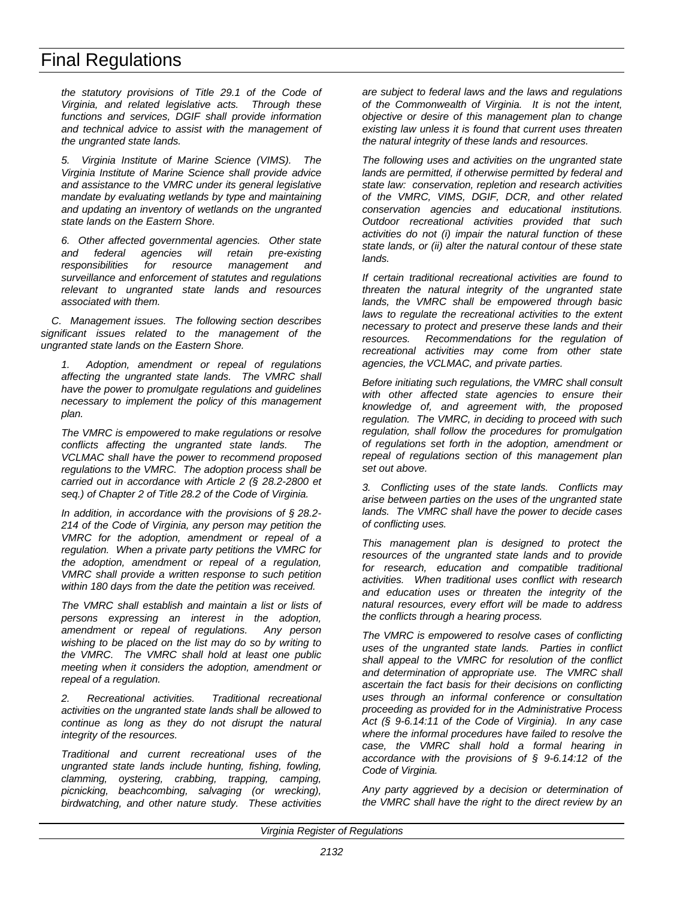*the statutory provisions of Title 29.1 of the Code of Virginia, and related legislative acts. Through these functions and services, DGIF shall provide information and technical advice to assist with the management of the ungranted state lands.*

*5. Virginia Institute of Marine Science (VIMS). The Virginia Institute of Marine Science shall provide advice and assistance to the VMRC under its general legislative mandate by evaluating wetlands by type and maintaining and updating an inventory of wetlands on the ungranted state lands on the Eastern Shore.*

*6. Other affected governmental agencies. Other state and federal agencies will retain pre-existing responsibilities for resource management and surveillance and enforcement of statutes and regulations relevant to ungranted state lands and resources associated with them.*

*C. Management issues. The following section describes significant issues related to the management of the ungranted state lands on the Eastern Shore.*

*1. Adoption, amendment or repeal of regulations affecting the ungranted state lands. The VMRC shall have the power to promulgate regulations and guidelines necessary to implement the policy of this management plan.*

*The VMRC is empowered to make regulations or resolve conflicts affecting the ungranted state lands. The VCLMAC shall have the power to recommend proposed regulations to the VMRC. The adoption process shall be carried out in accordance with Article 2 (§ 28.2-2800 et seq.) of Chapter 2 of Title 28.2 of the Code of Virginia.*

*In addition, in accordance with the provisions of § 28.2-214 of the Code of Virginia, any person may petition the VMRC for the adoption, amendment or repeal of a regulation. When a private party petitions the VMRC for the adoption, amendment or repeal of a regulation, VMRC shall provide a written response to such petition within 180 days from the date the petition was received.*

*The VMRC shall establish and maintain a list or lists of persons expressing an interest in the adoption, amendment or repeal of regulations. Any person wishing to be placed on the list may do so by writing to the VMRC. The VMRC shall hold at least one public meeting when it considers the adoption, amendment or repeal of a regulation.*

*2. Recreational activities. Traditional recreational activities on the ungranted state lands shall be allowed to continue as long as they do not disrupt the natural integrity of the resources.*

*Traditional and current recreational uses of the ungranted state lands include hunting, fishing, fowling, clamming, oystering, crabbing, trapping, camping, picnicking, beachcombing, salvaging (or wrecking), birdwatching, and other nature study. These activities are subject to federal laws and the laws and regulations of the Commonwealth of Virginia. It is not the intent, objective or desire of this management plan to change existing law unless it is found that current uses threaten the natural integrity of these lands and resources.*

*The following uses and activities on the ungranted state lands are permitted, if otherwise permitted by federal and state law: conservation, repletion and research activities of the VMRC, VIMS, DGIF, DCR, and other related conservation agencies and educational institutions. Outdoor recreational activities provided that such activities do not (i) impair the natural function of these state lands, or (ii) alter the natural contour of these state lands.*

*If certain traditional recreational activities are found to threaten the natural integrity of the ungranted state lands, the VMRC shall be empowered through basic laws to regulate the recreational activities to the extent necessary to protect and preserve these lands and their resources. Recommendations for the regulation of recreational activities may come from other state agencies, the VCLMAC, and private parties.*

*Before initiating such regulations, the VMRC shall consult with other affected state agencies to ensure their knowledge of, and agreement with, the proposed regulation. The VMRC, in deciding to proceed with such regulation, shall follow the procedures for promulgation of regulations set forth in the adoption, amendment or repeal of regulations section of this management plan set out above.*

*3. Conflicting uses of the state lands. Conflicts may arise between parties on the uses of the ungranted state lands. The VMRC shall have the power to decide cases of conflicting uses.*

*This management plan is designed to protect the resources of the ungranted state lands and to provide for research, education and compatible traditional activities. When traditional uses conflict with research and education uses or threaten the integrity of the natural resources, every effort will be made to address the conflicts through a hearing process.*

*The VMRC is empowered to resolve cases of conflicting uses of the ungranted state lands. Parties in conflict shall appeal to the VMRC for resolution of the conflict and determination of appropriate use. The VMRC shall ascertain the fact basis for their decisions on conflicting uses through an informal conference or consultation proceeding as provided for in the Administrative Process Act (§ 9-6.14:11 of the Code of Virginia). In any case where the informal procedures have failed to resolve the case, the VMRC shall hold a formal hearing in accordance with the provisions of § 9-6.14:12 of the Code of Virginia.*

*Any party aggrieved by a decision or determination of the VMRC shall have the right to the direct review by an*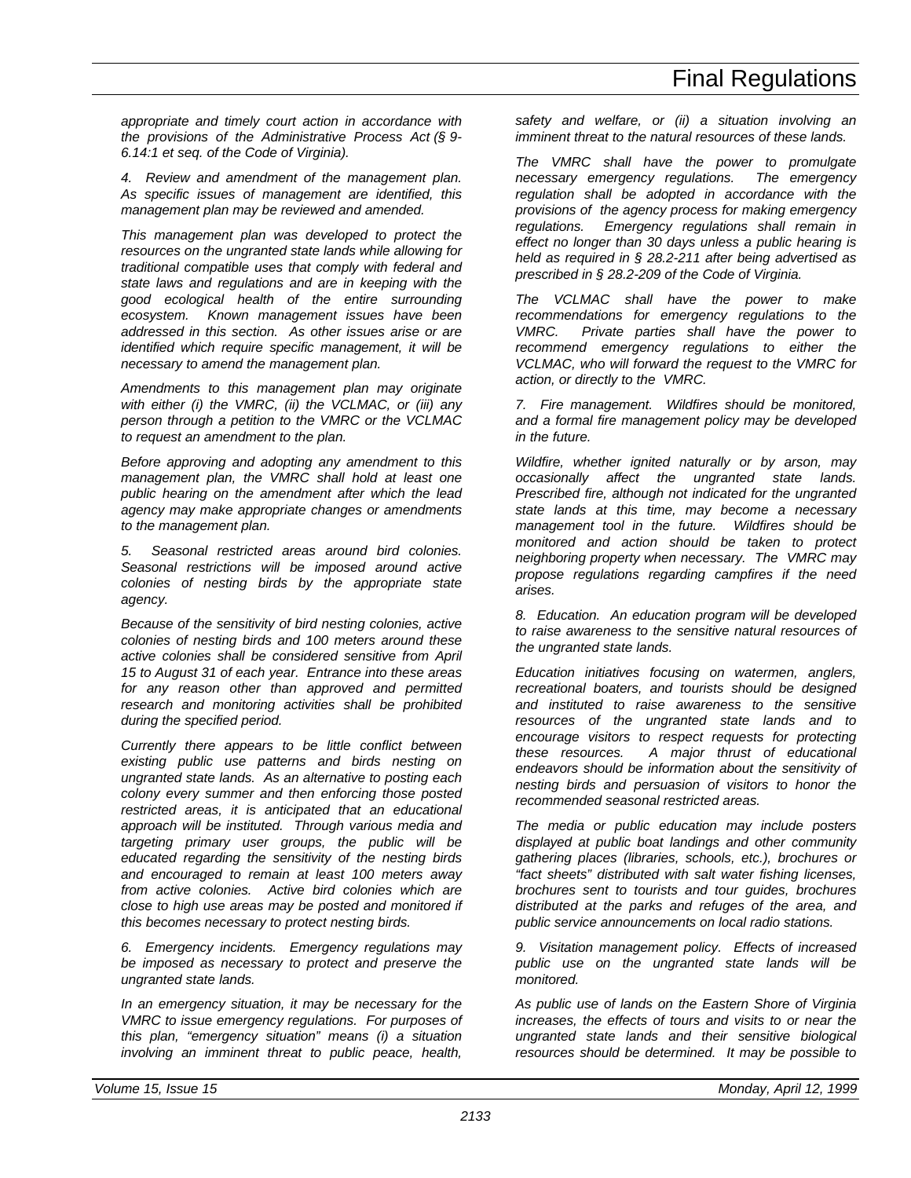*appropriate and timely court action in accordance with the provisions of the Administrative Process Act (§ 9-6.14:1 et seq. of the Code of Virginia).*

*4. Review and amendment of the management plan. As specific issues of management are identified, this management plan may be reviewed and amended.*

*This management plan was developed to protect the resources on the ungranted state lands while allowing for traditional compatible uses that comply with federal and state laws and regulations and are in keeping with the good ecological health of the entire surrounding ecosystem. Known management issues have been addressed in this section. As other issues arise or are identified which require specific management, it will be necessary to amend the management plan.*

*Amendments to this management plan may originate with either (i) the VMRC, (ii) the VCLMAC, or (iii) any person through a petition to the VMRC or the VCLMAC to request an amendment to the plan.*

*Before approving and adopting any amendment to this management plan, the VMRC shall hold at least one public hearing on the amendment after which the lead agency may make appropriate changes or amendments to the management plan.*

*5. Seasonal restricted areas around bird colonies. Seasonal restrictions will be imposed around active colonies of nesting birds by the appropriate state agency.*

*Because of the sensitivity of bird nesting colonies, active colonies of nesting birds and 100 meters around these active colonies shall be considered sensitive from April 15 to August 31 of each year. Entrance into these areas for any reason other than approved and permitted research and monitoring activities shall be prohibited during the specified period.*

*Currently there appears to be little conflict between existing public use patterns and birds nesting on ungranted state lands. As an alternative to posting each colony every summer and then enforcing those posted restricted areas, it is anticipated that an educational approach will be instituted. Through various media and targeting primary user groups, the public will be educated regarding the sensitivity of the nesting birds and encouraged to remain at least 100 meters away from active colonies. Active bird colonies which are close to high use areas may be posted and monitored if this becomes necessary to protect nesting birds.*

*6. Emergency incidents. Emergency regulations may be imposed as necessary to protect and preserve the ungranted state lands.*

*In an emergency situation, it may be necessary for the VMRC to issue emergency regulations. For purposes of this plan, "emergency situation" means (i) a situation involving an imminent threat to public peace, health, safety and welfare, or (ii) a situation involving an imminent threat to the natural resources of these lands.*

*The VMRC shall have the power to promulgate necessary emergency regulations. The emergency regulation shall be adopted in accordance with the provisions of the agency process for making emergency regulations. Emergency regulations shall remain in effect no longer than 30 days unless a public hearing is held as required in § 28.2-211 after being advertised as prescribed in § 28.2-209 of the Code of Virginia.*

*The VCLMAC shall have the power to make recommendations for emergency regulations to the VMRC. Private parties shall have the power to recommend emergency regulations to either the VCLMAC, who will forward the request to the VMRC for action, or directly to the VMRC.*

*7. Fire management. Wildfires should be monitored, and a formal fire management policy may be developed in the future.*

*Wildfire, whether ignited naturally or by arson, may occasionally affect the ungranted state lands. Prescribed fire, although not indicated for the ungranted state lands at this time, may become a necessary management tool in the future. Wildfires should be monitored and action should be taken to protect neighboring property when necessary. The VMRC may propose regulations regarding campfires if the need arises.*

*8. Education. An education program will be developed to raise awareness to the sensitive natural resources of the ungranted state lands.*

*Education initiatives focusing on watermen, anglers, recreational boaters, and tourists should be designed and instituted to raise awareness to the sensitive resources of the ungranted state lands and to encourage visitors to respect requests for protecting these resources. A major thrust of educational endeavors should be information about the sensitivity of nesting birds and persuasion of visitors to honor the recommended seasonal restricted areas.*

*The media or public education may include posters displayed at public boat landings and other community gathering places (libraries, schools, etc.), brochures or "fact sheets" distributed with salt water fishing licenses, brochures sent to tourists and tour guides, brochures distributed at the parks and refuges of the area, and public service announcements on local radio stations.*

*9. Visitation management policy. Effects of increased public use on the ungranted state lands will be monitored.*

*As public use of lands on the Eastern Shore of Virginia increases, the effects of tours and visits to or near the ungranted state lands and their sensitive biological resources should be determined. It may be possible to*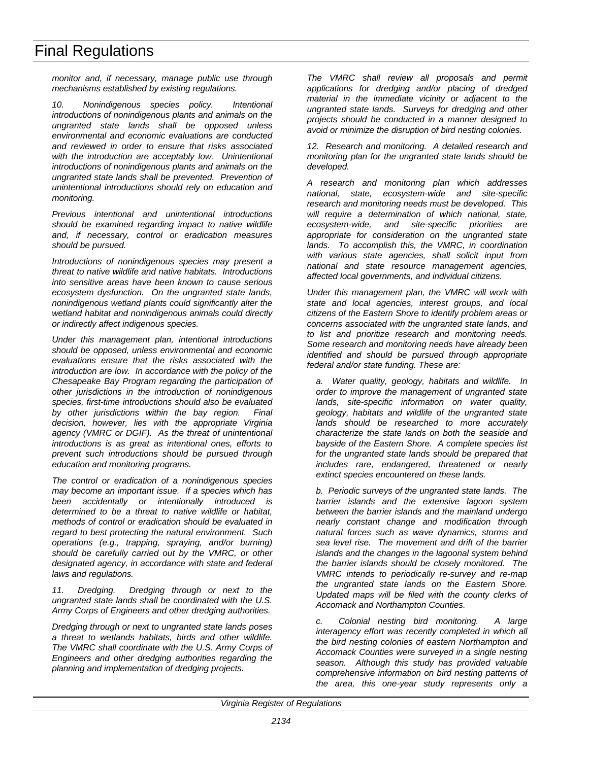*monitor and, if necessary, manage public use through mechanisms established by existing regulations.*

*10. Nonindigenous species policy. Intentional introductions of nonindigenous plants and animals on the ungranted state lands shall be opposed unless environmental and economic evaluations are conducted and reviewed in order to ensure that risks associated with the introduction are acceptably low. Unintentional introductions of nonindigenous plants and animals on the ungranted state lands shall be prevented. Prevention of unintentional introductions should rely on education and monitoring.*

*Previous intentional and unintentional introductions should be examined regarding impact to native wildlife and, if necessary, control or eradication measures should be pursued.*

*Introductions of nonindigenous species may present a threat to native wildlife and native habitats. Introductions into sensitive areas have been known to cause serious ecosystem dysfunction. On the ungranted state lands, nonindigenous wetland plants could significantly alter the wetland habitat and nonindigenous animals could directly or indirectly affect indigenous species.*

*Under this management plan, intentional introductions should be opposed, unless environmental and economic evaluations ensure that the risks associated with the introduction are low. In accordance with the policy of the Chesapeake Bay Program regarding the participation of other jurisdictions in the introduction of nonindigenous species, first-time introductions should also be evaluated by other jurisdictions within the bay region. Final decision, however, lies with the appropriate Virginia agency (VMRC or DGIF). As the threat of unintentional introductions is as great as intentional ones, efforts to prevent such introductions should be pursued through education and monitoring programs.*

*The control or eradication of a nonindigenous species may become an important issue. If a species which has been accidentally or intentionally introduced is determined to be a threat to native wildlife or habitat, methods of control or eradication should be evaluated in regard to best protecting the natural environment. Such operations (e.g., trapping, spraying, and/or burning) should be carefully carried out by the VMRC, or other designated agency, in accordance with state and federal laws and regulations.*

*11. Dredging. Dredging through or next to the ungranted state lands shall be coordinated with the U.S. Army Corps of Engineers and other dredging authorities.*

*Dredging through or next to ungranted state lands poses a threat to wetlands habitats, birds and other wildlife. The VMRC shall coordinate with the U.S. Army Corps of Engineers and other dredging authorities regarding the planning and implementation of dredging projects.*

*The VMRC shall review all proposals and permit applications for dredging and/or placing of dredged material in the immediate vicinity or adjacent to the ungranted state lands. Surveys for dredging and other projects should be conducted in a manner designed to avoid or minimize the disruption of bird nesting colonies.*

*12. Research and monitoring. A detailed research and monitoring plan for the ungranted state lands should be developed.*

*A research and monitoring plan which addresses national, state, ecosystem-wide and site-specific research and monitoring needs must be developed. This will require a determination of which national, state, ecosystem-wide, and site-specific priorities are appropriate for consideration on the ungranted state lands. To accomplish this, the VMRC, in coordination with various state agencies, shall solicit input from national and state resource management agencies, affected local governments, and individual citizens.*

*Under this management plan, the VMRC will work with state and local agencies, interest groups, and local citizens of the Eastern Shore to identify problem areas or concerns associated with the ungranted state lands, and to list and prioritize research and monitoring needs. Some research and monitoring needs have already been identified and should be pursued through appropriate federal and/or state funding. These are:*

*a. Water quality, geology, habitats and wildlife. In order to improve the management of ungranted state lands, site-specific information on water quality, geology, habitats and wildlife of the ungranted state lands should be researched to more accurately characterize the state lands on both the seaside and bayside of the Eastern Shore. A complete species list for the ungranted state lands should be prepared that includes rare, endangered, threatened or nearly extinct species encountered on these lands.*

*b. Periodic surveys of the ungranted state lands. The barrier islands and the extensive lagoon system between the barrier islands and the mainland undergo nearly constant change and modification through natural forces such as wave dynamics, storms and sea level rise. The movement and drift of the barrier islands and the changes in the lagoonal system behind the barrier islands should be closely monitored. The VMRC intends to periodically re-survey and re-map the ungranted state lands on the Eastern Shore. Updated maps will be filed with the county clerks of Accomack and Northampton Counties.*

*c. Colonial nesting bird monitoring. A large interagency effort was recently completed in which all the bird nesting colonies of eastern Northampton and Accomack Counties were surveyed in a single nesting season. Although this study has provided valuable comprehensive information on bird nesting patterns of the area, this one-year study represents only a*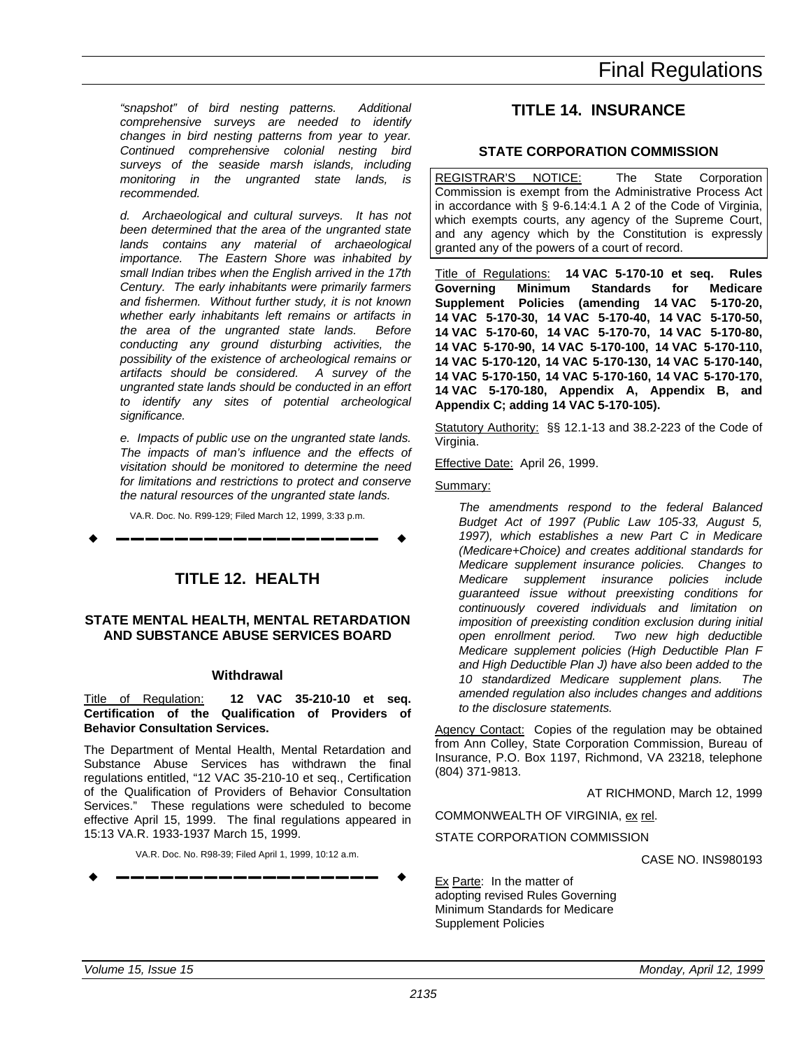*"snapshot" of bird nesting patterns. Additional comprehensive surveys are needed to identify changes in bird nesting patterns from year to year. Continued comprehensive colonial nesting bird surveys of the seaside marsh islands, including monitoring in the ungranted state lands, is recommended.*

*d. Archaeological and cultural surveys. It has not been determined that the area of the ungranted state lands contains any material of archaeological importance. The Eastern Shore was inhabited by small Indian tribes when the English arrived in the 17th Century. The early inhabitants were primarily farmers and fishermen. Without further study, it is not known whether early inhabitants left remains or artifacts in the area of the ungranted state lands. Before conducting any ground disturbing activities, the possibility of the existence of archeological remains or artifacts should be considered. A survey of the ungranted state lands should be conducted in an effort to identify any sites of potential archeological significance.*

*e. Impacts of public use on the ungranted state lands. The impacts of man's influence and the effects of visitation should be monitored to determine the need for limitations and restrictions to protect and conserve the natural resources of the ungranted state lands.*

VA.R. Doc. No. R99-129; Filed March 12, 1999, 3:33 p.m.

---

# TITLE 12. HEALTH

## STATE MENTAL HEALTH, MENTAL RETARDATION AND SUBSTANCE ABUSE SERVICES BOARD

### Withdrawal

Title of Regulation: **12 VAC 35-210-10 et seq. Certification of the Qualification of Providers of Behavior Consultation Services.**

The Department of Mental Health, Mental Retardation and Substance Abuse Services has withdrawn the final regulations entitled, "12 VAC 35-210-10 et seq., Certification of the Qualification of Providers of Behavior Consultation Services." These regulations were scheduled to become effective April 15, 1999. The final regulations appeared in 15:13 VA.R. 1933-1937 March 15, 1999.

VA.R. Doc. No. R98-39; Filed April 1, 1999, 10:12 a.m.

---

# TITLE 14. INSURANCE

## STATE CORPORATION COMMISSION

REGISTRAR'S NOTICE: The State Corporation Commission is exempt from the Administrative Process Act in accordance with § 9-6.14:4.1 A 2 of the Code of Virginia, which exempts courts, any agency of the Supreme Court, and any agency which by the Constitution is expressly granted any of the powers of a court of record.

Title of Regulations: **14 VAC 5-170-10 et seq. Rules Governing Minimum Standards for Medicare Supplement Policies (amending 14 VAC 5-170-20, 14 VAC 5-170-30, 14 VAC 5-170-40, 14 VAC 5-170-50, 14 VAC 5-170-60, 14 VAC 5-170-70, 14 VAC 5-170-80, 14 VAC 5-170-90, 14 VAC 5-170-100, 14 VAC 5-170-110, 14 VAC 5-170-120, 14 VAC 5-170-130, 14 VAC 5-170-140, 14 VAC 5-170-150, 14 VAC 5-170-160, 14 VAC 5-170-170, 14 VAC 5-170-180, Appendix A, Appendix B, and Appendix C; adding 14 VAC 5-170-105).**

Statutory Authority: §§ 12.1-13 and 38.2-223 of the Code of Virginia.

Effective Date: April 26, 1999.

Summary:

*The amendments respond to the federal Balanced Budget Act of 1997 (Public Law 105-33, August 5, 1997), which establishes a new Part C in Medicare (Medicare+Choice) and creates additional standards for Medicare supplement insurance policies. Changes to Medicare supplement insurance policies include guaranteed issue without preexisting conditions for continuously covered individuals and limitation on imposition of preexisting condition exclusion during initial open enrollment period. Two new high deductible Medicare supplement policies (High Deductible Plan F and High Deductible Plan J) have also been added to the 10 standardized Medicare supplement plans. The amended regulation also includes changes and additions to the disclosure statements.*

Agency Contact: Copies of the regulation may be obtained from Ann Colley, State Corporation Commission, Bureau of Insurance, P.O. Box 1197, Richmond, VA 23218, telephone (804) 371-9813.

AT RICHMOND, March 12, 1999

COMMONWEALTH OF VIRGINIA, ex rel.

STATE CORPORATION COMMISSION

CASE NO. INS980193

Ex Parte: In the matter of adopting revised Rules Governing Minimum Standards for Medicare Supplement Policies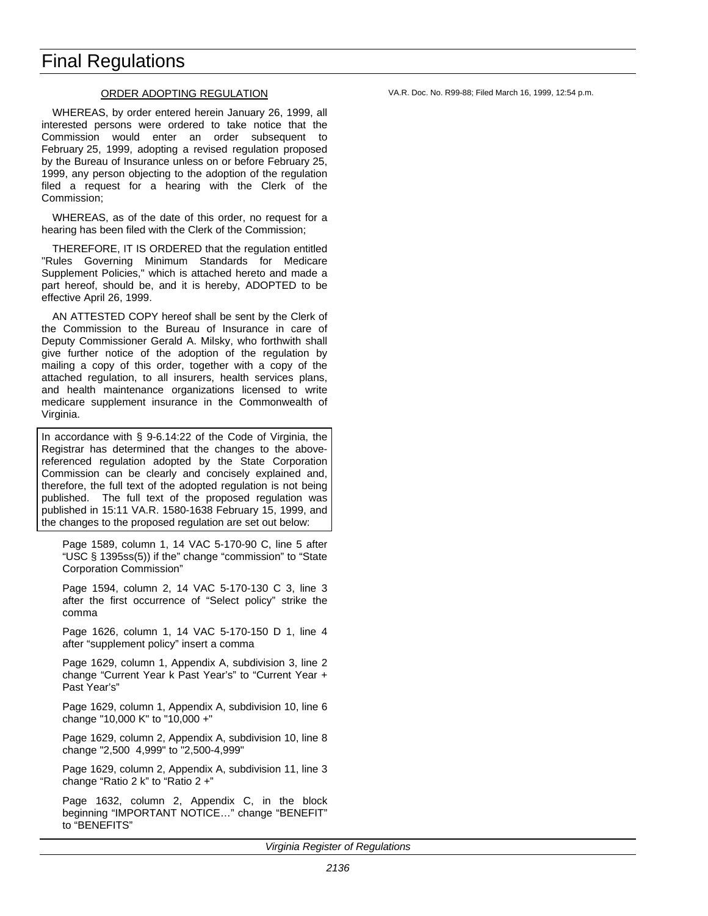## ORDER ADOPTING REGULATION

WHEREAS, by order entered herein January 26, 1999, all interested persons were ordered to take notice that the Commission would enter an order subsequent to February 25, 1999, adopting a revised regulation proposed by the Bureau of Insurance unless on or before February 25, 1999, any person objecting to the adoption of the regulation filed a request for a hearing with the Clerk of the Commission;

WHEREAS, as of the date of this order, no request for a hearing has been filed with the Clerk of the Commission;

THEREFORE, IT IS ORDERED that the regulation entitled "Rules Governing Minimum Standards for Medicare Supplement Policies," which is attached hereto and made a part hereof, should be, and it is hereby, ADOPTED to be effective April 26, 1999.

AN ATTESTED COPY hereof shall be sent by the Clerk of the Commission to the Bureau of Insurance in care of Deputy Commissioner Gerald A. Milsky, who forthwith shall give further notice of the adoption of the regulation by mailing a copy of this order, together with a copy of the attached regulation, to all insurers, health services plans, and health maintenance organizations licensed to write medicare supplement insurance in the Commonwealth of Virginia.

In accordance with § 9-6.14:22 of the Code of Virginia, the Registrar has determined that the changes to the above-referenced regulation adopted by the State Corporation Commission can be clearly and concisely explained and, therefore, the full text of the adopted regulation is not being published. The full text of the proposed regulation was published in 15:11 VA.R. 1580-1638 February 15, 1999, and the changes to the proposed regulation are set out below:

Page 1589, column 1, 14 VAC 5-170-90 C, line 5 after "USC § 1395ss(5)) if the" change "commission" to "State Corporation Commission"

Page 1594, column 2, 14 VAC 5-170-130 C 3, line 3 after the first occurrence of "Select policy" strike the comma

Page 1626, column 1, 14 VAC 5-170-150 D 1, line 4 after "supplement policy" insert a comma

Page 1629, column 1, Appendix A, subdivision 3, line 2 change "Current Year k Past Year's" to "Current Year + Past Year's"

Page 1629, column 1, Appendix A, subdivision 10, line 6 change "10,000 K" to "10,000 +"

Page 1629, column 2, Appendix A, subdivision 10, line 8 change "2,500 4,999" to "2,500-4,999"

Page 1629, column 2, Appendix A, subdivision 11, line 3 change "Ratio 2 k" to "Ratio 2 +"

Page 1632, column 2, Appendix C, in the block beginning "IMPORTANT NOTICE…" change "BENEFIT" to "BENEFITS"

VA.R. Doc. No. R99-88; Filed March 16, 1999, 12:54 p.m.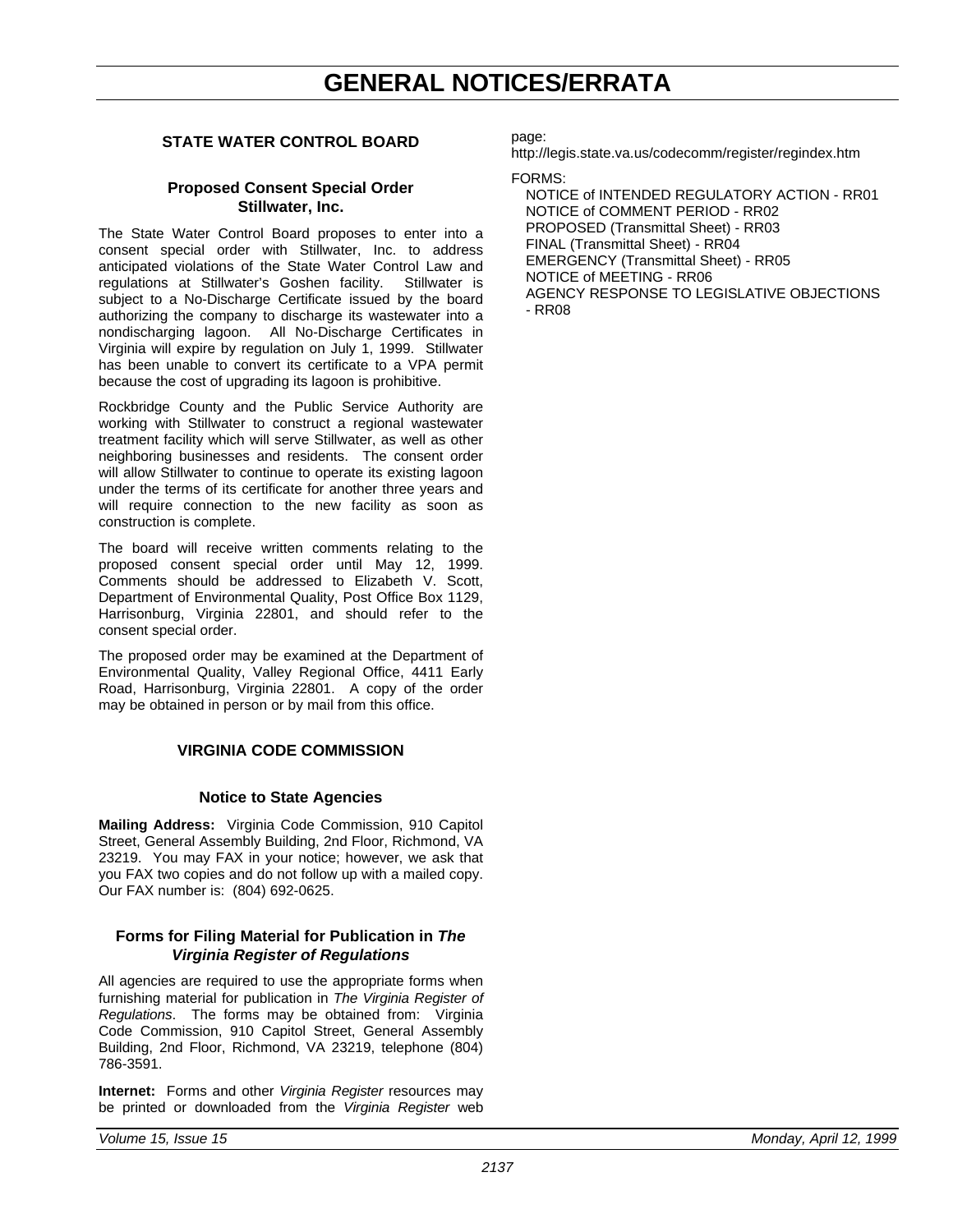# GENERAL NOTICES/ERRATA

## STATE WATER CONTROL BOARD

### Proposed Consent Special Order Stillwater, Inc.

The State Water Control Board proposes to enter into a consent special order with Stillwater, Inc. to address anticipated violations of the State Water Control Law and regulations at Stillwater's Goshen facility. Stillwater is subject to a No-Discharge Certificate issued by the board authorizing the company to discharge its wastewater into a nondischarging lagoon. All No-Discharge Certificates in Virginia will expire by regulation on July 1, 1999. Stillwater has been unable to convert its certificate to a VPA permit because the cost of upgrading its lagoon is prohibitive.

Rockbridge County and the Public Service Authority are working with Stillwater to construct a regional wastewater treatment facility which will serve Stillwater, as well as other neighboring businesses and residents. The consent order will allow Stillwater to continue to operate its existing lagoon under the terms of its certificate for another three years and will require connection to the new facility as soon as construction is complete.

The board will receive written comments relating to the proposed consent special order until May 12, 1999. Comments should be addressed to Elizabeth V. Scott, Department of Environmental Quality, Post Office Box 1129, Harrisonburg, Virginia 22801, and should refer to the consent special order.

The proposed order may be examined at the Department of Environmental Quality, Valley Regional Office, 4411 Early Road, Harrisonburg, Virginia 22801. A copy of the order may be obtained in person or by mail from this office.

## VIRGINIA CODE COMMISSION

### Notice to State Agencies

**Mailing Address:** Virginia Code Commission, 910 Capitol Street, General Assembly Building, 2nd Floor, Richmond, VA 23219. You may FAX in your notice; however, we ask that you FAX two copies and do not follow up with a mailed copy. Our FAX number is: (804) 692-0625.

### Forms for Filing Material for Publication in *The Virginia Register of Regulations*

All agencies are required to use the appropriate forms when furnishing material for publication in *The Virginia Register of Regulations*. The forms may be obtained from: Virginia Code Commission, 910 Capitol Street, General Assembly Building, 2nd Floor, Richmond, VA 23219, telephone (804) 786-3591.

**Internet:** Forms and other *Virginia Register* resources may be printed or downloaded from the *Virginia Register* web page:
http://legis.state.va.us/codecomm/register/regindex.htm

FORMS:

- NOTICE of INTENDED REGULATORY ACTION - RR01
- NOTICE of COMMENT PERIOD - RR02
- PROPOSED (Transmittal Sheet) - RR03
- FINAL (Transmittal Sheet) - RR04
- EMERGENCY (Transmittal Sheet) - RR05
- NOTICE of MEETING - RR06
- AGENCY RESPONSE TO LEGISLATIVE OBJECTIONS - RR08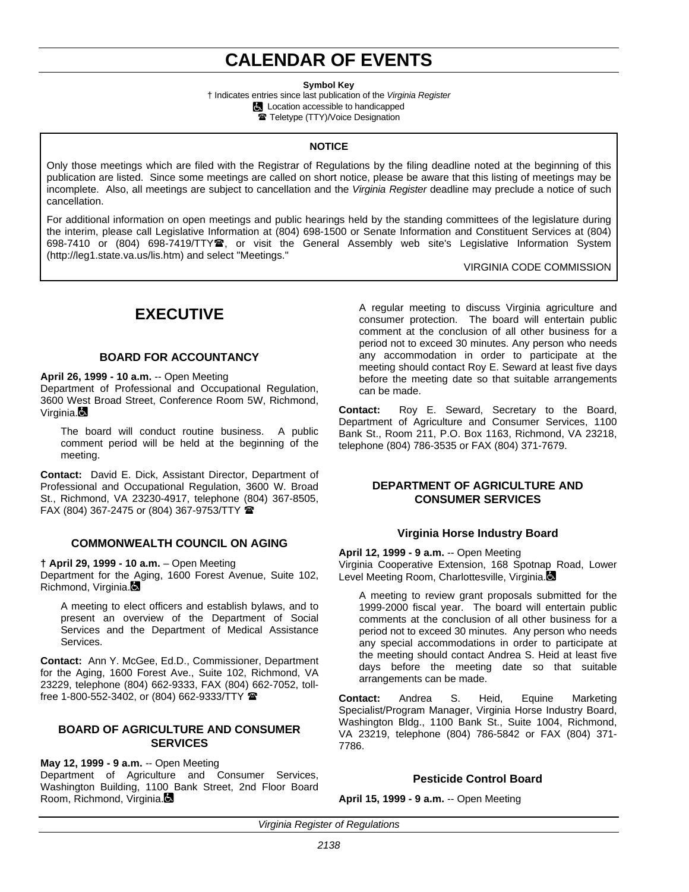# CALENDAR OF EVENTS

**Symbol Key**

† Indicates entries since last publication of the *Virginia Register*

♿ Location accessible to handicapped

☎ Teletype (TTY)/Voice Designation

---

**NOTICE**

Only those meetings which are filed with the Registrar of Regulations by the filing deadline noted at the beginning of this publication are listed. Since some meetings are called on short notice, please be aware that this listing of meetings may be incomplete. Also, all meetings are subject to cancellation and the *Virginia Register* deadline may preclude a notice of such cancellation.

For additional information on open meetings and public hearings held by the standing committees of the legislature during the interim, please call Legislative Information at (804) 698-1500 or Senate Information and Constituent Services at (804) 698-7410 or (804) 698-7419/TTY☎, or visit the General Assembly web site's Legislative Information System (http://leg1.state.va.us/lis.htm) and select "Meetings."

VIRGINIA CODE COMMISSION

---

## EXECUTIVE

### BOARD FOR ACCOUNTANCY

**April 26, 1999 - 10 a.m.** -- Open Meeting
Department of Professional and Occupational Regulation, 3600 West Broad Street, Conference Room 5W, Richmond, Virginia.♿

The board will conduct routine business. A public comment period will be held at the beginning of the meeting.

**Contact:** David E. Dick, Assistant Director, Department of Professional and Occupational Regulation, 3600 W. Broad St., Richmond, VA 23230-4917, telephone (804) 367-8505, FAX (804) 367-2475 or (804) 367-9753/TTY ☎

### COMMONWEALTH COUNCIL ON AGING

**† April 29, 1999 - 10 a.m.** – Open Meeting
Department for the Aging, 1600 Forest Avenue, Suite 102, Richmond, Virginia.♿

A meeting to elect officers and establish bylaws, and to present an overview of the Department of Social Services and the Department of Medical Assistance Services.

**Contact:** Ann Y. McGee, Ed.D., Commissioner, Department for the Aging, 1600 Forest Ave., Suite 102, Richmond, VA 23229, telephone (804) 662-9333, FAX (804) 662-7052, toll-free 1-800-552-3402, or (804) 662-9333/TTY ☎

### BOARD OF AGRICULTURE AND CONSUMER SERVICES

**May 12, 1999 - 9 a.m.** -- Open Meeting
Department of Agriculture and Consumer Services, Washington Building, 1100 Bank Street, 2nd Floor Board Room, Richmond, Virginia.♿

A regular meeting to discuss Virginia agriculture and consumer protection. The board will entertain public comment at the conclusion of all other business for a period not to exceed 30 minutes. Any person who needs any accommodation in order to participate at the meeting should contact Roy E. Seward at least five days before the meeting date so that suitable arrangements can be made.

**Contact:** Roy E. Seward, Secretary to the Board, Department of Agriculture and Consumer Services, 1100 Bank St., Room 211, P.O. Box 1163, Richmond, VA 23218, telephone (804) 786-3535 or FAX (804) 371-7679.

### DEPARTMENT OF AGRICULTURE AND CONSUMER SERVICES

#### Virginia Horse Industry Board

**April 12, 1999 - 9 a.m.** -- Open Meeting
Virginia Cooperative Extension, 168 Spotnap Road, Lower Level Meeting Room, Charlottesville, Virginia.♿

A meeting to review grant proposals submitted for the 1999-2000 fiscal year. The board will entertain public comments at the conclusion of all other business for a period not to exceed 30 minutes. Any person who needs any special accommodations in order to participate at the meeting should contact Andrea S. Heid at least five days before the meeting date so that suitable arrangements can be made.

**Contact:** Andrea S. Heid, Equine Marketing Specialist/Program Manager, Virginia Horse Industry Board, Washington Bldg., 1100 Bank St., Suite 1004, Richmond, VA 23219, telephone (804) 786-5842 or FAX (804) 371-7786.

#### Pesticide Control Board

**April 15, 1999 - 9 a.m.** -- Open Meeting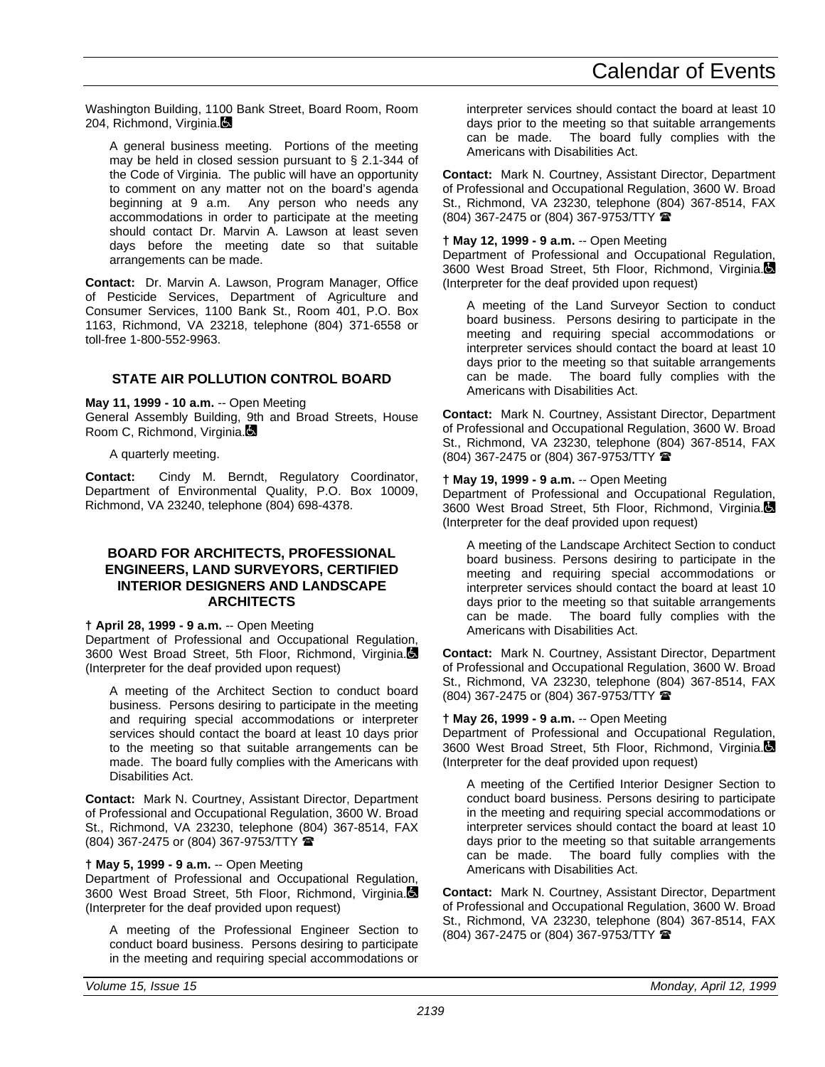Washington Building, 1100 Bank Street, Board Room, Room 204, Richmond, Virginia.

A general business meeting. Portions of the meeting may be held in closed session pursuant to § 2.1-344 of the Code of Virginia. The public will have an opportunity to comment on any matter not on the board's agenda beginning at 9 a.m. Any person who needs any accommodations in order to participate at the meeting should contact Dr. Marvin A. Lawson at least seven days before the meeting date so that suitable arrangements can be made.

**Contact:** Dr. Marvin A. Lawson, Program Manager, Office of Pesticide Services, Department of Agriculture and Consumer Services, 1100 Bank St., Room 401, P.O. Box 1163, Richmond, VA 23218, telephone (804) 371-6558 or toll-free 1-800-552-9963.

## STATE AIR POLLUTION CONTROL BOARD

**May 11, 1999 - 10 a.m.** -- Open Meeting
General Assembly Building, 9th and Broad Streets, House Room C, Richmond, Virginia.

A quarterly meeting.

**Contact:** Cindy M. Berndt, Regulatory Coordinator, Department of Environmental Quality, P.O. Box 10009, Richmond, VA 23240, telephone (804) 698-4378.

## BOARD FOR ARCHITECTS, PROFESSIONAL ENGINEERS, LAND SURVEYORS, CERTIFIED INTERIOR DESIGNERS AND LANDSCAPE ARCHITECTS

**† April 28, 1999 - 9 a.m.** -- Open Meeting
Department of Professional and Occupational Regulation, 3600 West Broad Street, 5th Floor, Richmond, Virginia. (Interpreter for the deaf provided upon request)

A meeting of the Architect Section to conduct board business. Persons desiring to participate in the meeting and requiring special accommodations or interpreter services should contact the board at least 10 days prior to the meeting so that suitable arrangements can be made. The board fully complies with the Americans with Disabilities Act.

**Contact:** Mark N. Courtney, Assistant Director, Department of Professional and Occupational Regulation, 3600 W. Broad St., Richmond, VA 23230, telephone (804) 367-8514, FAX (804) 367-2475 or (804) 367-9753/TTY ☎

**† May 5, 1999 - 9 a.m.** -- Open Meeting
Department of Professional and Occupational Regulation, 3600 West Broad Street, 5th Floor, Richmond, Virginia. (Interpreter for the deaf provided upon request)

A meeting of the Professional Engineer Section to conduct board business. Persons desiring to participate in the meeting and requiring special accommodations or interpreter services should contact the board at least 10 days prior to the meeting so that suitable arrangements can be made. The board fully complies with the Americans with Disabilities Act.

**Contact:** Mark N. Courtney, Assistant Director, Department of Professional and Occupational Regulation, 3600 W. Broad St., Richmond, VA 23230, telephone (804) 367-8514, FAX (804) 367-2475 or (804) 367-9753/TTY ☎

**† May 12, 1999 - 9 a.m.** -- Open Meeting
Department of Professional and Occupational Regulation, 3600 West Broad Street, 5th Floor, Richmond, Virginia. (Interpreter for the deaf provided upon request)

A meeting of the Land Surveyor Section to conduct board business. Persons desiring to participate in the meeting and requiring special accommodations or interpreter services should contact the board at least 10 days prior to the meeting so that suitable arrangements can be made. The board fully complies with the Americans with Disabilities Act.

**Contact:** Mark N. Courtney, Assistant Director, Department of Professional and Occupational Regulation, 3600 W. Broad St., Richmond, VA 23230, telephone (804) 367-8514, FAX (804) 367-2475 or (804) 367-9753/TTY ☎

**† May 19, 1999 - 9 a.m.** -- Open Meeting
Department of Professional and Occupational Regulation, 3600 West Broad Street, 5th Floor, Richmond, Virginia. (Interpreter for the deaf provided upon request)

A meeting of the Landscape Architect Section to conduct board business. Persons desiring to participate in the meeting and requiring special accommodations or interpreter services should contact the board at least 10 days prior to the meeting so that suitable arrangements can be made. The board fully complies with the Americans with Disabilities Act.

**Contact:** Mark N. Courtney, Assistant Director, Department of Professional and Occupational Regulation, 3600 W. Broad St., Richmond, VA 23230, telephone (804) 367-8514, FAX (804) 367-2475 or (804) 367-9753/TTY ☎

**† May 26, 1999 - 9 a.m.** -- Open Meeting
Department of Professional and Occupational Regulation, 3600 West Broad Street, 5th Floor, Richmond, Virginia. (Interpreter for the deaf provided upon request)

A meeting of the Certified Interior Designer Section to conduct board business. Persons desiring to participate in the meeting and requiring special accommodations or interpreter services should contact the board at least 10 days prior to the meeting so that suitable arrangements can be made. The board fully complies with the Americans with Disabilities Act.

**Contact:** Mark N. Courtney, Assistant Director, Department of Professional and Occupational Regulation, 3600 W. Broad St., Richmond, VA 23230, telephone (804) 367-8514, FAX (804) 367-2475 or (804) 367-9753/TTY ☎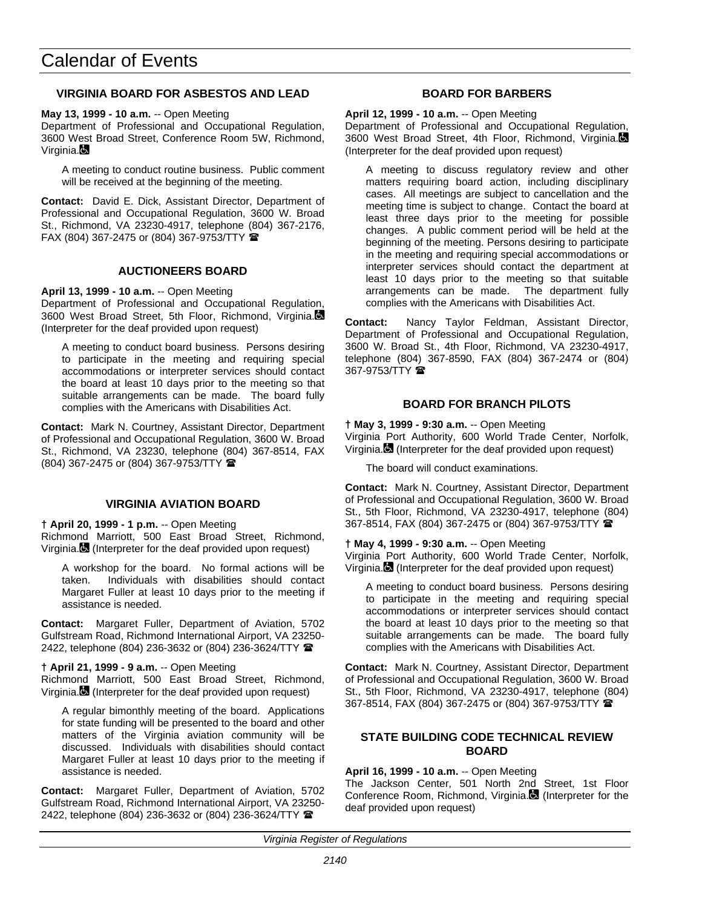# Calendar of Events

### VIRGINIA BOARD FOR ASBESTOS AND LEAD

**May 13, 1999 - 10 a.m.** -- Open Meeting
Department of Professional and Occupational Regulation, 3600 West Broad Street, Conference Room 5W, Richmond, Virginia. ♿

A meeting to conduct routine business. Public comment will be received at the beginning of the meeting.

**Contact:** David E. Dick, Assistant Director, Department of Professional and Occupational Regulation, 3600 W. Broad St., Richmond, VA 23230-4917, telephone (804) 367-2176, FAX (804) 367-2475 or (804) 367-9753/TTY ☎

### AUCTIONEERS BOARD

**April 13, 1999 - 10 a.m.** -- Open Meeting
Department of Professional and Occupational Regulation, 3600 West Broad Street, 5th Floor, Richmond, Virginia. ♿ (Interpreter for the deaf provided upon request)

A meeting to conduct board business. Persons desiring to participate in the meeting and requiring special accommodations or interpreter services should contact the board at least 10 days prior to the meeting so that suitable arrangements can be made. The board fully complies with the Americans with Disabilities Act.

**Contact:** Mark N. Courtney, Assistant Director, Department of Professional and Occupational Regulation, 3600 W. Broad St., Richmond, VA 23230, telephone (804) 367-8514, FAX (804) 367-2475 or (804) 367-9753/TTY ☎

### VIRGINIA AVIATION BOARD

**† April 20, 1999 - 1 p.m.** -- Open Meeting
Richmond Marriott, 500 East Broad Street, Richmond, Virginia. ♿ (Interpreter for the deaf provided upon request)

A workshop for the board. No formal actions will be taken. Individuals with disabilities should contact Margaret Fuller at least 10 days prior to the meeting if assistance is needed.

**Contact:** Margaret Fuller, Department of Aviation, 5702 Gulfstream Road, Richmond International Airport, VA 23250-2422, telephone (804) 236-3632 or (804) 236-3624/TTY ☎

**† April 21, 1999 - 9 a.m.** -- Open Meeting
Richmond Marriott, 500 East Broad Street, Richmond, Virginia. ♿ (Interpreter for the deaf provided upon request)

A regular bimonthly meeting of the board. Applications for state funding will be presented to the board and other matters of the Virginia aviation community will be discussed. Individuals with disabilities should contact Margaret Fuller at least 10 days prior to the meeting if assistance is needed.

**Contact:** Margaret Fuller, Department of Aviation, 5702 Gulfstream Road, Richmond International Airport, VA 23250-2422, telephone (804) 236-3632 or (804) 236-3624/TTY ☎

### BOARD FOR BARBERS

**April 12, 1999 - 10 a.m.** -- Open Meeting
Department of Professional and Occupational Regulation, 3600 West Broad Street, 4th Floor, Richmond, Virginia. ♿ (Interpreter for the deaf provided upon request)

A meeting to discuss regulatory review and other matters requiring board action, including disciplinary cases. All meetings are subject to cancellation and the meeting time is subject to change. Contact the board at least three days prior to the meeting for possible changes. A public comment period will be held at the beginning of the meeting. Persons desiring to participate in the meeting and requiring special accommodations or interpreter services should contact the department at least 10 days prior to the meeting so that suitable arrangements can be made. The department fully complies with the Americans with Disabilities Act.

**Contact:** Nancy Taylor Feldman, Assistant Director, Department of Professional and Occupational Regulation, 3600 W. Broad St., 4th Floor, Richmond, VA 23230-4917, telephone (804) 367-8590, FAX (804) 367-2474 or (804) 367-9753/TTY ☎

### BOARD FOR BRANCH PILOTS

**† May 3, 1999 - 9:30 a.m.** -- Open Meeting
Virginia Port Authority, 600 World Trade Center, Norfolk, Virginia. ♿ (Interpreter for the deaf provided upon request)

The board will conduct examinations.

**Contact:** Mark N. Courtney, Assistant Director, Department of Professional and Occupational Regulation, 3600 W. Broad St., 5th Floor, Richmond, VA 23230-4917, telephone (804) 367-8514, FAX (804) 367-2475 or (804) 367-9753/TTY ☎

**† May 4, 1999 - 9:30 a.m.** -- Open Meeting
Virginia Port Authority, 600 World Trade Center, Norfolk, Virginia. ♿ (Interpreter for the deaf provided upon request)

A meeting to conduct board business. Persons desiring to participate in the meeting and requiring special accommodations or interpreter services should contact the board at least 10 days prior to the meeting so that suitable arrangements can be made. The board fully complies with the Americans with Disabilities Act.

**Contact:** Mark N. Courtney, Assistant Director, Department of Professional and Occupational Regulation, 3600 W. Broad St., 5th Floor, Richmond, VA 23230-4917, telephone (804) 367-8514, FAX (804) 367-2475 or (804) 367-9753/TTY ☎

### STATE BUILDING CODE TECHNICAL REVIEW BOARD

**April 16, 1999 - 10 a.m.** -- Open Meeting
The Jackson Center, 501 North 2nd Street, 1st Floor Conference Room, Richmond, Virginia. ♿ (Interpreter for the deaf provided upon request)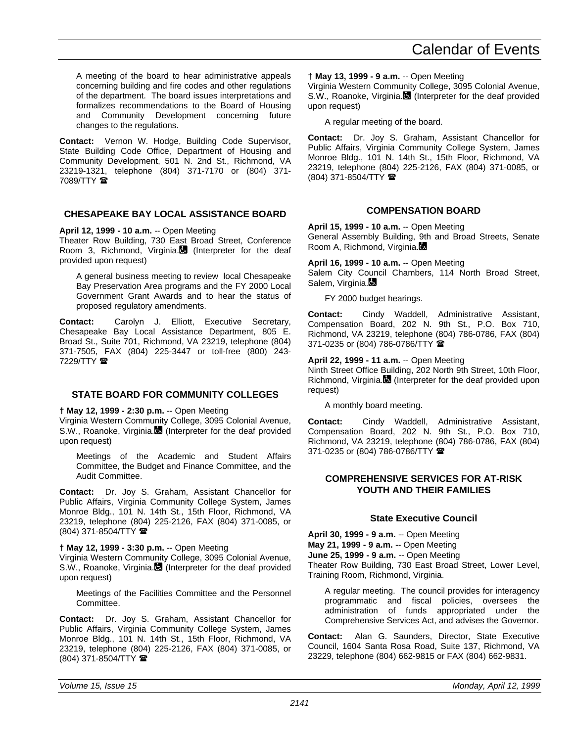A meeting of the board to hear administrative appeals concerning building and fire codes and other regulations of the department. The board issues interpretations and formalizes recommendations to the Board of Housing and Community Development concerning future changes to the regulations.

**Contact:** Vernon W. Hodge, Building Code Supervisor, State Building Code Office, Department of Housing and Community Development, 501 N. 2nd St., Richmond, VA 23219-1321, telephone (804) 371-7170 or (804) 371-7089/TTY ☎

### CHESAPEAKE BAY LOCAL ASSISTANCE BOARD

**April 12, 1999 - 10 a.m.** -- Open Meeting
Theater Row Building, 730 East Broad Street, Conference Room 3, Richmond, Virginia. (Interpreter for the deaf provided upon request)

A general business meeting to review local Chesapeake Bay Preservation Area programs and the FY 2000 Local Government Grant Awards and to hear the status of proposed regulatory amendments.

**Contact:** Carolyn J. Elliott, Executive Secretary, Chesapeake Bay Local Assistance Department, 805 E. Broad St., Suite 701, Richmond, VA 23219, telephone (804) 371-7505, FAX (804) 225-3447 or toll-free (800) 243-7229/TTY ☎

### STATE BOARD FOR COMMUNITY COLLEGES

**† May 12, 1999 - 2:30 p.m.** -- Open Meeting
Virginia Western Community College, 3095 Colonial Avenue, S.W., Roanoke, Virginia. (Interpreter for the deaf provided upon request)

Meetings of the Academic and Student Affairs Committee, the Budget and Finance Committee, and the Audit Committee.

**Contact:** Dr. Joy S. Graham, Assistant Chancellor for Public Affairs, Virginia Community College System, James Monroe Bldg., 101 N. 14th St., 15th Floor, Richmond, VA 23219, telephone (804) 225-2126, FAX (804) 371-0085, or (804) 371-8504/TTY ☎

**† May 12, 1999 - 3:30 p.m.** -- Open Meeting
Virginia Western Community College, 3095 Colonial Avenue, S.W., Roanoke, Virginia. (Interpreter for the deaf provided upon request)

Meetings of the Facilities Committee and the Personnel Committee.

**Contact:** Dr. Joy S. Graham, Assistant Chancellor for Public Affairs, Virginia Community College System, James Monroe Bldg., 101 N. 14th St., 15th Floor, Richmond, VA 23219, telephone (804) 225-2126, FAX (804) 371-0085, or (804) 371-8504/TTY ☎

**† May 13, 1999 - 9 a.m.** -- Open Meeting
Virginia Western Community College, 3095 Colonial Avenue, S.W., Roanoke, Virginia. (Interpreter for the deaf provided upon request)

A regular meeting of the board.

**Contact:** Dr. Joy S. Graham, Assistant Chancellor for Public Affairs, Virginia Community College System, James Monroe Bldg., 101 N. 14th St., 15th Floor, Richmond, VA 23219, telephone (804) 225-2126, FAX (804) 371-0085, or (804) 371-8504/TTY ☎

### COMPENSATION BOARD

**April 15, 1999 - 10 a.m.** -- Open Meeting
General Assembly Building, 9th and Broad Streets, Senate Room A, Richmond, Virginia.

**April 16, 1999 - 10 a.m.** -- Open Meeting
Salem City Council Chambers, 114 North Broad Street, Salem, Virginia.

FY 2000 budget hearings.

**Contact:** Cindy Waddell, Administrative Assistant, Compensation Board, 202 N. 9th St., P.O. Box 710, Richmond, VA 23219, telephone (804) 786-0786, FAX (804) 371-0235 or (804) 786-0786/TTY ☎

**April 22, 1999 - 11 a.m.** -- Open Meeting
Ninth Street Office Building, 202 North 9th Street, 10th Floor, Richmond, Virginia. (Interpreter for the deaf provided upon request)

A monthly board meeting.

**Contact:** Cindy Waddell, Administrative Assistant, Compensation Board, 202 N. 9th St., P.O. Box 710, Richmond, VA 23219, telephone (804) 786-0786, FAX (804) 371-0235 or (804) 786-0786/TTY ☎

### COMPREHENSIVE SERVICES FOR AT-RISK YOUTH AND THEIR FAMILIES

#### State Executive Council

**April 30, 1999 - 9 a.m.** -- Open Meeting
**May 21, 1999 - 9 a.m.** -- Open Meeting
**June 25, 1999 - 9 a.m.** -- Open Meeting
Theater Row Building, 730 East Broad Street, Lower Level, Training Room, Richmond, Virginia.

A regular meeting. The council provides for interagency programmatic and fiscal policies, oversees the administration of funds appropriated under the Comprehensive Services Act, and advises the Governor.

**Contact:** Alan G. Saunders, Director, State Executive Council, 1604 Santa Rosa Road, Suite 137, Richmond, VA 23229, telephone (804) 662-9815 or FAX (804) 662-9831.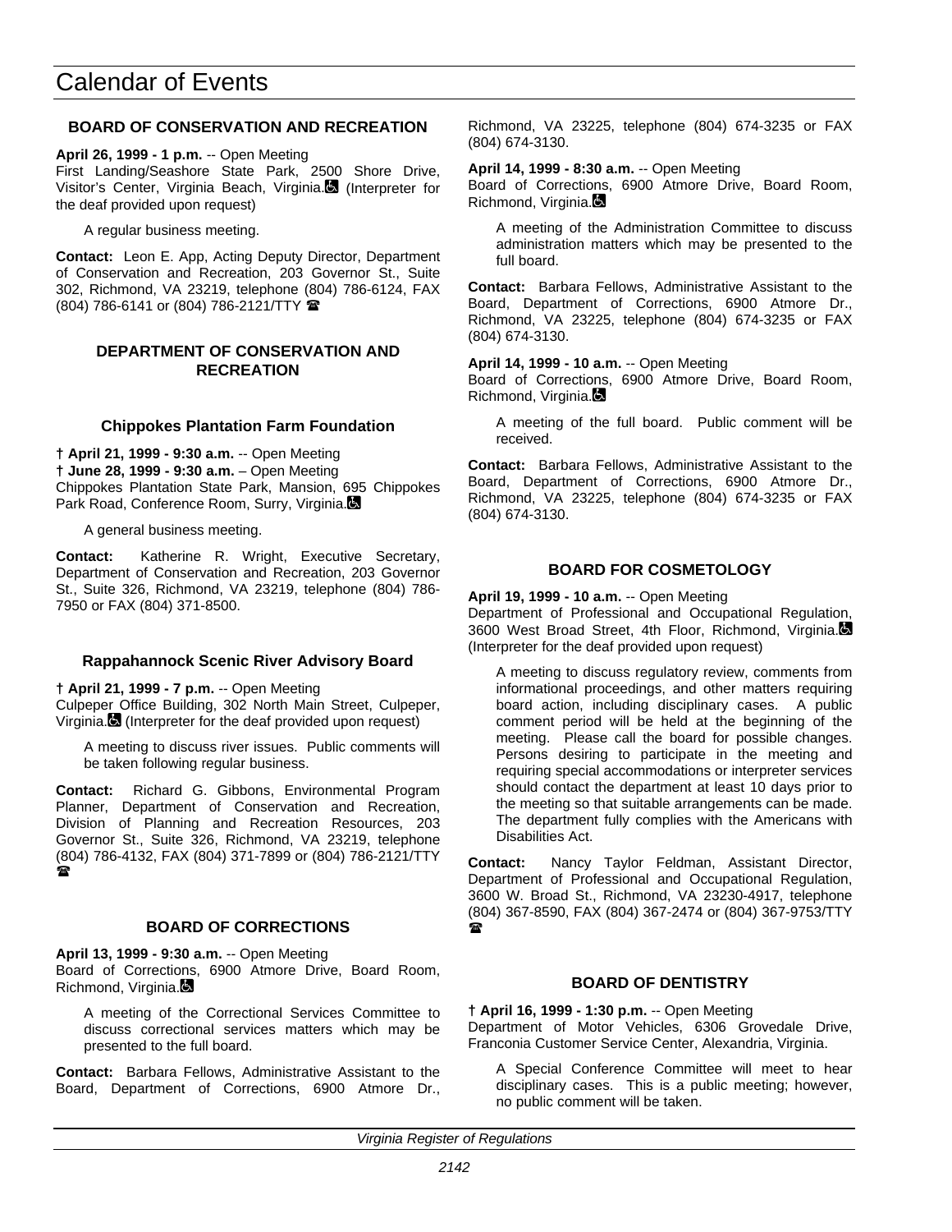# Calendar of Events

### BOARD OF CONSERVATION AND RECREATION

**April 26, 1999 - 1 p.m.** -- Open Meeting
First Landing/Seashore State Park, 2500 Shore Drive, Visitor's Center, Virginia Beach, Virginia. (Interpreter for the deaf provided upon request)

A regular business meeting.

**Contact:** Leon E. App, Acting Deputy Director, Department of Conservation and Recreation, 203 Governor St., Suite 302, Richmond, VA 23219, telephone (804) 786-6124, FAX (804) 786-6141 or (804) 786-2121/TTY ☎

### DEPARTMENT OF CONSERVATION AND RECREATION

#### Chippokes Plantation Farm Foundation

**† April 21, 1999 - 9:30 a.m.** -- Open Meeting
**† June 28, 1999 - 9:30 a.m.** – Open Meeting
Chippokes Plantation State Park, Mansion, 695 Chippokes Park Road, Conference Room, Surry, Virginia.

A general business meeting.

**Contact:** Katherine R. Wright, Executive Secretary, Department of Conservation and Recreation, 203 Governor St., Suite 326, Richmond, VA 23219, telephone (804) 786-7950 or FAX (804) 371-8500.

#### Rappahannock Scenic River Advisory Board

**† April 21, 1999 - 7 p.m.** -- Open Meeting
Culpeper Office Building, 302 North Main Street, Culpeper, Virginia. (Interpreter for the deaf provided upon request)

A meeting to discuss river issues. Public comments will be taken following regular business.

**Contact:** Richard G. Gibbons, Environmental Program Planner, Department of Conservation and Recreation, Division of Planning and Recreation Resources, 203 Governor St., Suite 326, Richmond, VA 23219, telephone (804) 786-4132, FAX (804) 371-7899 or (804) 786-2121/TTY ☎

### BOARD OF CORRECTIONS

**April 13, 1999 - 9:30 a.m.** -- Open Meeting
Board of Corrections, 6900 Atmore Drive, Board Room, Richmond, Virginia.

A meeting of the Correctional Services Committee to discuss correctional services matters which may be presented to the full board.

**Contact:** Barbara Fellows, Administrative Assistant to the Board, Department of Corrections, 6900 Atmore Dr., Richmond, VA 23225, telephone (804) 674-3235 or FAX (804) 674-3130.

**April 14, 1999 - 8:30 a.m.** -- Open Meeting
Board of Corrections, 6900 Atmore Drive, Board Room, Richmond, Virginia.

A meeting of the Administration Committee to discuss administration matters which may be presented to the full board.

**Contact:** Barbara Fellows, Administrative Assistant to the Board, Department of Corrections, 6900 Atmore Dr., Richmond, VA 23225, telephone (804) 674-3235 or FAX (804) 674-3130.

**April 14, 1999 - 10 a.m.** -- Open Meeting
Board of Corrections, 6900 Atmore Drive, Board Room, Richmond, Virginia.

A meeting of the full board. Public comment will be received.

**Contact:** Barbara Fellows, Administrative Assistant to the Board, Department of Corrections, 6900 Atmore Dr., Richmond, VA 23225, telephone (804) 674-3235 or FAX (804) 674-3130.

### BOARD FOR COSMETOLOGY

**April 19, 1999 - 10 a.m.** -- Open Meeting
Department of Professional and Occupational Regulation, 3600 West Broad Street, 4th Floor, Richmond, Virginia. (Interpreter for the deaf provided upon request)

A meeting to discuss regulatory review, comments from informational proceedings, and other matters requiring board action, including disciplinary cases. A public comment period will be held at the beginning of the meeting. Please call the board for possible changes. Persons desiring to participate in the meeting and requiring special accommodations or interpreter services should contact the department at least 10 days prior to the meeting so that suitable arrangements can be made. The department fully complies with the Americans with Disabilities Act.

**Contact:** Nancy Taylor Feldman, Assistant Director, Department of Professional and Occupational Regulation, 3600 W. Broad St., Richmond, VA 23230-4917, telephone (804) 367-8590, FAX (804) 367-2474 or (804) 367-9753/TTY ☎

### BOARD OF DENTISTRY

**† April 16, 1999 - 1:30 p.m.** -- Open Meeting
Department of Motor Vehicles, 6306 Grovedale Drive, Franconia Customer Service Center, Alexandria, Virginia.

A Special Conference Committee will meet to hear disciplinary cases. This is a public meeting; however, no public comment will be taken.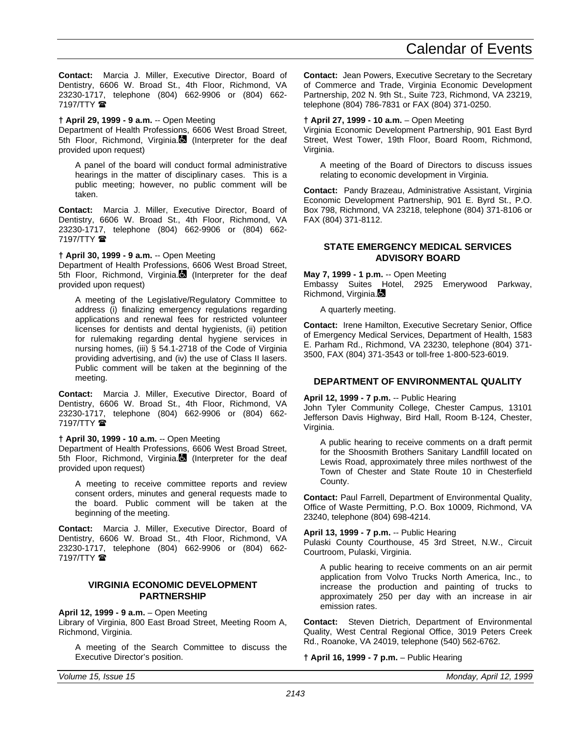**Contact:** Marcia J. Miller, Executive Director, Board of Dentistry, 6606 W. Broad St., 4th Floor, Richmond, VA 23230-1717, telephone (804) 662-9906 or (804) 662-7197/TTY ☎

**† April 29, 1999 - 9 a.m.** -- Open Meeting
Department of Health Professions, 6606 West Broad Street, 5th Floor, Richmond, Virginia. (Interpreter for the deaf provided upon request)

> A panel of the board will conduct formal administrative hearings in the matter of disciplinary cases. This is a public meeting; however, no public comment will be taken.

**Contact:** Marcia J. Miller, Executive Director, Board of Dentistry, 6606 W. Broad St., 4th Floor, Richmond, VA 23230-1717, telephone (804) 662-9906 or (804) 662-7197/TTY ☎

**† April 30, 1999 - 9 a.m.** -- Open Meeting
Department of Health Professions, 6606 West Broad Street, 5th Floor, Richmond, Virginia. (Interpreter for the deaf provided upon request)

> A meeting of the Legislative/Regulatory Committee to address (i) finalizing emergency regulations regarding applications and renewal fees for restricted volunteer licenses for dentists and dental hygienists, (ii) petition for rulemaking regarding dental hygiene services in nursing homes, (iii) § 54.1-2718 of the Code of Virginia providing advertising, and (iv) the use of Class II lasers. Public comment will be taken at the beginning of the meeting.

**Contact:** Marcia J. Miller, Executive Director, Board of Dentistry, 6606 W. Broad St., 4th Floor, Richmond, VA 23230-1717, telephone (804) 662-9906 or (804) 662-7197/TTY ☎

**† April 30, 1999 - 10 a.m.** -- Open Meeting
Department of Health Professions, 6606 West Broad Street, 5th Floor, Richmond, Virginia. (Interpreter for the deaf provided upon request)

> A meeting to receive committee reports and review consent orders, minutes and general requests made to the board. Public comment will be taken at the beginning of the meeting.

**Contact:** Marcia J. Miller, Executive Director, Board of Dentistry, 6606 W. Broad St., 4th Floor, Richmond, VA 23230-1717, telephone (804) 662-9906 or (804) 662-7197/TTY ☎

### VIRGINIA ECONOMIC DEVELOPMENT PARTNERSHIP

**April 12, 1999 - 9 a.m.** – Open Meeting
Library of Virginia, 800 East Broad Street, Meeting Room A, Richmond, Virginia.

> A meeting of the Search Committee to discuss the Executive Director's position.

**Contact:** Jean Powers, Executive Secretary to the Secretary of Commerce and Trade, Virginia Economic Development Partnership, 202 N. 9th St., Suite 723, Richmond, VA 23219, telephone (804) 786-7831 or FAX (804) 371-0250.

**† April 27, 1999 - 10 a.m.** – Open Meeting
Virginia Economic Development Partnership, 901 East Byrd Street, West Tower, 19th Floor, Board Room, Richmond, Virginia.

> A meeting of the Board of Directors to discuss issues relating to economic development in Virginia.

**Contact:** Pandy Brazeau, Administrative Assistant, Virginia Economic Development Partnership, 901 E. Byrd St., P.O. Box 798, Richmond, VA 23218, telephone (804) 371-8106 or FAX (804) 371-8112.

### STATE EMERGENCY MEDICAL SERVICES ADVISORY BOARD

**May 7, 1999 - 1 p.m.** -- Open Meeting
Embassy Suites Hotel, 2925 Emerywood Parkway, Richmond, Virginia.

> A quarterly meeting.

**Contact:** Irene Hamilton, Executive Secretary Senior, Office of Emergency Medical Services, Department of Health, 1583 E. Parham Rd., Richmond, VA 23230, telephone (804) 371-3500, FAX (804) 371-3543 or toll-free 1-800-523-6019.

### DEPARTMENT OF ENVIRONMENTAL QUALITY

**April 12, 1999 - 7 p.m.** -- Public Hearing
John Tyler Community College, Chester Campus, 13101 Jefferson Davis Highway, Bird Hall, Room B-124, Chester, Virginia.

> A public hearing to receive comments on a draft permit for the Shoosmith Brothers Sanitary Landfill located on Lewis Road, approximately three miles northwest of the Town of Chester and State Route 10 in Chesterfield County.

**Contact:** Paul Farrell, Department of Environmental Quality, Office of Waste Permitting, P.O. Box 10009, Richmond, VA 23240, telephone (804) 698-4214.

**April 13, 1999 - 7 p.m.** -- Public Hearing
Pulaski County Courthouse, 45 3rd Street, N.W., Circuit Courtroom, Pulaski, Virginia.

> A public hearing to receive comments on an air permit application from Volvo Trucks North America, Inc., to increase the production and painting of trucks to approximately 250 per day with an increase in air emission rates.

**Contact:** Steven Dietrich, Department of Environmental Quality, West Central Regional Office, 3019 Peters Creek Rd., Roanoke, VA 24019, telephone (540) 562-6762.

**† April 16, 1999 - 7 p.m.** – Public Hearing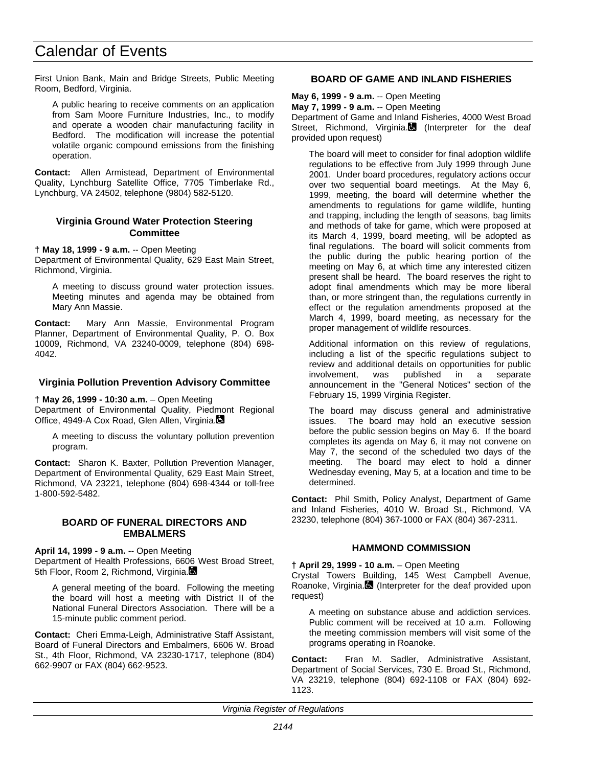First Union Bank, Main and Bridge Streets, Public Meeting Room, Bedford, Virginia.

A public hearing to receive comments on an application from Sam Moore Furniture Industries, Inc., to modify and operate a wooden chair manufacturing facility in Bedford. The modification will increase the potential volatile organic compound emissions from the finishing operation.

**Contact:** Allen Armistead, Department of Environmental Quality, Lynchburg Satellite Office, 7705 Timberlake Rd., Lynchburg, VA 24502, telephone (9804) 582-5120.

### Virginia Ground Water Protection Steering Committee

**† May 18, 1999 - 9 a.m.** -- Open Meeting
Department of Environmental Quality, 629 East Main Street, Richmond, Virginia.

A meeting to discuss ground water protection issues. Meeting minutes and agenda may be obtained from Mary Ann Massie.

**Contact:** Mary Ann Massie, Environmental Program Planner, Department of Environmental Quality, P. O. Box 10009, Richmond, VA 23240-0009, telephone (804) 698-4042.

### Virginia Pollution Prevention Advisory Committee

**† May 26, 1999 - 10:30 a.m.** – Open Meeting
Department of Environmental Quality, Piedmont Regional Office, 4949-A Cox Road, Glen Allen, Virginia.

A meeting to discuss the voluntary pollution prevention program.

**Contact:** Sharon K. Baxter, Pollution Prevention Manager, Department of Environmental Quality, 629 East Main Street, Richmond, VA 23221, telephone (804) 698-4344 or toll-free 1-800-592-5482.

## BOARD OF FUNERAL DIRECTORS AND EMBALMERS

**April 14, 1999 - 9 a.m.** -- Open Meeting
Department of Health Professions, 6606 West Broad Street, 5th Floor, Room 2, Richmond, Virginia.

A general meeting of the board. Following the meeting the board will host a meeting with District II of the National Funeral Directors Association. There will be a 15-minute public comment period.

**Contact:** Cheri Emma-Leigh, Administrative Staff Assistant, Board of Funeral Directors and Embalmers, 6606 W. Broad St., 4th Floor, Richmond, VA 23230-1717, telephone (804) 662-9907 or FAX (804) 662-9523.

## BOARD OF GAME AND INLAND FISHERIES

**May 6, 1999 - 9 a.m.** -- Open Meeting
**May 7, 1999 - 9 a.m.** -- Open Meeting
Department of Game and Inland Fisheries, 4000 West Broad Street, Richmond, Virginia. (Interpreter for the deaf provided upon request)

The board will meet to consider for final adoption wildlife regulations to be effective from July 1999 through June 2001. Under board procedures, regulatory actions occur over two sequential board meetings. At the May 6, 1999, meeting, the board will determine whether the amendments to regulations for game wildlife, hunting and trapping, including the length of seasons, bag limits and methods of take for game, which were proposed at its March 4, 1999, board meeting, will be adopted as final regulations. The board will solicit comments from the public during the public hearing portion of the meeting on May 6, at which time any interested citizen present shall be heard. The board reserves the right to adopt final amendments which may be more liberal than, or more stringent than, the regulations currently in effect or the regulation amendments proposed at the March 4, 1999, board meeting, as necessary for the proper management of wildlife resources.

Additional information on this review of regulations, including a list of the specific regulations subject to review and additional details on opportunities for public involvement, was published in a separate announcement in the "General Notices" section of the February 15, 1999 Virginia Register.

The board may discuss general and administrative issues. The board may hold an executive session before the public session begins on May 6. If the board completes its agenda on May 6, it may not convene on May 7, the second of the scheduled two days of the meeting. The board may elect to hold a dinner Wednesday evening, May 5, at a location and time to be determined.

**Contact:** Phil Smith, Policy Analyst, Department of Game and Inland Fisheries, 4010 W. Broad St., Richmond, VA 23230, telephone (804) 367-1000 or FAX (804) 367-2311.

## HAMMOND COMMISSION

**† April 29, 1999 - 10 a.m.** – Open Meeting
Crystal Towers Building, 145 West Campbell Avenue, Roanoke, Virginia. (Interpreter for the deaf provided upon request)

A meeting on substance abuse and addiction services. Public comment will be received at 10 a.m. Following the meeting commission members will visit some of the programs operating in Roanoke.

**Contact:** Fran M. Sadler, Administrative Assistant, Department of Social Services, 730 E. Broad St., Richmond, VA 23219, telephone (804) 692-1108 or FAX (804) 692-1123.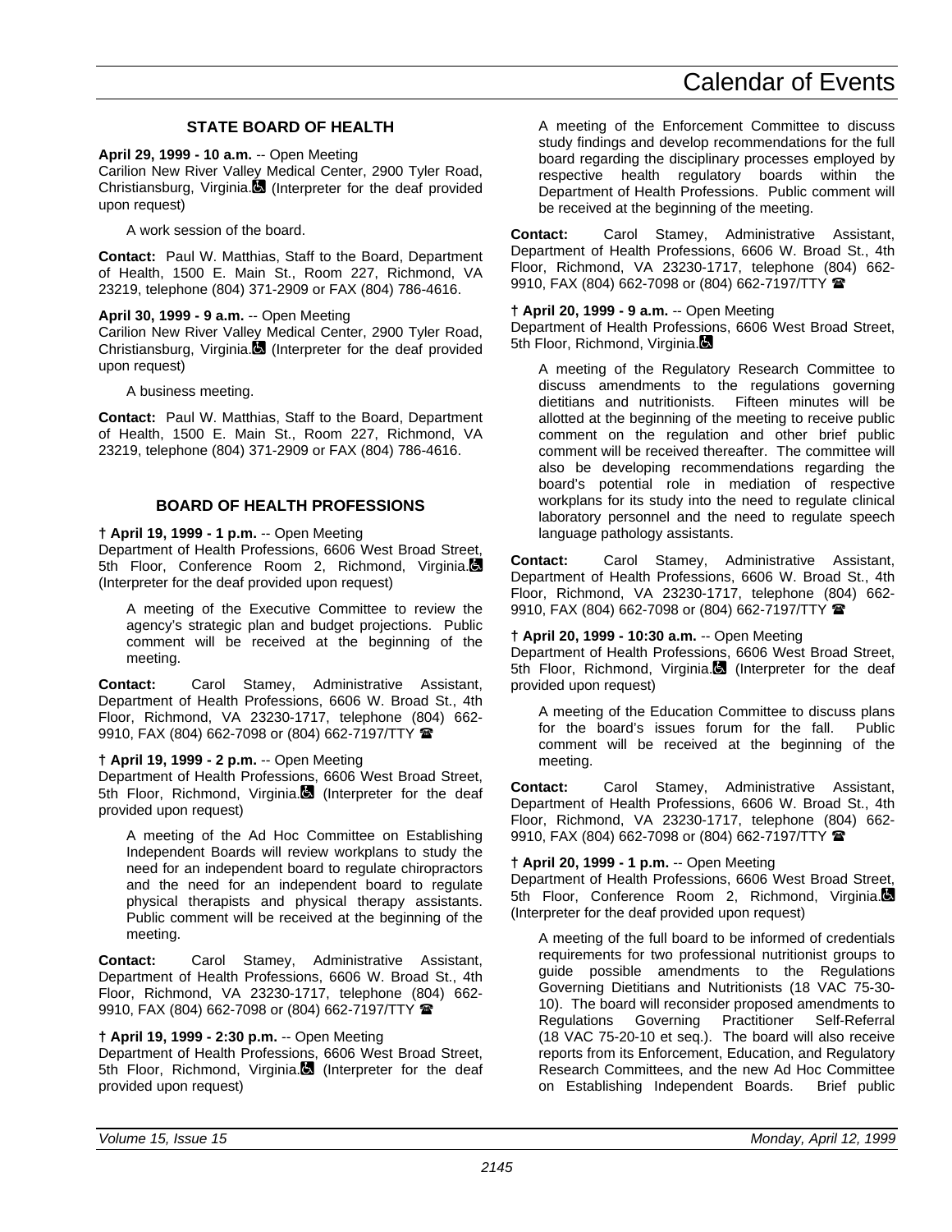## STATE BOARD OF HEALTH

**April 29, 1999 - 10 a.m.** -- Open Meeting
Carilion New River Valley Medical Center, 2900 Tyler Road, Christiansburg, Virginia. (Interpreter for the deaf provided upon request)

A work session of the board.

**Contact:** Paul W. Matthias, Staff to the Board, Department of Health, 1500 E. Main St., Room 227, Richmond, VA 23219, telephone (804) 371-2909 or FAX (804) 786-4616.

**April 30, 1999 - 9 a.m.** -- Open Meeting
Carilion New River Valley Medical Center, 2900 Tyler Road, Christiansburg, Virginia. (Interpreter for the deaf provided upon request)

A business meeting.

**Contact:** Paul W. Matthias, Staff to the Board, Department of Health, 1500 E. Main St., Room 227, Richmond, VA 23219, telephone (804) 371-2909 or FAX (804) 786-4616.

## BOARD OF HEALTH PROFESSIONS

**† April 19, 1999 - 1 p.m.** -- Open Meeting
Department of Health Professions, 6606 West Broad Street, 5th Floor, Conference Room 2, Richmond, Virginia. (Interpreter for the deaf provided upon request)

A meeting of the Executive Committee to review the agency's strategic plan and budget projections. Public comment will be received at the beginning of the meeting.

**Contact:** Carol Stamey, Administrative Assistant, Department of Health Professions, 6606 W. Broad St., 4th Floor, Richmond, VA 23230-1717, telephone (804) 662-9910, FAX (804) 662-7098 or (804) 662-7197/TTY ☎

**† April 19, 1999 - 2 p.m.** -- Open Meeting
Department of Health Professions, 6606 West Broad Street, 5th Floor, Richmond, Virginia. (Interpreter for the deaf provided upon request)

A meeting of the Ad Hoc Committee on Establishing Independent Boards will review workplans to study the need for an independent board to regulate chiropractors and the need for an independent board to regulate physical therapists and physical therapy assistants. Public comment will be received at the beginning of the meeting.

**Contact:** Carol Stamey, Administrative Assistant, Department of Health Professions, 6606 W. Broad St., 4th Floor, Richmond, VA 23230-1717, telephone (804) 662-9910, FAX (804) 662-7098 or (804) 662-7197/TTY ☎

**† April 19, 1999 - 2:30 p.m.** -- Open Meeting
Department of Health Professions, 6606 West Broad Street, 5th Floor, Richmond, Virginia. (Interpreter for the deaf provided upon request)

A meeting of the Enforcement Committee to discuss study findings and develop recommendations for the full board regarding the disciplinary processes employed by respective health regulatory boards within the Department of Health Professions. Public comment will be received at the beginning of the meeting.

**Contact:** Carol Stamey, Administrative Assistant, Department of Health Professions, 6606 W. Broad St., 4th Floor, Richmond, VA 23230-1717, telephone (804) 662-9910, FAX (804) 662-7098 or (804) 662-7197/TTY ☎

**† April 20, 1999 - 9 a.m.** -- Open Meeting
Department of Health Professions, 6606 West Broad Street, 5th Floor, Richmond, Virginia.

A meeting of the Regulatory Research Committee to discuss amendments to the regulations governing dietitians and nutritionists. Fifteen minutes will be allotted at the beginning of the meeting to receive public comment on the regulation and other brief public comment will be received thereafter. The committee will also be developing recommendations regarding the board's potential role in mediation of respective workplans for its study into the need to regulate clinical laboratory personnel and the need to regulate speech language pathology assistants.

**Contact:** Carol Stamey, Administrative Assistant, Department of Health Professions, 6606 W. Broad St., 4th Floor, Richmond, VA 23230-1717, telephone (804) 662-9910, FAX (804) 662-7098 or (804) 662-7197/TTY ☎

**† April 20, 1999 - 10:30 a.m.** -- Open Meeting
Department of Health Professions, 6606 West Broad Street, 5th Floor, Richmond, Virginia. (Interpreter for the deaf provided upon request)

A meeting of the Education Committee to discuss plans for the board's issues forum for the fall. Public comment will be received at the beginning of the meeting.

**Contact:** Carol Stamey, Administrative Assistant, Department of Health Professions, 6606 W. Broad St., 4th Floor, Richmond, VA 23230-1717, telephone (804) 662-9910, FAX (804) 662-7098 or (804) 662-7197/TTY ☎

**† April 20, 1999 - 1 p.m.** -- Open Meeting
Department of Health Professions, 6606 West Broad Street, 5th Floor, Conference Room 2, Richmond, Virginia. (Interpreter for the deaf provided upon request)

A meeting of the full board to be informed of credentials requirements for two professional nutritionist groups to guide possible amendments to the Regulations Governing Dietitians and Nutritionists (18 VAC 75-30-10). The board will reconsider proposed amendments to Regulations Governing Practitioner Self-Referral (18 VAC 75-20-10 et seq.). The board will also receive reports from its Enforcement, Education, and Regulatory Research Committees, and the new Ad Hoc Committee on Establishing Independent Boards. Brief public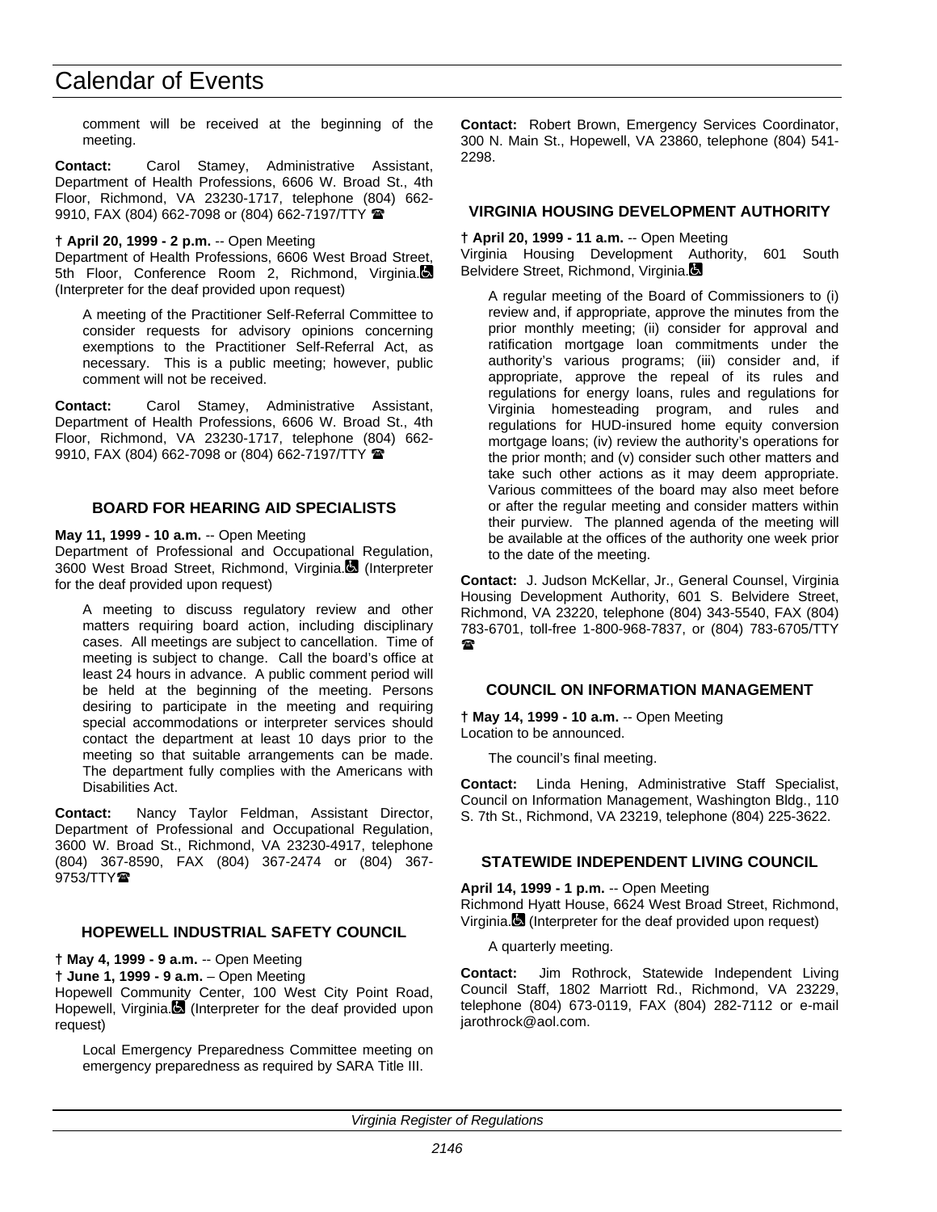comment will be received at the beginning of the meeting.

**Contact:** Carol Stamey, Administrative Assistant, Department of Health Professions, 6606 W. Broad St., 4th Floor, Richmond, VA 23230-1717, telephone (804) 662-9910, FAX (804) 662-7098 or (804) 662-7197/TTY ☎

**† April 20, 1999 - 2 p.m.** -- Open Meeting
Department of Health Professions, 6606 West Broad Street, 5th Floor, Conference Room 2, Richmond, Virginia. ♿ (Interpreter for the deaf provided upon request)

A meeting of the Practitioner Self-Referral Committee to consider requests for advisory opinions concerning exemptions to the Practitioner Self-Referral Act, as necessary. This is a public meeting; however, public comment will not be received.

**Contact:** Carol Stamey, Administrative Assistant, Department of Health Professions, 6606 W. Broad St., 4th Floor, Richmond, VA 23230-1717, telephone (804) 662-9910, FAX (804) 662-7098 or (804) 662-7197/TTY ☎

## BOARD FOR HEARING AID SPECIALISTS

**May 11, 1999 - 10 a.m.** -- Open Meeting
Department of Professional and Occupational Regulation, 3600 West Broad Street, Richmond, Virginia. ♿ (Interpreter for the deaf provided upon request)

A meeting to discuss regulatory review and other matters requiring board action, including disciplinary cases. All meetings are subject to cancellation. Time of meeting is subject to change. Call the board's office at least 24 hours in advance. A public comment period will be held at the beginning of the meeting. Persons desiring to participate in the meeting and requiring special accommodations or interpreter services should contact the department at least 10 days prior to the meeting so that suitable arrangements can be made. The department fully complies with the Americans with Disabilities Act.

**Contact:** Nancy Taylor Feldman, Assistant Director, Department of Professional and Occupational Regulation, 3600 W. Broad St., Richmond, VA 23230-4917, telephone (804) 367-8590, FAX (804) 367-2474 or (804) 367-9753/TTY ☎

## HOPEWELL INDUSTRIAL SAFETY COUNCIL

**† May 4, 1999 - 9 a.m.** -- Open Meeting
**† June 1, 1999 - 9 a.m.** – Open Meeting
Hopewell Community Center, 100 West City Point Road, Hopewell, Virginia. ♿ (Interpreter for the deaf provided upon request)

Local Emergency Preparedness Committee meeting on emergency preparedness as required by SARA Title III.

**Contact:** Robert Brown, Emergency Services Coordinator, 300 N. Main St., Hopewell, VA 23860, telephone (804) 541-2298.

## VIRGINIA HOUSING DEVELOPMENT AUTHORITY

**† April 20, 1999 - 11 a.m.** -- Open Meeting
Virginia Housing Development Authority, 601 South Belvidere Street, Richmond, Virginia. ♿

A regular meeting of the Board of Commissioners to (i) review and, if appropriate, approve the minutes from the prior monthly meeting; (ii) consider for approval and ratification mortgage loan commitments under the authority's various programs; (iii) consider and, if appropriate, approve the repeal of its rules and regulations for energy loans, rules and regulations for Virginia homesteading program, and rules and regulations for HUD-insured home equity conversion mortgage loans; (iv) review the authority's operations for the prior month; and (v) consider such other matters and take such other actions as it may deem appropriate. Various committees of the board may also meet before or after the regular meeting and consider matters within their purview. The planned agenda of the meeting will be available at the offices of the authority one week prior to the date of the meeting.

**Contact:** J. Judson McKellar, Jr., General Counsel, Virginia Housing Development Authority, 601 S. Belvidere Street, Richmond, VA 23220, telephone (804) 343-5540, FAX (804) 783-6701, toll-free 1-800-968-7837, or (804) 783-6705/TTY ☎

## COUNCIL ON INFORMATION MANAGEMENT

**† May 14, 1999 - 10 a.m.** -- Open Meeting
Location to be announced.

The council's final meeting.

**Contact:** Linda Hening, Administrative Staff Specialist, Council on Information Management, Washington Bldg., 110 S. 7th St., Richmond, VA 23219, telephone (804) 225-3622.

## STATEWIDE INDEPENDENT LIVING COUNCIL

**April 14, 1999 - 1 p.m.** -- Open Meeting
Richmond Hyatt House, 6624 West Broad Street, Richmond, Virginia. ♿ (Interpreter for the deaf provided upon request)

A quarterly meeting.

**Contact:** Jim Rothrock, Statewide Independent Living Council Staff, 1802 Marriott Rd., Richmond, VA 23229, telephone (804) 673-0119, FAX (804) 282-7112 or e-mail jarothrock@aol.com.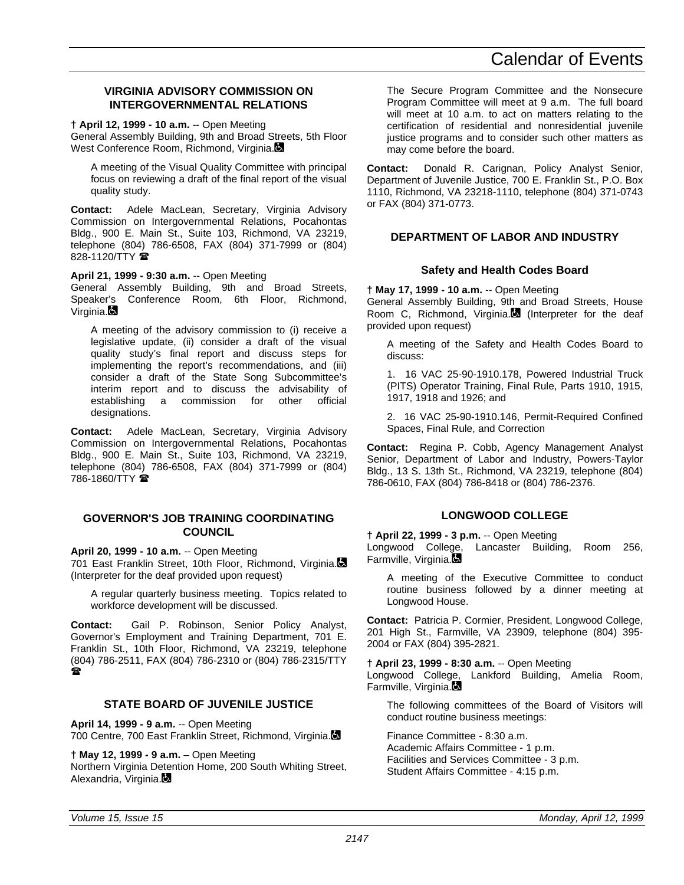### VIRGINIA ADVISORY COMMISSION ON INTERGOVERNMENTAL RELATIONS

**† April 12, 1999 - 10 a.m.** -- Open Meeting
General Assembly Building, 9th and Broad Streets, 5th Floor West Conference Room, Richmond, Virginia. ♿

A meeting of the Visual Quality Committee with principal focus on reviewing a draft of the final report of the visual quality study.

**Contact:** Adele MacLean, Secretary, Virginia Advisory Commission on Intergovernmental Relations, Pocahontas Bldg., 900 E. Main St., Suite 103, Richmond, VA 23219, telephone (804) 786-6508, FAX (804) 371-7999 or (804) 828-1120/TTY ☎

**April 21, 1999 - 9:30 a.m.** -- Open Meeting
General Assembly Building, 9th and Broad Streets, Speaker's Conference Room, 6th Floor, Richmond, Virginia. ♿

A meeting of the advisory commission to (i) receive a legislative update, (ii) consider a draft of the visual quality study's final report and discuss steps for implementing the report's recommendations, and (iii) consider a draft of the State Song Subcommittee's interim report and to discuss the advisability of establishing a commission for other official designations.

**Contact:** Adele MacLean, Secretary, Virginia Advisory Commission on Intergovernmental Relations, Pocahontas Bldg., 900 E. Main St., Suite 103, Richmond, VA 23219, telephone (804) 786-6508, FAX (804) 371-7999 or (804) 786-1860/TTY ☎

### GOVERNOR'S JOB TRAINING COORDINATING COUNCIL

**April 20, 1999 - 10 a.m.** -- Open Meeting
701 East Franklin Street, 10th Floor, Richmond, Virginia. ♿ (Interpreter for the deaf provided upon request)

A regular quarterly business meeting. Topics related to workforce development will be discussed.

**Contact:** Gail P. Robinson, Senior Policy Analyst, Governor's Employment and Training Department, 701 E. Franklin St., 10th Floor, Richmond, VA 23219, telephone (804) 786-2511, FAX (804) 786-2310 or (804) 786-2315/TTY ☎

### STATE BOARD OF JUVENILE JUSTICE

**April 14, 1999 - 9 a.m.** -- Open Meeting
700 Centre, 700 East Franklin Street, Richmond, Virginia. ♿

**† May 12, 1999 - 9 a.m.** – Open Meeting
Northern Virginia Detention Home, 200 South Whiting Street, Alexandria, Virginia. ♿

The Secure Program Committee and the Nonsecure Program Committee will meet at 9 a.m. The full board will meet at 10 a.m. to act on matters relating to the certification of residential and nonresidential juvenile justice programs and to consider such other matters as may come before the board.

**Contact:** Donald R. Carignan, Policy Analyst Senior, Department of Juvenile Justice, 700 E. Franklin St., P.O. Box 1110, Richmond, VA 23218-1110, telephone (804) 371-0743 or FAX (804) 371-0773.

### DEPARTMENT OF LABOR AND INDUSTRY

#### Safety and Health Codes Board

**† May 17, 1999 - 10 a.m.** -- Open Meeting
General Assembly Building, 9th and Broad Streets, House Room C, Richmond, Virginia. ♿ (Interpreter for the deaf provided upon request)

A meeting of the Safety and Health Codes Board to discuss:

1. 16 VAC 25-90-1910.178, Powered Industrial Truck (PITS) Operator Training, Final Rule, Parts 1910, 1915, 1917, 1918 and 1926; and

2. 16 VAC 25-90-1910.146, Permit-Required Confined Spaces, Final Rule, and Correction

**Contact:** Regina P. Cobb, Agency Management Analyst Senior, Department of Labor and Industry, Powers-Taylor Bldg., 13 S. 13th St., Richmond, VA 23219, telephone (804) 786-0610, FAX (804) 786-8418 or (804) 786-2376.

### LONGWOOD COLLEGE

**† April 22, 1999 - 3 p.m.** -- Open Meeting
Longwood College, Lancaster Building, Room 256, Farmville, Virginia. ♿

A meeting of the Executive Committee to conduct routine business followed by a dinner meeting at Longwood House.

**Contact:** Patricia P. Cormier, President, Longwood College, 201 High St., Farmville, VA 23909, telephone (804) 395-2004 or FAX (804) 395-2821.

**† April 23, 1999 - 8:30 a.m.** -- Open Meeting
Longwood College, Lankford Building, Amelia Room, Farmville, Virginia. ♿

The following committees of the Board of Visitors will conduct routine business meetings:

Finance Committee - 8:30 a.m.
Academic Affairs Committee - 1 p.m.
Facilities and Services Committee - 3 p.m.
Student Affairs Committee - 4:15 p.m.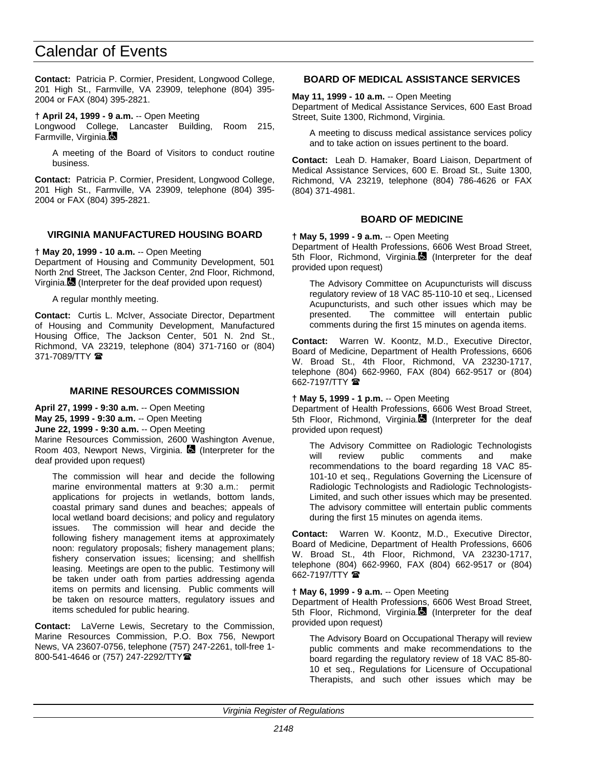**Contact:** Patricia P. Cormier, President, Longwood College, 201 High St., Farmville, VA 23909, telephone (804) 395-2004 or FAX (804) 395-2821.

**† April 24, 1999 - 9 a.m.** -- Open Meeting
Longwood College, Lancaster Building, Room 215, Farmville, Virginia.

> A meeting of the Board of Visitors to conduct routine business.

**Contact:** Patricia P. Cormier, President, Longwood College, 201 High St., Farmville, VA 23909, telephone (804) 395-2004 or FAX (804) 395-2821.

### VIRGINIA MANUFACTURED HOUSING BOARD

**† May 20, 1999 - 10 a.m.** -- Open Meeting
Department of Housing and Community Development, 501 North 2nd Street, The Jackson Center, 2nd Floor, Richmond, Virginia. (Interpreter for the deaf provided upon request)

> A regular monthly meeting.

**Contact:** Curtis L. McIver, Associate Director, Department of Housing and Community Development, Manufactured Housing Office, The Jackson Center, 501 N. 2nd St., Richmond, VA 23219, telephone (804) 371-7160 or (804) 371-7089/TTY ☎

### MARINE RESOURCES COMMISSION

**April 27, 1999 - 9:30 a.m.** -- Open Meeting
**May 25, 1999 - 9:30 a.m.** -- Open Meeting
**June 22, 1999 - 9:30 a.m.** -- Open Meeting
Marine Resources Commission, 2600 Washington Avenue, Room 403, Newport News, Virginia. (Interpreter for the deaf provided upon request)

> The commission will hear and decide the following marine environmental matters at 9:30 a.m.: permit applications for projects in wetlands, bottom lands, coastal primary sand dunes and beaches; appeals of local wetland board decisions; and policy and regulatory issues. The commission will hear and decide the following fishery management items at approximately noon: regulatory proposals; fishery management plans; fishery conservation issues; licensing; and shellfish leasing. Meetings are open to the public. Testimony will be taken under oath from parties addressing agenda items on permits and licensing. Public comments will be taken on resource matters, regulatory issues and items scheduled for public hearing.

**Contact:** LaVerne Lewis, Secretary to the Commission, Marine Resources Commission, P.O. Box 756, Newport News, VA 23607-0756, telephone (757) 247-2261, toll-free 1-800-541-4646 or (757) 247-2292/TTY☎

### BOARD OF MEDICAL ASSISTANCE SERVICES

**May 11, 1999 - 10 a.m.** -- Open Meeting
Department of Medical Assistance Services, 600 East Broad Street, Suite 1300, Richmond, Virginia.

> A meeting to discuss medical assistance services policy and to take action on issues pertinent to the board.

**Contact:** Leah D. Hamaker, Board Liaison, Department of Medical Assistance Services, 600 E. Broad St., Suite 1300, Richmond, VA 23219, telephone (804) 786-4626 or FAX (804) 371-4981.

### BOARD OF MEDICINE

**† May 5, 1999 - 9 a.m.** -- Open Meeting
Department of Health Professions, 6606 West Broad Street, 5th Floor, Richmond, Virginia. (Interpreter for the deaf provided upon request)

> The Advisory Committee on Acupuncturists will discuss regulatory review of 18 VAC 85-110-10 et seq., Licensed Acupuncturists, and such other issues which may be presented. The committee will entertain public comments during the first 15 minutes on agenda items.

**Contact:** Warren W. Koontz, M.D., Executive Director, Board of Medicine, Department of Health Professions, 6606 W. Broad St., 4th Floor, Richmond, VA 23230-1717, telephone (804) 662-9960, FAX (804) 662-9517 or (804) 662-7197/TTY ☎

**† May 5, 1999 - 1 p.m.** -- Open Meeting
Department of Health Professions, 6606 West Broad Street, 5th Floor, Richmond, Virginia. (Interpreter for the deaf provided upon request)

> The Advisory Committee on Radiologic Technologists will review public comments and make recommendations to the board regarding 18 VAC 85-101-10 et seq., Regulations Governing the Licensure of Radiologic Technologists and Radiologic Technologists-Limited, and such other issues which may be presented. The advisory committee will entertain public comments during the first 15 minutes on agenda items.

**Contact:** Warren W. Koontz, M.D., Executive Director, Board of Medicine, Department of Health Professions, 6606 W. Broad St., 4th Floor, Richmond, VA 23230-1717, telephone (804) 662-9960, FAX (804) 662-9517 or (804) 662-7197/TTY ☎

**† May 6, 1999 - 9 a.m.** -- Open Meeting
Department of Health Professions, 6606 West Broad Street, 5th Floor, Richmond, Virginia. (Interpreter for the deaf provided upon request)

> The Advisory Board on Occupational Therapy will review public comments and make recommendations to the board regarding the regulatory review of 18 VAC 85-80-10 et seq., Regulations for Licensure of Occupational Therapists, and such other issues which may be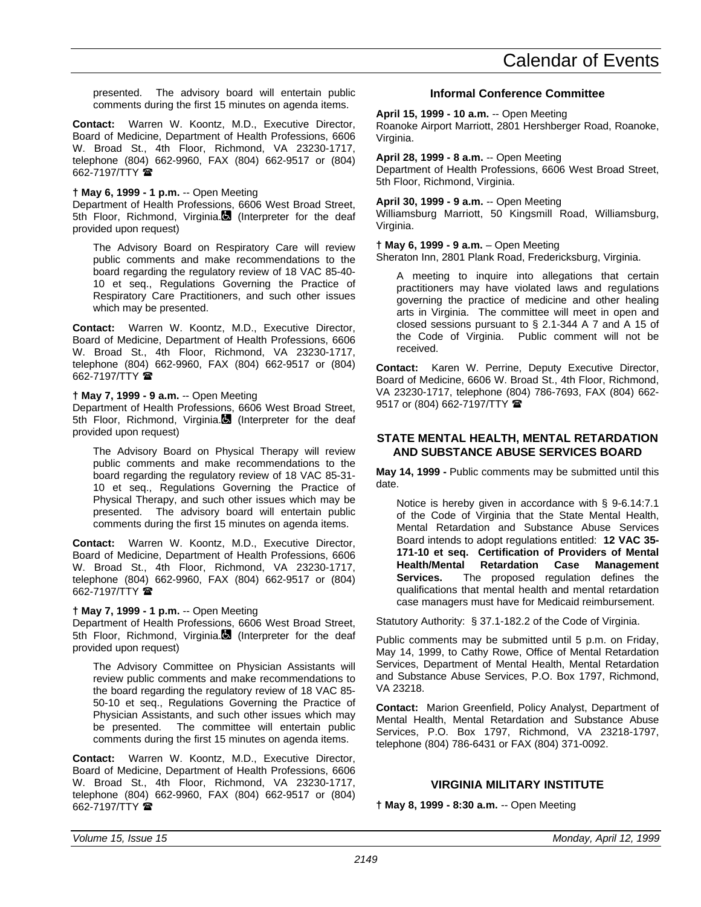presented. The advisory board will entertain public comments during the first 15 minutes on agenda items.

**Contact:** Warren W. Koontz, M.D., Executive Director, Board of Medicine, Department of Health Professions, 6606 W. Broad St., 4th Floor, Richmond, VA 23230-1717, telephone (804) 662-9960, FAX (804) 662-9517 or (804) 662-7197/TTY ☎

**† May 6, 1999 - 1 p.m.** -- Open Meeting
Department of Health Professions, 6606 West Broad Street, 5th Floor, Richmond, Virginia. ♿ (Interpreter for the deaf provided upon request)

The Advisory Board on Respiratory Care will review public comments and make recommendations to the board regarding the regulatory review of 18 VAC 85-40-10 et seq., Regulations Governing the Practice of Respiratory Care Practitioners, and such other issues which may be presented.

**Contact:** Warren W. Koontz, M.D., Executive Director, Board of Medicine, Department of Health Professions, 6606 W. Broad St., 4th Floor, Richmond, VA 23230-1717, telephone (804) 662-9960, FAX (804) 662-9517 or (804) 662-7197/TTY ☎

**† May 7, 1999 - 9 a.m.** -- Open Meeting
Department of Health Professions, 6606 West Broad Street, 5th Floor, Richmond, Virginia. ♿ (Interpreter for the deaf provided upon request)

The Advisory Board on Physical Therapy will review public comments and make recommendations to the board regarding the regulatory review of 18 VAC 85-31-10 et seq., Regulations Governing the Practice of Physical Therapy, and such other issues which may be presented. The advisory board will entertain public comments during the first 15 minutes on agenda items.

**Contact:** Warren W. Koontz, M.D., Executive Director, Board of Medicine, Department of Health Professions, 6606 W. Broad St., 4th Floor, Richmond, VA 23230-1717, telephone (804) 662-9960, FAX (804) 662-9517 or (804) 662-7197/TTY ☎

**† May 7, 1999 - 1 p.m.** -- Open Meeting
Department of Health Professions, 6606 West Broad Street, 5th Floor, Richmond, Virginia. ♿ (Interpreter for the deaf provided upon request)

The Advisory Committee on Physician Assistants will review public comments and make recommendations to the board regarding the regulatory review of 18 VAC 85-50-10 et seq., Regulations Governing the Practice of Physician Assistants, and such other issues which may be presented. The committee will entertain public comments during the first 15 minutes on agenda items.

**Contact:** Warren W. Koontz, M.D., Executive Director, Board of Medicine, Department of Health Professions, 6606 W. Broad St., 4th Floor, Richmond, VA 23230-1717, telephone (804) 662-9960, FAX (804) 662-9517 or (804) 662-7197/TTY ☎

### Informal Conference Committee

**April 15, 1999 - 10 a.m.** -- Open Meeting
Roanoke Airport Marriott, 2801 Hershberger Road, Roanoke, Virginia.

**April 28, 1999 - 8 a.m.** -- Open Meeting
Department of Health Professions, 6606 West Broad Street, 5th Floor, Richmond, Virginia.

**April 30, 1999 - 9 a.m.** -- Open Meeting
Williamsburg Marriott, 50 Kingsmill Road, Williamsburg, Virginia.

**† May 6, 1999 - 9 a.m.** – Open Meeting
Sheraton Inn, 2801 Plank Road, Fredericksburg, Virginia.

A meeting to inquire into allegations that certain practitioners may have violated laws and regulations governing the practice of medicine and other healing arts in Virginia. The committee will meet in open and closed sessions pursuant to § 2.1-344 A 7 and A 15 of the Code of Virginia. Public comment will not be received.

**Contact:** Karen W. Perrine, Deputy Executive Director, Board of Medicine, 6606 W. Broad St., 4th Floor, Richmond, VA 23230-1717, telephone (804) 786-7693, FAX (804) 662-9517 or (804) 662-7197/TTY ☎

## STATE MENTAL HEALTH, MENTAL RETARDATION AND SUBSTANCE ABUSE SERVICES BOARD

**May 14, 1999 -** Public comments may be submitted until this date.

Notice is hereby given in accordance with § 9-6.14:7.1 of the Code of Virginia that the State Mental Health, Mental Retardation and Substance Abuse Services Board intends to adopt regulations entitled: **12 VAC 35-171-10 et seq. Certification of Providers of Mental Health/Mental Retardation Case Management Services.** The proposed regulation defines the qualifications that mental health and mental retardation case managers must have for Medicaid reimbursement.

Statutory Authority: § 37.1-182.2 of the Code of Virginia.

Public comments may be submitted until 5 p.m. on Friday, May 14, 1999, to Cathy Rowe, Office of Mental Retardation Services, Department of Mental Health, Mental Retardation and Substance Abuse Services, P.O. Box 1797, Richmond, VA 23218.

**Contact:** Marion Greenfield, Policy Analyst, Department of Mental Health, Mental Retardation and Substance Abuse Services, P.O. Box 1797, Richmond, VA 23218-1797, telephone (804) 786-6431 or FAX (804) 371-0092.

## VIRGINIA MILITARY INSTITUTE

**† May 8, 1999 - 8:30 a.m.** -- Open Meeting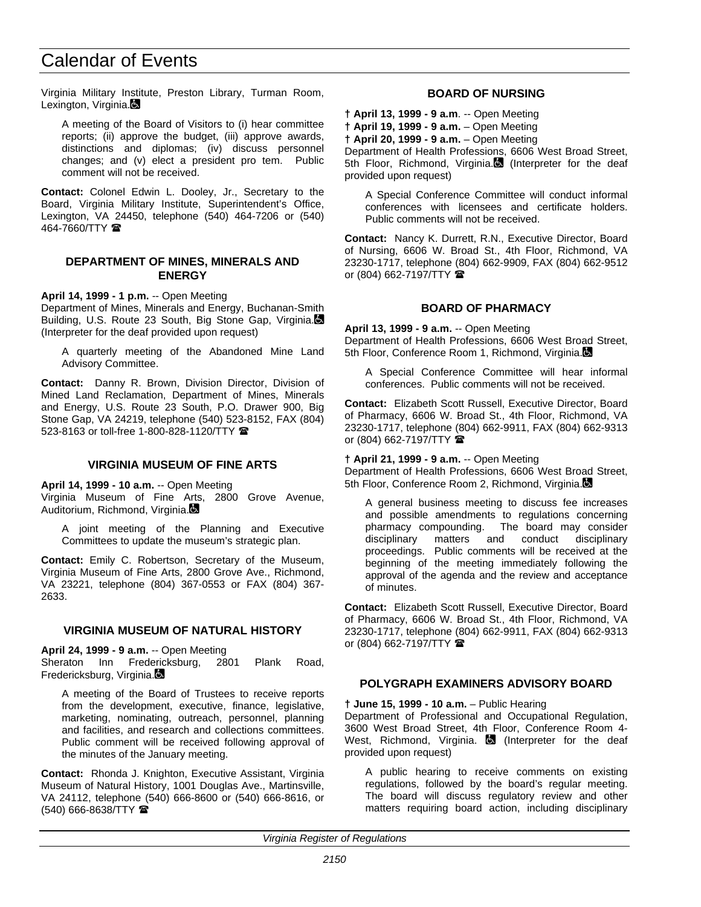Virginia Military Institute, Preston Library, Turman Room, Lexington, Virginia.

A meeting of the Board of Visitors to (i) hear committee reports; (ii) approve the budget, (iii) approve awards, distinctions and diplomas; (iv) discuss personnel changes; and (v) elect a president pro tem. Public comment will not be received.

**Contact:** Colonel Edwin L. Dooley, Jr., Secretary to the Board, Virginia Military Institute, Superintendent's Office, Lexington, VA 24450, telephone (540) 464-7206 or (540) 464-7660/TTY ☎

### DEPARTMENT OF MINES, MINERALS AND ENERGY

**April 14, 1999 - 1 p.m.** -- Open Meeting
Department of Mines, Minerals and Energy, Buchanan-Smith Building, U.S. Route 23 South, Big Stone Gap, Virginia. (Interpreter for the deaf provided upon request)

A quarterly meeting of the Abandoned Mine Land Advisory Committee.

**Contact:** Danny R. Brown, Division Director, Division of Mined Land Reclamation, Department of Mines, Minerals and Energy, U.S. Route 23 South, P.O. Drawer 900, Big Stone Gap, VA 24219, telephone (540) 523-8152, FAX (804) 523-8163 or toll-free 1-800-828-1120/TTY ☎

### VIRGINIA MUSEUM OF FINE ARTS

**April 14, 1999 - 10 a.m.** -- Open Meeting
Virginia Museum of Fine Arts, 2800 Grove Avenue, Auditorium, Richmond, Virginia.

A joint meeting of the Planning and Executive Committees to update the museum's strategic plan.

**Contact:** Emily C. Robertson, Secretary of the Museum, Virginia Museum of Fine Arts, 2800 Grove Ave., Richmond, VA 23221, telephone (804) 367-0553 or FAX (804) 367-2633.

### VIRGINIA MUSEUM OF NATURAL HISTORY

**April 24, 1999 - 9 a.m.** -- Open Meeting
Sheraton Inn Fredericksburg, 2801 Plank Road, Fredericksburg, Virginia.

A meeting of the Board of Trustees to receive reports from the development, executive, finance, legislative, marketing, nominating, outreach, personnel, planning and facilities, and research and collections committees. Public comment will be received following approval of the minutes of the January meeting.

**Contact:** Rhonda J. Knighton, Executive Assistant, Virginia Museum of Natural History, 1001 Douglas Ave., Martinsville, VA 24112, telephone (540) 666-8600 or (540) 666-8616, or (540) 666-8638/TTY ☎

### BOARD OF NURSING

**† April 13, 1999 - 9 a.m**. -- Open Meeting
**† April 19, 1999 - 9 a.m.** – Open Meeting
**† April 20, 1999 - 9 a.m.** – Open Meeting
Department of Health Professions, 6606 West Broad Street, 5th Floor, Richmond, Virginia. (Interpreter for the deaf provided upon request)

A Special Conference Committee will conduct informal conferences with licensees and certificate holders. Public comments will not be received.

**Contact:** Nancy K. Durrett, R.N., Executive Director, Board of Nursing, 6606 W. Broad St., 4th Floor, Richmond, VA 23230-1717, telephone (804) 662-9909, FAX (804) 662-9512 or (804) 662-7197/TTY ☎

### BOARD OF PHARMACY

**April 13, 1999 - 9 a.m.** -- Open Meeting
Department of Health Professions, 6606 West Broad Street, 5th Floor, Conference Room 1, Richmond, Virginia.

A Special Conference Committee will hear informal conferences. Public comments will not be received.

**Contact:** Elizabeth Scott Russell, Executive Director, Board of Pharmacy, 6606 W. Broad St., 4th Floor, Richmond, VA 23230-1717, telephone (804) 662-9911, FAX (804) 662-9313 or (804) 662-7197/TTY ☎

**† April 21, 1999 - 9 a.m.** -- Open Meeting
Department of Health Professions, 6606 West Broad Street, 5th Floor, Conference Room 2, Richmond, Virginia.

A general business meeting to discuss fee increases and possible amendments to regulations concerning pharmacy compounding. The board may consider disciplinary matters and conduct disciplinary proceedings. Public comments will be received at the beginning of the meeting immediately following the approval of the agenda and the review and acceptance of minutes.

**Contact:** Elizabeth Scott Russell, Executive Director, Board of Pharmacy, 6606 W. Broad St., 4th Floor, Richmond, VA 23230-1717, telephone (804) 662-9911, FAX (804) 662-9313 or (804) 662-7197/TTY ☎

### POLYGRAPH EXAMINERS ADVISORY BOARD

**† June 15, 1999 - 10 a.m.** – Public Hearing
Department of Professional and Occupational Regulation, 3600 West Broad Street, 4th Floor, Conference Room 4-West, Richmond, Virginia. (Interpreter for the deaf provided upon request)

A public hearing to receive comments on existing regulations, followed by the board's regular meeting. The board will discuss regulatory review and other matters requiring board action, including disciplinary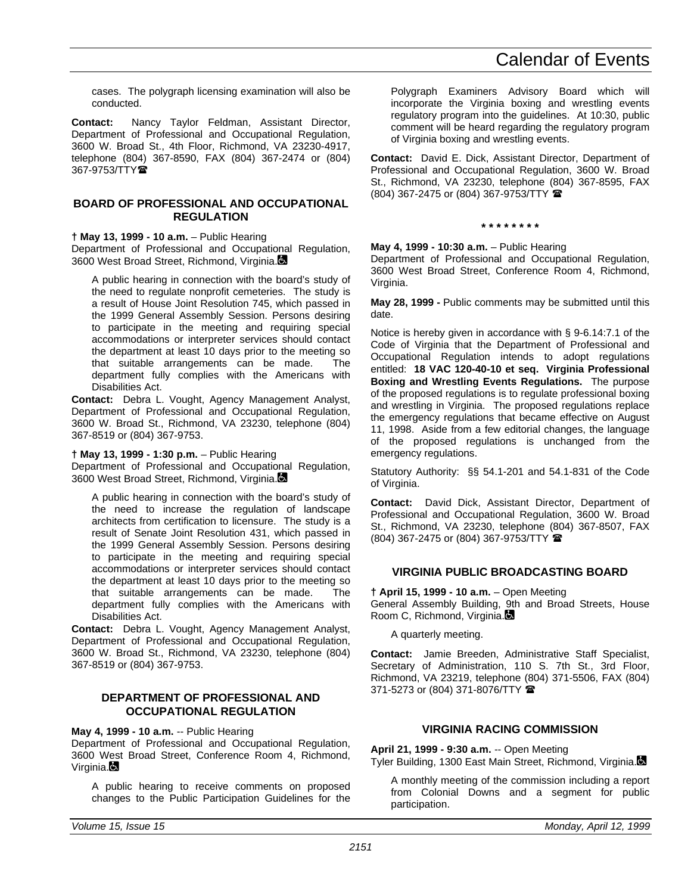cases. The polygraph licensing examination will also be conducted.

**Contact:** Nancy Taylor Feldman, Assistant Director, Department of Professional and Occupational Regulation, 3600 W. Broad St., 4th Floor, Richmond, VA 23230-4917, telephone (804) 367-8590, FAX (804) 367-2474 or (804) 367-9753/TTY☎

### BOARD OF PROFESSIONAL AND OCCUPATIONAL REGULATION

**† May 13, 1999 - 10 a.m.** – Public Hearing
Department of Professional and Occupational Regulation, 3600 West Broad Street, Richmond, Virginia.

A public hearing in connection with the board's study of the need to regulate nonprofit cemeteries. The study is a result of House Joint Resolution 745, which passed in the 1999 General Assembly Session. Persons desiring to participate in the meeting and requiring special accommodations or interpreter services should contact the department at least 10 days prior to the meeting so that suitable arrangements can be made. The department fully complies with the Americans with Disabilities Act.

**Contact:** Debra L. Vought, Agency Management Analyst, Department of Professional and Occupational Regulation, 3600 W. Broad St., Richmond, VA 23230, telephone (804) 367-8519 or (804) 367-9753.

**† May 13, 1999 - 1:30 p.m.** – Public Hearing
Department of Professional and Occupational Regulation, 3600 West Broad Street, Richmond, Virginia.

A public hearing in connection with the board's study of the need to increase the regulation of landscape architects from certification to licensure. The study is a result of Senate Joint Resolution 431, which passed in the 1999 General Assembly Session. Persons desiring to participate in the meeting and requiring special accommodations or interpreter services should contact the department at least 10 days prior to the meeting so that suitable arrangements can be made. The department fully complies with the Americans with Disabilities Act.

**Contact:** Debra L. Vought, Agency Management Analyst, Department of Professional and Occupational Regulation, 3600 W. Broad St., Richmond, VA 23230, telephone (804) 367-8519 or (804) 367-9753.

### DEPARTMENT OF PROFESSIONAL AND OCCUPATIONAL REGULATION

**May 4, 1999 - 10 a.m.** -- Public Hearing
Department of Professional and Occupational Regulation, 3600 West Broad Street, Conference Room 4, Richmond, Virginia.

A public hearing to receive comments on proposed changes to the Public Participation Guidelines for the Polygraph Examiners Advisory Board which will incorporate the Virginia boxing and wrestling events regulatory program into the guidelines. At 10:30, public comment will be heard regarding the regulatory program of Virginia boxing and wrestling events.

**Contact:** David E. Dick, Assistant Director, Department of Professional and Occupational Regulation, 3600 W. Broad St., Richmond, VA 23230, telephone (804) 367-8595, FAX (804) 367-2475 or (804) 367-9753/TTY ☎

* * * * * * * *

**May 4, 1999 - 10:30 a.m.** – Public Hearing
Department of Professional and Occupational Regulation, 3600 West Broad Street, Conference Room 4, Richmond, Virginia.

**May 28, 1999 -** Public comments may be submitted until this date.

Notice is hereby given in accordance with § 9-6.14:7.1 of the Code of Virginia that the Department of Professional and Occupational Regulation intends to adopt regulations entitled: **18 VAC 120-40-10 et seq. Virginia Professional Boxing and Wrestling Events Regulations.** The purpose of the proposed regulations is to regulate professional boxing and wrestling in Virginia. The proposed regulations replace the emergency regulations that became effective on August 11, 1998. Aside from a few editorial changes, the language of the proposed regulations is unchanged from the emergency regulations.

Statutory Authority: §§ 54.1-201 and 54.1-831 of the Code of Virginia.

**Contact:** David Dick, Assistant Director, Department of Professional and Occupational Regulation, 3600 W. Broad St., Richmond, VA 23230, telephone (804) 367-8507, FAX (804) 367-2475 or (804) 367-9753/TTY ☎

### VIRGINIA PUBLIC BROADCASTING BOARD

**† April 15, 1999 - 10 a.m.** – Open Meeting
General Assembly Building, 9th and Broad Streets, House Room C, Richmond, Virginia.

A quarterly meeting.

**Contact:** Jamie Breeden, Administrative Staff Specialist, Secretary of Administration, 110 S. 7th St., 3rd Floor, Richmond, VA 23219, telephone (804) 371-5506, FAX (804) 371-5273 or (804) 371-8076/TTY ☎

### VIRGINIA RACING COMMISSION

**April 21, 1999 - 9:30 a.m.** -- Open Meeting
Tyler Building, 1300 East Main Street, Richmond, Virginia.

A monthly meeting of the commission including a report from Colonial Downs and a segment for public participation.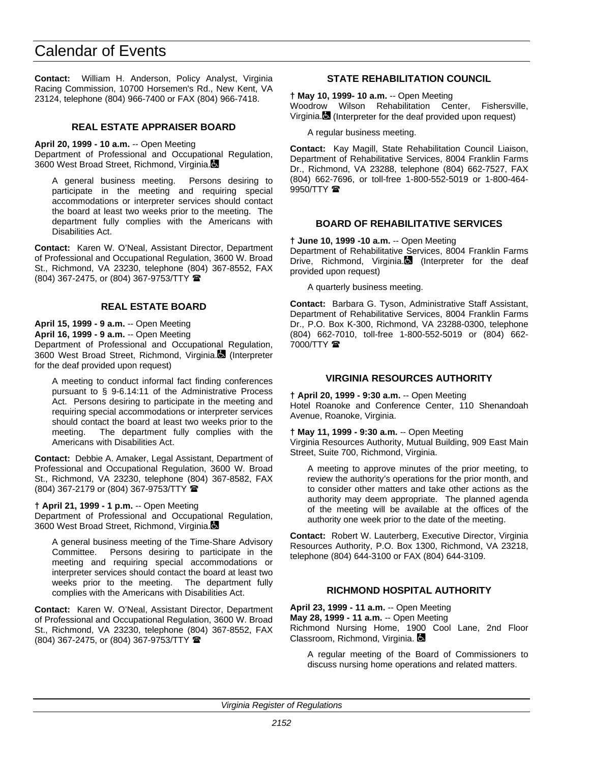**Contact:** William H. Anderson, Policy Analyst, Virginia Racing Commission, 10700 Horsemen's Rd., New Kent, VA 23124, telephone (804) 966-7400 or FAX (804) 966-7418.

### REAL ESTATE APPRAISER BOARD

**April 20, 1999 - 10 a.m.** -- Open Meeting
Department of Professional and Occupational Regulation, 3600 West Broad Street, Richmond, Virginia.

A general business meeting. Persons desiring to participate in the meeting and requiring special accommodations or interpreter services should contact the board at least two weeks prior to the meeting. The department fully complies with the Americans with Disabilities Act.

**Contact:** Karen W. O'Neal, Assistant Director, Department of Professional and Occupational Regulation, 3600 W. Broad St., Richmond, VA 23230, telephone (804) 367-8552, FAX (804) 367-2475, or (804) 367-9753/TTY ☎

### REAL ESTATE BOARD

**April 15, 1999 - 9 a.m.** -- Open Meeting
**April 16, 1999 - 9 a.m.** -- Open Meeting
Department of Professional and Occupational Regulation, 3600 West Broad Street, Richmond, Virginia. (Interpreter for the deaf provided upon request)

A meeting to conduct informal fact finding conferences pursuant to § 9-6.14:11 of the Administrative Process Act. Persons desiring to participate in the meeting and requiring special accommodations or interpreter services should contact the board at least two weeks prior to the meeting. The department fully complies with the Americans with Disabilities Act.

**Contact:** Debbie A. Amaker, Legal Assistant, Department of Professional and Occupational Regulation, 3600 W. Broad St., Richmond, VA 23230, telephone (804) 367-8582, FAX (804) 367-2179 or (804) 367-9753/TTY ☎

**† April 21, 1999 - 1 p.m.** -- Open Meeting
Department of Professional and Occupational Regulation, 3600 West Broad Street, Richmond, Virginia.

A general business meeting of the Time-Share Advisory Committee. Persons desiring to participate in the meeting and requiring special accommodations or interpreter services should contact the board at least two weeks prior to the meeting. The department fully complies with the Americans with Disabilities Act.

**Contact:** Karen W. O'Neal, Assistant Director, Department of Professional and Occupational Regulation, 3600 W. Broad St., Richmond, VA 23230, telephone (804) 367-8552, FAX (804) 367-2475, or (804) 367-9753/TTY ☎

### STATE REHABILITATION COUNCIL

**† May 10, 1999- 10 a.m.** -- Open Meeting
Woodrow Wilson Rehabilitation Center, Fishersville, Virginia. (Interpreter for the deaf provided upon request)

A regular business meeting.

**Contact:** Kay Magill, State Rehabilitation Council Liaison, Department of Rehabilitative Services, 8004 Franklin Farms Dr., Richmond, VA 23288, telephone (804) 662-7527, FAX (804) 662-7696, or toll-free 1-800-552-5019 or 1-800-464-9950/TTY ☎

### BOARD OF REHABILITATIVE SERVICES

**† June 10, 1999 -10 a.m.** -- Open Meeting
Department of Rehabilitative Services, 8004 Franklin Farms Drive, Richmond, Virginia. (Interpreter for the deaf provided upon request)

A quarterly business meeting.

**Contact:** Barbara G. Tyson, Administrative Staff Assistant, Department of Rehabilitative Services, 8004 Franklin Farms Dr., P.O. Box K-300, Richmond, VA 23288-0300, telephone (804) 662-7010, toll-free 1-800-552-5019 or (804) 662-7000/TTY ☎

### VIRGINIA RESOURCES AUTHORITY

**† April 20, 1999 - 9:30 a.m.** -- Open Meeting
Hotel Roanoke and Conference Center, 110 Shenandoah Avenue, Roanoke, Virginia.

**† May 11, 1999 - 9:30 a.m.** -- Open Meeting
Virginia Resources Authority, Mutual Building, 909 East Main Street, Suite 700, Richmond, Virginia.

A meeting to approve minutes of the prior meeting, to review the authority's operations for the prior month, and to consider other matters and take other actions as the authority may deem appropriate. The planned agenda of the meeting will be available at the offices of the authority one week prior to the date of the meeting.

**Contact:** Robert W. Lauterberg, Executive Director, Virginia Resources Authority, P.O. Box 1300, Richmond, VA 23218, telephone (804) 644-3100 or FAX (804) 644-3109.

### RICHMOND HOSPITAL AUTHORITY

**April 23, 1999 - 11 a.m.** -- Open Meeting
**May 28, 1999 - 11 a.m.** -- Open Meeting
Richmond Nursing Home, 1900 Cool Lane, 2nd Floor Classroom, Richmond, Virginia.

A regular meeting of the Board of Commissioners to discuss nursing home operations and related matters.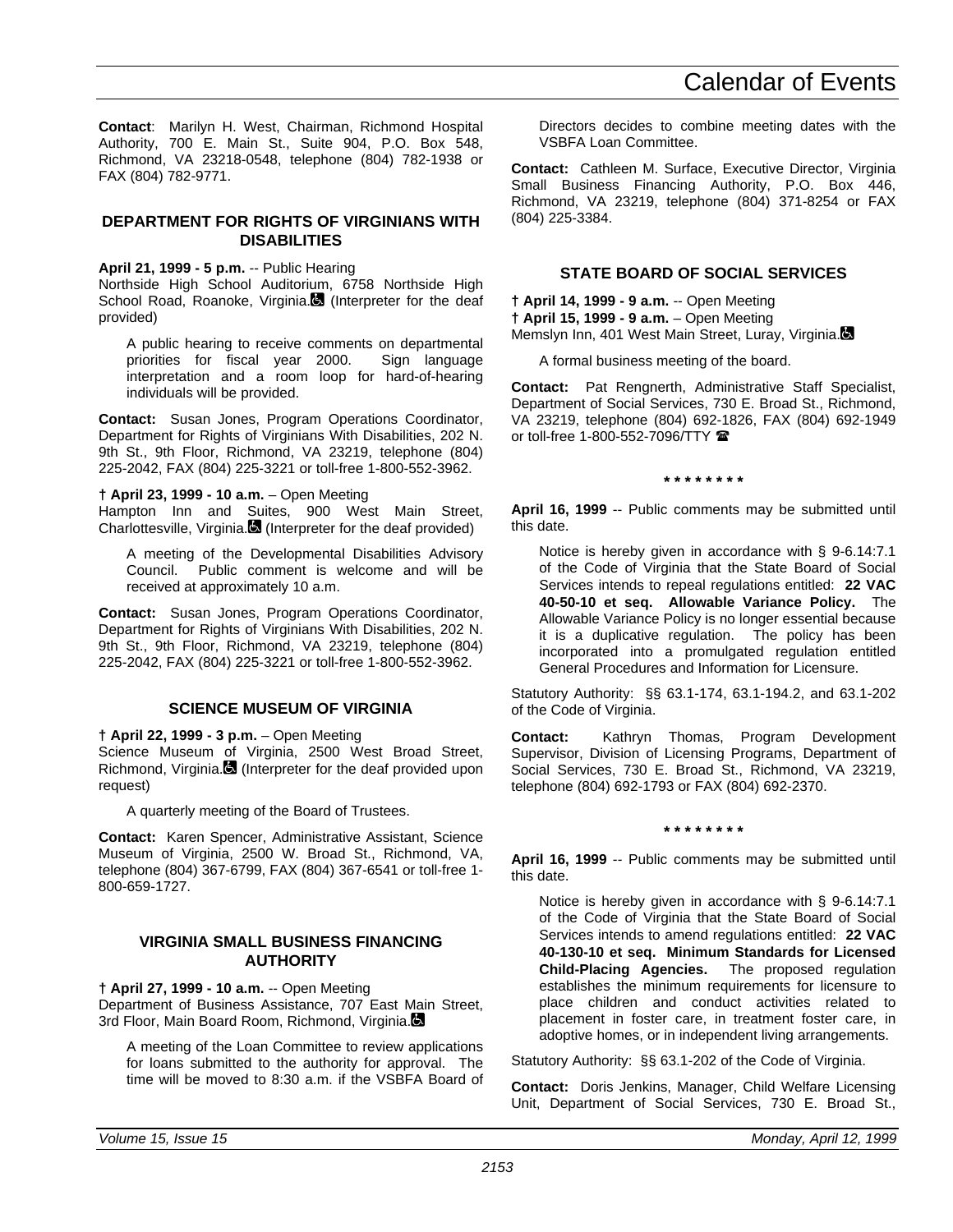**Contact**: Marilyn H. West, Chairman, Richmond Hospital Authority, 700 E. Main St., Suite 904, P.O. Box 548, Richmond, VA 23218-0548, telephone (804) 782-1938 or FAX (804) 782-9771.

### DEPARTMENT FOR RIGHTS OF VIRGINIANS WITH DISABILITIES

**April 21, 1999 - 5 p.m.** -- Public Hearing
Northside High School Auditorium, 6758 Northside High School Road, Roanoke, Virginia. (Interpreter for the deaf provided)

A public hearing to receive comments on departmental priorities for fiscal year 2000. Sign language interpretation and a room loop for hard-of-hearing individuals will be provided.

**Contact:** Susan Jones, Program Operations Coordinator, Department for Rights of Virginians With Disabilities, 202 N. 9th St., 9th Floor, Richmond, VA 23219, telephone (804) 225-2042, FAX (804) 225-3221 or toll-free 1-800-552-3962.

**† April 23, 1999 - 10 a.m.** – Open Meeting
Hampton Inn and Suites, 900 West Main Street, Charlottesville, Virginia. (Interpreter for the deaf provided)

A meeting of the Developmental Disabilities Advisory Council. Public comment is welcome and will be received at approximately 10 a.m.

**Contact:** Susan Jones, Program Operations Coordinator, Department for Rights of Virginians With Disabilities, 202 N. 9th St., 9th Floor, Richmond, VA 23219, telephone (804) 225-2042, FAX (804) 225-3221 or toll-free 1-800-552-3962.

### SCIENCE MUSEUM OF VIRGINIA

**† April 22, 1999 - 3 p.m.** – Open Meeting
Science Museum of Virginia, 2500 West Broad Street, Richmond, Virginia. (Interpreter for the deaf provided upon request)

A quarterly meeting of the Board of Trustees.

**Contact:** Karen Spencer, Administrative Assistant, Science Museum of Virginia, 2500 W. Broad St., Richmond, VA, telephone (804) 367-6799, FAX (804) 367-6541 or toll-free 1-800-659-1727.

### VIRGINIA SMALL BUSINESS FINANCING AUTHORITY

**† April 27, 1999 - 10 a.m.** -- Open Meeting
Department of Business Assistance, 707 East Main Street, 3rd Floor, Main Board Room, Richmond, Virginia.

A meeting of the Loan Committee to review applications for loans submitted to the authority for approval. The time will be moved to 8:30 a.m. if the VSBFA Board of Directors decides to combine meeting dates with the VSBFA Loan Committee.

**Contact:** Cathleen M. Surface, Executive Director, Virginia Small Business Financing Authority, P.O. Box 446, Richmond, VA 23219, telephone (804) 371-8254 or FAX (804) 225-3384.

### STATE BOARD OF SOCIAL SERVICES

**† April 14, 1999 - 9 a.m.** -- Open Meeting
**† April 15, 1999 - 9 a.m.** – Open Meeting
Memslyn Inn, 401 West Main Street, Luray, Virginia.

A formal business meeting of the board.

**Contact:** Pat Rengnerth, Administrative Staff Specialist, Department of Social Services, 730 E. Broad St., Richmond, VA 23219, telephone (804) 692-1826, FAX (804) 692-1949 or toll-free 1-800-552-7096/TTY ☎

\* \* \* \* \* \* \* \*

**April 16, 1999** -- Public comments may be submitted until this date.

Notice is hereby given in accordance with § 9-6.14:7.1 of the Code of Virginia that the State Board of Social Services intends to repeal regulations entitled: **22 VAC 40-50-10 et seq. Allowable Variance Policy.** The Allowable Variance Policy is no longer essential because it is a duplicative regulation. The policy has been incorporated into a promulgated regulation entitled General Procedures and Information for Licensure.

Statutory Authority: §§ 63.1-174, 63.1-194.2, and 63.1-202 of the Code of Virginia.

**Contact:** Kathryn Thomas, Program Development Supervisor, Division of Licensing Programs, Department of Social Services, 730 E. Broad St., Richmond, VA 23219, telephone (804) 692-1793 or FAX (804) 692-2370.

\* \* \* \* \* \* \* \*

**April 16, 1999** -- Public comments may be submitted until this date.

Notice is hereby given in accordance with § 9-6.14:7.1 of the Code of Virginia that the State Board of Social Services intends to amend regulations entitled: **22 VAC 40-130-10 et seq. Minimum Standards for Licensed Child-Placing Agencies.** The proposed regulation establishes the minimum requirements for licensure to place children and conduct activities related to placement in foster care, in treatment foster care, in adoptive homes, or in independent living arrangements.

Statutory Authority: §§ 63.1-202 of the Code of Virginia.

**Contact:** Doris Jenkins, Manager, Child Welfare Licensing Unit, Department of Social Services, 730 E. Broad St.,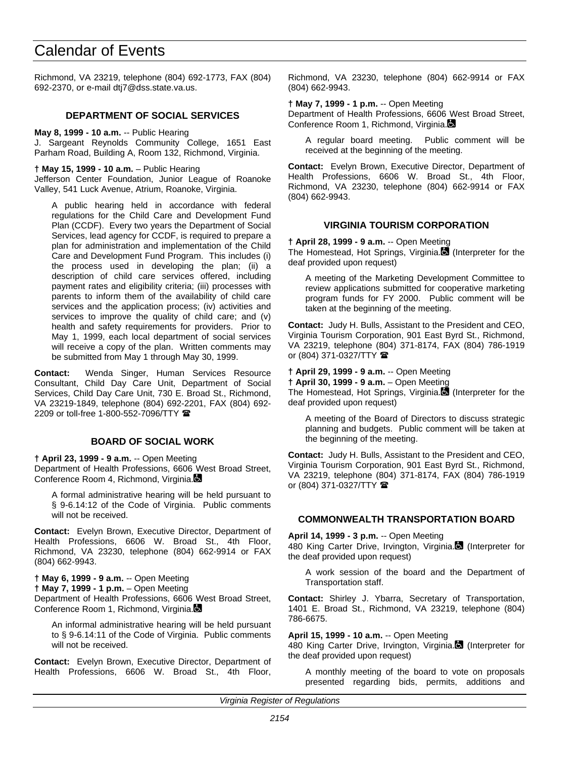Richmond, VA 23219, telephone (804) 692-1773, FAX (804) 692-2370, or e-mail dtj7@dss.state.va.us.

### DEPARTMENT OF SOCIAL SERVICES

**May 8, 1999 - 10 a.m.** -- Public Hearing
J. Sargeant Reynolds Community College, 1651 East Parham Road, Building A, Room 132, Richmond, Virginia.

**† May 15, 1999 - 10 a.m.** – Public Hearing
Jefferson Center Foundation, Junior League of Roanoke Valley, 541 Luck Avenue, Atrium, Roanoke, Virginia.

> A public hearing held in accordance with federal regulations for the Child Care and Development Fund Plan (CCDF). Every two years the Department of Social Services, lead agency for CCDF, is required to prepare a plan for administration and implementation of the Child Care and Development Fund Program. This includes (i) the process used in developing the plan; (ii) a description of child care services offered, including payment rates and eligibility criteria; (iii) processes with parents to inform them of the availability of child care services and the application process; (iv) activities and services to improve the quality of child care; and (v) health and safety requirements for providers. Prior to May 1, 1999, each local department of social services will receive a copy of the plan. Written comments may be submitted from May 1 through May 30, 1999.

**Contact:** Wenda Singer, Human Services Resource Consultant, Child Day Care Unit, Department of Social Services, Child Day Care Unit, 730 E. Broad St., Richmond, VA 23219-1849, telephone (804) 692-2201, FAX (804) 692-2209 or toll-free 1-800-552-7096/TTY ☎

### BOARD OF SOCIAL WORK

**† April 23, 1999 - 9 a.m.** -- Open Meeting
Department of Health Professions, 6606 West Broad Street, Conference Room 4, Richmond, Virginia.♿

> A formal administrative hearing will be held pursuant to § 9-6.14:12 of the Code of Virginia. Public comments will not be received.

**Contact:** Evelyn Brown, Executive Director, Department of Health Professions, 6606 W. Broad St., 4th Floor, Richmond, VA 23230, telephone (804) 662-9914 or FAX (804) 662-9943.

**† May 6, 1999 - 9 a.m.** -- Open Meeting
**† May 7, 1999 - 1 p.m.** – Open Meeting
Department of Health Professions, 6606 West Broad Street, Conference Room 1, Richmond, Virginia.♿

> An informal administrative hearing will be held pursuant to § 9-6.14:11 of the Code of Virginia. Public comments will not be received.

**Contact:** Evelyn Brown, Executive Director, Department of Health Professions, 6606 W. Broad St., 4th Floor, Richmond, VA 23230, telephone (804) 662-9914 or FAX (804) 662-9943.

**† May 7, 1999 - 1 p.m.** -- Open Meeting
Department of Health Professions, 6606 West Broad Street, Conference Room 1, Richmond, Virginia.♿

> A regular board meeting. Public comment will be received at the beginning of the meeting.

**Contact:** Evelyn Brown, Executive Director, Department of Health Professions, 6606 W. Broad St., 4th Floor, Richmond, VA 23230, telephone (804) 662-9914 or FAX (804) 662-9943.

### VIRGINIA TOURISM CORPORATION

**† April 28, 1999 - 9 a.m.** -- Open Meeting
The Homestead, Hot Springs, Virginia.♿ (Interpreter for the deaf provided upon request)

> A meeting of the Marketing Development Committee to review applications submitted for cooperative marketing program funds for FY 2000. Public comment will be taken at the beginning of the meeting.

**Contact:** Judy H. Bulls, Assistant to the President and CEO, Virginia Tourism Corporation, 901 East Byrd St., Richmond, VA 23219, telephone (804) 371-8174, FAX (804) 786-1919 or (804) 371-0327/TTY ☎

**† April 29, 1999 - 9 a.m.** -- Open Meeting
**† April 30, 1999 - 9 a.m.** – Open Meeting
The Homestead, Hot Springs, Virginia.♿ (Interpreter for the deaf provided upon request)

> A meeting of the Board of Directors to discuss strategic planning and budgets. Public comment will be taken at the beginning of the meeting.

**Contact:** Judy H. Bulls, Assistant to the President and CEO, Virginia Tourism Corporation, 901 East Byrd St., Richmond, VA 23219, telephone (804) 371-8174, FAX (804) 786-1919 or (804) 371-0327/TTY ☎

### COMMONWEALTH TRANSPORTATION BOARD

**April 14, 1999 - 3 p.m.** -- Open Meeting
480 King Carter Drive, Irvington, Virginia.♿ (Interpreter for the deaf provided upon request)

> A work session of the board and the Department of Transportation staff.

**Contact:** Shirley J. Ybarra, Secretary of Transportation, 1401 E. Broad St., Richmond, VA 23219, telephone (804) 786-6675.

**April 15, 1999 - 10 a.m.** -- Open Meeting
480 King Carter Drive, Irvington, Virginia.♿ (Interpreter for the deaf provided upon request)

> A monthly meeting of the board to vote on proposals presented regarding bids, permits, additions and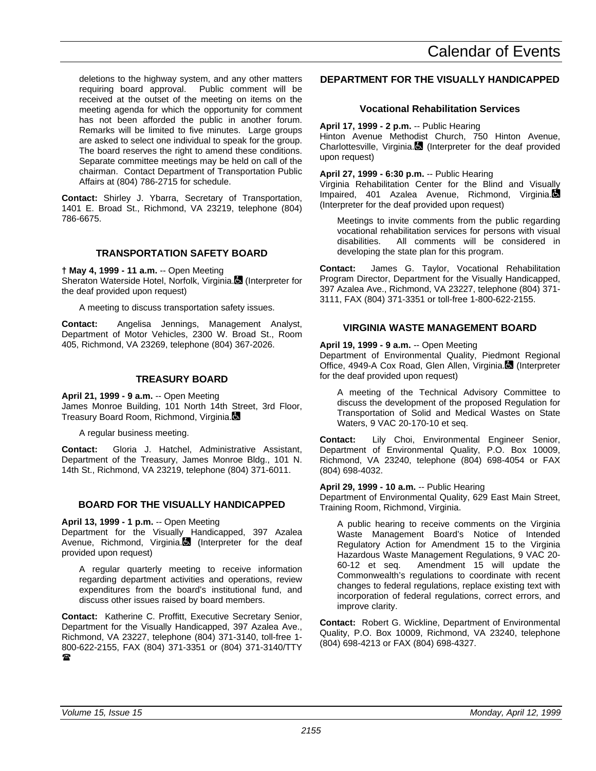deletions to the highway system, and any other matters requiring board approval. Public comment will be received at the outset of the meeting on items on the meeting agenda for which the opportunity for comment has not been afforded the public in another forum. Remarks will be limited to five minutes. Large groups are asked to select one individual to speak for the group. The board reserves the right to amend these conditions. Separate committee meetings may be held on call of the chairman. Contact Department of Transportation Public Affairs at (804) 786-2715 for schedule.

**Contact:** Shirley J. Ybarra, Secretary of Transportation, 1401 E. Broad St., Richmond, VA 23219, telephone (804) 786-6675.

### TRANSPORTATION SAFETY BOARD

**† May 4, 1999 - 11 a.m.** -- Open Meeting
Sheraton Waterside Hotel, Norfolk, Virginia. (Interpreter for the deaf provided upon request)

A meeting to discuss transportation safety issues.

**Contact:** Angelisa Jennings, Management Analyst, Department of Motor Vehicles, 2300 W. Broad St., Room 405, Richmond, VA 23269, telephone (804) 367-2026.

### TREASURY BOARD

**April 21, 1999 - 9 a.m.** -- Open Meeting
James Monroe Building, 101 North 14th Street, 3rd Floor, Treasury Board Room, Richmond, Virginia.

A regular business meeting.

**Contact:** Gloria J. Hatchel, Administrative Assistant, Department of the Treasury, James Monroe Bldg., 101 N. 14th St., Richmond, VA 23219, telephone (804) 371-6011.

### BOARD FOR THE VISUALLY HANDICAPPED

**April 13, 1999 - 1 p.m.** -- Open Meeting
Department for the Visually Handicapped, 397 Azalea Avenue, Richmond, Virginia. (Interpreter for the deaf provided upon request)

A regular quarterly meeting to receive information regarding department activities and operations, review expenditures from the board's institutional fund, and discuss other issues raised by board members.

**Contact:** Katherine C. Proffitt, Executive Secretary Senior, Department for the Visually Handicapped, 397 Azalea Ave., Richmond, VA 23227, telephone (804) 371-3140, toll-free 1-800-622-2155, FAX (804) 371-3351 or (804) 371-3140/TTY ☎

### DEPARTMENT FOR THE VISUALLY HANDICAPPED

#### Vocational Rehabilitation Services

**April 17, 1999 - 2 p.m.** -- Public Hearing
Hinton Avenue Methodist Church, 750 Hinton Avenue, Charlottesville, Virginia. (Interpreter for the deaf provided upon request)

**April 27, 1999 - 6:30 p.m.** -- Public Hearing
Virginia Rehabilitation Center for the Blind and Visually Impaired, 401 Azalea Avenue, Richmond, Virginia. (Interpreter for the deaf provided upon request)

Meetings to invite comments from the public regarding vocational rehabilitation services for persons with visual disabilities. All comments will be considered in developing the state plan for this program.

**Contact:** James G. Taylor, Vocational Rehabilitation Program Director, Department for the Visually Handicapped, 397 Azalea Ave., Richmond, VA 23227, telephone (804) 371-3111, FAX (804) 371-3351 or toll-free 1-800-622-2155.

### VIRGINIA WASTE MANAGEMENT BOARD

**April 19, 1999 - 9 a.m.** -- Open Meeting
Department of Environmental Quality, Piedmont Regional Office, 4949-A Cox Road, Glen Allen, Virginia. (Interpreter for the deaf provided upon request)

A meeting of the Technical Advisory Committee to discuss the development of the proposed Regulation for Transportation of Solid and Medical Wastes on State Waters, 9 VAC 20-170-10 et seq.

**Contact:** Lily Choi, Environmental Engineer Senior, Department of Environmental Quality, P.O. Box 10009, Richmond, VA 23240, telephone (804) 698-4054 or FAX (804) 698-4032.

**April 29, 1999 - 10 a.m.** -- Public Hearing
Department of Environmental Quality, 629 East Main Street, Training Room, Richmond, Virginia.

A public hearing to receive comments on the Virginia Waste Management Board's Notice of Intended Regulatory Action for Amendment 15 to the Virginia Hazardous Waste Management Regulations, 9 VAC 20-60-12 et seq. Amendment 15 will update the Commonwealth's regulations to coordinate with recent changes to federal regulations, replace existing text with incorporation of federal regulations, correct errors, and improve clarity.

**Contact:** Robert G. Wickline, Department of Environmental Quality, P.O. Box 10009, Richmond, VA 23240, telephone (804) 698-4213 or FAX (804) 698-4327.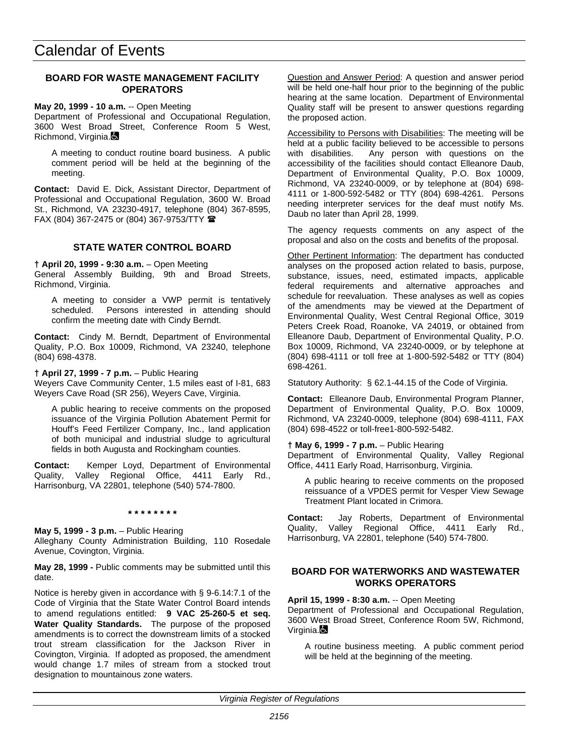## BOARD FOR WASTE MANAGEMENT FACILITY OPERATORS

**May 20, 1999 - 10 a.m.** -- Open Meeting
Department of Professional and Occupational Regulation, 3600 West Broad Street, Conference Room 5 West, Richmond, Virginia.

A meeting to conduct routine board business. A public comment period will be held at the beginning of the meeting.

**Contact:** David E. Dick, Assistant Director, Department of Professional and Occupational Regulation, 3600 W. Broad St., Richmond, VA 23230-4917, telephone (804) 367-8595, FAX (804) 367-2475 or (804) 367-9753/TTY ☎

## STATE WATER CONTROL BOARD

**† April 20, 1999 - 9:30 a.m.** – Open Meeting
General Assembly Building, 9th and Broad Streets, Richmond, Virginia.

A meeting to consider a VWP permit is tentatively scheduled. Persons interested in attending should confirm the meeting date with Cindy Berndt.

**Contact:** Cindy M. Berndt, Department of Environmental Quality, P.O. Box 10009, Richmond, VA 23240, telephone (804) 698-4378.

**† April 27, 1999 - 7 p.m.** – Public Hearing
Weyers Cave Community Center, 1.5 miles east of I-81, 683 Weyers Cave Road (SR 256), Weyers Cave, Virginia.

A public hearing to receive comments on the proposed issuance of the Virginia Pollution Abatement Permit for Houff's Feed Fertilizer Company, Inc., land application of both municipal and industrial sludge to agricultural fields in both Augusta and Rockingham counties.

**Contact:** Kemper Loyd, Department of Environmental Quality, Valley Regional Office, 4411 Early Rd., Harrisonburg, VA 22801, telephone (540) 574-7800.

**\* \* \* \* \* \* \* \***

**May 5, 1999 - 3 p.m.** – Public Hearing
Alleghany County Administration Building, 110 Rosedale Avenue, Covington, Virginia.

**May 28, 1999 -** Public comments may be submitted until this date.

Notice is hereby given in accordance with § 9-6.14:7.1 of the Code of Virginia that the State Water Control Board intends to amend regulations entitled: **9 VAC 25-260-5 et seq. Water Quality Standards.** The purpose of the proposed amendments is to correct the downstream limits of a stocked trout stream classification for the Jackson River in Covington, Virginia. If adopted as proposed, the amendment would change 1.7 miles of stream from a stocked trout designation to mountainous zone waters.

Question and Answer Period: A question and answer period will be held one-half hour prior to the beginning of the public hearing at the same location. Department of Environmental Quality staff will be present to answer questions regarding the proposed action.

Accessibility to Persons with Disabilities: The meeting will be held at a public facility believed to be accessible to persons with disabilities. Any person with questions on the accessibility of the facilities should contact Elleanore Daub, Department of Environmental Quality, P.O. Box 10009, Richmond, VA 23240-0009, or by telephone at (804) 698-4111 or 1-800-592-5482 or TTY (804) 698-4261. Persons needing interpreter services for the deaf must notify Ms. Daub no later than April 28, 1999.

The agency requests comments on any aspect of the proposal and also on the costs and benefits of the proposal.

Other Pertinent Information: The department has conducted analyses on the proposed action related to basis, purpose, substance, issues, need, estimated impacts, applicable federal requirements and alternative approaches and schedule for reevaluation. These analyses as well as copies of the amendments may be viewed at the Department of Environmental Quality, West Central Regional Office, 3019 Peters Creek Road, Roanoke, VA 24019, or obtained from Elleanore Daub, Department of Environmental Quality, P.O. Box 10009, Richmond, VA 23240-0009, or by telephone at (804) 698-4111 or toll free at 1-800-592-5482 or TTY (804) 698-4261.

Statutory Authority: § 62.1-44.15 of the Code of Virginia.

**Contact:** Elleanore Daub, Environmental Program Planner, Department of Environmental Quality, P.O. Box 10009, Richmond, VA 23240-0009, telephone (804) 698-4111, FAX (804) 698-4522 or toll-free1-800-592-5482.

**† May 6, 1999 - 7 p.m.** – Public Hearing
Department of Environmental Quality, Valley Regional Office, 4411 Early Road, Harrisonburg, Virginia.

A public hearing to receive comments on the proposed reissuance of a VPDES permit for Vesper View Sewage Treatment Plant located in Crimora.

**Contact:** Jay Roberts, Department of Environmental Quality, Valley Regional Office, 4411 Early Rd., Harrisonburg, VA 22801, telephone (540) 574-7800.

## BOARD FOR WATERWORKS AND WASTEWATER WORKS OPERATORS

**April 15, 1999 - 8:30 a.m.** -- Open Meeting
Department of Professional and Occupational Regulation, 3600 West Broad Street, Conference Room 5W, Richmond, Virginia.

A routine business meeting. A public comment period will be held at the beginning of the meeting.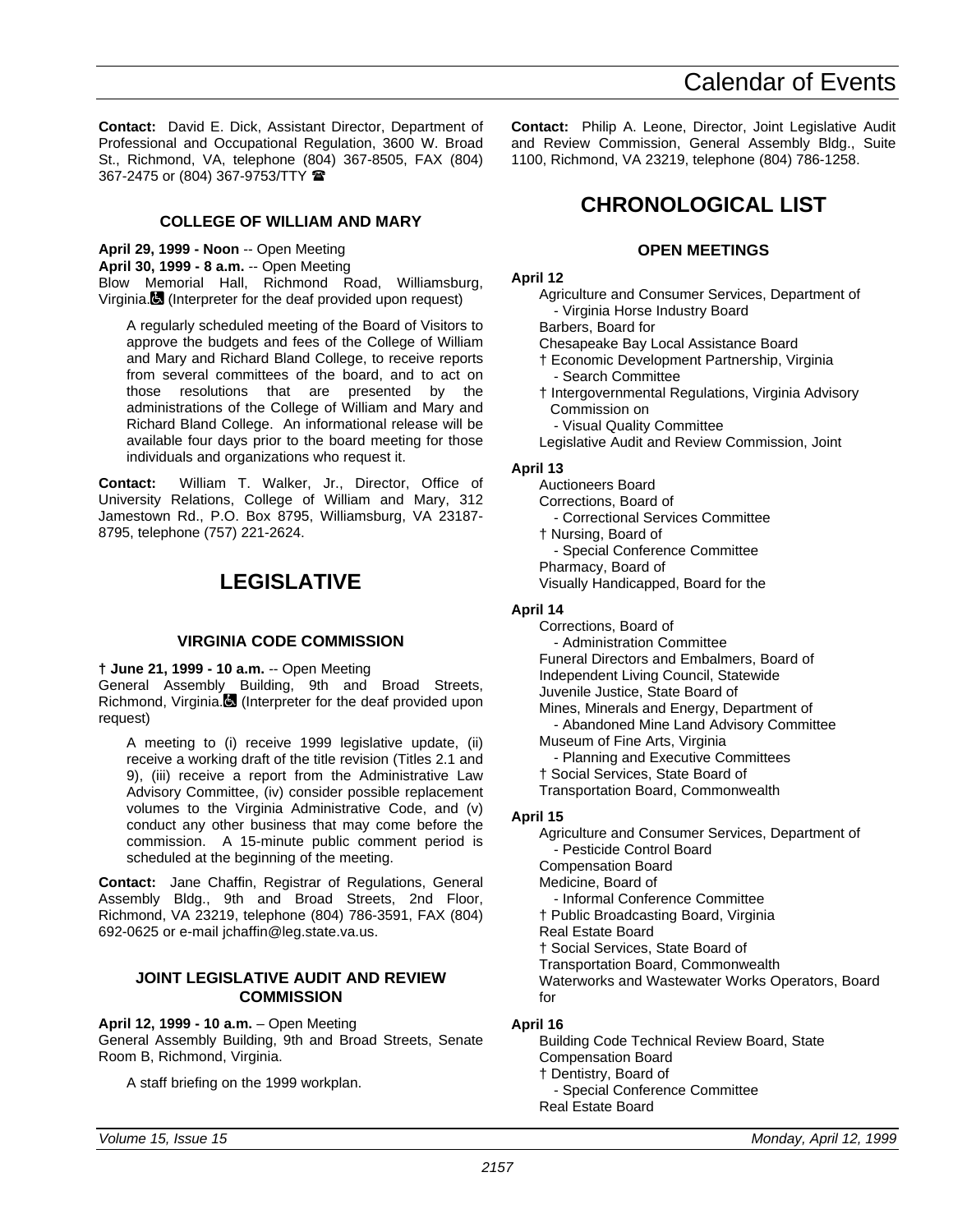**Contact:** David E. Dick, Assistant Director, Department of Professional and Occupational Regulation, 3600 W. Broad St., Richmond, VA, telephone (804) 367-8505, FAX (804) 367-2475 or (804) 367-9753/TTY ☎

### COLLEGE OF WILLIAM AND MARY

**April 29, 1999 - Noon** -- Open Meeting
**April 30, 1999 - 8 a.m.** -- Open Meeting
Blow Memorial Hall, Richmond Road, Williamsburg, Virginia. ♿ (Interpreter for the deaf provided upon request)

> A regularly scheduled meeting of the Board of Visitors to approve the budgets and fees of the College of William and Mary and Richard Bland College, to receive reports from several committees of the board, and to act on those resolutions that are presented by the administrations of the College of William and Mary and Richard Bland College. An informational release will be available four days prior to the board meeting for those individuals and organizations who request it.

**Contact:** William T. Walker, Jr., Director, Office of University Relations, College of William and Mary, 312 Jamestown Rd., P.O. Box 8795, Williamsburg, VA 23187-8795, telephone (757) 221-2624.

## LEGISLATIVE

### VIRGINIA CODE COMMISSION

**† June 21, 1999 - 10 a.m.** -- Open Meeting
General Assembly Building, 9th and Broad Streets, Richmond, Virginia. ♿ (Interpreter for the deaf provided upon request)

> A meeting to (i) receive 1999 legislative update, (ii) receive a working draft of the title revision (Titles 2.1 and 9), (iii) receive a report from the Administrative Law Advisory Committee, (iv) consider possible replacement volumes to the Virginia Administrative Code, and (v) conduct any other business that may come before the commission. A 15-minute public comment period is scheduled at the beginning of the meeting.

**Contact:** Jane Chaffin, Registrar of Regulations, General Assembly Bldg., 9th and Broad Streets, 2nd Floor, Richmond, VA 23219, telephone (804) 786-3591, FAX (804) 692-0625 or e-mail jchaffin@leg.state.va.us.

### JOINT LEGISLATIVE AUDIT AND REVIEW COMMISSION

**April 12, 1999 - 10 a.m.** – Open Meeting
General Assembly Building, 9th and Broad Streets, Senate Room B, Richmond, Virginia.

> A staff briefing on the 1999 workplan.

**Contact:** Philip A. Leone, Director, Joint Legislative Audit and Review Commission, General Assembly Bldg., Suite 1100, Richmond, VA 23219, telephone (804) 786-1258.

## CHRONOLOGICAL LIST

### OPEN MEETINGS

**April 12**

Agriculture and Consumer Services, Department of
- Virginia Horse Industry Board

Barbers, Board for
Chesapeake Bay Local Assistance Board
† Economic Development Partnership, Virginia
- Search Committee

† Intergovernmental Regulations, Virginia Advisory Commission on
- Visual Quality Committee

Legislative Audit and Review Commission, Joint

**April 13**

Auctioneers Board
Corrections, Board of
- Correctional Services Committee

† Nursing, Board of
- Special Conference Committee

Pharmacy, Board of
Visually Handicapped, Board for the

**April 14**

Corrections, Board of
- Administration Committee

Funeral Directors and Embalmers, Board of
Independent Living Council, Statewide
Juvenile Justice, State Board of
Mines, Minerals and Energy, Department of
- Abandoned Mine Land Advisory Committee

Museum of Fine Arts, Virginia
- Planning and Executive Committees

† Social Services, State Board of
Transportation Board, Commonwealth

**April 15**

Agriculture and Consumer Services, Department of
- Pesticide Control Board

Compensation Board
Medicine, Board of
- Informal Conference Committee

† Public Broadcasting Board, Virginia
Real Estate Board
† Social Services, State Board of
Transportation Board, Commonwealth
Waterworks and Wastewater Works Operators, Board for

**April 16**

Building Code Technical Review Board, State
Compensation Board
† Dentistry, Board of
- Special Conference Committee

Real Estate Board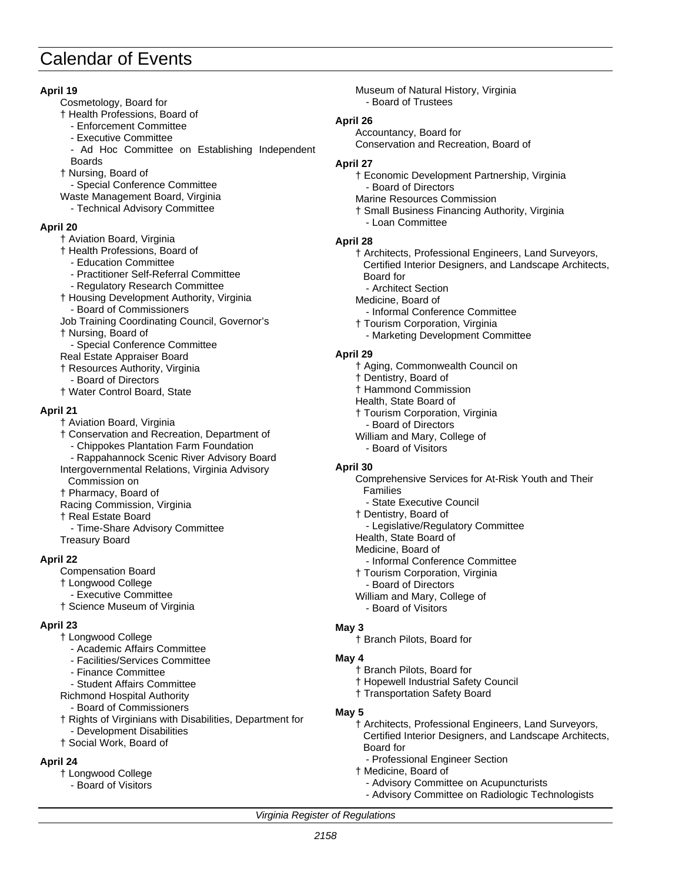# Calendar of Events

**April 19**

Cosmetology, Board for
† Health Professions, Board of
- Enforcement Committee
- Executive Committee
- Ad Hoc Committee on Establishing Independent Boards

† Nursing, Board of
- Special Conference Committee

Waste Management Board, Virginia
- Technical Advisory Committee

**April 20**

† Aviation Board, Virginia
† Health Professions, Board of
- Education Committee
- Practitioner Self-Referral Committee
- Regulatory Research Committee

† Housing Development Authority, Virginia
- Board of Commissioners

Job Training Coordinating Council, Governor's
† Nursing, Board of
- Special Conference Committee

Real Estate Appraiser Board
† Resources Authority, Virginia
- Board of Directors

† Water Control Board, State

**April 21**

† Aviation Board, Virginia
† Conservation and Recreation, Department of
- Chippokes Plantation Farm Foundation
- Rappahannock Scenic River Advisory Board

Intergovernmental Relations, Virginia Advisory Commission on
† Pharmacy, Board of
Racing Commission, Virginia
† Real Estate Board
- Time-Share Advisory Committee

Treasury Board

**April 22**

Compensation Board
† Longwood College
- Executive Committee

† Science Museum of Virginia

**April 23**

† Longwood College
- Academic Affairs Committee
- Facilities/Services Committee
- Finance Committee
- Student Affairs Committee

Richmond Hospital Authority
- Board of Commissioners

† Rights of Virginians with Disabilities, Department for
- Development Disabilities

† Social Work, Board of

**April 24**

† Longwood College
- Board of Visitors

Museum of Natural History, Virginia
- Board of Trustees

**April 26**

Accountancy, Board for
Conservation and Recreation, Board of

**April 27**

† Economic Development Partnership, Virginia
- Board of Directors

Marine Resources Commission
† Small Business Financing Authority, Virginia
- Loan Committee

**April 28**

† Architects, Professional Engineers, Land Surveyors, Certified Interior Designers, and Landscape Architects, Board for
- Architect Section

Medicine, Board of
- Informal Conference Committee

† Tourism Corporation, Virginia
- Marketing Development Committee

**April 29**

† Aging, Commonwealth Council on
† Dentistry, Board of
† Hammond Commission
Health, State Board of
† Tourism Corporation, Virginia
- Board of Directors

William and Mary, College of
- Board of Visitors

**April 30**

Comprehensive Services for At-Risk Youth and Their Families
- State Executive Council

† Dentistry, Board of
- Legislative/Regulatory Committee

Health, State Board of
Medicine, Board of
- Informal Conference Committee

† Tourism Corporation, Virginia
- Board of Directors

William and Mary, College of
- Board of Visitors

**May 3**

† Branch Pilots, Board for

**May 4**

† Branch Pilots, Board for
† Hopewell Industrial Safety Council
† Transportation Safety Board

**May 5**

† Architects, Professional Engineers, Land Surveyors, Certified Interior Designers, and Landscape Architects, Board for
- Professional Engineer Section

† Medicine, Board of
- Advisory Committee on Acupuncturists
- Advisory Committee on Radiologic Technologists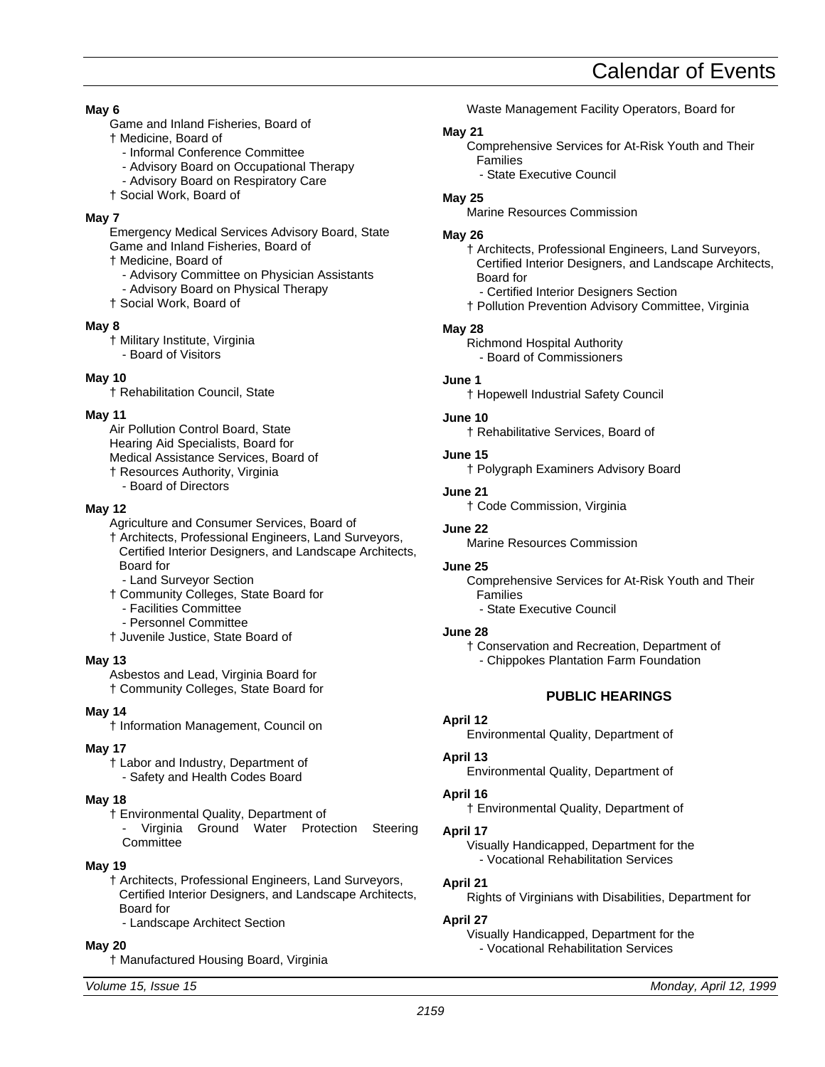# Calendar of Events

**May 6**

Game and Inland Fisheries, Board of
† Medicine, Board of
- Informal Conference Committee
- Advisory Board on Occupational Therapy
- Advisory Board on Respiratory Care

† Social Work, Board of

**May 7**

Emergency Medical Services Advisory Board, State
Game and Inland Fisheries, Board of
† Medicine, Board of
- Advisory Committee on Physician Assistants
- Advisory Board on Physical Therapy

† Social Work, Board of

**May 8**

† Military Institute, Virginia
- Board of Visitors

**May 10**

† Rehabilitation Council, State

**May 11**

Air Pollution Control Board, State
Hearing Aid Specialists, Board for
Medical Assistance Services, Board of
† Resources Authority, Virginia
- Board of Directors

**May 12**

Agriculture and Consumer Services, Board of
† Architects, Professional Engineers, Land Surveyors, Certified Interior Designers, and Landscape Architects, Board for
- Land Surveyor Section

† Community Colleges, State Board for
- Facilities Committee
- Personnel Committee

† Juvenile Justice, State Board of

**May 13**

Asbestos and Lead, Virginia Board for
† Community Colleges, State Board for

**May 14**

† Information Management, Council on

**May 17**

† Labor and Industry, Department of
- Safety and Health Codes Board

**May 18**

† Environmental Quality, Department of
- Virginia Ground Water Protection Steering Committee

**May 19**

† Architects, Professional Engineers, Land Surveyors, Certified Interior Designers, and Landscape Architects, Board for
- Landscape Architect Section

**May 20**

† Manufactured Housing Board, Virginia
Waste Management Facility Operators, Board for

**May 21**

Comprehensive Services for At-Risk Youth and Their Families
- State Executive Council

**May 25**

Marine Resources Commission

**May 26**

† Architects, Professional Engineers, Land Surveyors, Certified Interior Designers, and Landscape Architects, Board for
- Certified Interior Designers Section

† Pollution Prevention Advisory Committee, Virginia

**May 28**

Richmond Hospital Authority
- Board of Commissioners

**June 1**

† Hopewell Industrial Safety Council

**June 10**

† Rehabilitative Services, Board of

**June 15**

† Polygraph Examiners Advisory Board

**June 21**

† Code Commission, Virginia

**June 22**

Marine Resources Commission

**June 25**

Comprehensive Services for At-Risk Youth and Their Families
- State Executive Council

**June 28**

† Conservation and Recreation, Department of
- Chippokes Plantation Farm Foundation

## PUBLIC HEARINGS

**April 12**

Environmental Quality, Department of

**April 13**

Environmental Quality, Department of

**April 16**

† Environmental Quality, Department of

**April 17**

Visually Handicapped, Department for the
- Vocational Rehabilitation Services

**April 21**

Rights of Virginians with Disabilities, Department for

**April 27**

Visually Handicapped, Department for the
- Vocational Rehabilitation Services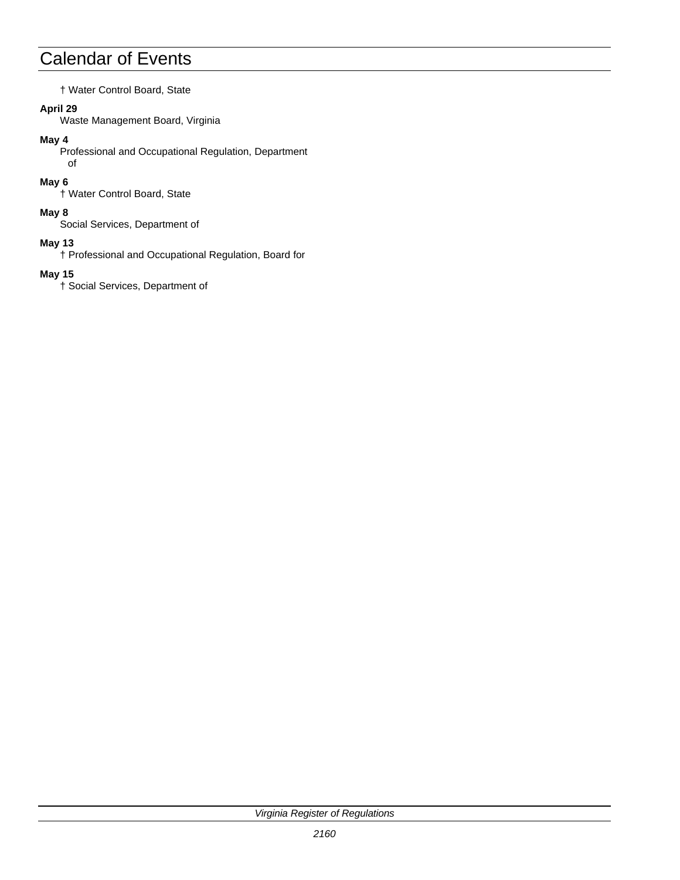# Calendar of Events

† Water Control Board, State

**April 29**

Waste Management Board, Virginia

**May 4**

Professional and Occupational Regulation, Department of

**May 6**

† Water Control Board, State

**May 8**

Social Services, Department of

**May 13**

† Professional and Occupational Regulation, Board for

**May 15**

† Social Services, Department of